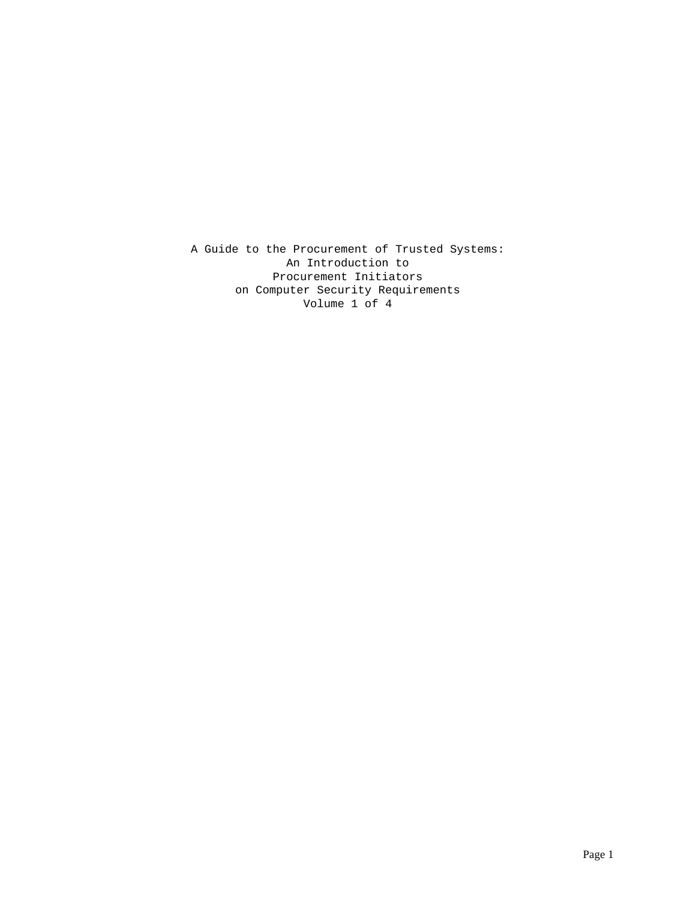# A Guide to the Procurement of Trusted Systems:
# An Introduction to
# Procurement Initiators
# on Computer Security Requirements
# Volume 1 of 4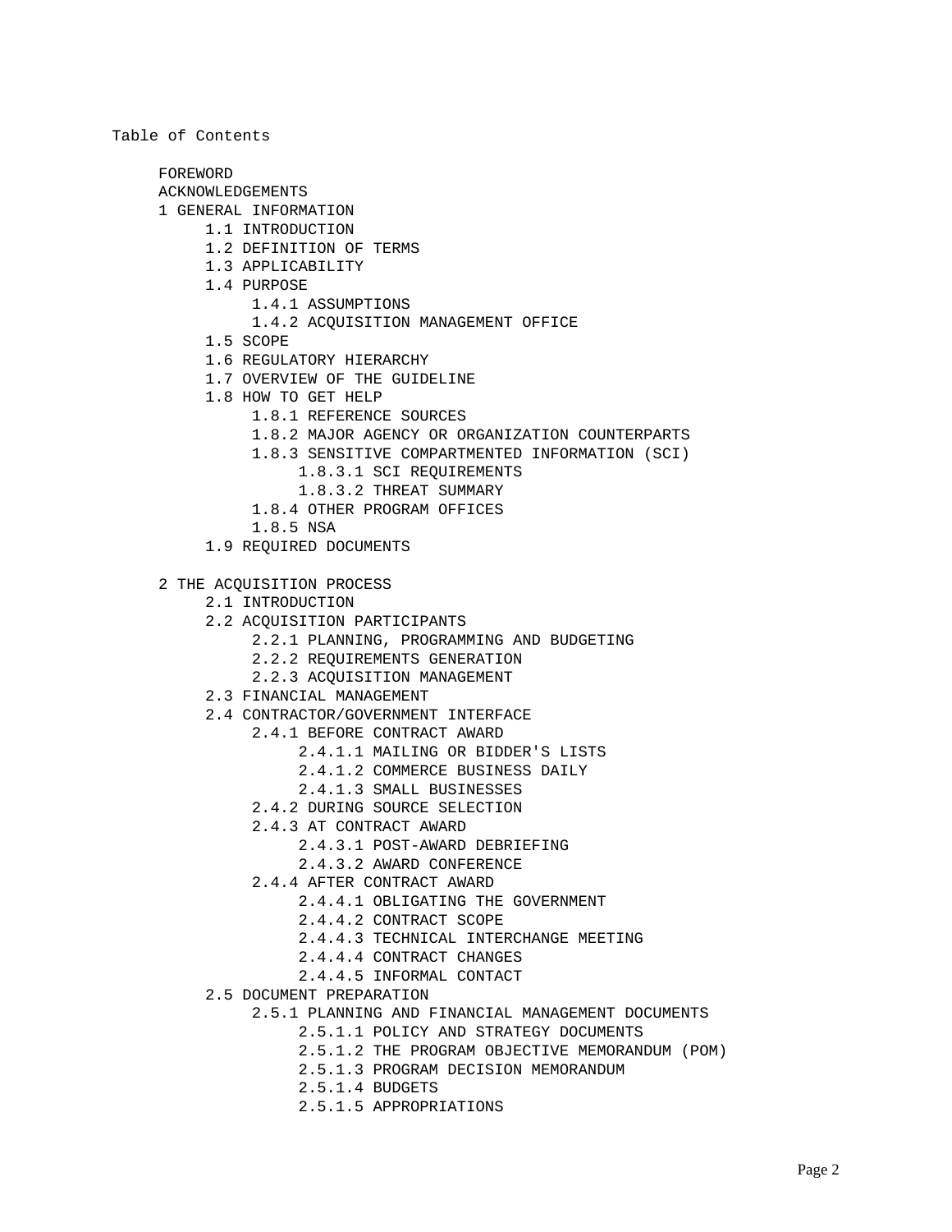Table of Contents

- FOREWORD
- ACKNOWLEDGEMENTS
- 1 GENERAL INFORMATION
  - 1.1 INTRODUCTION
  - 1.2 DEFINITION OF TERMS
  - 1.3 APPLICABILITY
  - 1.4 PURPOSE
    - 1.4.1 ASSUMPTIONS
    - 1.4.2 ACQUISITION MANAGEMENT OFFICE
  - 1.5 SCOPE
  - 1.6 REGULATORY HIERARCHY
  - 1.7 OVERVIEW OF THE GUIDELINE
  - 1.8 HOW TO GET HELP
    - 1.8.1 REFERENCE SOURCES
    - 1.8.2 MAJOR AGENCY OR ORGANIZATION COUNTERPARTS
    - 1.8.3 SENSITIVE COMPARTMENTED INFORMATION (SCI)
      - 1.8.3.1 SCI REQUIREMENTS
      - 1.8.3.2 THREAT SUMMARY
    - 1.8.4 OTHER PROGRAM OFFICES
    - 1.8.5 NSA
  - 1.9 REQUIRED DOCUMENTS

- 2 THE ACQUISITION PROCESS
  - 2.1 INTRODUCTION
  - 2.2 ACQUISITION PARTICIPANTS
    - 2.2.1 PLANNING, PROGRAMMING AND BUDGETING
    - 2.2.2 REQUIREMENTS GENERATION
    - 2.2.3 ACQUISITION MANAGEMENT
  - 2.3 FINANCIAL MANAGEMENT
  - 2.4 CONTRACTOR/GOVERNMENT INTERFACE
    - 2.4.1 BEFORE CONTRACT AWARD
      - 2.4.1.1 MAILING OR BIDDER'S LISTS
      - 2.4.1.2 COMMERCE BUSINESS DAILY
      - 2.4.1.3 SMALL BUSINESSES
    - 2.4.2 DURING SOURCE SELECTION
    - 2.4.3 AT CONTRACT AWARD
      - 2.4.3.1 POST-AWARD DEBRIEFING
      - 2.4.3.2 AWARD CONFERENCE
    - 2.4.4 AFTER CONTRACT AWARD
      - 2.4.4.1 OBLIGATING THE GOVERNMENT
      - 2.4.4.2 CONTRACT SCOPE
      - 2.4.4.3 TECHNICAL INTERCHANGE MEETING
      - 2.4.4.4 CONTRACT CHANGES
      - 2.4.4.5 INFORMAL CONTACT
  - 2.5 DOCUMENT PREPARATION
    - 2.5.1 PLANNING AND FINANCIAL MANAGEMENT DOCUMENTS
      - 2.5.1.1 POLICY AND STRATEGY DOCUMENTS
      - 2.5.1.2 THE PROGRAM OBJECTIVE MEMORANDUM (POM)
      - 2.5.1.3 PROGRAM DECISION MEMORANDUM
      - 2.5.1.4 BUDGETS
      - 2.5.1.5 APPROPRIATIONS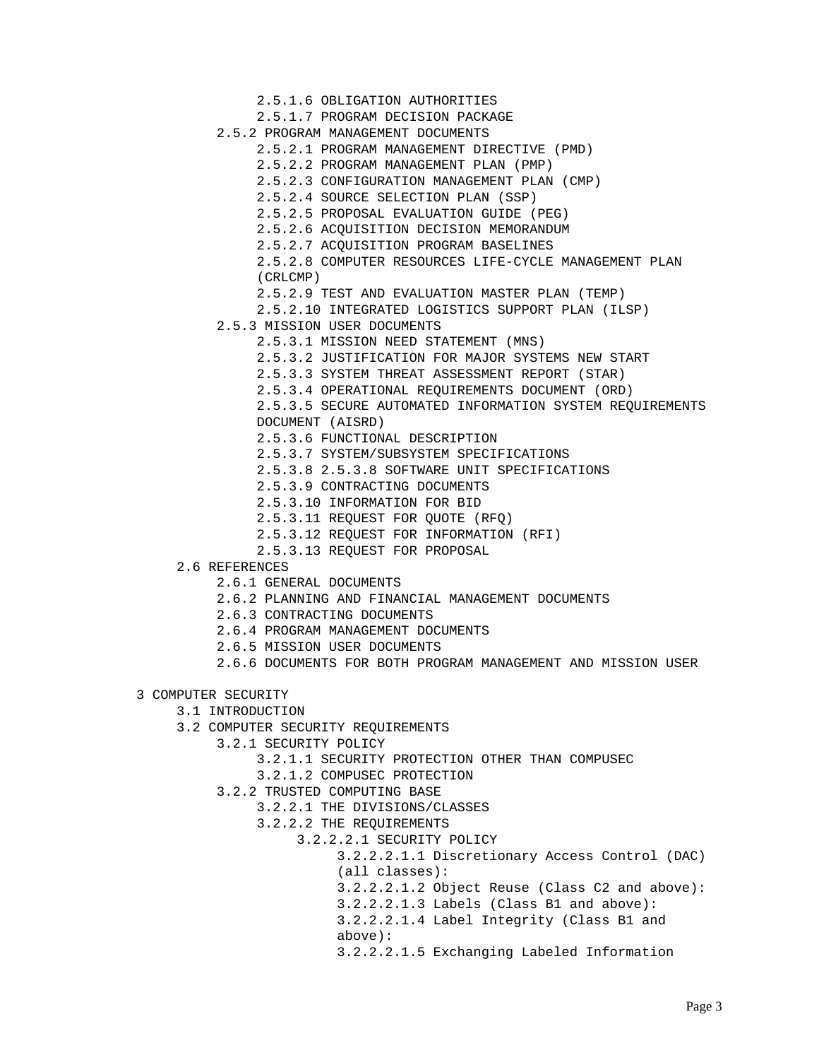- 2.5.1.6 OBLIGATION AUTHORITIES
- 2.5.1.7 PROGRAM DECISION PACKAGE

- 2.5.2 PROGRAM MANAGEMENT DOCUMENTS
  - 2.5.2.1 PROGRAM MANAGEMENT DIRECTIVE (PMD)
  - 2.5.2.2 PROGRAM MANAGEMENT PLAN (PMP)
  - 2.5.2.3 CONFIGURATION MANAGEMENT PLAN (CMP)
  - 2.5.2.4 SOURCE SELECTION PLAN (SSP)
  - 2.5.2.5 PROPOSAL EVALUATION GUIDE (PEG)
  - 2.5.2.6 ACQUISITION DECISION MEMORANDUM
  - 2.5.2.7 ACQUISITION PROGRAM BASELINES
  - 2.5.2.8 COMPUTER RESOURCES LIFE-CYCLE MANAGEMENT PLAN (CRLCMP)
  - 2.5.2.9 TEST AND EVALUATION MASTER PLAN (TEMP)
  - 2.5.2.10 INTEGRATED LOGISTICS SUPPORT PLAN (ILSP)
- 2.5.3 MISSION USER DOCUMENTS
  - 2.5.3.1 MISSION NEED STATEMENT (MNS)
  - 2.5.3.2 JUSTIFICATION FOR MAJOR SYSTEMS NEW START
  - 2.5.3.3 SYSTEM THREAT ASSESSMENT REPORT (STAR)
  - 2.5.3.4 OPERATIONAL REQUIREMENTS DOCUMENT (ORD)
  - 2.5.3.5 SECURE AUTOMATED INFORMATION SYSTEM REQUIREMENTS DOCUMENT (AISRD)
  - 2.5.3.6 FUNCTIONAL DESCRIPTION
  - 2.5.3.7 SYSTEM/SUBSYSTEM SPECIFICATIONS
  - 2.5.3.8 2.5.3.8 SOFTWARE UNIT SPECIFICATIONS
  - 2.5.3.9 CONTRACTING DOCUMENTS
  - 2.5.3.10 INFORMATION FOR BID
  - 2.5.3.11 REQUEST FOR QUOTE (RFQ)
  - 2.5.3.12 REQUEST FOR INFORMATION (RFI)
  - 2.5.3.13 REQUEST FOR PROPOSAL

- 2.6 REFERENCES
  - 2.6.1 GENERAL DOCUMENTS
  - 2.6.2 PLANNING AND FINANCIAL MANAGEMENT DOCUMENTS
  - 2.6.3 CONTRACTING DOCUMENTS
  - 2.6.4 PROGRAM MANAGEMENT DOCUMENTS
  - 2.6.5 MISSION USER DOCUMENTS
  - 2.6.6 DOCUMENTS FOR BOTH PROGRAM MANAGEMENT AND MISSION USER

3 COMPUTER SECURITY
- 3.1 INTRODUCTION
- 3.2 COMPUTER SECURITY REQUIREMENTS
  - 3.2.1 SECURITY POLICY
    - 3.2.1.1 SECURITY PROTECTION OTHER THAN COMPUSEC
    - 3.2.1.2 COMPUSEC PROTECTION
  - 3.2.2 TRUSTED COMPUTING BASE
    - 3.2.2.1 THE DIVISIONS/CLASSES
    - 3.2.2.2 THE REQUIREMENTS
      - 3.2.2.2.1 SECURITY POLICY
        - 3.2.2.2.1.1 Discretionary Access Control (DAC) (all classes):
        - 3.2.2.2.1.2 Object Reuse (Class C2 and above):
        - 3.2.2.2.1.3 Labels (Class B1 and above):
        - 3.2.2.2.1.4 Label Integrity (Class B1 and above):
        - 3.2.2.2.1.5 Exchanging Labeled Information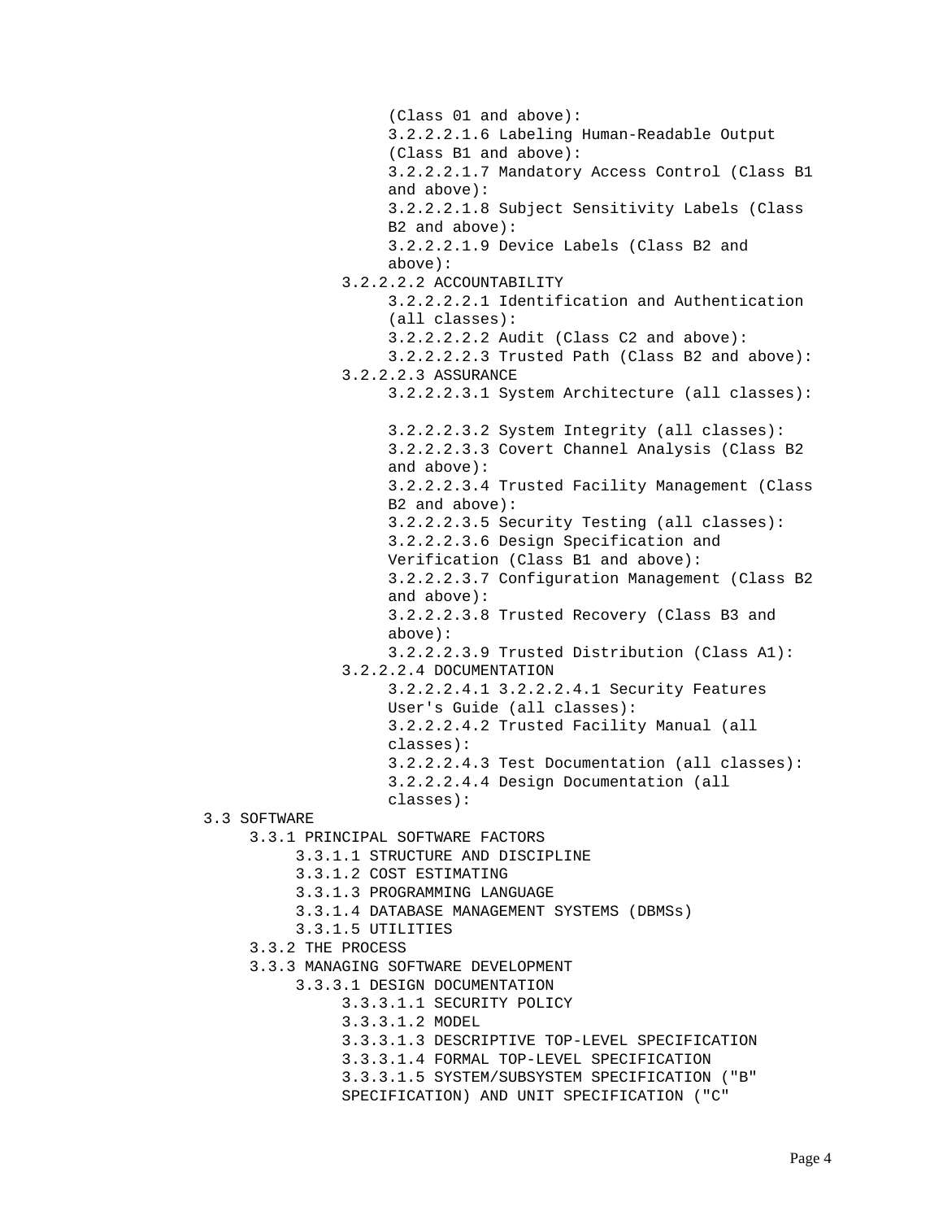(Class 01 and above):
3.2.2.2.1.6 Labeling Human-Readable Output (Class B1 and above):
3.2.2.2.1.7 Mandatory Access Control (Class B1 and above):
3.2.2.2.1.8 Subject Sensitivity Labels (Class B2 and above):
3.2.2.2.1.9 Device Labels (Class B2 and above):

3.2.2.2.2 ACCOUNTABILITY
3.2.2.2.2.1 Identification and Authentication (all classes):
3.2.2.2.2.2 Audit (Class C2 and above):
3.2.2.2.2.3 Trusted Path (Class B2 and above):

3.2.2.2.3 ASSURANCE
3.2.2.2.3.1 System Architecture (all classes):

3.2.2.2.3.2 System Integrity (all classes):
3.2.2.2.3.3 Covert Channel Analysis (Class B2 and above):
3.2.2.2.3.4 Trusted Facility Management (Class B2 and above):
3.2.2.2.3.5 Security Testing (all classes):
3.2.2.2.3.6 Design Specification and Verification (Class B1 and above):
3.2.2.2.3.7 Configuration Management (Class B2 and above):
3.2.2.2.3.8 Trusted Recovery (Class B3 and above):
3.2.2.2.3.9 Trusted Distribution (Class A1):

3.2.2.2.4 DOCUMENTATION
3.2.2.2.4.1 3.2.2.2.4.1 Security Features User's Guide (all classes):
3.2.2.2.4.2 Trusted Facility Manual (all classes):
3.2.2.2.4.3 Test Documentation (all classes):
3.2.2.2.4.4 Design Documentation (all classes):

3.3 SOFTWARE
3.3.1 PRINCIPAL SOFTWARE FACTORS
3.3.1.1 STRUCTURE AND DISCIPLINE
3.3.1.2 COST ESTIMATING
3.3.1.3 PROGRAMMING LANGUAGE
3.3.1.4 DATABASE MANAGEMENT SYSTEMS (DBMSs)
3.3.1.5 UTILITIES
3.3.2 THE PROCESS
3.3.3 MANAGING SOFTWARE DEVELOPMENT
3.3.3.1 DESIGN DOCUMENTATION
3.3.3.1.1 SECURITY POLICY
3.3.3.1.2 MODEL
3.3.3.1.3 DESCRIPTIVE TOP-LEVEL SPECIFICATION
3.3.3.1.4 FORMAL TOP-LEVEL SPECIFICATION
3.3.3.1.5 SYSTEM/SUBSYSTEM SPECIFICATION ("B" SPECIFICATION) AND UNIT SPECIFICATION ("C"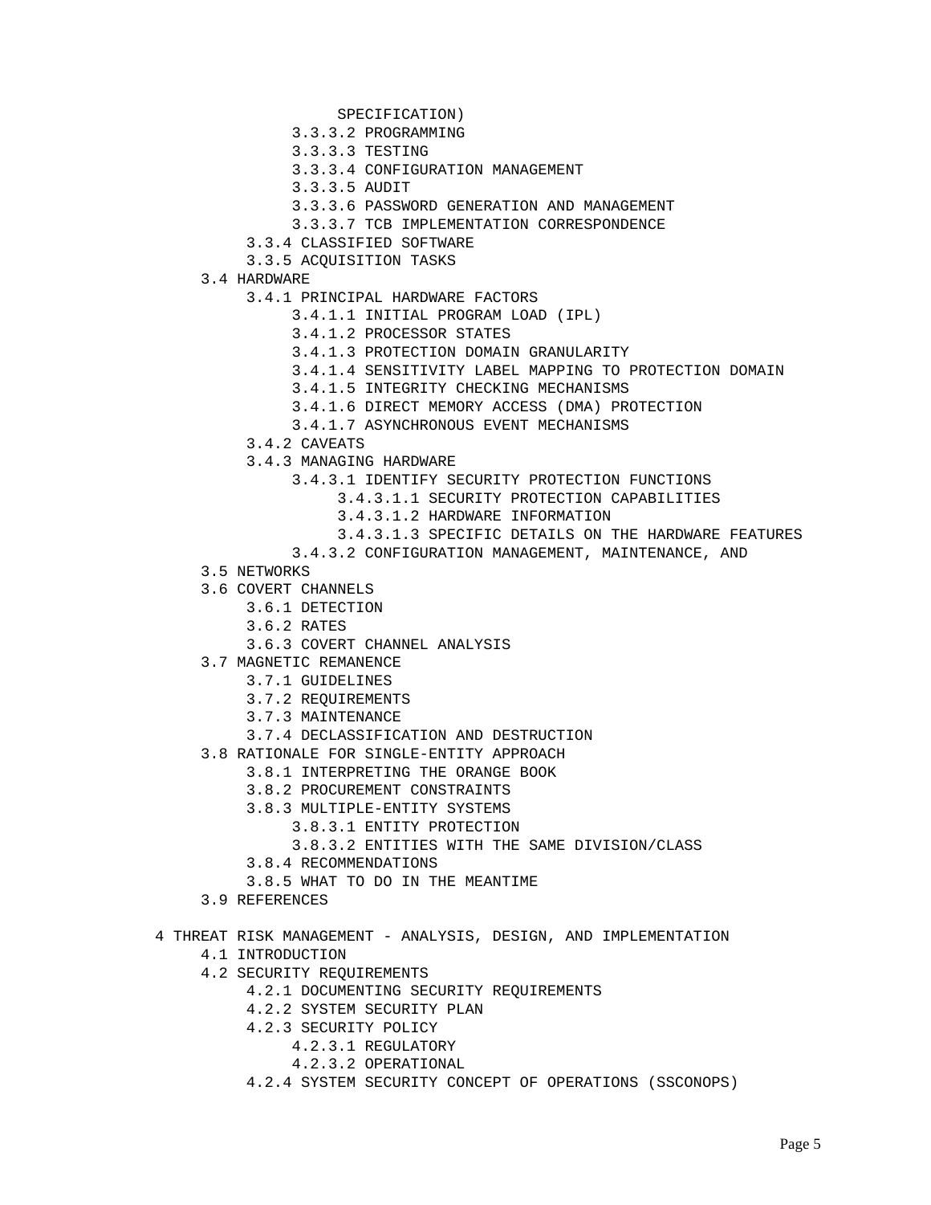SPECIFICATION)

- 3.3.3.2 PROGRAMMING
- 3.3.3.3 TESTING
- 3.3.3.4 CONFIGURATION MANAGEMENT
- 3.3.3.5 AUDIT
- 3.3.3.6 PASSWORD GENERATION AND MANAGEMENT
- 3.3.3.7 TCB IMPLEMENTATION CORRESPONDENCE

- 3.3.4 CLASSIFIED SOFTWARE
- 3.3.5 ACQUISITION TASKS

- 3.4 HARDWARE
  - 3.4.1 PRINCIPAL HARDWARE FACTORS
    - 3.4.1.1 INITIAL PROGRAM LOAD (IPL)
    - 3.4.1.2 PROCESSOR STATES
    - 3.4.1.3 PROTECTION DOMAIN GRANULARITY
    - 3.4.1.4 SENSITIVITY LABEL MAPPING TO PROTECTION DOMAIN
    - 3.4.1.5 INTEGRITY CHECKING MECHANISMS
    - 3.4.1.6 DIRECT MEMORY ACCESS (DMA) PROTECTION
    - 3.4.1.7 ASYNCHRONOUS EVENT MECHANISMS
  - 3.4.2 CAVEATS
  - 3.4.3 MANAGING HARDWARE
    - 3.4.3.1 IDENTIFY SECURITY PROTECTION FUNCTIONS
      - 3.4.3.1.1 SECURITY PROTECTION CAPABILITIES
      - 3.4.3.1.2 HARDWARE INFORMATION
      - 3.4.3.1.3 SPECIFIC DETAILS ON THE HARDWARE FEATURES
    - 3.4.3.2 CONFIGURATION MANAGEMENT, MAINTENANCE, AND
- 3.5 NETWORKS
- 3.6 COVERT CHANNELS
  - 3.6.1 DETECTION
  - 3.6.2 RATES
  - 3.6.3 COVERT CHANNEL ANALYSIS
- 3.7 MAGNETIC REMANENCE
  - 3.7.1 GUIDELINES
  - 3.7.2 REQUIREMENTS
  - 3.7.3 MAINTENANCE
  - 3.7.4 DECLASSIFICATION AND DESTRUCTION
- 3.8 RATIONALE FOR SINGLE-ENTITY APPROACH
  - 3.8.1 INTERPRETING THE ORANGE BOOK
  - 3.8.2 PROCUREMENT CONSTRAINTS
  - 3.8.3 MULTIPLE-ENTITY SYSTEMS
    - 3.8.3.1 ENTITY PROTECTION
    - 3.8.3.2 ENTITIES WITH THE SAME DIVISION/CLASS
  - 3.8.4 RECOMMENDATIONS
  - 3.8.5 WHAT TO DO IN THE MEANTIME
- 3.9 REFERENCES

4 THREAT RISK MANAGEMENT - ANALYSIS, DESIGN, AND IMPLEMENTATION

- 4.1 INTRODUCTION
- 4.2 SECURITY REQUIREMENTS
  - 4.2.1 DOCUMENTING SECURITY REQUIREMENTS
  - 4.2.2 SYSTEM SECURITY PLAN
  - 4.2.3 SECURITY POLICY
    - 4.2.3.1 REGULATORY
    - 4.2.3.2 OPERATIONAL
  - 4.2.4 SYSTEM SECURITY CONCEPT OF OPERATIONS (SSCONOPS)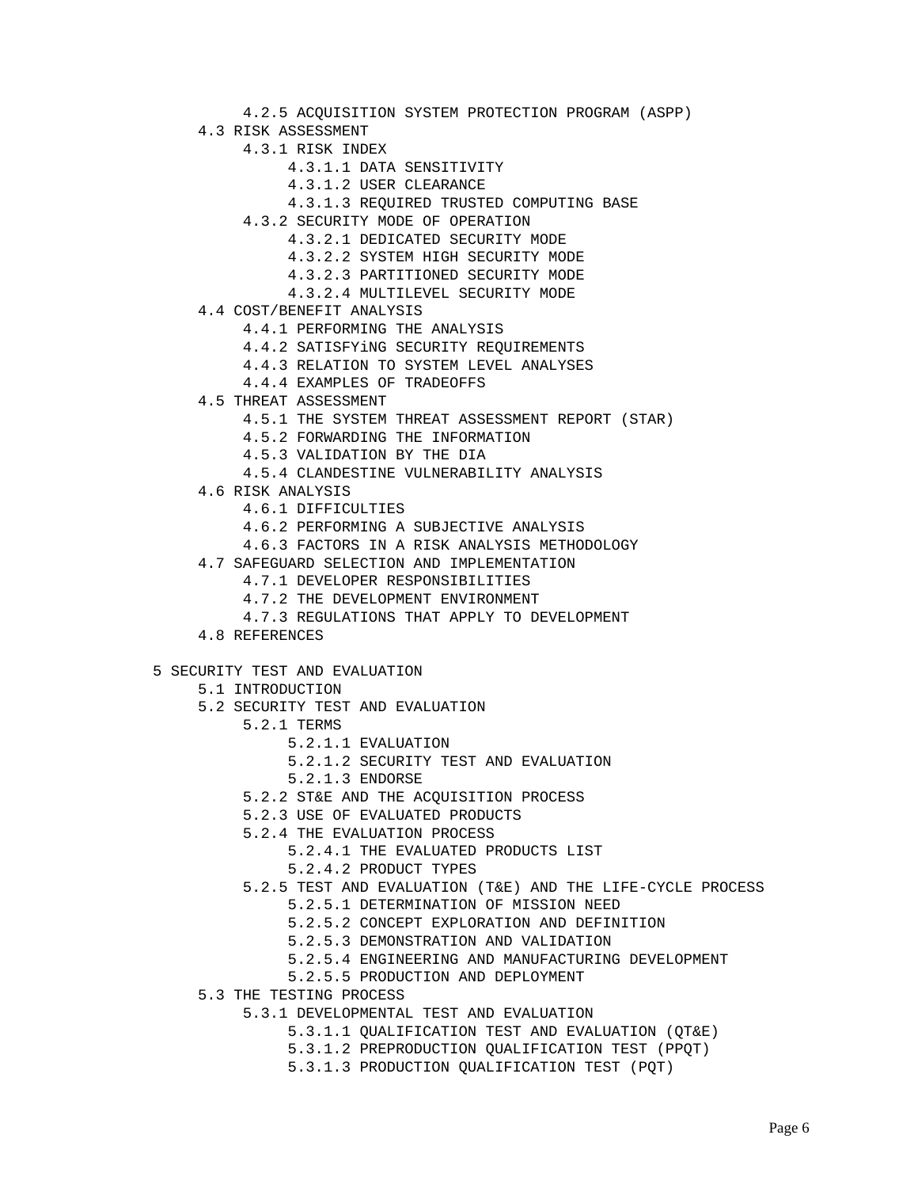- 4.2.5 ACQUISITION SYSTEM PROTECTION PROGRAM (ASPP)
- 4.3 RISK ASSESSMENT
  - 4.3.1 RISK INDEX
    - 4.3.1.1 DATA SENSITIVITY
    - 4.3.1.2 USER CLEARANCE
    - 4.3.1.3 REQUIRED TRUSTED COMPUTING BASE
  - 4.3.2 SECURITY MODE OF OPERATION
    - 4.3.2.1 DEDICATED SECURITY MODE
    - 4.3.2.2 SYSTEM HIGH SECURITY MODE
    - 4.3.2.3 PARTITIONED SECURITY MODE
    - 4.3.2.4 MULTILEVEL SECURITY MODE
- 4.4 COST/BENEFIT ANALYSIS
  - 4.4.1 PERFORMING THE ANALYSIS
  - 4.4.2 SATISFYiNG SECURITY REQUIREMENTS
  - 4.4.3 RELATION TO SYSTEM LEVEL ANALYSES
  - 4.4.4 EXAMPLES OF TRADEOFFS
- 4.5 THREAT ASSESSMENT
  - 4.5.1 THE SYSTEM THREAT ASSESSMENT REPORT (STAR)
  - 4.5.2 FORWARDING THE INFORMATION
  - 4.5.3 VALIDATION BY THE DIA
  - 4.5.4 CLANDESTINE VULNERABILITY ANALYSIS
- 4.6 RISK ANALYSIS
  - 4.6.1 DIFFICULTIES
  - 4.6.2 PERFORMING A SUBJECTIVE ANALYSIS
  - 4.6.3 FACTORS IN A RISK ANALYSIS METHODOLOGY
- 4.7 SAFEGUARD SELECTION AND IMPLEMENTATION
  - 4.7.1 DEVELOPER RESPONSIBILITIES
  - 4.7.2 THE DEVELOPMENT ENVIRONMENT
  - 4.7.3 REGULATIONS THAT APPLY TO DEVELOPMENT
- 4.8 REFERENCES

5 SECURITY TEST AND EVALUATION
- 5.1 INTRODUCTION
- 5.2 SECURITY TEST AND EVALUATION
  - 5.2.1 TERMS
    - 5.2.1.1 EVALUATION
    - 5.2.1.2 SECURITY TEST AND EVALUATION
    - 5.2.1.3 ENDORSE
  - 5.2.2 ST&E AND THE ACQUISITION PROCESS
  - 5.2.3 USE OF EVALUATED PRODUCTS
  - 5.2.4 THE EVALUATION PROCESS
    - 5.2.4.1 THE EVALUATED PRODUCTS LIST
    - 5.2.4.2 PRODUCT TYPES
  - 5.2.5 TEST AND EVALUATION (T&E) AND THE LIFE-CYCLE PROCESS
    - 5.2.5.1 DETERMINATION OF MISSION NEED
    - 5.2.5.2 CONCEPT EXPLORATION AND DEFINITION
    - 5.2.5.3 DEMONSTRATION AND VALIDATION
    - 5.2.5.4 ENGINEERING AND MANUFACTURING DEVELOPMENT
    - 5.2.5.5 PRODUCTION AND DEPLOYMENT
- 5.3 THE TESTING PROCESS
  - 5.3.1 DEVELOPMENTAL TEST AND EVALUATION
    - 5.3.1.1 QUALIFICATION TEST AND EVALUATION (QT&E)
    - 5.3.1.2 PREPRODUCTION QUALIFICATION TEST (PPQT)
    - 5.3.1.3 PRODUCTION QUALIFICATION TEST (PQT)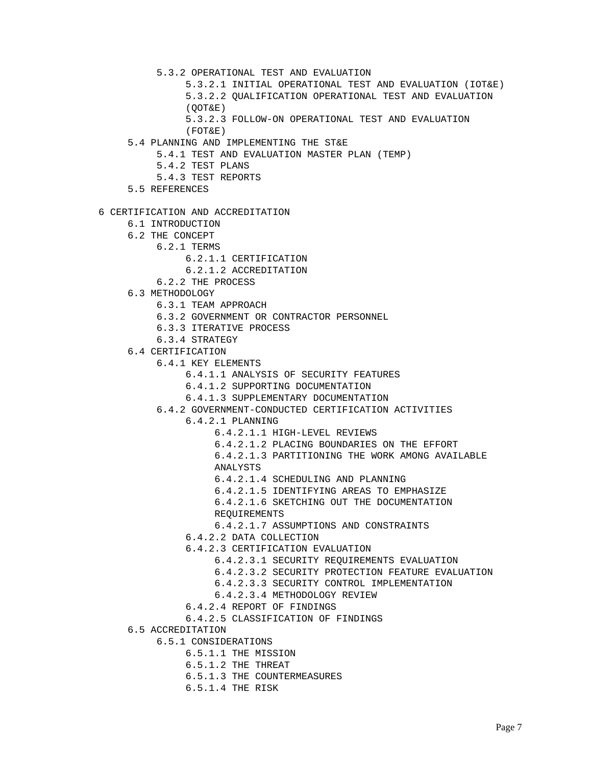- 5.3.2 OPERATIONAL TEST AND EVALUATION
  - 5.3.2.1 INITIAL OPERATIONAL TEST AND EVALUATION (IOT&E)
  - 5.3.2.2 QUALIFICATION OPERATIONAL TEST AND EVALUATION (QOT&E)
  - 5.3.2.3 FOLLOW-ON OPERATIONAL TEST AND EVALUATION (FOT&E)
- 5.4 PLANNING AND IMPLEMENTING THE ST&E
  - 5.4.1 TEST AND EVALUATION MASTER PLAN (TEMP)
  - 5.4.2 TEST PLANS
  - 5.4.3 TEST REPORTS
- 5.5 REFERENCES

6 CERTIFICATION AND ACCREDITATION
- 6.1 INTRODUCTION
- 6.2 THE CONCEPT
  - 6.2.1 TERMS
    - 6.2.1.1 CERTIFICATION
    - 6.2.1.2 ACCREDITATION
  - 6.2.2 THE PROCESS
- 6.3 METHODOLOGY
  - 6.3.1 TEAM APPROACH
  - 6.3.2 GOVERNMENT OR CONTRACTOR PERSONNEL
  - 6.3.3 ITERATIVE PROCESS
  - 6.3.4 STRATEGY
- 6.4 CERTIFICATION
  - 6.4.1 KEY ELEMENTS
    - 6.4.1.1 ANALYSIS OF SECURITY FEATURES
    - 6.4.1.2 SUPPORTING DOCUMENTATION
    - 6.4.1.3 SUPPLEMENTARY DOCUMENTATION
  - 6.4.2 GOVERNMENT-CONDUCTED CERTIFICATION ACTIVITIES
    - 6.4.2.1 PLANNING
      - 6.4.2.1.1 HIGH-LEVEL REVIEWS
      - 6.4.2.1.2 PLACING BOUNDARIES ON THE EFFORT
      - 6.4.2.1.3 PARTITIONING THE WORK AMONG AVAILABLE ANALYSTS
      - 6.4.2.1.4 SCHEDULING AND PLANNING
      - 6.4.2.1.5 IDENTIFYING AREAS TO EMPHASIZE
      - 6.4.2.1.6 SKETCHING OUT THE DOCUMENTATION REQUIREMENTS
      - 6.4.2.1.7 ASSUMPTIONS AND CONSTRAINTS
    - 6.4.2.2 DATA COLLECTION
    - 6.4.2.3 CERTIFICATION EVALUATION
      - 6.4.2.3.1 SECURITY REQUIREMENTS EVALUATION
      - 6.4.2.3.2 SECURITY PROTECTION FEATURE EVALUATION
      - 6.4.2.3.3 SECURITY CONTROL IMPLEMENTATION
      - 6.4.2.3.4 METHODOLOGY REVIEW
    - 6.4.2.4 REPORT OF FINDINGS
    - 6.4.2.5 CLASSIFICATION OF FINDINGS
- 6.5 ACCREDITATION
  - 6.5.1 CONSIDERATIONS
    - 6.5.1.1 THE MISSION
    - 6.5.1.2 THE THREAT
    - 6.5.1.3 THE COUNTERMEASURES
    - 6.5.1.4 THE RISK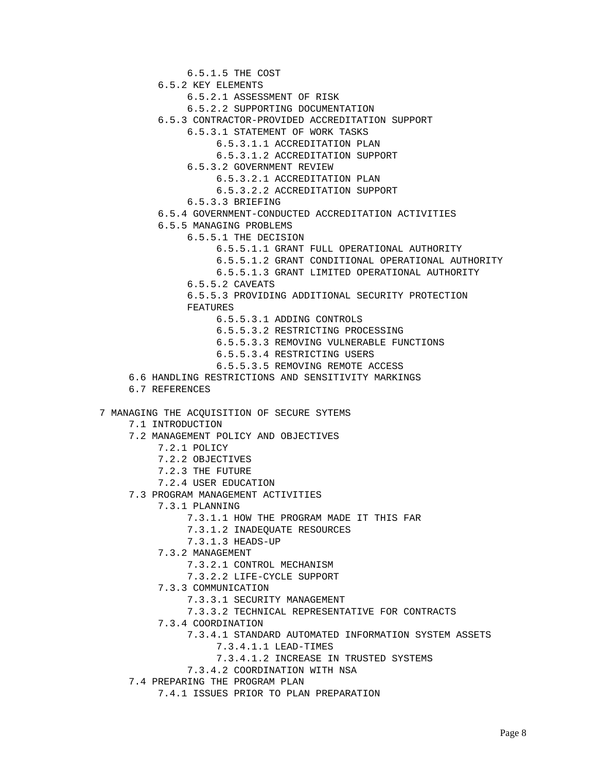- 6.5.1.5 THE COST
- 6.5.2 KEY ELEMENTS
  - 6.5.2.1 ASSESSMENT OF RISK
  - 6.5.2.2 SUPPORTING DOCUMENTATION
- 6.5.3 CONTRACTOR-PROVIDED ACCREDITATION SUPPORT
  - 6.5.3.1 STATEMENT OF WORK TASKS
    - 6.5.3.1.1 ACCREDITATION PLAN
    - 6.5.3.1.2 ACCREDITATION SUPPORT
  - 6.5.3.2 GOVERNMENT REVIEW
    - 6.5.3.2.1 ACCREDITATION PLAN
    - 6.5.3.2.2 ACCREDITATION SUPPORT
  - 6.5.3.3 BRIEFING
- 6.5.4 GOVERNMENT-CONDUCTED ACCREDITATION ACTIVITIES
- 6.5.5 MANAGING PROBLEMS
  - 6.5.5.1 THE DECISION
    - 6.5.5.1.1 GRANT FULL OPERATIONAL AUTHORITY
    - 6.5.5.1.2 GRANT CONDITIONAL OPERATIONAL AUTHORITY
    - 6.5.5.1.3 GRANT LIMITED OPERATIONAL AUTHORITY
  - 6.5.5.2 CAVEATS
  - 6.5.5.3 PROVIDING ADDITIONAL SECURITY PROTECTION FEATURES
    - 6.5.5.3.1 ADDING CONTROLS
    - 6.5.5.3.2 RESTRICTING PROCESSING
    - 6.5.5.3.3 REMOVING VULNERABLE FUNCTIONS
    - 6.5.5.3.4 RESTRICTING USERS
    - 6.5.5.3.5 REMOVING REMOTE ACCESS
- 6.6 HANDLING RESTRICTIONS AND SENSITIVITY MARKINGS
- 6.7 REFERENCES

7 MANAGING THE ACQUISITION OF SECURE SYTEMS
- 7.1 INTRODUCTION
- 7.2 MANAGEMENT POLICY AND OBJECTIVES
  - 7.2.1 POLICY
  - 7.2.2 OBJECTIVES
  - 7.2.3 THE FUTURE
  - 7.2.4 USER EDUCATION
- 7.3 PROGRAM MANAGEMENT ACTIVITIES
  - 7.3.1 PLANNING
    - 7.3.1.1 HOW THE PROGRAM MADE IT THIS FAR
    - 7.3.1.2 INADEQUATE RESOURCES
    - 7.3.1.3 HEADS-UP
  - 7.3.2 MANAGEMENT
    - 7.3.2.1 CONTROL MECHANISM
    - 7.3.2.2 LIFE-CYCLE SUPPORT
  - 7.3.3 COMMUNICATION
    - 7.3.3.1 SECURITY MANAGEMENT
    - 7.3.3.2 TECHNICAL REPRESENTATIVE FOR CONTRACTS
  - 7.3.4 COORDINATION
    - 7.3.4.1 STANDARD AUTOMATED INFORMATION SYSTEM ASSETS
      - 7.3.4.1.1 LEAD-TIMES
      - 7.3.4.1.2 INCREASE IN TRUSTED SYSTEMS
    - 7.3.4.2 COORDINATION WITH NSA
- 7.4 PREPARING THE PROGRAM PLAN
  - 7.4.1 ISSUES PRIOR TO PLAN PREPARATION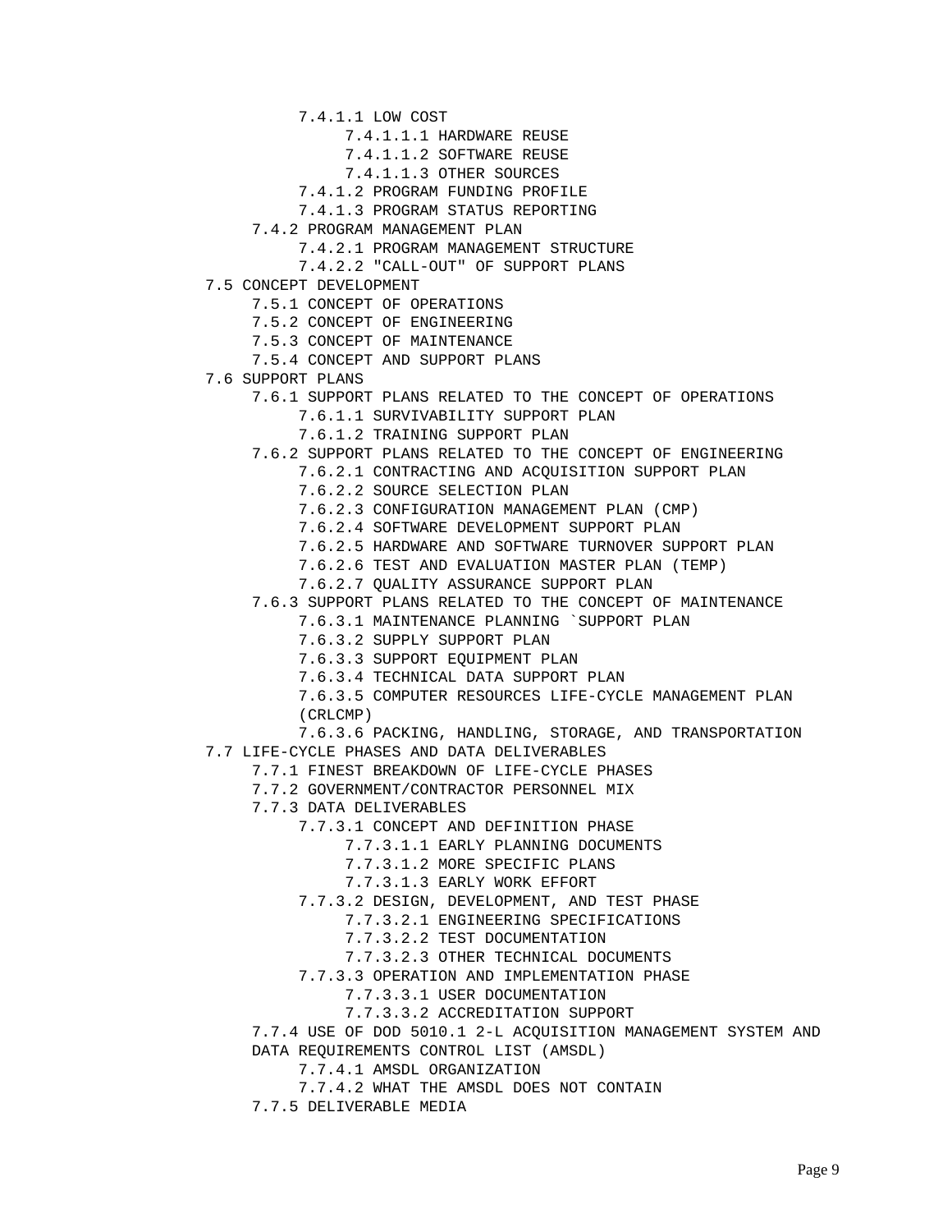- 7.4.1.1 LOW COST
    - 7.4.1.1.1 HARDWARE REUSE
    - 7.4.1.1.2 SOFTWARE REUSE
    - 7.4.1.1.3 OTHER SOURCES
- 7.4.1.2 PROGRAM FUNDING PROFILE
- 7.4.1.3 PROGRAM STATUS REPORTING

- 7.4.2 PROGRAM MANAGEMENT PLAN
    - 7.4.2.1 PROGRAM MANAGEMENT STRUCTURE
    - 7.4.2.2 "CALL-OUT" OF SUPPORT PLANS

- 7.5 CONCEPT DEVELOPMENT
    - 7.5.1 CONCEPT OF OPERATIONS
    - 7.5.2 CONCEPT OF ENGINEERING
    - 7.5.3 CONCEPT OF MAINTENANCE
    - 7.5.4 CONCEPT AND SUPPORT PLANS
- 7.6 SUPPORT PLANS
    - 7.6.1 SUPPORT PLANS RELATED TO THE CONCEPT OF OPERATIONS
        - 7.6.1.1 SURVIVABILITY SUPPORT PLAN
        - 7.6.1.2 TRAINING SUPPORT PLAN
    - 7.6.2 SUPPORT PLANS RELATED TO THE CONCEPT OF ENGINEERING
        - 7.6.2.1 CONTRACTING AND ACQUISITION SUPPORT PLAN
        - 7.6.2.2 SOURCE SELECTION PLAN
        - 7.6.2.3 CONFIGURATION MANAGEMENT PLAN (CMP)
        - 7.6.2.4 SOFTWARE DEVELOPMENT SUPPORT PLAN
        - 7.6.2.5 HARDWARE AND SOFTWARE TURNOVER SUPPORT PLAN
        - 7.6.2.6 TEST AND EVALUATION MASTER PLAN (TEMP)
        - 7.6.2.7 QUALITY ASSURANCE SUPPORT PLAN
    - 7.6.3 SUPPORT PLANS RELATED TO THE CONCEPT OF MAINTENANCE
        - 7.6.3.1 MAINTENANCE PLANNING `SUPPORT PLAN
        - 7.6.3.2 SUPPLY SUPPORT PLAN
        - 7.6.3.3 SUPPORT EQUIPMENT PLAN
        - 7.6.3.4 TECHNICAL DATA SUPPORT PLAN
        - 7.6.3.5 COMPUTER RESOURCES LIFE-CYCLE MANAGEMENT PLAN (CRLCMP)
        - 7.6.3.6 PACKING, HANDLING, STORAGE, AND TRANSPORTATION
- 7.7 LIFE-CYCLE PHASES AND DATA DELIVERABLES
    - 7.7.1 FINEST BREAKDOWN OF LIFE-CYCLE PHASES
    - 7.7.2 GOVERNMENT/CONTRACTOR PERSONNEL MIX
    - 7.7.3 DATA DELIVERABLES
        - 7.7.3.1 CONCEPT AND DEFINITION PHASE
            - 7.7.3.1.1 EARLY PLANNING DOCUMENTS
            - 7.7.3.1.2 MORE SPECIFIC PLANS
            - 7.7.3.1.3 EARLY WORK EFFORT
        - 7.7.3.2 DESIGN, DEVELOPMENT, AND TEST PHASE
            - 7.7.3.2.1 ENGINEERING SPECIFICATIONS
            - 7.7.3.2.2 TEST DOCUMENTATION
            - 7.7.3.2.3 OTHER TECHNICAL DOCUMENTS
        - 7.7.3.3 OPERATION AND IMPLEMENTATION PHASE
            - 7.7.3.3.1 USER DOCUMENTATION
            - 7.7.3.3.2 ACCREDITATION SUPPORT
    - 7.7.4 USE OF DOD 5010.1 2-L ACQUISITION MANAGEMENT SYSTEM AND DATA REQUIREMENTS CONTROL LIST (AMSDL)
        - 7.7.4.1 AMSDL ORGANIZATION
        - 7.7.4.2 WHAT THE AMSDL DOES NOT CONTAIN
    - 7.7.5 DELIVERABLE MEDIA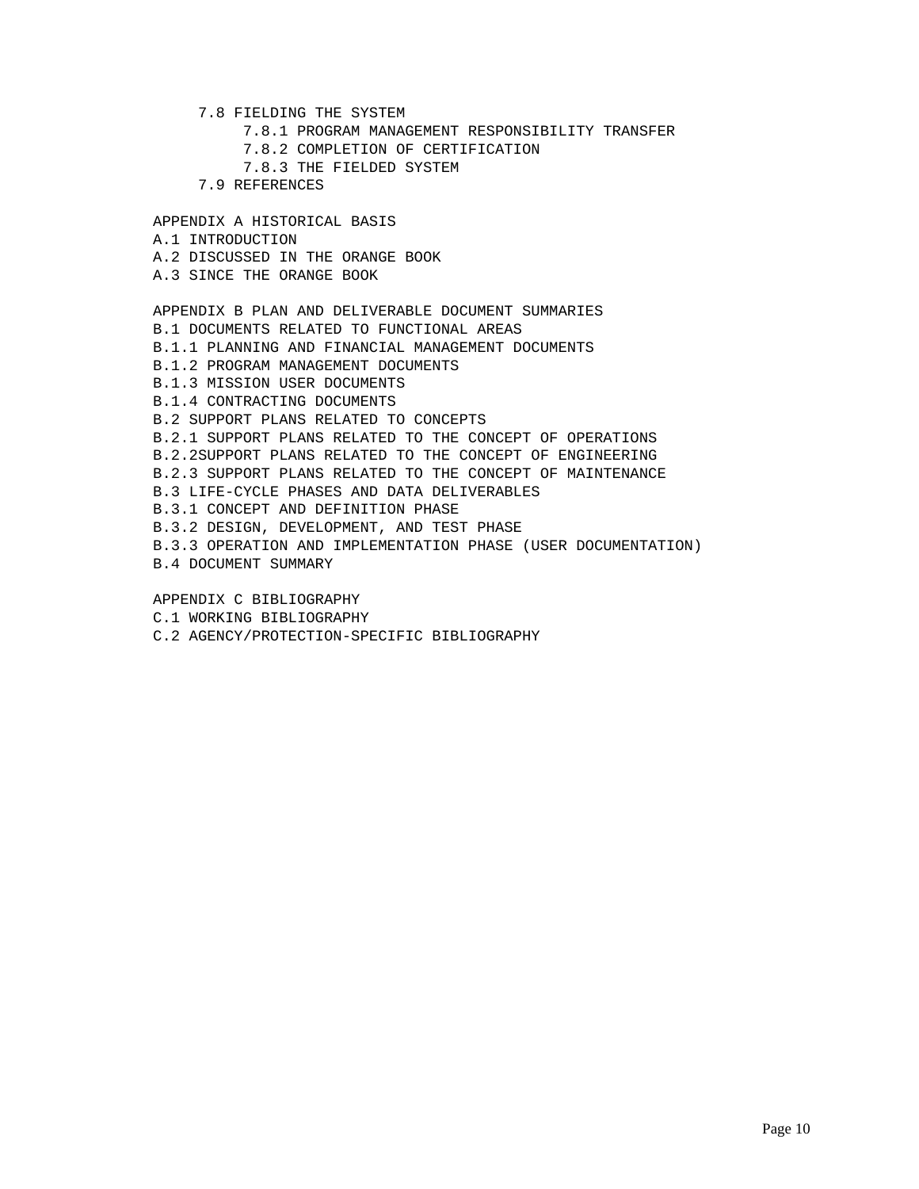7.8 FIELDING THE SYSTEM
   7.8.1 PROGRAM MANAGEMENT RESPONSIBILITY TRANSFER
   7.8.2 COMPLETION OF CERTIFICATION
   7.8.3 THE FIELDED SYSTEM
7.9 REFERENCES

APPENDIX A HISTORICAL BASIS
A.1 INTRODUCTION
A.2 DISCUSSED IN THE ORANGE BOOK
A.3 SINCE THE ORANGE BOOK

APPENDIX B PLAN AND DELIVERABLE DOCUMENT SUMMARIES
B.1 DOCUMENTS RELATED TO FUNCTIONAL AREAS
B.1.1 PLANNING AND FINANCIAL MANAGEMENT DOCUMENTS
B.1.2 PROGRAM MANAGEMENT DOCUMENTS
B.1.3 MISSION USER DOCUMENTS
B.1.4 CONTRACTING DOCUMENTS
B.2 SUPPORT PLANS RELATED TO CONCEPTS
B.2.1 SUPPORT PLANS RELATED TO THE CONCEPT OF OPERATIONS
B.2.2SUPPORT PLANS RELATED TO THE CONCEPT OF ENGINEERING
B.2.3 SUPPORT PLANS RELATED TO THE CONCEPT OF MAINTENANCE
B.3 LIFE-CYCLE PHASES AND DATA DELIVERABLES
B.3.1 CONCEPT AND DEFINITION PHASE
B.3.2 DESIGN, DEVELOPMENT, AND TEST PHASE
B.3.3 OPERATION AND IMPLEMENTATION PHASE (USER DOCUMENTATION)
B.4 DOCUMENT SUMMARY

APPENDIX C BIBLIOGRAPHY
C.1 WORKING BIBLIOGRAPHY
C.2 AGENCY/PROTECTION-SPECIFIC BIBLIOGRAPHY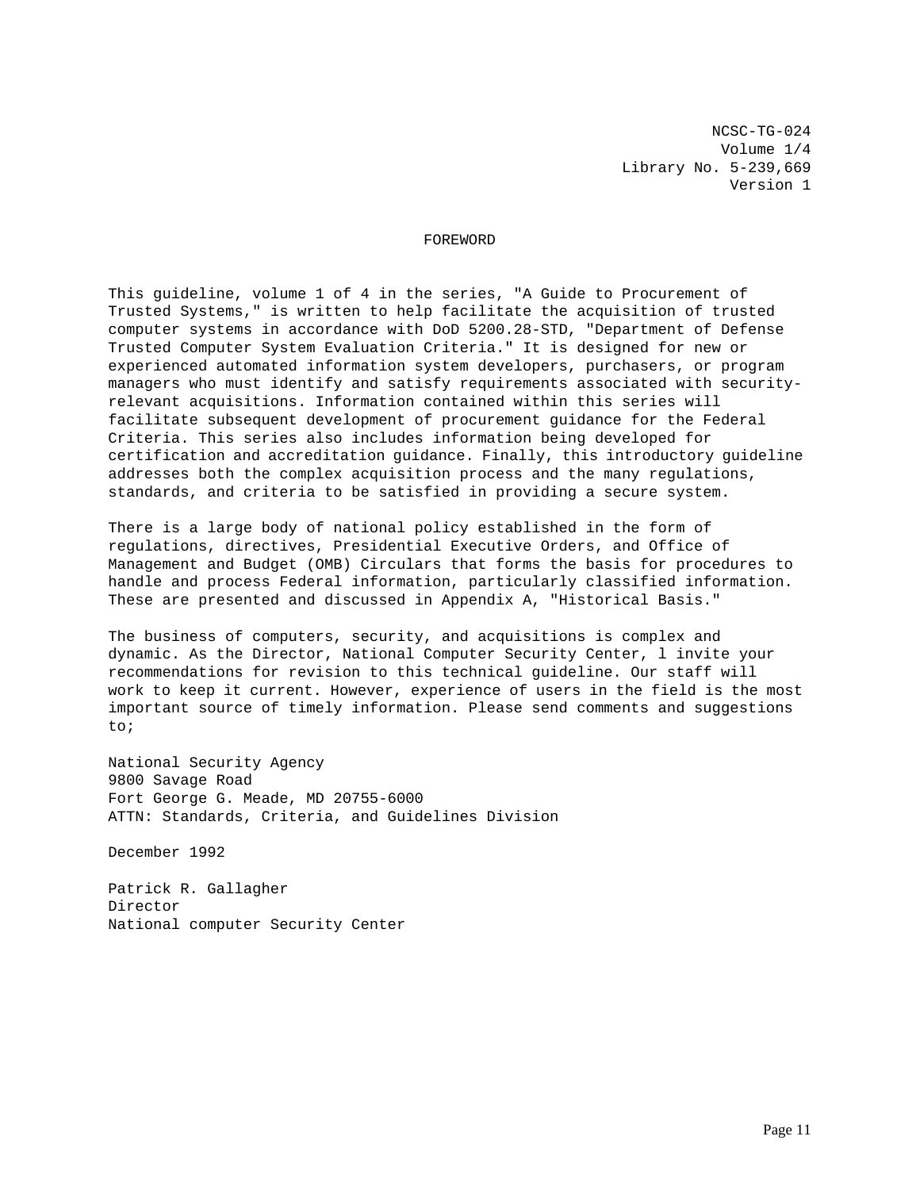NCSC-TG-024
Volume 1/4
Library No. 5-239,669
Version 1

# FOREWORD

This guideline, volume 1 of 4 in the series, "A Guide to Procurement of Trusted Systems," is written to help facilitate the acquisition of trusted computer systems in accordance with DoD 5200.28-STD, "Department of Defense Trusted Computer System Evaluation Criteria." It is designed for new or experienced automated information system developers, purchasers, or program managers who must identify and satisfy requirements associated with security-relevant acquisitions. Information contained within this series will facilitate subsequent development of procurement guidance for the Federal Criteria. This series also includes information being developed for certification and accreditation guidance. Finally, this introductory guideline addresses both the complex acquisition process and the many regulations, standards, and criteria to be satisfied in providing a secure system.

There is a large body of national policy established in the form of regulations, directives, Presidential Executive Orders, and Office of Management and Budget (OMB) Circulars that forms the basis for procedures to handle and process Federal information, particularly classified information. These are presented and discussed in Appendix A, "Historical Basis."

The business of computers, security, and acquisitions is complex and dynamic. As the Director, National Computer Security Center, l invite your recommendations for revision to this technical guideline. Our staff will work to keep it current. However, experience of users in the field is the most important source of timely information. Please send comments and suggestions to;

National Security Agency
9800 Savage Road
Fort George G. Meade, MD 20755-6000
ATTN: Standards, Criteria, and Guidelines Division

December 1992

Patrick R. Gallagher
Director
National computer Security Center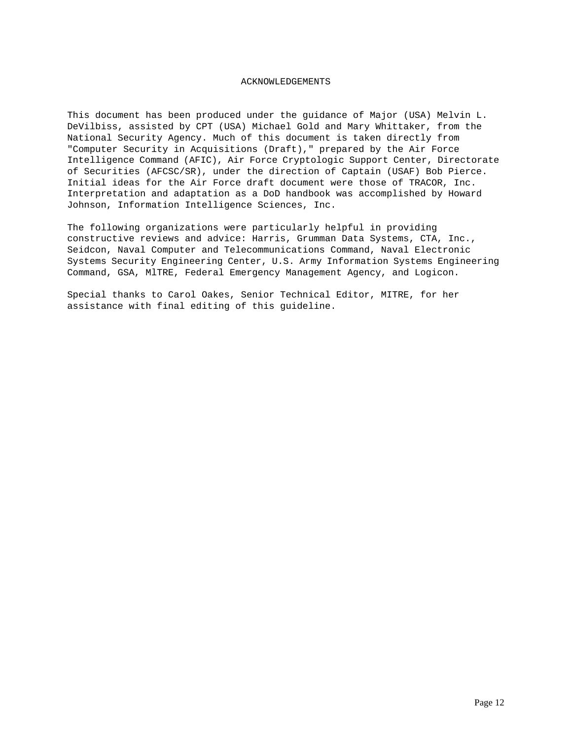# ACKNOWLEDGEMENTS

This document has been produced under the guidance of Major (USA) Melvin L. DeVilbiss, assisted by CPT (USA) Michael Gold and Mary Whittaker, from the National Security Agency. Much of this document is taken directly from "Computer Security in Acquisitions (Draft)," prepared by the Air Force Intelligence Command (AFIC), Air Force Cryptologic Support Center, Directorate of Securities (AFCSC/SR), under the direction of Captain (USAF) Bob Pierce. Initial ideas for the Air Force draft document were those of TRACOR, Inc. Interpretation and adaptation as a DoD handbook was accomplished by Howard Johnson, Information Intelligence Sciences, Inc.

The following organizations were particularly helpful in providing constructive reviews and advice: Harris, Grumman Data Systems, CTA, Inc., Seidcon, Naval Computer and Telecommunications Command, Naval Electronic Systems Security Engineering Center, U.S. Army Information Systems Engineering Command, GSA, MlTRE, Federal Emergency Management Agency, and Logicon.

Special thanks to Carol Oakes, Senior Technical Editor, MITRE, for her assistance with final editing of this guideline.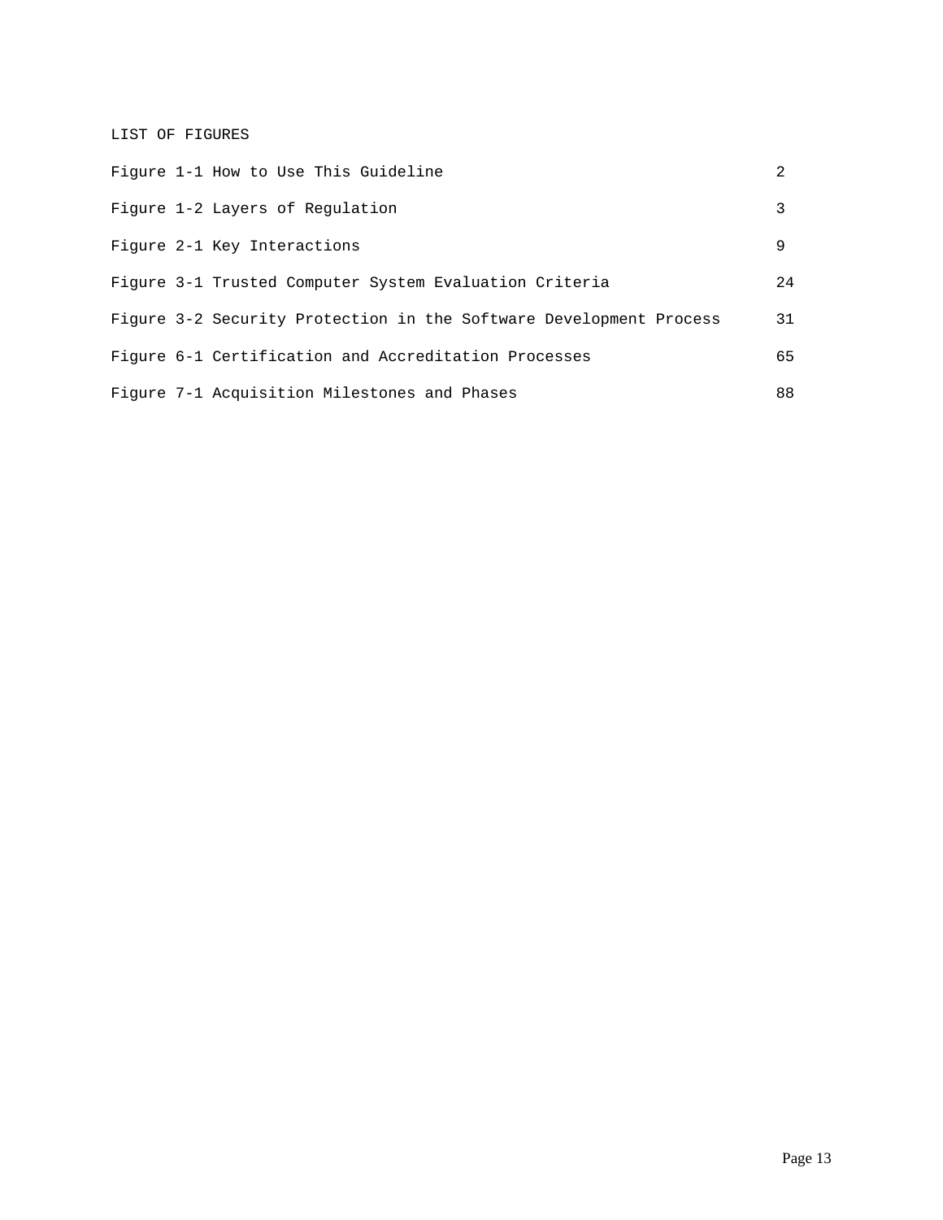# LIST OF FIGURES

| | |
|---|---|
| Figure 1-1 How to Use This Guideline | 2 |
| Figure 1-2 Layers of Regulation | 3 |
| Figure 2-1 Key Interactions | 9 |
| Figure 3-1 Trusted Computer System Evaluation Criteria | 24 |
| Figure 3-2 Security Protection in the Software Development Process | 31 |
| Figure 6-1 Certification and Accreditation Processes | 65 |
| Figure 7-1 Acquisition Milestones and Phases | 88 |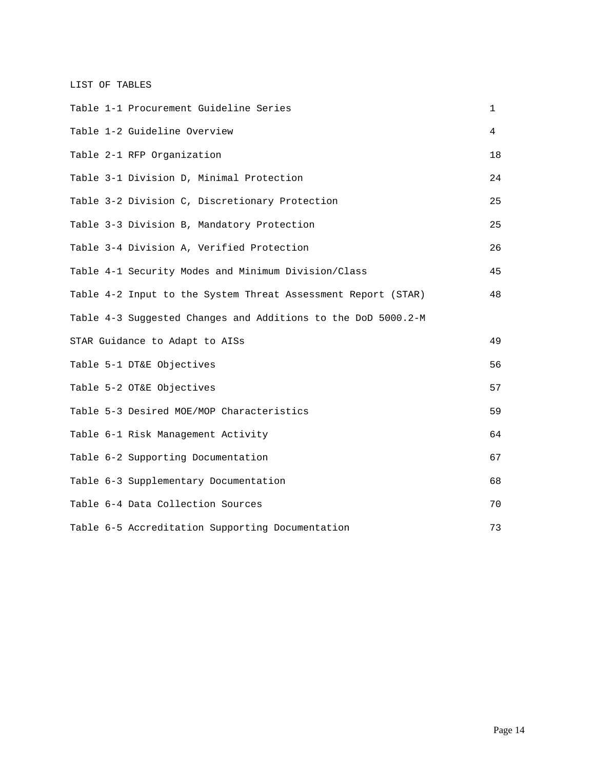# LIST OF TABLES

| | |
|---|---|
| Table 1-1 Procurement Guideline Series | 1 |
| Table 1-2 Guideline Overview | 4 |
| Table 2-1 RFP Organization | 18 |
| Table 3-1 Division D, Minimal Protection | 24 |
| Table 3-2 Division C, Discretionary Protection | 25 |
| Table 3-3 Division B, Mandatory Protection | 25 |
| Table 3-4 Division A, Verified Protection | 26 |
| Table 4-1 Security Modes and Minimum Division/Class | 45 |
| Table 4-2 Input to the System Threat Assessment Report (STAR) | 48 |
| Table 4-3 Suggested Changes and Additions to the DoD 5000.2-M STAR Guidance to Adapt to AISs | 49 |
| Table 5-1 DT&E Objectives | 56 |
| Table 5-2 OT&E Objectives | 57 |
| Table 5-3 Desired MOE/MOP Characteristics | 59 |
| Table 6-1 Risk Management Activity | 64 |
| Table 6-2 Supporting Documentation | 67 |
| Table 6-3 Supplementary Documentation | 68 |
| Table 6-4 Data Collection Sources | 70 |
| Table 6-5 Accreditation Supporting Documentation | 73 |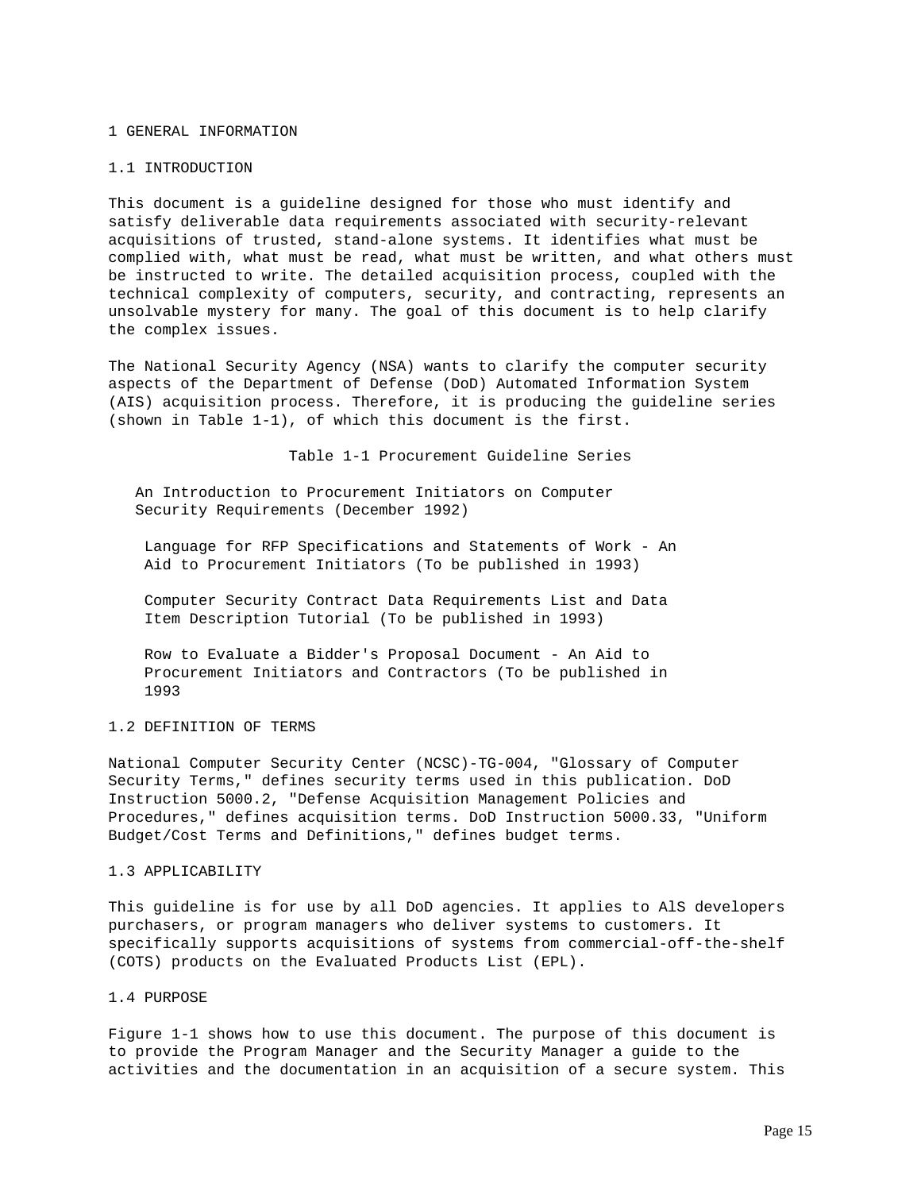# 1 GENERAL INFORMATION

## 1.1 INTRODUCTION

This document is a guideline designed for those who must identify and satisfy deliverable data requirements associated with security-relevant acquisitions of trusted, stand-alone systems. It identifies what must be complied with, what must be read, what must be written, and what others must be instructed to write. The detailed acquisition process, coupled with the technical complexity of computers, security, and contracting, represents an unsolvable mystery for many. The goal of this document is to help clarify the complex issues.

The National Security Agency (NSA) wants to clarify the computer security aspects of the Department of Defense (DoD) Automated Information System (AIS) acquisition process. Therefore, it is producing the guideline series (shown in Table 1-1), of which this document is the first.

Table 1-1 Procurement Guideline Series

An Introduction to Procurement Initiators on Computer Security Requirements (December 1992)

Language for RFP Specifications and Statements of Work - An Aid to Procurement Initiators (To be published in 1993)

Computer Security Contract Data Requirements List and Data Item Description Tutorial (To be published in 1993)

Row to Evaluate a Bidder's Proposal Document - An Aid to Procurement Initiators and Contractors (To be published in 1993

## 1.2 DEFINITION OF TERMS

National Computer Security Center (NCSC)-TG-004, "Glossary of Computer Security Terms," defines security terms used in this publication. DoD Instruction 5000.2, "Defense Acquisition Management Policies and Procedures," defines acquisition terms. DoD Instruction 5000.33, "Uniform Budget/Cost Terms and Definitions," defines budget terms.

## 1.3 APPLICABILITY

This guideline is for use by all DoD agencies. It applies to AlS developers purchasers, or program managers who deliver systems to customers. It specifically supports acquisitions of systems from commercial-off-the-shelf (COTS) products on the Evaluated Products List (EPL).

## 1.4 PURPOSE

Figure 1-1 shows how to use this document. The purpose of this document is to provide the Program Manager and the Security Manager a guide to the activities and the documentation in an acquisition of a secure system. This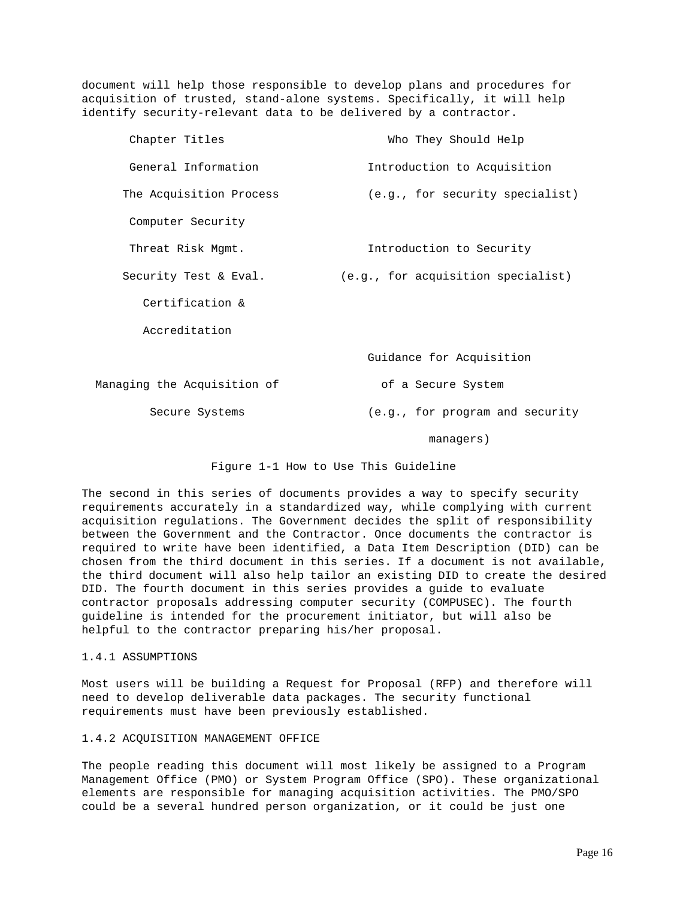document will help those responsible to develop plans and procedures for acquisition of trusted, stand-alone systems. Specifically, it will help identify security-relevant data to be delivered by a contractor.

| Chapter Titles | Who They Should Help |
| --- | --- |
| General Information<br>The Acquisition Process | Introduction to Acquisition<br>(e.g., for security specialist) |
| Computer Security<br>Threat Risk Mgmt.<br>Security Test & Eval.<br>Certification & Accreditation | Introduction to Security<br>(e.g., for acquisition specialist) |
| Managing the Acquisition of Secure Systems | Guidance for Acquisition of a Secure System<br>(e.g., for program and security managers) |

Figure 1-1 How to Use This Guideline

The second in this series of documents provides a way to specify security requirements accurately in a standardized way, while complying with current acquisition regulations. The Government decides the split of responsibility between the Government and the Contractor. Once documents the contractor is required to write have been identified, a Data Item Description (DID) can be chosen from the third document in this series. If a document is not available, the third document will also help tailor an existing DID to create the desired DID. The fourth document in this series provides a guide to evaluate contractor proposals addressing computer security (COMPUSEC). The fourth guideline is intended for the procurement initiator, but will also be helpful to the contractor preparing his/her proposal.

### 1.4.1 ASSUMPTIONS

Most users will be building a Request for Proposal (RFP) and therefore will need to develop deliverable data packages. The security functional requirements must have been previously established.

### 1.4.2 ACQUISITION MANAGEMENT OFFICE

The people reading this document will most likely be assigned to a Program Management Office (PMO) or System Program Office (SPO). These organizational elements are responsible for managing acquisition activities. The PMO/SPO could be a several hundred person organization, or it could be just one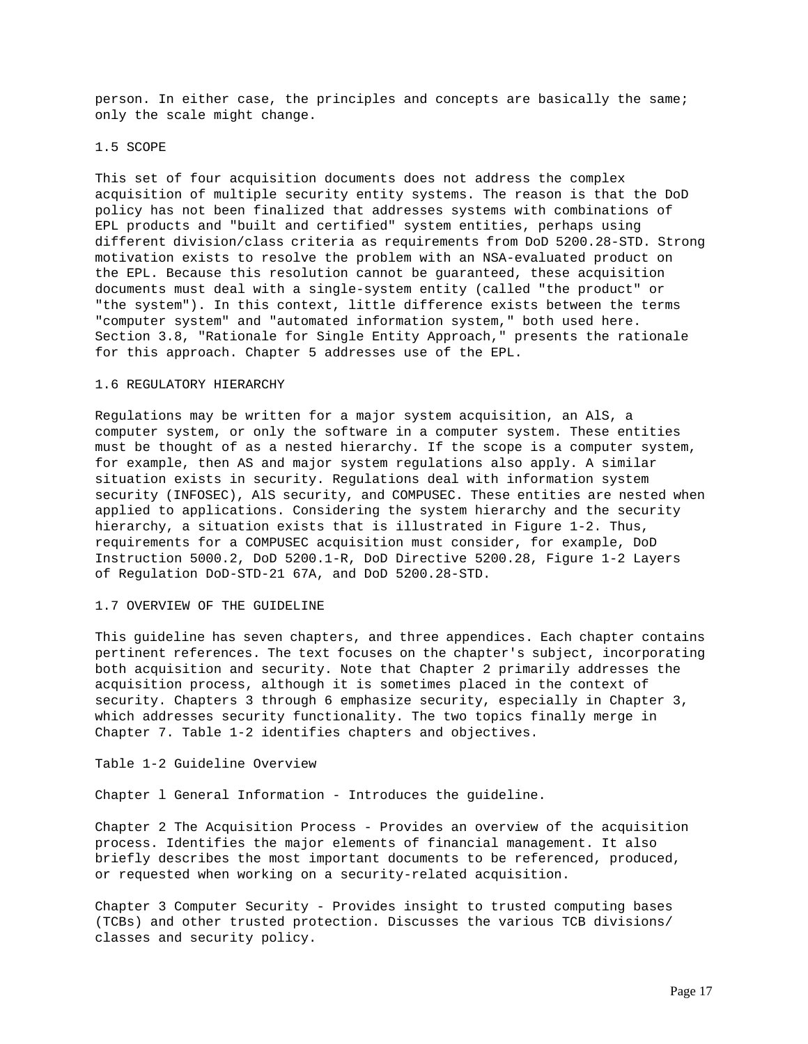person. In either case, the principles and concepts are basically the same; only the scale might change.

## 1.5 SCOPE

This set of four acquisition documents does not address the complex acquisition of multiple security entity systems. The reason is that the DoD policy has not been finalized that addresses systems with combinations of EPL products and "built and certified" system entities, perhaps using different division/class criteria as requirements from DoD 5200.28-STD. Strong motivation exists to resolve the problem with an NSA-evaluated product on the EPL. Because this resolution cannot be guaranteed, these acquisition documents must deal with a single-system entity (called "the product" or "the system"). In this context, little difference exists between the terms "computer system" and "automated information system," both used here. Section 3.8, "Rationale for Single Entity Approach," presents the rationale for this approach. Chapter 5 addresses use of the EPL.

## 1.6 REGULATORY HIERARCHY

Regulations may be written for a major system acquisition, an AlS, a computer system, or only the software in a computer system. These entities must be thought of as a nested hierarchy. If the scope is a computer system, for example, then AS and major system regulations also apply. A similar situation exists in security. Regulations deal with information system security (INFOSEC), AlS security, and COMPUSEC. These entities are nested when applied to applications. Considering the system hierarchy and the security hierarchy, a situation exists that is illustrated in Figure 1-2. Thus, requirements for a COMPUSEC acquisition must consider, for example, DoD Instruction 5000.2, DoD 5200.1-R, DoD Directive 5200.28, Figure 1-2 Layers of Regulation DoD-STD-21 67A, and DoD 5200.28-STD.

## 1.7 OVERVIEW OF THE GUIDELINE

This guideline has seven chapters, and three appendices. Each chapter contains pertinent references. The text focuses on the chapter's subject, incorporating both acquisition and security. Note that Chapter 2 primarily addresses the acquisition process, although it is sometimes placed in the context of security. Chapters 3 through 6 emphasize security, especially in Chapter 3, which addresses security functionality. The two topics finally merge in Chapter 7. Table 1-2 identifies chapters and objectives.

Table 1-2 Guideline Overview

Chapter l General Information - Introduces the guideline.

Chapter 2 The Acquisition Process - Provides an overview of the acquisition process. Identifies the major elements of financial management. It also briefly describes the most important documents to be referenced, produced, or requested when working on a security-related acquisition.

Chapter 3 Computer Security - Provides insight to trusted computing bases (TCBs) and other trusted protection. Discusses the various TCB divisions/ classes and security policy.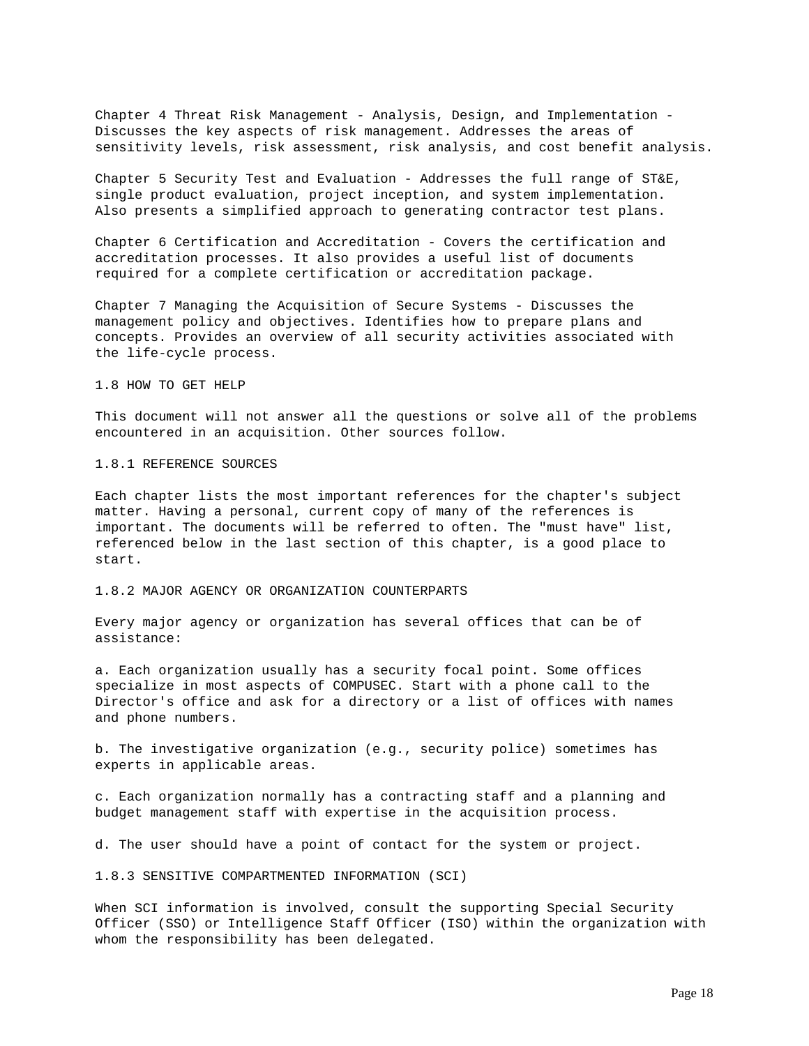Chapter 4 Threat Risk Management - Analysis, Design, and Implementation - Discusses the key aspects of risk management. Addresses the areas of sensitivity levels, risk assessment, risk analysis, and cost benefit analysis.

Chapter 5 Security Test and Evaluation - Addresses the full range of ST&E, single product evaluation, project inception, and system implementation. Also presents a simplified approach to generating contractor test plans.

Chapter 6 Certification and Accreditation - Covers the certification and accreditation processes. It also provides a useful list of documents required for a complete certification or accreditation package.

Chapter 7 Managing the Acquisition of Secure Systems - Discusses the management policy and objectives. Identifies how to prepare plans and concepts. Provides an overview of all security activities associated with the life-cycle process.

## 1.8 HOW TO GET HELP

This document will not answer all the questions or solve all of the problems encountered in an acquisition. Other sources follow.

### 1.8.1 REFERENCE SOURCES

Each chapter lists the most important references for the chapter's subject matter. Having a personal, current copy of many of the references is important. The documents will be referred to often. The "must have" list, referenced below in the last section of this chapter, is a good place to start.

### 1.8.2 MAJOR AGENCY OR ORGANIZATION COUNTERPARTS

Every major agency or organization has several offices that can be of assistance:

a. Each organization usually has a security focal point. Some offices specialize in most aspects of COMPUSEC. Start with a phone call to the Director's office and ask for a directory or a list of offices with names and phone numbers.

b. The investigative organization (e.g., security police) sometimes has experts in applicable areas.

c. Each organization normally has a contracting staff and a planning and budget management staff with expertise in the acquisition process.

d. The user should have a point of contact for the system or project.

### 1.8.3 SENSITIVE COMPARTMENTED INFORMATION (SCI)

When SCI information is involved, consult the supporting Special Security Officer (SSO) or Intelligence Staff Officer (ISO) within the organization with whom the responsibility has been delegated.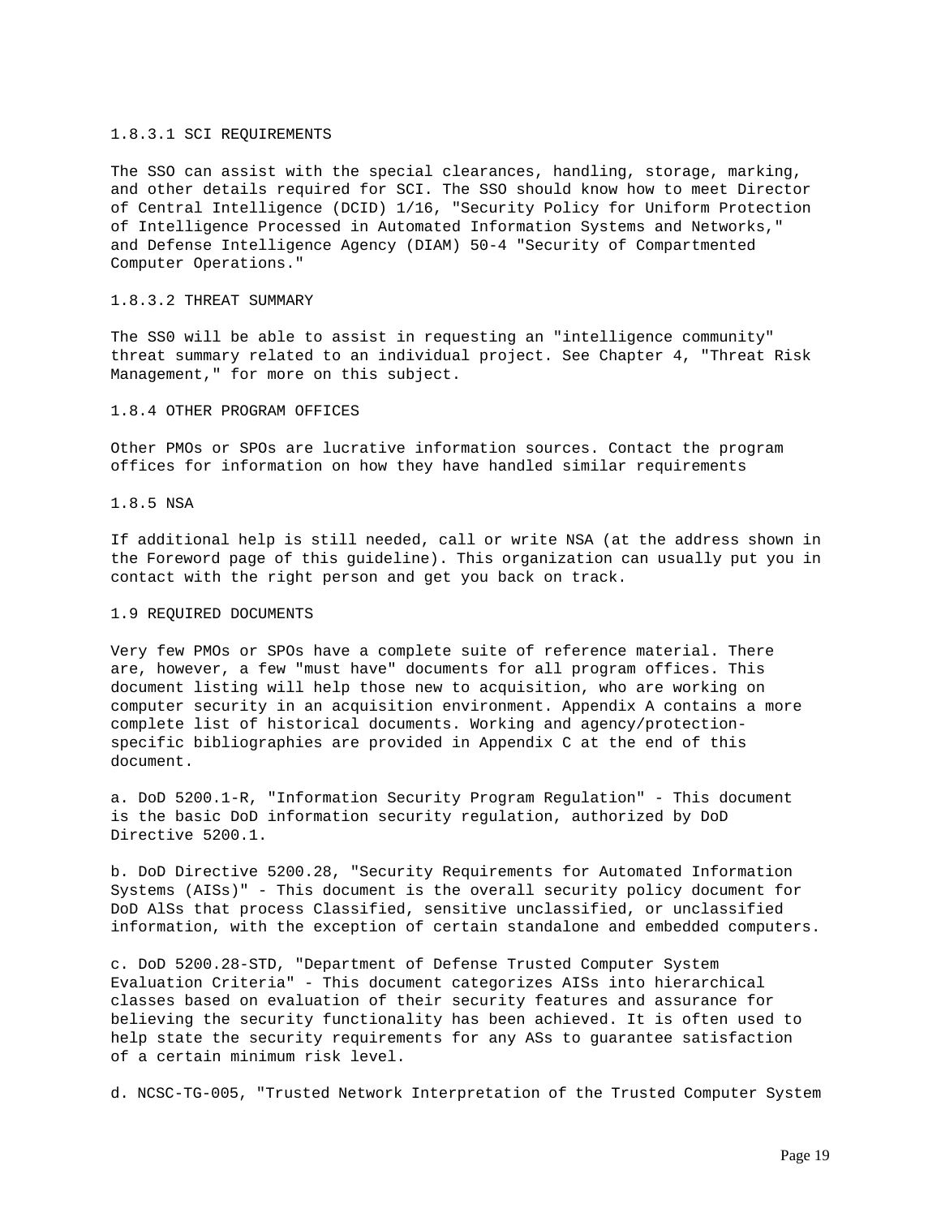#### 1.8.3.1 SCI REQUIREMENTS

The SSO can assist with the special clearances, handling, storage, marking, and other details required for SCI. The SSO should know how to meet Director of Central Intelligence (DCID) 1/16, "Security Policy for Uniform Protection of Intelligence Processed in Automated Information Systems and Networks," and Defense Intelligence Agency (DIAM) 50-4 "Security of Compartmented Computer Operations."

#### 1.8.3.2 THREAT SUMMARY

The SS0 will be able to assist in requesting an "intelligence community" threat summary related to an individual project. See Chapter 4, "Threat Risk Management," for more on this subject.

### 1.8.4 OTHER PROGRAM OFFICES

Other PMOs or SPOs are lucrative information sources. Contact the program offices for information on how they have handled similar requirements

### 1.8.5 NSA

If additional help is still needed, call or write NSA (at the address shown in the Foreword page of this guideline). This organization can usually put you in contact with the right person and get you back on track.

## 1.9 REQUIRED DOCUMENTS

Very few PMOs or SPOs have a complete suite of reference material. There are, however, a few "must have" documents for all program offices. This document listing will help those new to acquisition, who are working on computer security in an acquisition environment. Appendix A contains a more complete list of historical documents. Working and agency/protection-specific bibliographies are provided in Appendix C at the end of this document.

a. DoD 5200.1-R, "Information Security Program Regulation" - This document is the basic DoD information security regulation, authorized by DoD Directive 5200.1.

b. DoD Directive 5200.28, "Security Requirements for Automated Information Systems (AISs)" - This document is the overall security policy document for DoD AlSs that process Classified, sensitive unclassified, or unclassified information, with the exception of certain standalone and embedded computers.

c. DoD 5200.28-STD, "Department of Defense Trusted Computer System Evaluation Criteria" - This document categorizes AISs into hierarchical classes based on evaluation of their security features and assurance for believing the security functionality has been achieved. It is often used to help state the security requirements for any ASs to guarantee satisfaction of a certain minimum risk level.

d. NCSC-TG-005, "Trusted Network Interpretation of the Trusted Computer System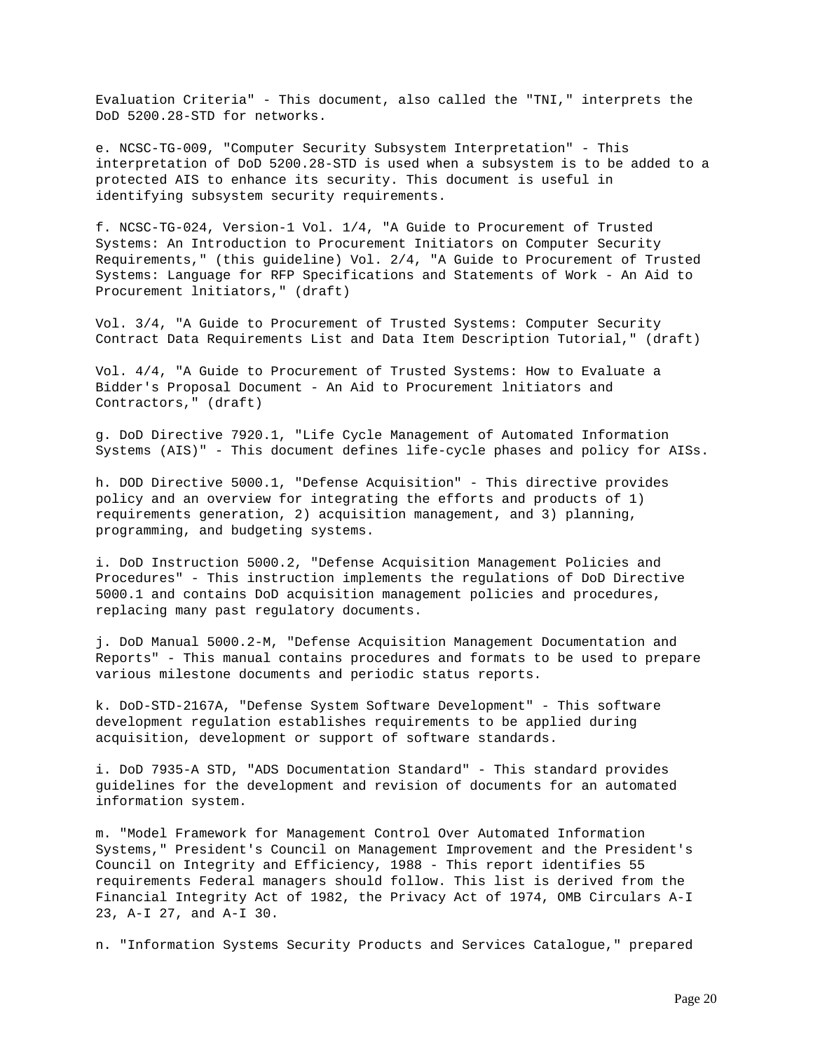Evaluation Criteria" - This document, also called the "TNI," interprets the DoD 5200.28-STD for networks.

e. NCSC-TG-009, "Computer Security Subsystem Interpretation" - This interpretation of DoD 5200.28-STD is used when a subsystem is to be added to a protected AIS to enhance its security. This document is useful in identifying subsystem security requirements.

f. NCSC-TG-024, Version-1 Vol. 1/4, "A Guide to Procurement of Trusted Systems: An Introduction to Procurement Initiators on Computer Security Requirements," (this guideline) Vol. 2/4, "A Guide to Procurement of Trusted Systems: Language for RFP Specifications and Statements of Work - An Aid to Procurement lnitiators," (draft)

Vol. 3/4, "A Guide to Procurement of Trusted Systems: Computer Security Contract Data Requirements List and Data Item Description Tutorial," (draft)

Vol. 4/4, "A Guide to Procurement of Trusted Systems: How to Evaluate a Bidder's Proposal Document - An Aid to Procurement lnitiators and Contractors," (draft)

g. DoD Directive 7920.1, "Life Cycle Management of Automated Information Systems (AIS)" - This document defines life-cycle phases and policy for AISs.

h. DOD Directive 5000.1, "Defense Acquisition" - This directive provides policy and an overview for integrating the efforts and products of 1) requirements generation, 2) acquisition management, and 3) planning, programming, and budgeting systems.

i. DoD Instruction 5000.2, "Defense Acquisition Management Policies and Procedures" - This instruction implements the regulations of DoD Directive 5000.1 and contains DoD acquisition management policies and procedures, replacing many past regulatory documents.

j. DoD Manual 5000.2-M, "Defense Acquisition Management Documentation and Reports" - This manual contains procedures and formats to be used to prepare various milestone documents and periodic status reports.

k. DoD-STD-2167A, "Defense System Software Development" - This software development regulation establishes requirements to be applied during acquisition, development or support of software standards.

i. DoD 7935-A STD, "ADS Documentation Standard" - This standard provides guidelines for the development and revision of documents for an automated information system.

m. "Model Framework for Management Control Over Automated Information Systems," President's Council on Management Improvement and the President's Council on Integrity and Efficiency, 1988 - This report identifies 55 requirements Federal managers should follow. This list is derived from the Financial Integrity Act of 1982, the Privacy Act of 1974, OMB Circulars A-I 23, A-I 27, and A-I 30.

n. "Information Systems Security Products and Services Catalogue," prepared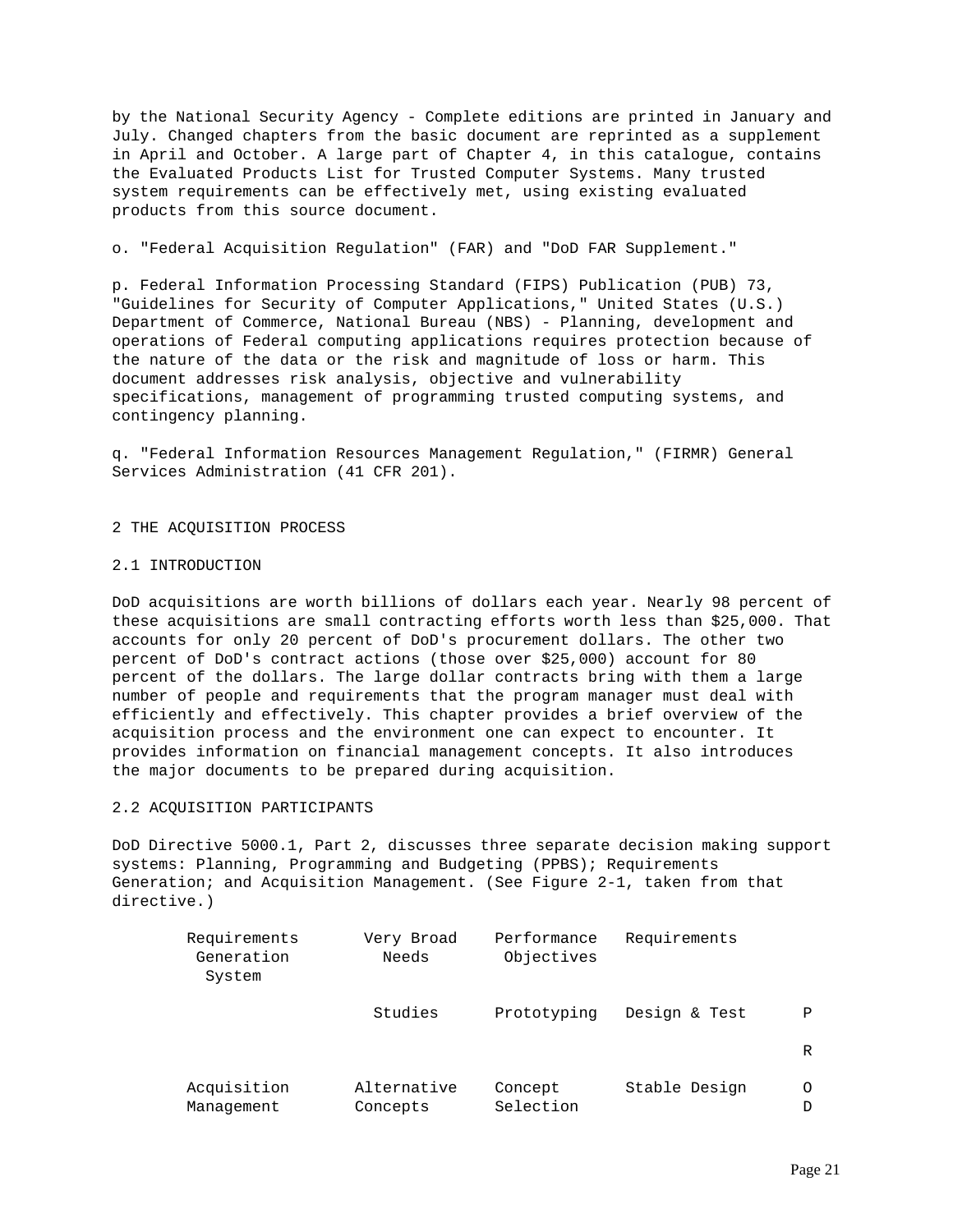by the National Security Agency - Complete editions are printed in January and July. Changed chapters from the basic document are reprinted as a supplement in April and October. A large part of Chapter 4, in this catalogue, contains the Evaluated Products List for Trusted Computer Systems. Many trusted system requirements can be effectively met, using existing evaluated products from this source document.

o. "Federal Acquisition Regulation" (FAR) and "DoD FAR Supplement."

p. Federal Information Processing Standard (FIPS) Publication (PUB) 73, "Guidelines for Security of Computer Applications," United States (U.S.) Department of Commerce, National Bureau (NBS) - Planning, development and operations of Federal computing applications requires protection because of the nature of the data or the risk and magnitude of loss or harm. This document addresses risk analysis, objective and vulnerability specifications, management of programming trusted computing systems, and contingency planning.

q. "Federal Information Resources Management Regulation," (FIRMR) General Services Administration (41 CFR 201).

# 2 THE ACQUISITION PROCESS

## 2.1 INTRODUCTION

DoD acquisitions are worth billions of dollars each year. Nearly 98 percent of these acquisitions are small contracting efforts worth less than $25,000. That accounts for only 20 percent of DoD's procurement dollars. The other two percent of DoD's contract actions (those over $25,000) account for 80 percent of the dollars. The large dollar contracts bring with them a large number of people and requirements that the program manager must deal with efficiently and effectively. This chapter provides a brief overview of the acquisition process and the environment one can expect to encounter. It provides information on financial management concepts. It also introduces the major documents to be prepared during acquisition.

## 2.2 ACQUISITION PARTICIPANTS

DoD Directive 5000.1, Part 2, discusses three separate decision making support systems: Planning, Programming and Budgeting (PPBS); Requirements Generation; and Acquisition Management. (See Figure 2-1, taken from that directive.)

| | | | | |
|---|---|---|---|---|
| Requirements Generation System | Very Broad Needs | Performance Objectives | Requirements | |
| | Studies | Prototyping | Design & Test | P |
| | | | | R |
| Acquisition Management | Alternative Concepts | Concept Selection | Stable Design | O<br>D |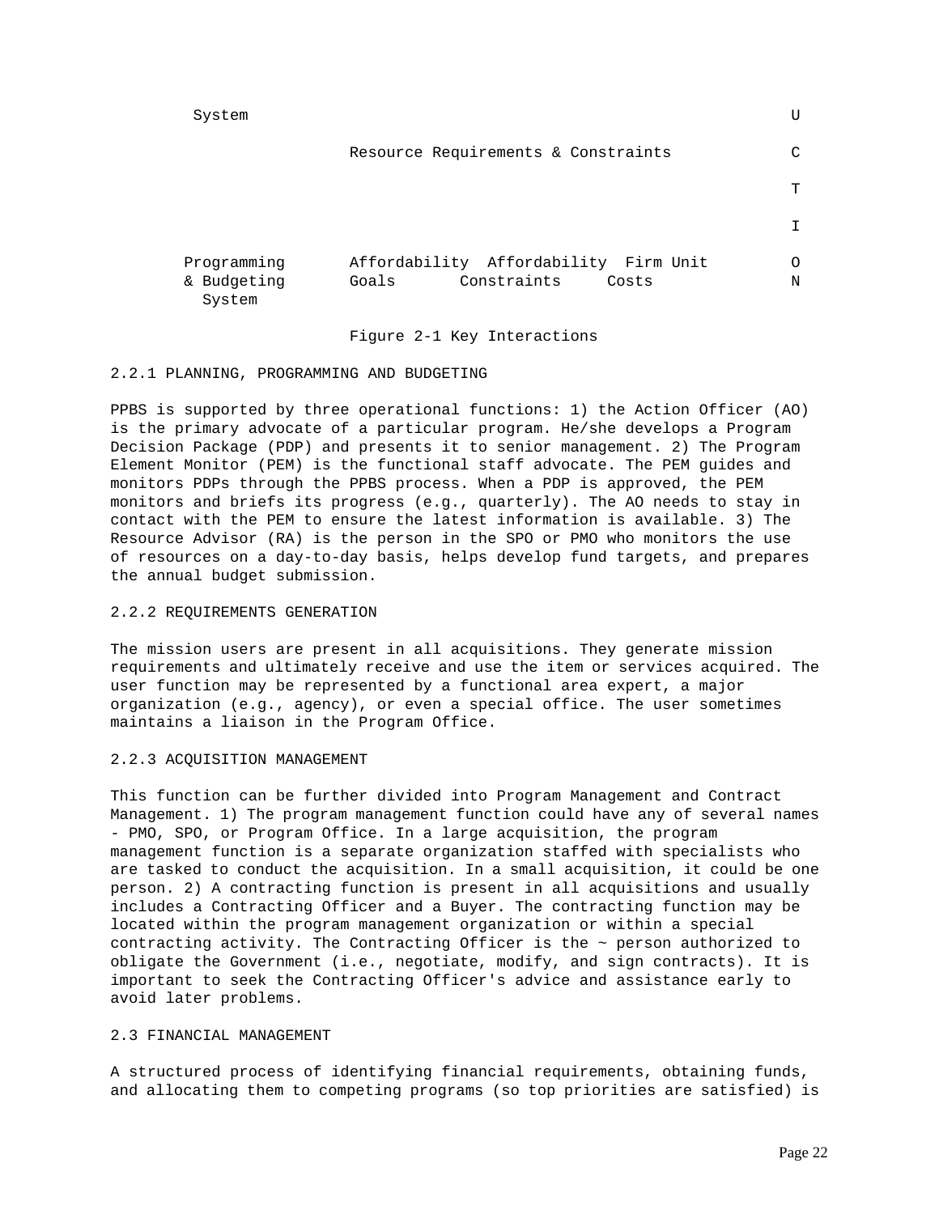```
 System                                                                U

                 Resource Requirements & Constraints                   C

                                                                       T

                                                                       I

Programming      Affordability  Affordability  Firm Unit               O
& Budgeting      Goals       Constraints     Costs                     N
  System
```

Figure 2-1 Key Interactions

### 2.2.1 PLANNING, PROGRAMMING AND BUDGETING

PPBS is supported by three operational functions: 1) the Action Officer (AO) is the primary advocate of a particular program. He/she develops a Program Decision Package (PDP) and presents it to senior management. 2) The Program Element Monitor (PEM) is the functional staff advocate. The PEM guides and monitors PDPs through the PPBS process. When a PDP is approved, the PEM monitors and briefs its progress (e.g., quarterly). The AO needs to stay in contact with the PEM to ensure the latest information is available. 3) The Resource Advisor (RA) is the person in the SPO or PMO who monitors the use of resources on a day-to-day basis, helps develop fund targets, and prepares the annual budget submission.

### 2.2.2 REQUIREMENTS GENERATION

The mission users are present in all acquisitions. They generate mission requirements and ultimately receive and use the item or services acquired. The user function may be represented by a functional area expert, a major organization (e.g., agency), or even a special office. The user sometimes maintains a liaison in the Program Office.

### 2.2.3 ACQUISITION MANAGEMENT

This function can be further divided into Program Management and Contract Management. 1) The program management function could have any of several names - PMO, SPO, or Program Office. In a large acquisition, the program management function is a separate organization staffed with specialists who are tasked to conduct the acquisition. In a small acquisition, it could be one person. 2) A contracting function is present in all acquisitions and usually includes a Contracting Officer and a Buyer. The contracting function may be located within the program management organization or within a special contracting activity. The Contracting Officer is the ~ person authorized to obligate the Government (i.e., negotiate, modify, and sign contracts). It is important to seek the Contracting Officer's advice and assistance early to avoid later problems.

## 2.3 FINANCIAL MANAGEMENT

A structured process of identifying financial requirements, obtaining funds, and allocating them to competing programs (so top priorities are satisfied) is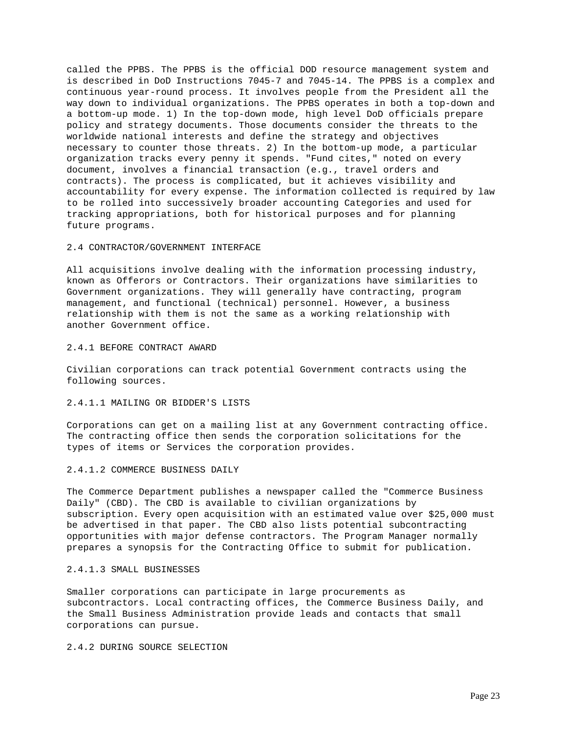called the PPBS. The PPBS is the official DOD resource management system and is described in DoD Instructions 7045-7 and 7045-14. The PPBS is a complex and continuous year-round process. It involves people from the President all the way down to individual organizations. The PPBS operates in both a top-down and a bottom-up mode. 1) In the top-down mode, high level DoD officials prepare policy and strategy documents. Those documents consider the threats to the worldwide national interests and define the strategy and objectives necessary to counter those threats. 2) In the bottom-up mode, a particular organization tracks every penny it spends. "Fund cites," noted on every document, involves a financial transaction (e.g., travel orders and contracts). The process is complicated, but it achieves visibility and accountability for every expense. The information collected is required by law to be rolled into successively broader accounting Categories and used for tracking appropriations, both for historical purposes and for planning future programs.

## 2.4 CONTRACTOR/GOVERNMENT INTERFACE

All acquisitions involve dealing with the information processing industry, known as Offerors or Contractors. Their organizations have similarities to Government organizations. They will generally have contracting, program management, and functional (technical) personnel. However, a business relationship with them is not the same as a working relationship with another Government office.

### 2.4.1 BEFORE CONTRACT AWARD

Civilian corporations can track potential Government contracts using the following sources.

#### 2.4.1.1 MAILING OR BIDDER'S LISTS

Corporations can get on a mailing list at any Government contracting office. The contracting office then sends the corporation solicitations for the types of items or Services the corporation provides.

#### 2.4.1.2 COMMERCE BUSINESS DAILY

The Commerce Department publishes a newspaper called the "Commerce Business Daily" (CBD). The CBD is available to civilian organizations by subscription. Every open acquisition with an estimated value over $25,000 must be advertised in that paper. The CBD also lists potential subcontracting opportunities with major defense contractors. The Program Manager normally prepares a synopsis for the Contracting Office to submit for publication.

#### 2.4.1.3 SMALL BUSINESSES

Smaller corporations can participate in large procurements as subcontractors. Local contracting offices, the Commerce Business Daily, and the Small Business Administration provide leads and contacts that small corporations can pursue.

### 2.4.2 DURING SOURCE SELECTION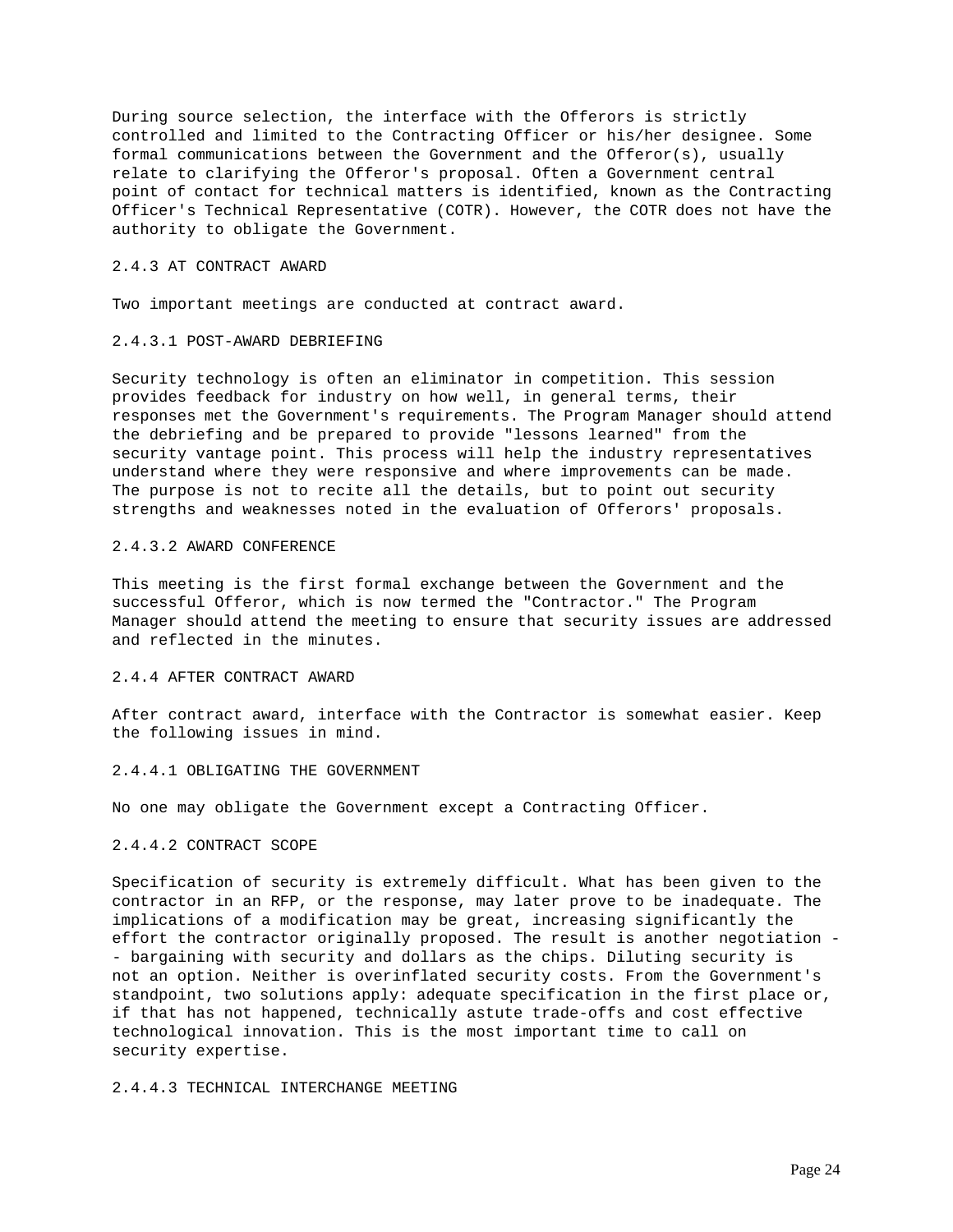During source selection, the interface with the Offerors is strictly controlled and limited to the Contracting Officer or his/her designee. Some formal communications between the Government and the Offeror(s), usually relate to clarifying the Offeror's proposal. Often a Government central point of contact for technical matters is identified, known as the Contracting Officer's Technical Representative (COTR). However, the COTR does not have the authority to obligate the Government.

### 2.4.3 AT CONTRACT AWARD

Two important meetings are conducted at contract award.

#### 2.4.3.1 POST-AWARD DEBRIEFING

Security technology is often an eliminator in competition. This session provides feedback for industry on how well, in general terms, their responses met the Government's requirements. The Program Manager should attend the debriefing and be prepared to provide "lessons learned" from the security vantage point. This process will help the industry representatives understand where they were responsive and where improvements can be made. The purpose is not to recite all the details, but to point out security strengths and weaknesses noted in the evaluation of Offerors' proposals.

#### 2.4.3.2 AWARD CONFERENCE

This meeting is the first formal exchange between the Government and the successful Offeror, which is now termed the "Contractor." The Program Manager should attend the meeting to ensure that security issues are addressed and reflected in the minutes.

### 2.4.4 AFTER CONTRACT AWARD

After contract award, interface with the Contractor is somewhat easier. Keep the following issues in mind.

#### 2.4.4.1 OBLIGATING THE GOVERNMENT

No one may obligate the Government except a Contracting Officer.

#### 2.4.4.2 CONTRACT SCOPE

Specification of security is extremely difficult. What has been given to the contractor in an RFP, or the response, may later prove to be inadequate. The implications of a modification may be great, increasing significantly the effort the contractor originally proposed. The result is another negotiation -- bargaining with security and dollars as the chips. Diluting security is not an option. Neither is overinflated security costs. From the Government's standpoint, two solutions apply: adequate specification in the first place or, if that has not happened, technically astute trade-offs and cost effective technological innovation. This is the most important time to call on security expertise.

#### 2.4.4.3 TECHNICAL INTERCHANGE MEETING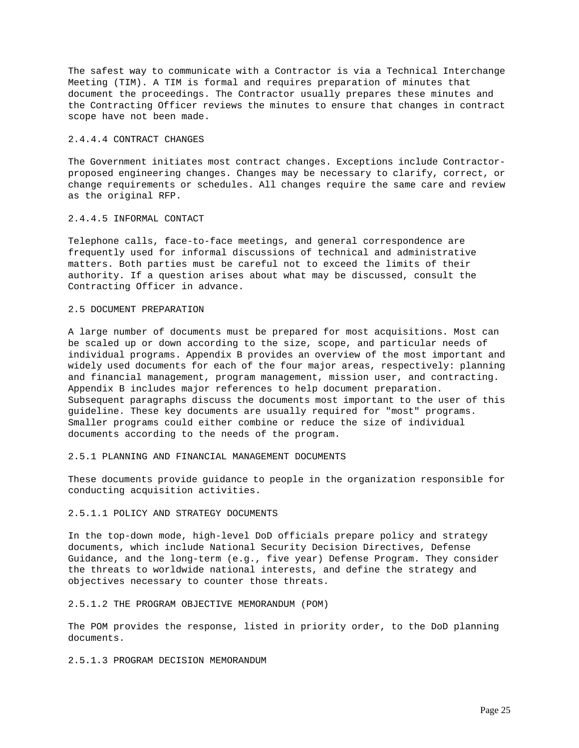The safest way to communicate with a Contractor is via a Technical Interchange Meeting (TIM). A TIM is formal and requires preparation of minutes that document the proceedings. The Contractor usually prepares these minutes and the Contracting Officer reviews the minutes to ensure that changes in contract scope have not been made.

#### 2.4.4.4 CONTRACT CHANGES

The Government initiates most contract changes. Exceptions include Contractor-proposed engineering changes. Changes may be necessary to clarify, correct, or change requirements or schedules. All changes require the same care and review as the original RFP.

#### 2.4.4.5 INFORMAL CONTACT

Telephone calls, face-to-face meetings, and general correspondence are frequently used for informal discussions of technical and administrative matters. Both parties must be careful not to exceed the limits of their authority. If a question arises about what may be discussed, consult the Contracting Officer in advance.

## 2.5 DOCUMENT PREPARATION

A large number of documents must be prepared for most acquisitions. Most can be scaled up or down according to the size, scope, and particular needs of individual programs. Appendix B provides an overview of the most important and widely used documents for each of the four major areas, respectively: planning and financial management, program management, mission user, and contracting. Appendix B includes major references to help document preparation. Subsequent paragraphs discuss the documents most important to the user of this guideline. These key documents are usually required for "most" programs. Smaller programs could either combine or reduce the size of individual documents according to the needs of the program.

### 2.5.1 PLANNING AND FINANCIAL MANAGEMENT DOCUMENTS

These documents provide guidance to people in the organization responsible for conducting acquisition activities.

#### 2.5.1.1 POLICY AND STRATEGY DOCUMENTS

In the top-down mode, high-level DoD officials prepare policy and strategy documents, which include National Security Decision Directives, Defense Guidance, and the long-term (e.g., five year) Defense Program. They consider the threats to worldwide national interests, and define the strategy and objectives necessary to counter those threats.

#### 2.5.1.2 THE PROGRAM OBJECTIVE MEMORANDUM (POM)

The POM provides the response, listed in priority order, to the DoD planning documents.

#### 2.5.1.3 PROGRAM DECISION MEMORANDUM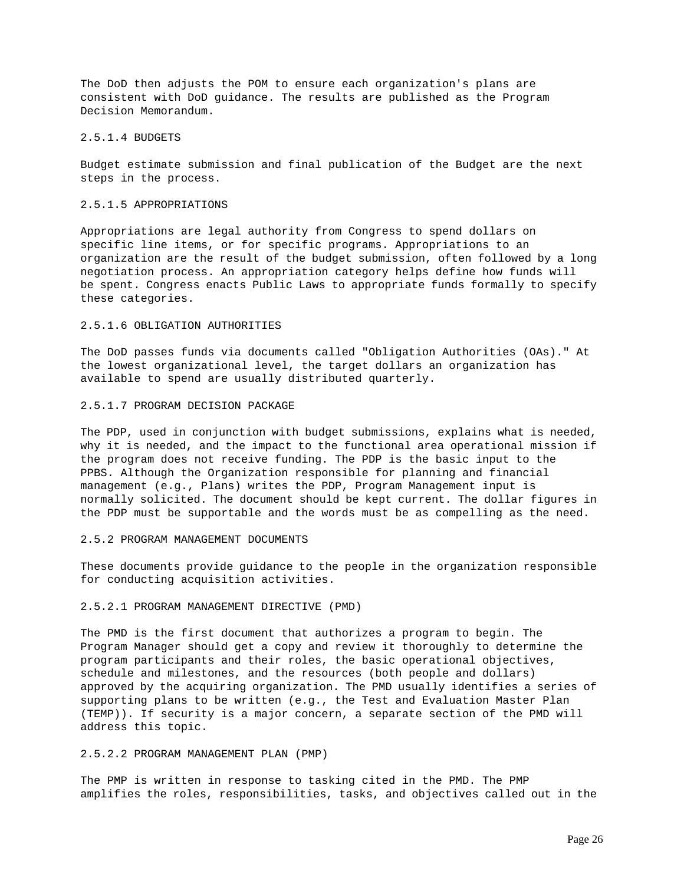The DoD then adjusts the POM to ensure each organization's plans are consistent with DoD guidance. The results are published as the Program Decision Memorandum.

#### 2.5.1.4 BUDGETS

Budget estimate submission and final publication of the Budget are the next steps in the process.

#### 2.5.1.5 APPROPRIATIONS

Appropriations are legal authority from Congress to spend dollars on specific line items, or for specific programs. Appropriations to an organization are the result of the budget submission, often followed by a long negotiation process. An appropriation category helps define how funds will be spent. Congress enacts Public Laws to appropriate funds formally to specify these categories.

#### 2.5.1.6 OBLIGATION AUTHORITIES

The DoD passes funds via documents called "Obligation Authorities (OAs)." At the lowest organizational level, the target dollars an organization has available to spend are usually distributed quarterly.

#### 2.5.1.7 PROGRAM DECISION PACKAGE

The PDP, used in conjunction with budget submissions, explains what is needed, why it is needed, and the impact to the functional area operational mission if the program does not receive funding. The PDP is the basic input to the PPBS. Although the Organization responsible for planning and financial management (e.g., Plans) writes the PDP, Program Management input is normally solicited. The document should be kept current. The dollar figures in the PDP must be supportable and the words must be as compelling as the need.

### 2.5.2 PROGRAM MANAGEMENT DOCUMENTS

These documents provide guidance to the people in the organization responsible for conducting acquisition activities.

#### 2.5.2.1 PROGRAM MANAGEMENT DIRECTIVE (PMD)

The PMD is the first document that authorizes a program to begin. The Program Manager should get a copy and review it thoroughly to determine the program participants and their roles, the basic operational objectives, schedule and milestones, and the resources (both people and dollars) approved by the acquiring organization. The PMD usually identifies a series of supporting plans to be written (e.g., the Test and Evaluation Master Plan (TEMP)). If security is a major concern, a separate section of the PMD will address this topic.

#### 2.5.2.2 PROGRAM MANAGEMENT PLAN (PMP)

The PMP is written in response to tasking cited in the PMD. The PMP amplifies the roles, responsibilities, tasks, and objectives called out in the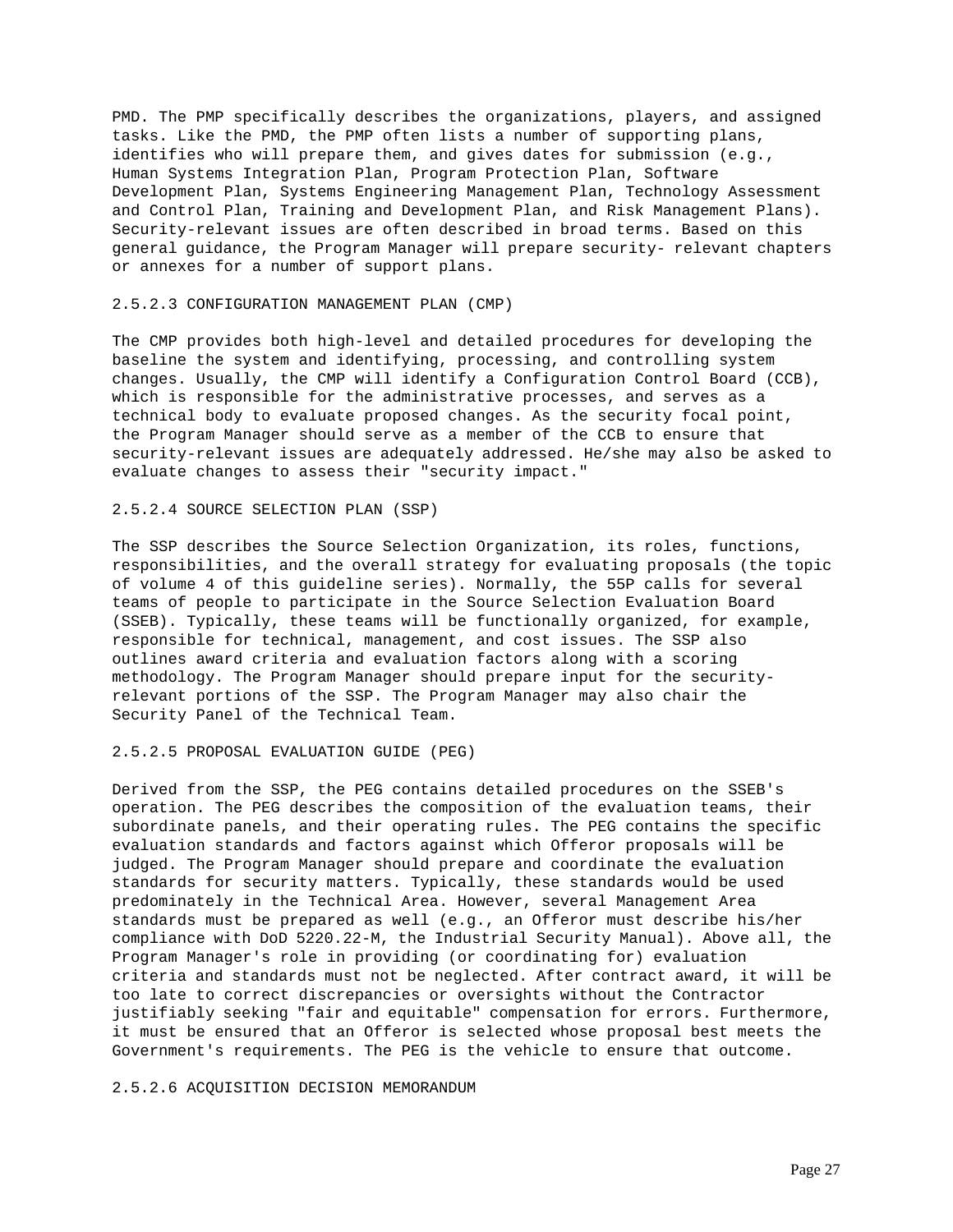PMD. The PMP specifically describes the organizations, players, and assigned tasks. Like the PMD, the PMP often lists a number of supporting plans, identifies who will prepare them, and gives dates for submission (e.g., Human Systems Integration Plan, Program Protection Plan, Software Development Plan, Systems Engineering Management Plan, Technology Assessment and Control Plan, Training and Development Plan, and Risk Management Plans). Security-relevant issues are often described in broad terms. Based on this general guidance, the Program Manager will prepare security- relevant chapters or annexes for a number of support plans.

### 2.5.2.3 CONFIGURATION MANAGEMENT PLAN (CMP)

The CMP provides both high-level and detailed procedures for developing the baseline the system and identifying, processing, and controlling system changes. Usually, the CMP will identify a Configuration Control Board (CCB), which is responsible for the administrative processes, and serves as a technical body to evaluate proposed changes. As the security focal point, the Program Manager should serve as a member of the CCB to ensure that security-relevant issues are adequately addressed. He/she may also be asked to evaluate changes to assess their "security impact."

### 2.5.2.4 SOURCE SELECTION PLAN (SSP)

The SSP describes the Source Selection Organization, its roles, functions, responsibilities, and the overall strategy for evaluating proposals (the topic of volume 4 of this guideline series). Normally, the 55P calls for several teams of people to participate in the Source Selection Evaluation Board (SSEB). Typically, these teams will be functionally organized, for example, responsible for technical, management, and cost issues. The SSP also outlines award criteria and evaluation factors along with a scoring methodology. The Program Manager should prepare input for the security-relevant portions of the SSP. The Program Manager may also chair the Security Panel of the Technical Team.

### 2.5.2.5 PROPOSAL EVALUATION GUIDE (PEG)

Derived from the SSP, the PEG contains detailed procedures on the SSEB's operation. The PEG describes the composition of the evaluation teams, their subordinate panels, and their operating rules. The PEG contains the specific evaluation standards and factors against which Offeror proposals will be judged. The Program Manager should prepare and coordinate the evaluation standards for security matters. Typically, these standards would be used predominately in the Technical Area. However, several Management Area standards must be prepared as well (e.g., an Offeror must describe his/her compliance with DoD 5220.22-M, the Industrial Security Manual). Above all, the Program Manager's role in providing (or coordinating for) evaluation criteria and standards must not be neglected. After contract award, it will be too late to correct discrepancies or oversights without the Contractor justifiably seeking "fair and equitable" compensation for errors. Furthermore, it must be ensured that an Offeror is selected whose proposal best meets the Government's requirements. The PEG is the vehicle to ensure that outcome.

### 2.5.2.6 ACQUISITION DECISION MEMORANDUM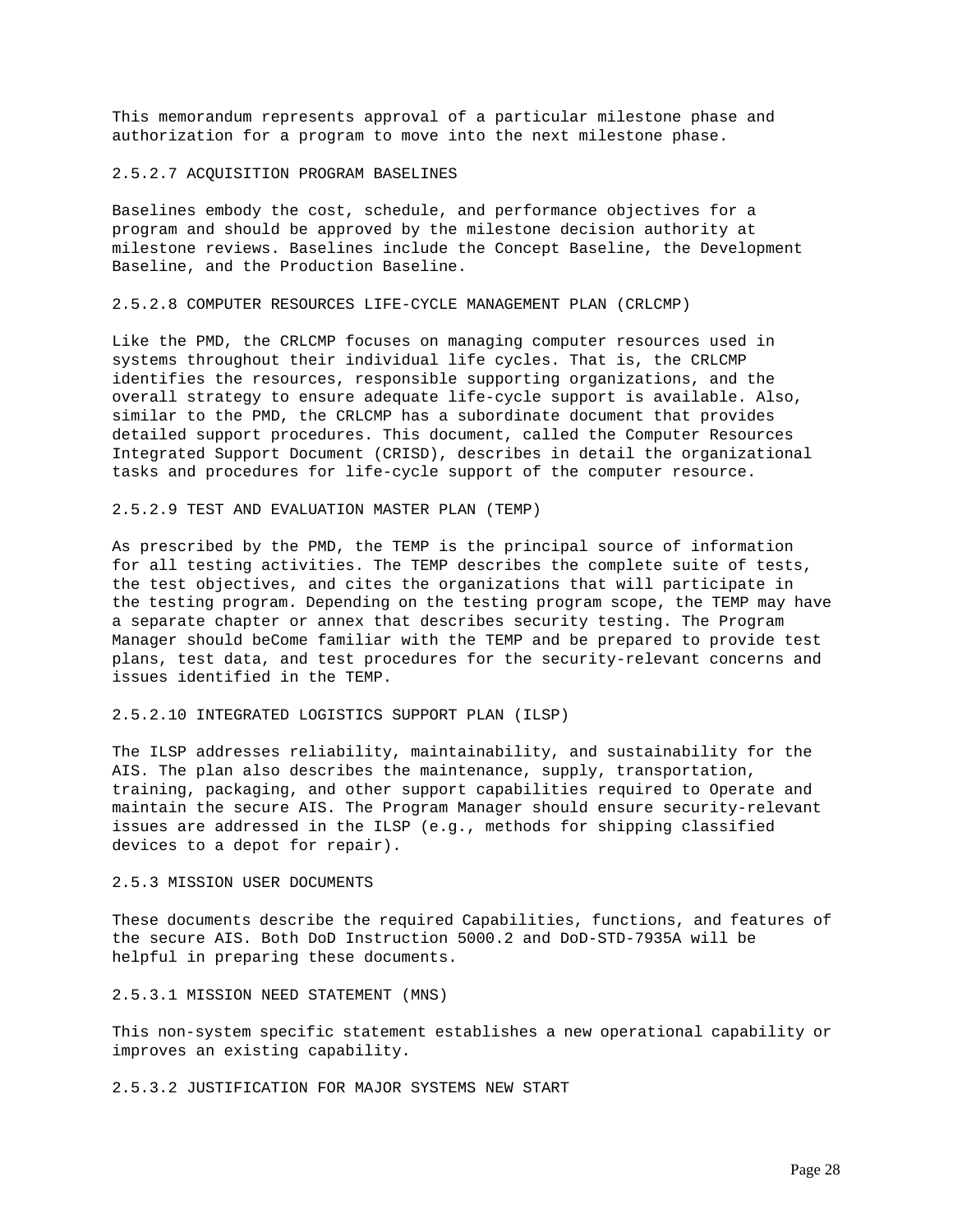This memorandum represents approval of a particular milestone phase and authorization for a program to move into the next milestone phase.

#### 2.5.2.7 ACQUISITION PROGRAM BASELINES

Baselines embody the cost, schedule, and performance objectives for a program and should be approved by the milestone decision authority at milestone reviews. Baselines include the Concept Baseline, the Development Baseline, and the Production Baseline.

#### 2.5.2.8 COMPUTER RESOURCES LIFE-CYCLE MANAGEMENT PLAN (CRLCMP)

Like the PMD, the CRLCMP focuses on managing computer resources used in systems throughout their individual life cycles. That is, the CRLCMP identifies the resources, responsible supporting organizations, and the overall strategy to ensure adequate life-cycle support is available. Also, similar to the PMD, the CRLCMP has a subordinate document that provides detailed support procedures. This document, called the Computer Resources Integrated Support Document (CRISD), describes in detail the organizational tasks and procedures for life-cycle support of the computer resource.

#### 2.5.2.9 TEST AND EVALUATION MASTER PLAN (TEMP)

As prescribed by the PMD, the TEMP is the principal source of information for all testing activities. The TEMP describes the complete suite of tests, the test objectives, and cites the organizations that will participate in the testing program. Depending on the testing program scope, the TEMP may have a separate chapter or annex that describes security testing. The Program Manager should beCome familiar with the TEMP and be prepared to provide test plans, test data, and test procedures for the security-relevant concerns and issues identified in the TEMP.

#### 2.5.2.10 INTEGRATED LOGISTICS SUPPORT PLAN (ILSP)

The ILSP addresses reliability, maintainability, and sustainability for the AIS. The plan also describes the maintenance, supply, transportation, training, packaging, and other support capabilities required to Operate and maintain the secure AIS. The Program Manager should ensure security-relevant issues are addressed in the ILSP (e.g., methods for shipping classified devices to a depot for repair).

### 2.5.3 MISSION USER DOCUMENTS

These documents describe the required Capabilities, functions, and features of the secure AIS. Both DoD Instruction 5000.2 and DoD-STD-7935A will be helpful in preparing these documents.

#### 2.5.3.1 MISSION NEED STATEMENT (MNS)

This non-system specific statement establishes a new operational capability or improves an existing capability.

#### 2.5.3.2 JUSTIFICATION FOR MAJOR SYSTEMS NEW START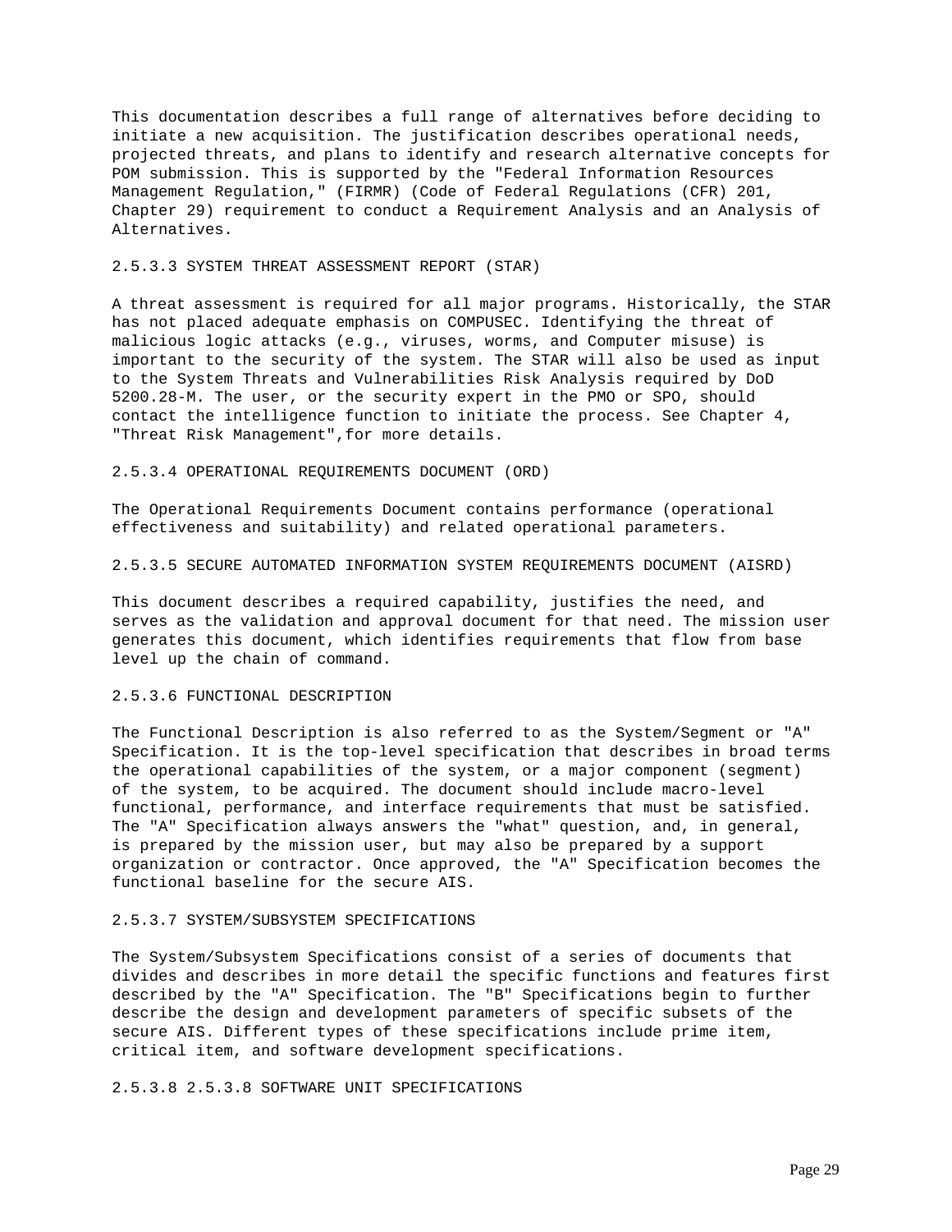This documentation describes a full range of alternatives before deciding to initiate a new acquisition. The justification describes operational needs, projected threats, and plans to identify and research alternative concepts for POM submission. This is supported by the "Federal Information Resources Management Regulation," (FIRMR) (Code of Federal Regulations (CFR) 201, Chapter 29) requirement to conduct a Requirement Analysis and an Analysis of Alternatives.

### 2.5.3.3 SYSTEM THREAT ASSESSMENT REPORT (STAR)

A threat assessment is required for all major programs. Historically, the STAR has not placed adequate emphasis on COMPUSEC. Identifying the threat of malicious logic attacks (e.g., viruses, worms, and Computer misuse) is important to the security of the system. The STAR will also be used as input to the System Threats and Vulnerabilities Risk Analysis required by DoD 5200.28-M. The user, or the security expert in the PMO or SPO, should contact the intelligence function to initiate the process. See Chapter 4, "Threat Risk Management",for more details.

### 2.5.3.4 OPERATIONAL REQUIREMENTS DOCUMENT (ORD)

The Operational Requirements Document contains performance (operational effectiveness and suitability) and related operational parameters.

### 2.5.3.5 SECURE AUTOMATED INFORMATION SYSTEM REQUIREMENTS DOCUMENT (AISRD)

This document describes a required capability, justifies the need, and serves as the validation and approval document for that need. The mission user generates this document, which identifies requirements that flow from base level up the chain of command.

### 2.5.3.6 FUNCTIONAL DESCRIPTION

The Functional Description is also referred to as the System/Segment or "A" Specification. It is the top-level specification that describes in broad terms the operational capabilities of the system, or a major component (segment) of the system, to be acquired. The document should include macro-level functional, performance, and interface requirements that must be satisfied. The "A" Specification always answers the "what" question, and, in general, is prepared by the mission user, but may also be prepared by a support organization or contractor. Once approved, the "A" Specification becomes the functional baseline for the secure AIS.

### 2.5.3.7 SYSTEM/SUBSYSTEM SPECIFICATIONS

The System/Subsystem Specifications consist of a series of documents that divides and describes in more detail the specific functions and features first described by the "A" Specification. The "B" Specifications begin to further describe the design and development parameters of specific subsets of the secure AIS. Different types of these specifications include prime item, critical item, and software development specifications.

### 2.5.3.8 2.5.3.8 SOFTWARE UNIT SPECIFICATIONS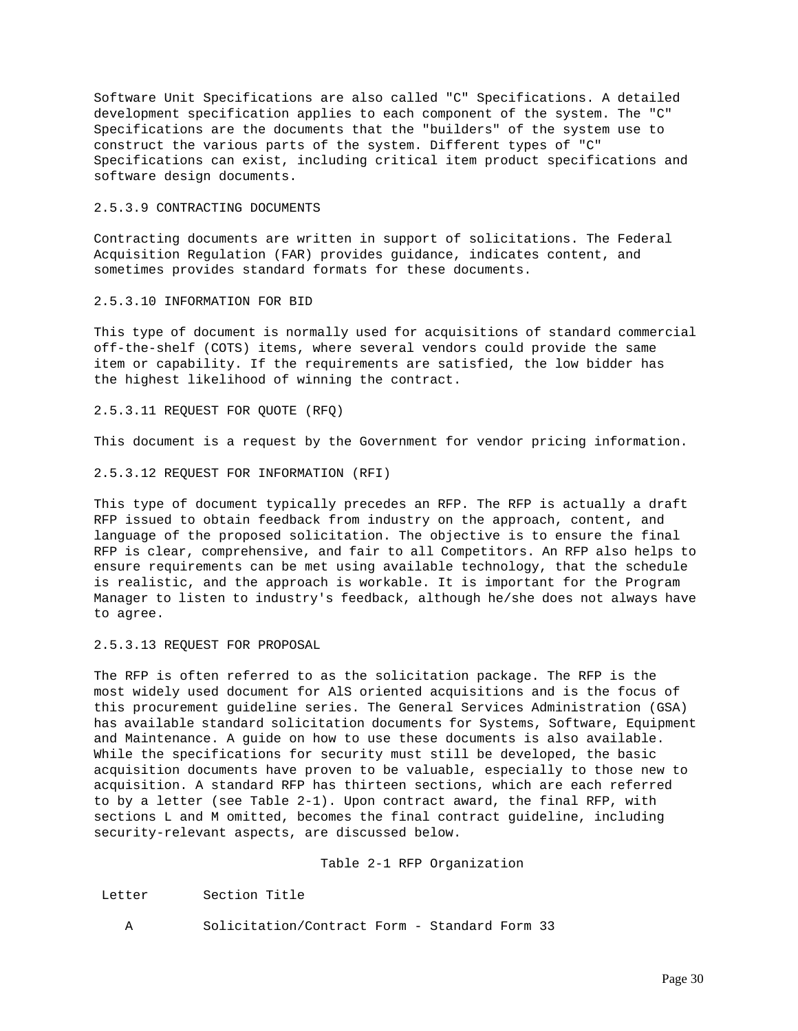Software Unit Specifications are also called "C" Specifications. A detailed development specification applies to each component of the system. The "C" Specifications are the documents that the "builders" of the system use to construct the various parts of the system. Different types of "C" Specifications can exist, including critical item product specifications and software design documents.

### 2.5.3.9 CONTRACTING DOCUMENTS

Contracting documents are written in support of solicitations. The Federal Acquisition Regulation (FAR) provides guidance, indicates content, and sometimes provides standard formats for these documents.

### 2.5.3.10 INFORMATION FOR BID

This type of document is normally used for acquisitions of standard commercial off-the-shelf (COTS) items, where several vendors could provide the same item or capability. If the requirements are satisfied, the low bidder has the highest likelihood of winning the contract.

### 2.5.3.11 REQUEST FOR QUOTE (RFQ)

This document is a request by the Government for vendor pricing information.

### 2.5.3.12 REQUEST FOR INFORMATION (RFI)

This type of document typically precedes an RFP. The RFP is actually a draft RFP issued to obtain feedback from industry on the approach, content, and language of the proposed solicitation. The objective is to ensure the final RFP is clear, comprehensive, and fair to all Competitors. An RFP also helps to ensure requirements can be met using available technology, that the schedule is realistic, and the approach is workable. It is important for the Program Manager to listen to industry's feedback, although he/she does not always have to agree.

### 2.5.3.13 REQUEST FOR PROPOSAL

The RFP is often referred to as the solicitation package. The RFP is the most widely used document for AlS oriented acquisitions and is the focus of this procurement guideline series. The General Services Administration (GSA) has available standard solicitation documents for Systems, Software, Equipment and Maintenance. A guide on how to use these documents is also available. While the specifications for security must still be developed, the basic acquisition documents have proven to be valuable, especially to those new to acquisition. A standard RFP has thirteen sections, which are each referred to by a letter (see Table 2-1). Upon contract award, the final RFP, with sections L and M omitted, becomes the final contract guideline, including security-relevant aspects, are discussed below.

Table 2-1 RFP Organization

| Letter | Section Title |
|---|---|
| A | Solicitation/Contract Form - Standard Form 33 |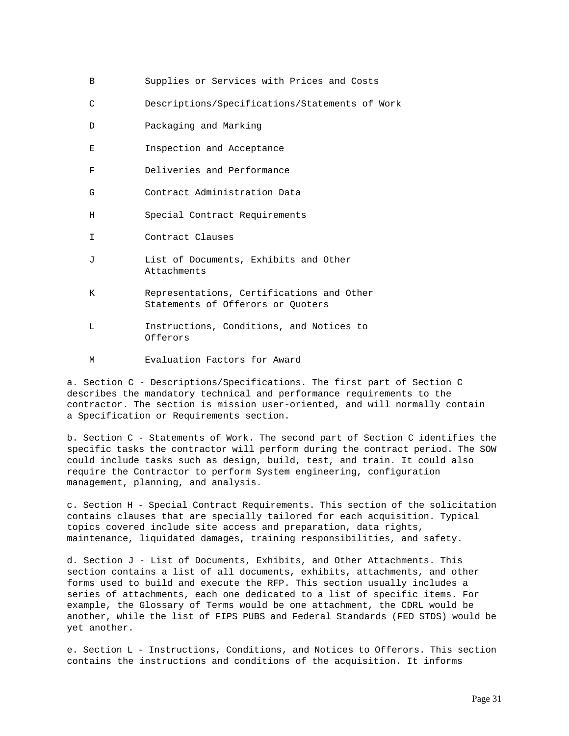| | |
|---|---|
| B | Supplies or Services with Prices and Costs |
| C | Descriptions/Specifications/Statements of Work |
| D | Packaging and Marking |
| E | Inspection and Acceptance |
| F | Deliveries and Performance |
| G | Contract Administration Data |
| H | Special Contract Requirements |
| I | Contract Clauses |
| J | List of Documents, Exhibits and Other Attachments |
| K | Representations, Certifications and Other Statements of Offerors or Quoters |
| L | Instructions, Conditions, and Notices to Offerors |
| M | Evaluation Factors for Award |

a. Section C - Descriptions/Specifications. The first part of Section C describes the mandatory technical and performance requirements to the contractor. The section is mission user-oriented, and will normally contain a Specification or Requirements section.

b. Section C - Statements of Work. The second part of Section C identifies the specific tasks the contractor will perform during the contract period. The SOW could include tasks such as design, build, test, and train. It could also require the Contractor to perform System engineering, configuration management, planning, and analysis.

c. Section H - Special Contract Requirements. This section of the solicitation contains clauses that are specially tailored for each acquisition. Typical topics covered include site access and preparation, data rights, maintenance, liquidated damages, training responsibilities, and safety.

d. Section J - List of Documents, Exhibits, and Other Attachments. This section contains a list of all documents, exhibits, attachments, and other forms used to build and execute the RFP. This section usually includes a series of attachments, each one dedicated to a list of specific items. For example, the Glossary of Terms would be one attachment, the CDRL would be another, while the list of FIPS PUBS and Federal Standards (FED STDS) would be yet another.

e. Section L - Instructions, Conditions, and Notices to Offerors. This section contains the instructions and conditions of the acquisition. It informs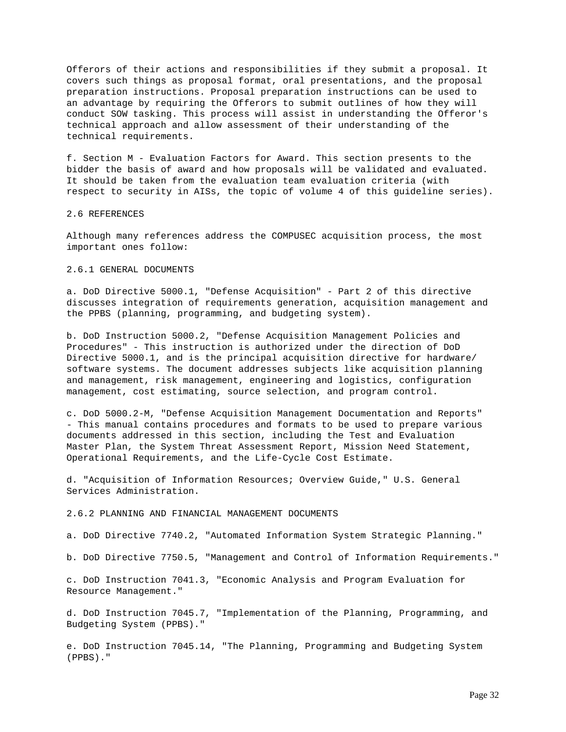Offerors of their actions and responsibilities if they submit a proposal. It covers such things as proposal format, oral presentations, and the proposal preparation instructions. Proposal preparation instructions can be used to an advantage by requiring the Offerors to submit outlines of how they will conduct SOW tasking. This process will assist in understanding the Offeror's technical approach and allow assessment of their understanding of the technical requirements.

f. Section M - Evaluation Factors for Award. This section presents to the bidder the basis of award and how proposals will be validated and evaluated. It should be taken from the evaluation team evaluation criteria (with respect to security in AISs, the topic of volume 4 of this guideline series).

## 2.6 REFERENCES

Although many references address the COMPUSEC acquisition process, the most important ones follow:

### 2.6.1 GENERAL DOCUMENTS

a. DoD Directive 5000.1, "Defense Acquisition" - Part 2 of this directive discusses integration of requirements generation, acquisition management and the PPBS (planning, programming, and budgeting system).

b. DoD Instruction 5000.2, "Defense Acquisition Management Policies and Procedures" - This instruction is authorized under the direction of DoD Directive 5000.1, and is the principal acquisition directive for hardware/ software systems. The document addresses subjects like acquisition planning and management, risk management, engineering and logistics, configuration management, cost estimating, source selection, and program control.

c. DoD 5000.2-M, "Defense Acquisition Management Documentation and Reports" - This manual contains procedures and formats to be used to prepare various documents addressed in this section, including the Test and Evaluation Master Plan, the System Threat Assessment Report, Mission Need Statement, Operational Requirements, and the Life-Cycle Cost Estimate.

d. "Acquisition of Information Resources; Overview Guide," U.S. General Services Administration.

### 2.6.2 PLANNING AND FINANCIAL MANAGEMENT DOCUMENTS

a. DoD Directive 7740.2, "Automated Information System Strategic Planning."

b. DoD Directive 7750.5, "Management and Control of Information Requirements."

c. DoD Instruction 7041.3, "Economic Analysis and Program Evaluation for Resource Management."

d. DoD Instruction 7045.7, "Implementation of the Planning, Programming, and Budgeting System (PPBS)."

e. DoD Instruction 7045.14, "The Planning, Programming and Budgeting System (PPBS)."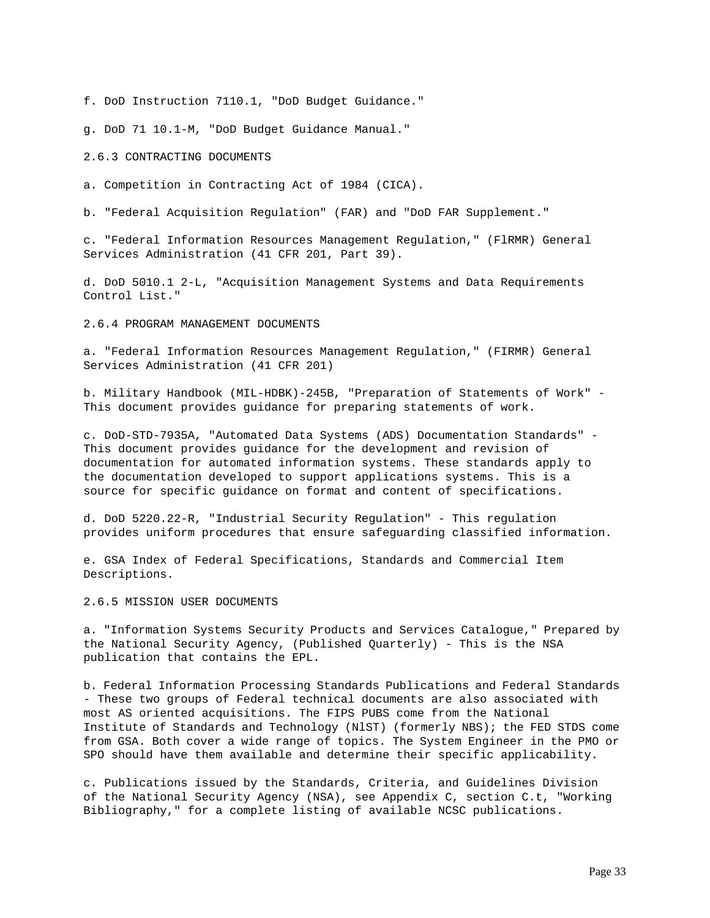f. DoD Instruction 7110.1, "DoD Budget Guidance."

g. DoD 71 10.1-M, "DoD Budget Guidance Manual."

2.6.3 CONTRACTING DOCUMENTS

a. Competition in Contracting Act of 1984 (CICA).

b. "Federal Acquisition Regulation" (FAR) and "DoD FAR Supplement."

c. "Federal Information Resources Management Regulation," (FlRMR) General Services Administration (41 CFR 201, Part 39).

d. DoD 5010.1 2-L, "Acquisition Management Systems and Data Requirements Control List."

2.6.4 PROGRAM MANAGEMENT DOCUMENTS

a. "Federal Information Resources Management Regulation," (FIRMR) General Services Administration (41 CFR 201)

b. Military Handbook (MIL-HDBK)-245B, "Preparation of Statements of Work" - This document provides guidance for preparing statements of work.

c. DoD-STD-7935A, "Automated Data Systems (ADS) Documentation Standards" - This document provides guidance for the development and revision of documentation for automated information systems. These standards apply to the documentation developed to support applications systems. This is a source for specific guidance on format and content of specifications.

d. DoD 5220.22-R, "Industrial Security Regulation" - This regulation provides uniform procedures that ensure safeguarding classified information.

e. GSA Index of Federal Specifications, Standards and Commercial Item Descriptions.

2.6.5 MISSION USER DOCUMENTS

a. "Information Systems Security Products and Services Catalogue," Prepared by the National Security Agency, (Published Quarterly) - This is the NSA publication that contains the EPL.

b. Federal Information Processing Standards Publications and Federal Standards - These two groups of Federal technical documents are also associated with most AS oriented acquisitions. The FIPS PUBS come from the National Institute of Standards and Technology (NlST) (formerly NBS); the FED STDS come from GSA. Both cover a wide range of topics. The System Engineer in the PMO or SPO should have them available and determine their specific applicability.

c. Publications issued by the Standards, Criteria, and Guidelines Division of the National Security Agency (NSA), see Appendix C, section C.t, "Working Bibliography," for a complete listing of available NCSC publications.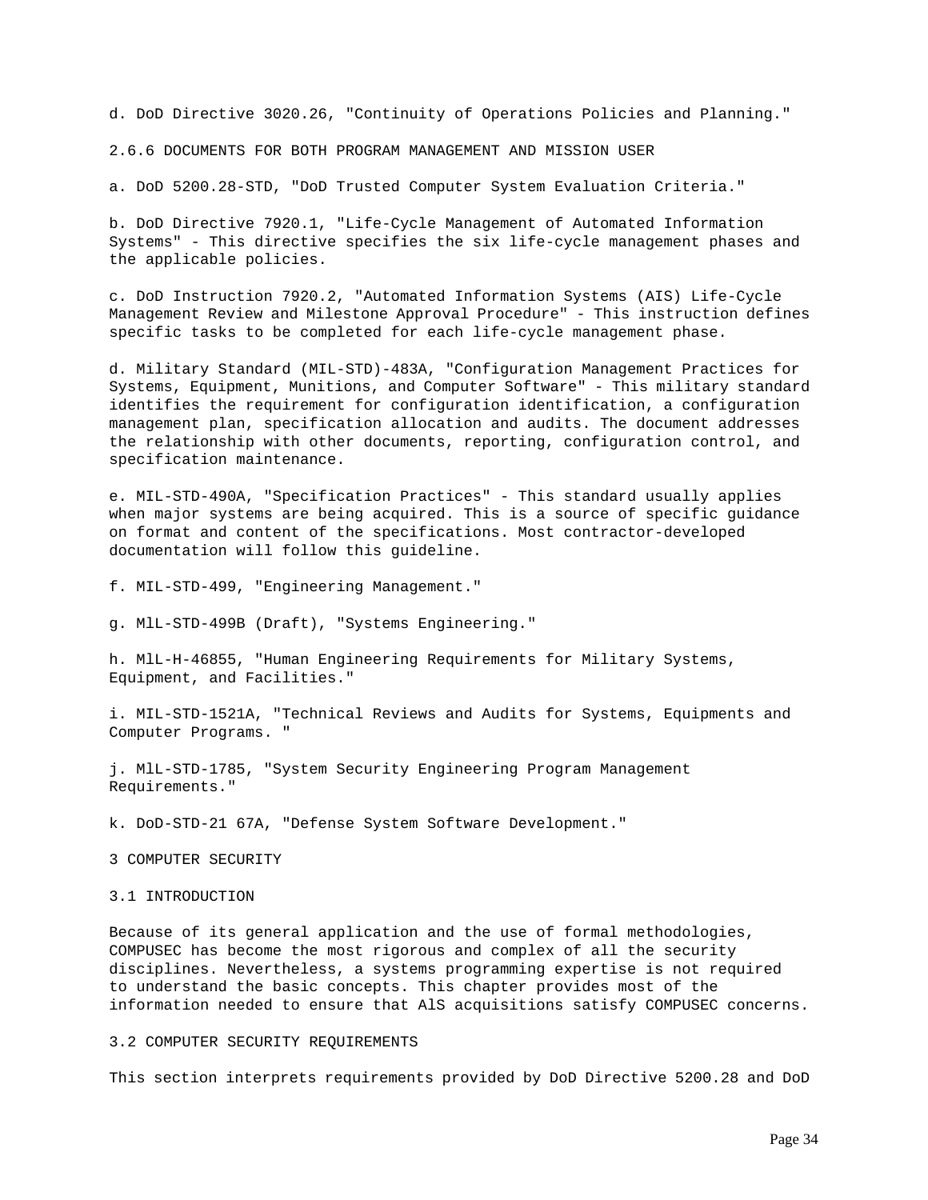d. DoD Directive 3020.26, "Continuity of Operations Policies and Planning."

### 2.6.6 DOCUMENTS FOR BOTH PROGRAM MANAGEMENT AND MISSION USER

a. DoD 5200.28-STD, "DoD Trusted Computer System Evaluation Criteria."

b. DoD Directive 7920.1, "Life-Cycle Management of Automated Information Systems" - This directive specifies the six life-cycle management phases and the applicable policies.

c. DoD Instruction 7920.2, "Automated Information Systems (AIS) Life-Cycle Management Review and Milestone Approval Procedure" - This instruction defines specific tasks to be completed for each life-cycle management phase.

d. Military Standard (MIL-STD)-483A, "Configuration Management Practices for Systems, Equipment, Munitions, and Computer Software" - This military standard identifies the requirement for configuration identification, a configuration management plan, specification allocation and audits. The document addresses the relationship with other documents, reporting, configuration control, and specification maintenance.

e. MIL-STD-490A, "Specification Practices" - This standard usually applies when major systems are being acquired. This is a source of specific guidance on format and content of the specifications. Most contractor-developed documentation will follow this guideline.

f. MIL-STD-499, "Engineering Management."

g. MlL-STD-499B (Draft), "Systems Engineering."

h. MlL-H-46855, "Human Engineering Requirements for Military Systems, Equipment, and Facilities."

i. MIL-STD-1521A, "Technical Reviews and Audits for Systems, Equipments and Computer Programs. "

j. MlL-STD-1785, "System Security Engineering Program Management Requirements."

k. DoD-STD-21 67A, "Defense System Software Development."

# 3 COMPUTER SECURITY

## 3.1 INTRODUCTION

Because of its general application and the use of formal methodologies, COMPUSEC has become the most rigorous and complex of all the security disciplines. Nevertheless, a systems programming expertise is not required to understand the basic concepts. This chapter provides most of the information needed to ensure that AlS acquisitions satisfy COMPUSEC concerns.

## 3.2 COMPUTER SECURITY REQUIREMENTS

This section interprets requirements provided by DoD Directive 5200.28 and DoD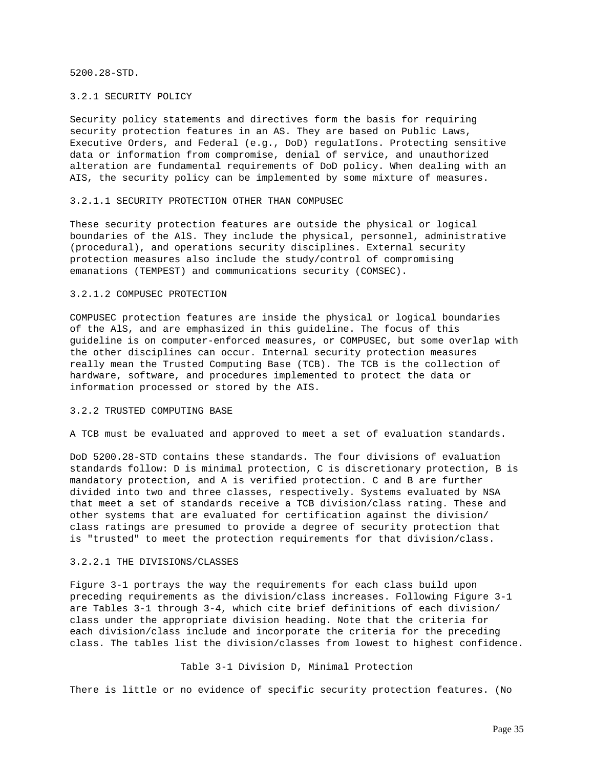5200.28-STD.

### 3.2.1 SECURITY POLICY

Security policy statements and directives form the basis for requiring security protection features in an AS. They are based on Public Laws, Executive Orders, and Federal (e.g., DoD) regulatIons. Protecting sensitive data or information from compromise, denial of service, and unauthorized alteration are fundamental requirements of DoD policy. When dealing with an AIS, the security policy can be implemented by some mixture of measures.

#### 3.2.1.1 SECURITY PROTECTION OTHER THAN COMPUSEC

These security protection features are outside the physical or logical boundaries of the AlS. They include the physical, personnel, administrative (procedural), and operations security disciplines. External security protection measures also include the study/control of compromising emanations (TEMPEST) and communications security (COMSEC).

#### 3.2.1.2 COMPUSEC PROTECTION

COMPUSEC protection features are inside the physical or logical boundaries of the AlS, and are emphasized in this guideline. The focus of this guideline is on computer-enforced measures, or COMPUSEC, but some overlap with the other disciplines can occur. Internal security protection measures really mean the Trusted Computing Base (TCB). The TCB is the collection of hardware, software, and procedures implemented to protect the data or information processed or stored by the AIS.

### 3.2.2 TRUSTED COMPUTING BASE

A TCB must be evaluated and approved to meet a set of evaluation standards.

DoD 5200.28-STD contains these standards. The four divisions of evaluation standards follow: D is minimal protection, C is discretionary protection, B is mandatory protection, and A is verified protection. C and B are further divided into two and three classes, respectively. Systems evaluated by NSA that meet a set of standards receive a TCB division/class rating. These and other systems that are evaluated for certification against the division/ class ratings are presumed to provide a degree of security protection that is "trusted" to meet the protection requirements for that division/class.

#### 3.2.2.1 THE DIVISIONS/CLASSES

Figure 3-1 portrays the way the requirements for each class build upon preceding requirements as the division/class increases. Following Figure 3-1 are Tables 3-1 through 3-4, which cite brief definitions of each division/ class under the appropriate division heading. Note that the criteria for each division/class include and incorporate the criteria for the preceding class. The tables list the division/classes from lowest to highest confidence.

Table 3-1 Division D, Minimal Protection

There is little or no evidence of specific security protection features. (No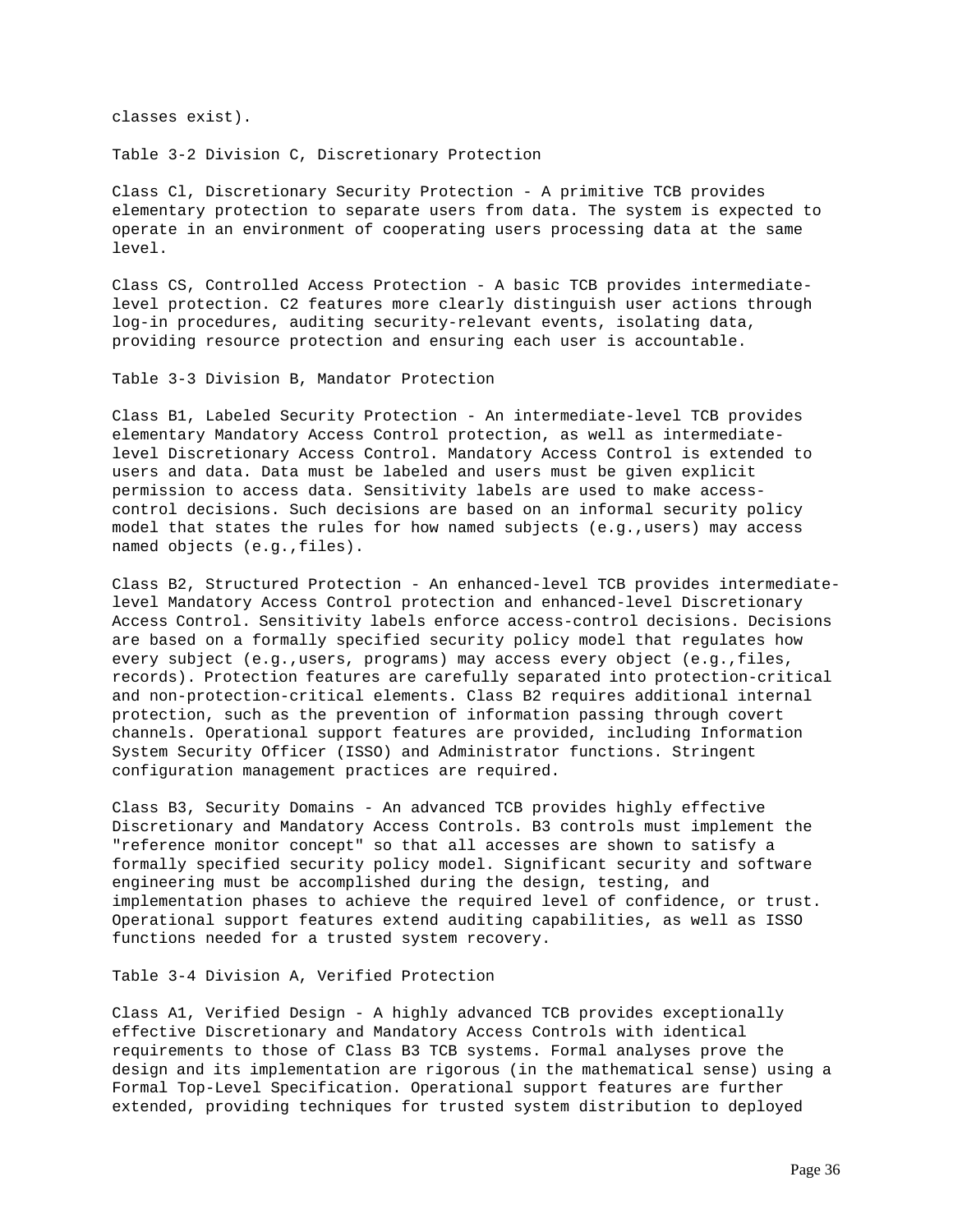classes exist).

Table 3-2 Division C, Discretionary Protection

Class Cl, Discretionary Security Protection - A primitive TCB provides elementary protection to separate users from data. The system is expected to operate in an environment of cooperating users processing data at the same level.

Class CS, Controlled Access Protection - A basic TCB provides intermediate-level protection. C2 features more clearly distinguish user actions through log-in procedures, auditing security-relevant events, isolating data, providing resource protection and ensuring each user is accountable.

Table 3-3 Division B, Mandator Protection

Class B1, Labeled Security Protection - An intermediate-level TCB provides elementary Mandatory Access Control protection, as well as intermediate-level Discretionary Access Control. Mandatory Access Control is extended to users and data. Data must be labeled and users must be given explicit permission to access data. Sensitivity labels are used to make access-control decisions. Such decisions are based on an informal security policy model that states the rules for how named subjects (e.g.,users) may access named objects (e.g.,files).

Class B2, Structured Protection - An enhanced-level TCB provides intermediate-level Mandatory Access Control protection and enhanced-level Discretionary Access Control. Sensitivity labels enforce access-control decisions. Decisions are based on a formally specified security policy model that regulates how every subject (e.g.,users, programs) may access every object (e.g.,files, records). Protection features are carefully separated into protection-critical and non-protection-critical elements. Class B2 requires additional internal protection, such as the prevention of information passing through covert channels. Operational support features are provided, including Information System Security Officer (ISSO) and Administrator functions. Stringent configuration management practices are required.

Class B3, Security Domains - An advanced TCB provides highly effective Discretionary and Mandatory Access Controls. B3 controls must implement the "reference monitor concept" so that all accesses are shown to satisfy a formally specified security policy model. Significant security and software engineering must be accomplished during the design, testing, and implementation phases to achieve the required level of confidence, or trust. Operational support features extend auditing capabilities, as well as ISSO functions needed for a trusted system recovery.

Table 3-4 Division A, Verified Protection

Class A1, Verified Design - A highly advanced TCB provides exceptionally effective Discretionary and Mandatory Access Controls with identical requirements to those of Class B3 TCB systems. Formal analyses prove the design and its implementation are rigorous (in the mathematical sense) using a Formal Top-Level Specification. Operational support features are further extended, providing techniques for trusted system distribution to deployed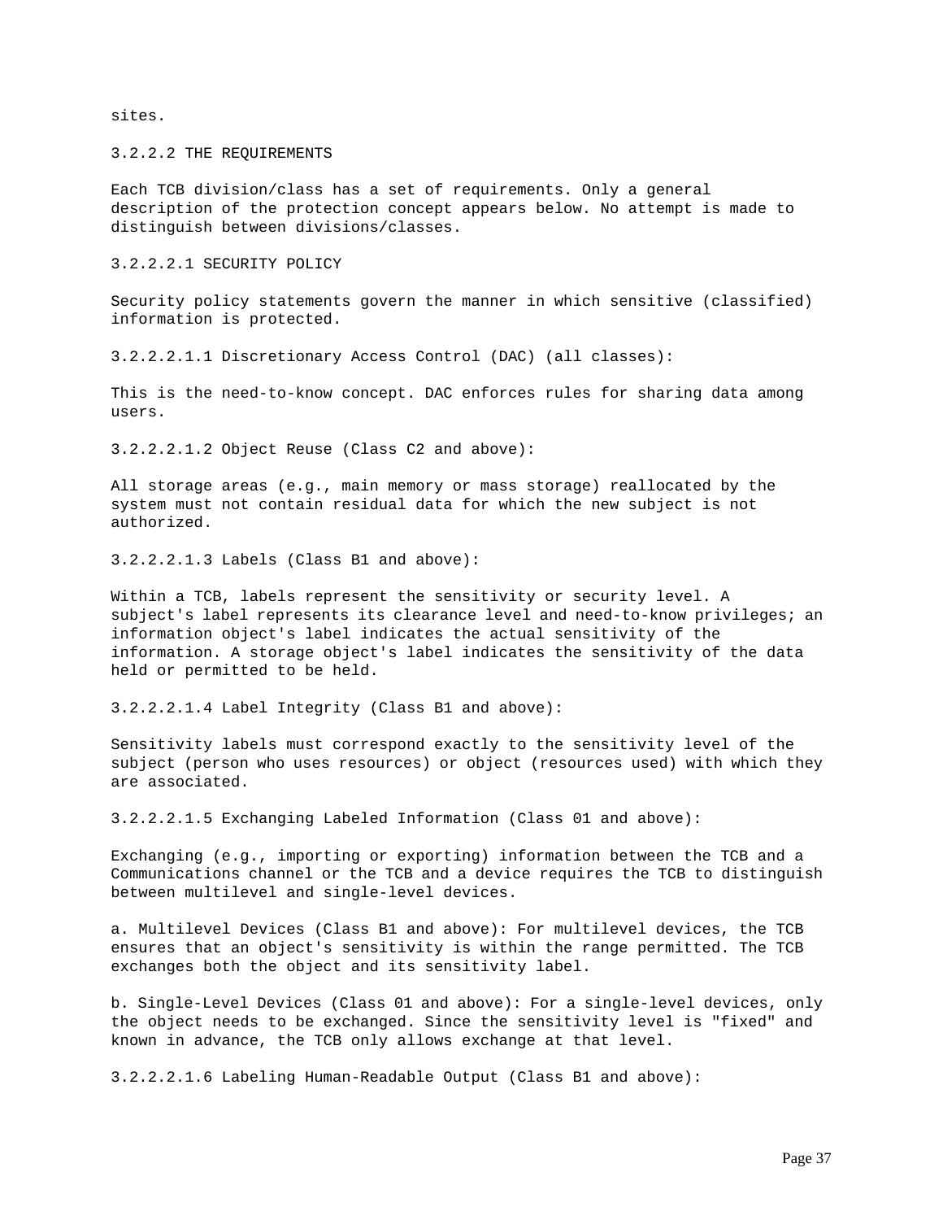sites.

### 3.2.2.2 THE REQUIREMENTS

Each TCB division/class has a set of requirements. Only a general description of the protection concept appears below. No attempt is made to distinguish between divisions/classes.

#### 3.2.2.2.1 SECURITY POLICY

Security policy statements govern the manner in which sensitive (classified) information is protected.

##### 3.2.2.2.1.1 Discretionary Access Control (DAC) (all classes):

This is the need-to-know concept. DAC enforces rules for sharing data among users.

##### 3.2.2.2.1.2 Object Reuse (Class C2 and above):

All storage areas (e.g., main memory or mass storage) reallocated by the system must not contain residual data for which the new subject is not authorized.

##### 3.2.2.2.1.3 Labels (Class B1 and above):

Within a TCB, labels represent the sensitivity or security level. A subject's label represents its clearance level and need-to-know privileges; an information object's label indicates the actual sensitivity of the information. A storage object's label indicates the sensitivity of the data held or permitted to be held.

##### 3.2.2.2.1.4 Label Integrity (Class B1 and above):

Sensitivity labels must correspond exactly to the sensitivity level of the subject (person who uses resources) or object (resources used) with which they are associated.

##### 3.2.2.2.1.5 Exchanging Labeled Information (Class 01 and above):

Exchanging (e.g., importing or exporting) information between the TCB and a Communications channel or the TCB and a device requires the TCB to distinguish between multilevel and single-level devices.

a. Multilevel Devices (Class B1 and above): For multilevel devices, the TCB ensures that an object's sensitivity is within the range permitted. The TCB exchanges both the object and its sensitivity label.

b. Single-Level Devices (Class 01 and above): For a single-level devices, only the object needs to be exchanged. Since the sensitivity level is "fixed" and known in advance, the TCB only allows exchange at that level.

##### 3.2.2.2.1.6 Labeling Human-Readable Output (Class B1 and above):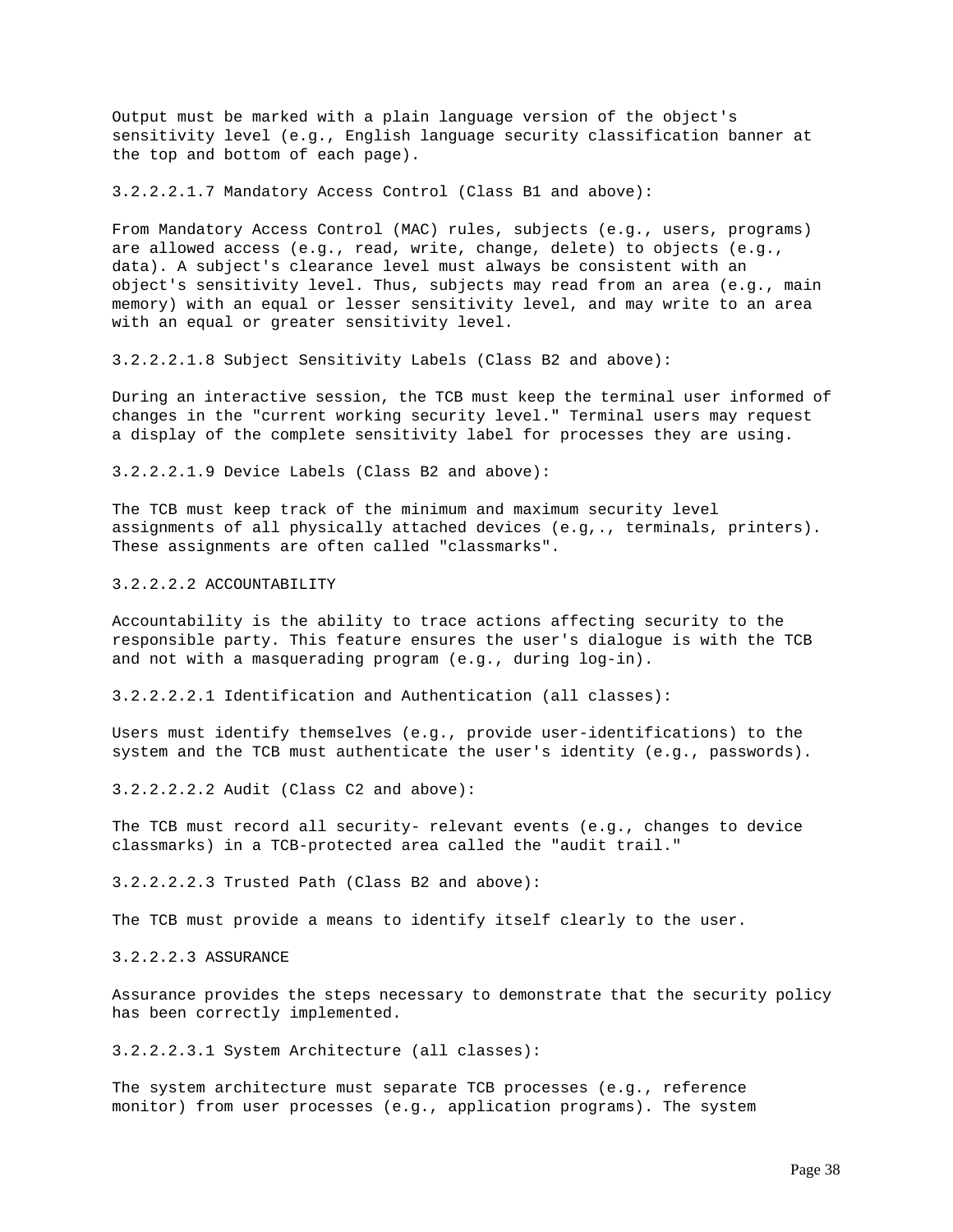Output must be marked with a plain language version of the object's sensitivity level (e.g., English language security classification banner at the top and bottom of each page).

3.2.2.2.1.7 Mandatory Access Control (Class B1 and above):

From Mandatory Access Control (MAC) rules, subjects (e.g., users, programs) are allowed access (e.g., read, write, change, delete) to objects (e.g., data). A subject's clearance level must always be consistent with an object's sensitivity level. Thus, subjects may read from an area (e.g., main memory) with an equal or lesser sensitivity level, and may write to an area with an equal or greater sensitivity level.

3.2.2.2.1.8 Subject Sensitivity Labels (Class B2 and above):

During an interactive session, the TCB must keep the terminal user informed of changes in the "current working security level." Terminal users may request a display of the complete sensitivity label for processes they are using.

3.2.2.2.1.9 Device Labels (Class B2 and above):

The TCB must keep track of the minimum and maximum security level assignments of all physically attached devices (e.g,., terminals, printers). These assignments are often called "classmarks".

3.2.2.2.2 ACCOUNTABILITY

Accountability is the ability to trace actions affecting security to the responsible party. This feature ensures the user's dialogue is with the TCB and not with a masquerading program (e.g., during log-in).

3.2.2.2.2.1 Identification and Authentication (all classes):

Users must identify themselves (e.g., provide user-identifications) to the system and the TCB must authenticate the user's identity (e.g., passwords).

3.2.2.2.2.2 Audit (Class C2 and above):

The TCB must record all security- relevant events (e.g., changes to device classmarks) in a TCB-protected area called the "audit trail."

3.2.2.2.2.3 Trusted Path (Class B2 and above):

The TCB must provide a means to identify itself clearly to the user.

3.2.2.2.3 ASSURANCE

Assurance provides the steps necessary to demonstrate that the security policy has been correctly implemented.

3.2.2.2.3.1 System Architecture (all classes):

The system architecture must separate TCB processes (e.g., reference monitor) from user processes (e.g., application programs). The system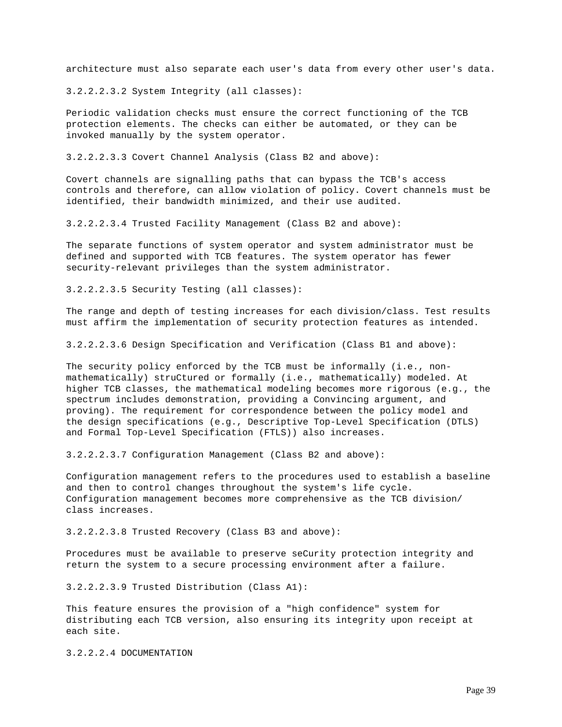architecture must also separate each user's data from every other user's data.

3.2.2.2.3.2 System Integrity (all classes):

Periodic validation checks must ensure the correct functioning of the TCB protection elements. The checks can either be automated, or they can be invoked manually by the system operator.

3.2.2.2.3.3 Covert Channel Analysis (Class B2 and above):

Covert channels are signalling paths that can bypass the TCB's access controls and therefore, can allow violation of policy. Covert channels must be identified, their bandwidth minimized, and their use audited.

3.2.2.2.3.4 Trusted Facility Management (Class B2 and above):

The separate functions of system operator and system administrator must be defined and supported with TCB features. The system operator has fewer security-relevant privileges than the system administrator.

3.2.2.2.3.5 Security Testing (all classes):

The range and depth of testing increases for each division/class. Test results must affirm the implementation of security protection features as intended.

3.2.2.2.3.6 Design Specification and Verification (Class B1 and above):

The security policy enforced by the TCB must be informally (i.e., non-mathematically) struCtured or formally (i.e., mathematically) modeled. At higher TCB classes, the mathematical modeling becomes more rigorous (e.g., the spectrum includes demonstration, providing a Convincing argument, and proving). The requirement for correspondence between the policy model and the design specifications (e.g., Descriptive Top-Level Specification (DTLS) and Formal Top-Level Specification (FTLS)) also increases.

3.2.2.2.3.7 Configuration Management (Class B2 and above):

Configuration management refers to the procedures used to establish a baseline and then to control changes throughout the system's life cycle. Configuration management becomes more comprehensive as the TCB division/ class increases.

3.2.2.2.3.8 Trusted Recovery (Class B3 and above):

Procedures must be available to preserve seCurity protection integrity and return the system to a secure processing environment after a failure.

3.2.2.2.3.9 Trusted Distribution (Class A1):

This feature ensures the provision of a "high confidence" system for distributing each TCB version, also ensuring its integrity upon receipt at each site.

3.2.2.2.4 DOCUMENTATION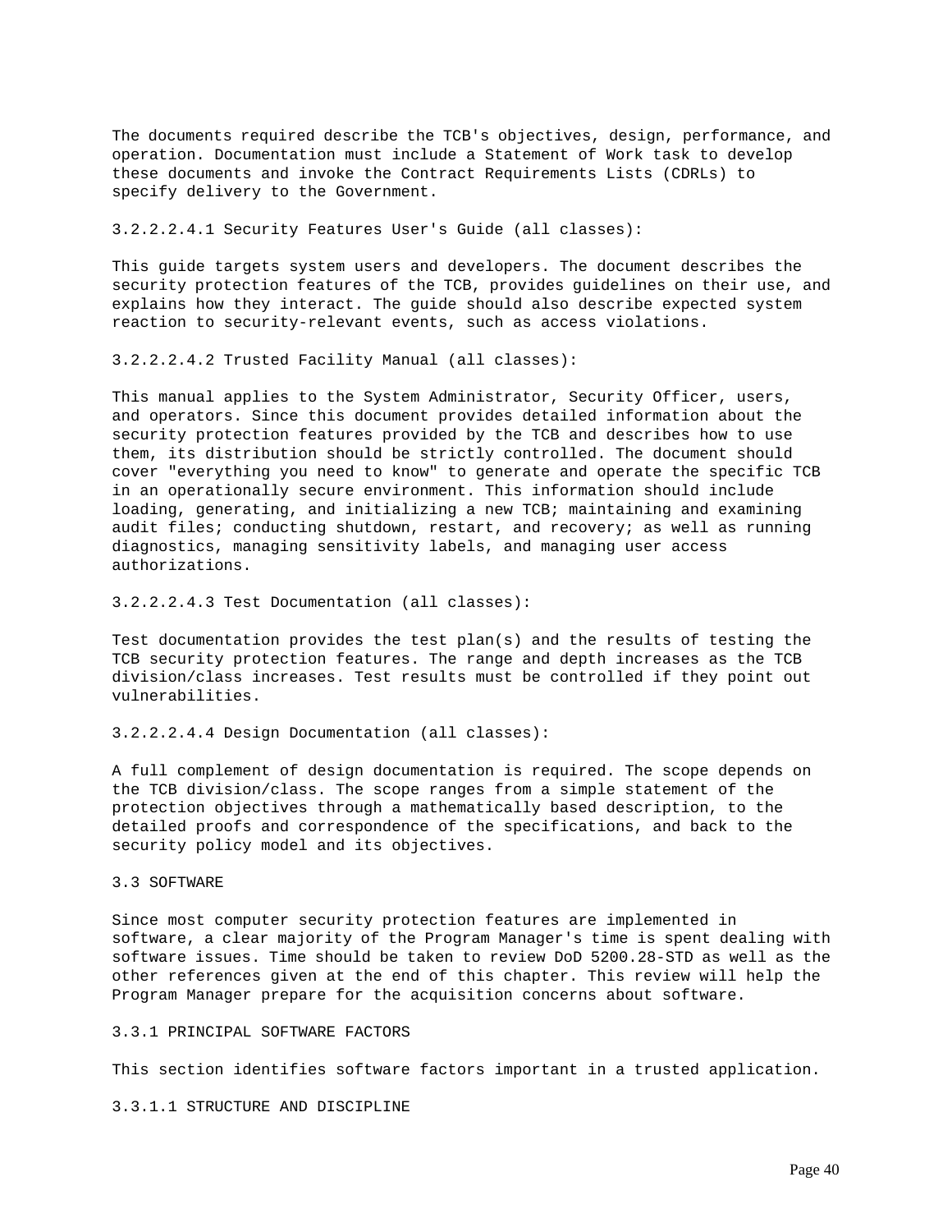The documents required describe the TCB's objectives, design, performance, and operation. Documentation must include a Statement of Work task to develop these documents and invoke the Contract Requirements Lists (CDRLs) to specify delivery to the Government.

#### 3.2.2.2.4.1 Security Features User's Guide (all classes):

This guide targets system users and developers. The document describes the security protection features of the TCB, provides guidelines on their use, and explains how they interact. The guide should also describe expected system reaction to security-relevant events, such as access violations.

#### 3.2.2.2.4.2 Trusted Facility Manual (all classes):

This manual applies to the System Administrator, Security Officer, users, and operators. Since this document provides detailed information about the security protection features provided by the TCB and describes how to use them, its distribution should be strictly controlled. The document should cover "everything you need to know" to generate and operate the specific TCB in an operationally secure environment. This information should include loading, generating, and initializing a new TCB; maintaining and examining audit files; conducting shutdown, restart, and recovery; as well as running diagnostics, managing sensitivity labels, and managing user access authorizations.

#### 3.2.2.2.4.3 Test Documentation (all classes):

Test documentation provides the test plan(s) and the results of testing the TCB security protection features. The range and depth increases as the TCB division/class increases. Test results must be controlled if they point out vulnerabilities.

#### 3.2.2.2.4.4 Design Documentation (all classes):

A full complement of design documentation is required. The scope depends on the TCB division/class. The scope ranges from a simple statement of the protection objectives through a mathematically based description, to the detailed proofs and correspondence of the specifications, and back to the security policy model and its objectives.

## 3.3 SOFTWARE

Since most computer security protection features are implemented in software, a clear majority of the Program Manager's time is spent dealing with software issues. Time should be taken to review DoD 5200.28-STD as well as the other references given at the end of this chapter. This review will help the Program Manager prepare for the acquisition concerns about software.

### 3.3.1 PRINCIPAL SOFTWARE FACTORS

This section identifies software factors important in a trusted application.

#### 3.3.1.1 STRUCTURE AND DISCIPLINE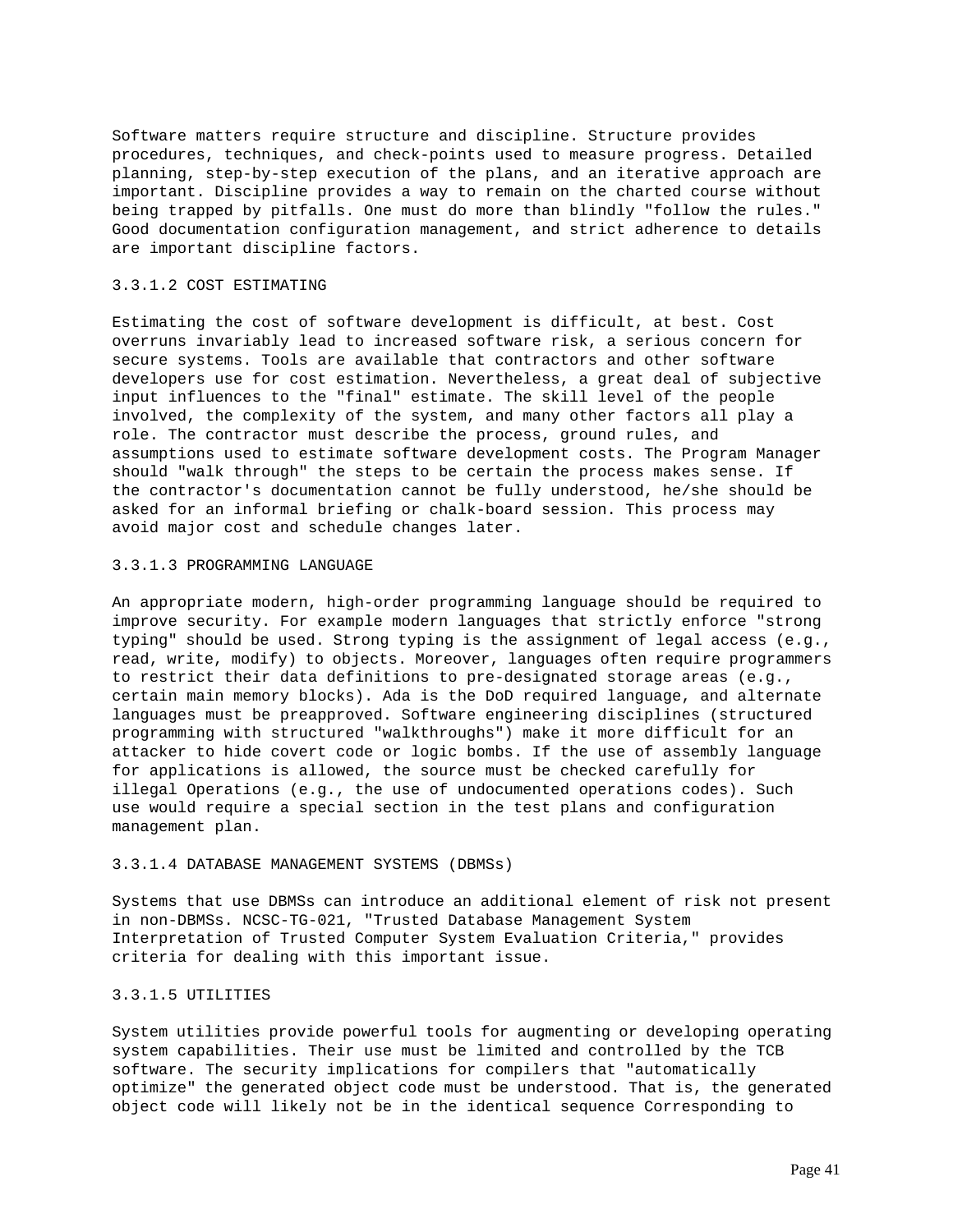Software matters require structure and discipline. Structure provides procedures, techniques, and check-points used to measure progress. Detailed planning, step-by-step execution of the plans, and an iterative approach are important. Discipline provides a way to remain on the charted course without being trapped by pitfalls. One must do more than blindly "follow the rules." Good documentation configuration management, and strict adherence to details are important discipline factors.

#### 3.3.1.2 COST ESTIMATING

Estimating the cost of software development is difficult, at best. Cost overruns invariably lead to increased software risk, a serious concern for secure systems. Tools are available that contractors and other software developers use for cost estimation. Nevertheless, a great deal of subjective input influences to the "final" estimate. The skill level of the people involved, the complexity of the system, and many other factors all play a role. The contractor must describe the process, ground rules, and assumptions used to estimate software development costs. The Program Manager should "walk through" the steps to be certain the process makes sense. If the contractor's documentation cannot be fully understood, he/she should be asked for an informal briefing or chalk-board session. This process may avoid major cost and schedule changes later.

#### 3.3.1.3 PROGRAMMING LANGUAGE

An appropriate modern, high-order programming language should be required to improve security. For example modern languages that strictly enforce "strong typing" should be used. Strong typing is the assignment of legal access (e.g., read, write, modify) to objects. Moreover, languages often require programmers to restrict their data definitions to pre-designated storage areas (e.g., certain main memory blocks). Ada is the DoD required language, and alternate languages must be preapproved. Software engineering disciplines (structured programming with structured "walkthroughs") make it more difficult for an attacker to hide covert code or logic bombs. If the use of assembly language for applications is allowed, the source must be checked carefully for illegal Operations (e.g., the use of undocumented operations codes). Such use would require a special section in the test plans and configuration management plan.

#### 3.3.1.4 DATABASE MANAGEMENT SYSTEMS (DBMSs)

Systems that use DBMSs can introduce an additional element of risk not present in non-DBMSs. NCSC-TG-021, "Trusted Database Management System Interpretation of Trusted Computer System Evaluation Criteria," provides criteria for dealing with this important issue.

#### 3.3.1.5 UTILITIES

System utilities provide powerful tools for augmenting or developing operating system capabilities. Their use must be limited and controlled by the TCB software. The security implications for compilers that "automatically optimize" the generated object code must be understood. That is, the generated object code will likely not be in the identical sequence Corresponding to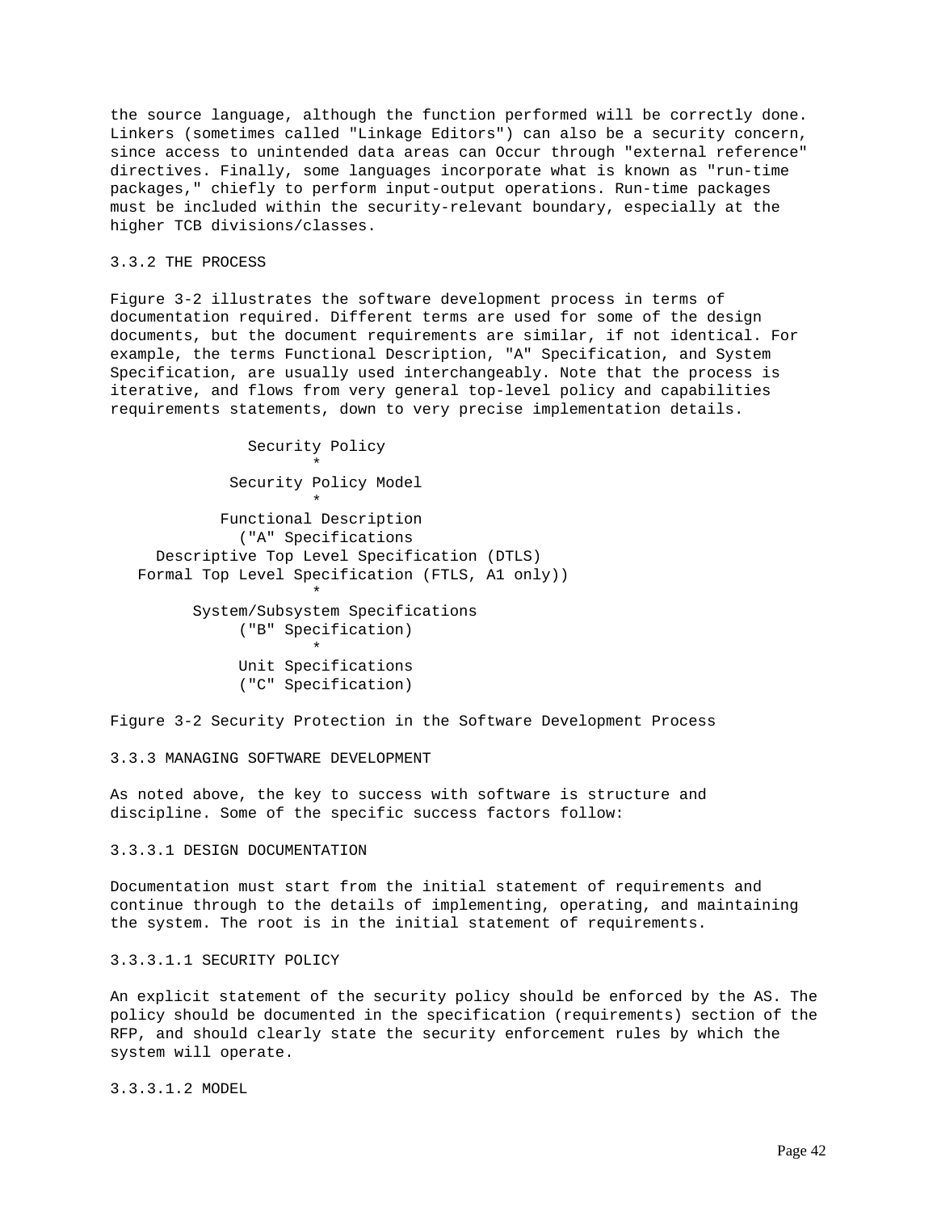the source language, although the function performed will be correctly done. Linkers (sometimes called "Linkage Editors") can also be a security concern, since access to unintended data areas can Occur through "external reference" directives. Finally, some languages incorporate what is known as "run-time packages," chiefly to perform input-output operations. Run-time packages must be included within the security-relevant boundary, especially at the higher TCB divisions/classes.

### 3.3.2 THE PROCESS

Figure 3-2 illustrates the software development process in terms of documentation required. Different terms are used for some of the design documents, but the document requirements are similar, if not identical. For example, the terms Functional Description, "A" Specification, and System Specification, are usually used interchangeably. Note that the process is iterative, and flows from very general top-level policy and capabilities requirements statements, down to very precise implementation details.

```
               Security Policy
                      *
             Security Policy Model
                      *
            Functional Description
              ("A" Specifications
     Descriptive Top Level Specification (DTLS)
   Formal Top Level Specification (FTLS, A1 only))
                      *
         System/Subsystem Specifications
              ("B" Specification)
                      *
              Unit Specifications
              ("C" Specification)
```

Figure 3-2 Security Protection in the Software Development Process

### 3.3.3 MANAGING SOFTWARE DEVELOPMENT

As noted above, the key to success with software is structure and discipline. Some of the specific success factors follow:

#### 3.3.3.1 DESIGN DOCUMENTATION

Documentation must start from the initial statement of requirements and continue through to the details of implementing, operating, and maintaining the system. The root is in the initial statement of requirements.

##### 3.3.3.1.1 SECURITY POLICY

An explicit statement of the security policy should be enforced by the AS. The policy should be documented in the specification (requirements) section of the RFP, and should clearly state the security enforcement rules by which the system will operate.

##### 3.3.3.1.2 MODEL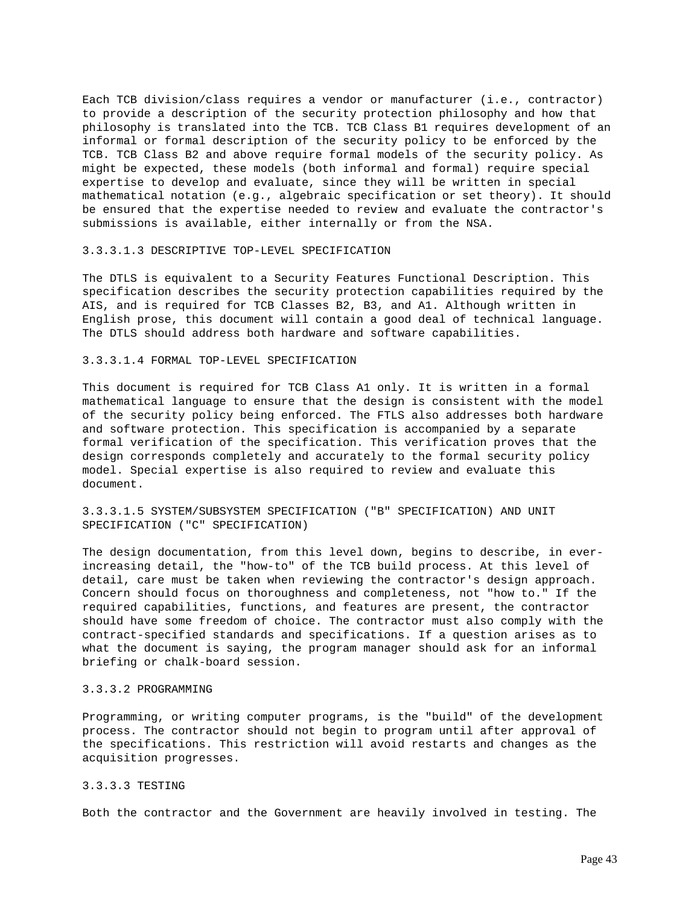Each TCB division/class requires a vendor or manufacturer (i.e., contractor) to provide a description of the security protection philosophy and how that philosophy is translated into the TCB. TCB Class B1 requires development of an informal or formal description of the security policy to be enforced by the TCB. TCB Class B2 and above require formal models of the security policy. As might be expected, these models (both informal and formal) require special expertise to develop and evaluate, since they will be written in special mathematical notation (e.g., algebraic specification or set theory). It should be ensured that the expertise needed to review and evaluate the contractor's submissions is available, either internally or from the NSA.

#### 3.3.3.1.3 DESCRIPTIVE TOP-LEVEL SPECIFICATION

The DTLS is equivalent to a Security Features Functional Description. This specification describes the security protection capabilities required by the AIS, and is required for TCB Classes B2, B3, and A1. Although written in English prose, this document will contain a good deal of technical language. The DTLS should address both hardware and software capabilities.

#### 3.3.3.1.4 FORMAL TOP-LEVEL SPECIFICATION

This document is required for TCB Class A1 only. It is written in a formal mathematical language to ensure that the design is consistent with the model of the security policy being enforced. The FTLS also addresses both hardware and software protection. This specification is accompanied by a separate formal verification of the specification. This verification proves that the design corresponds completely and accurately to the formal security policy model. Special expertise is also required to review and evaluate this document.

#### 3.3.3.1.5 SYSTEM/SUBSYSTEM SPECIFICATION ("B" SPECIFICATION) AND UNIT SPECIFICATION ("C" SPECIFICATION)

The design documentation, from this level down, begins to describe, in ever-increasing detail, the "how-to" of the TCB build process. At this level of detail, care must be taken when reviewing the contractor's design approach. Concern should focus on thoroughness and completeness, not "how to." If the required capabilities, functions, and features are present, the contractor should have some freedom of choice. The contractor must also comply with the contract-specified standards and specifications. If a question arises as to what the document is saying, the program manager should ask for an informal briefing or chalk-board session.

### 3.3.3.2 PROGRAMMING

Programming, or writing computer programs, is the "build" of the development process. The contractor should not begin to program until after approval of the specifications. This restriction will avoid restarts and changes as the acquisition progresses.

### 3.3.3.3 TESTING

Both the contractor and the Government are heavily involved in testing. The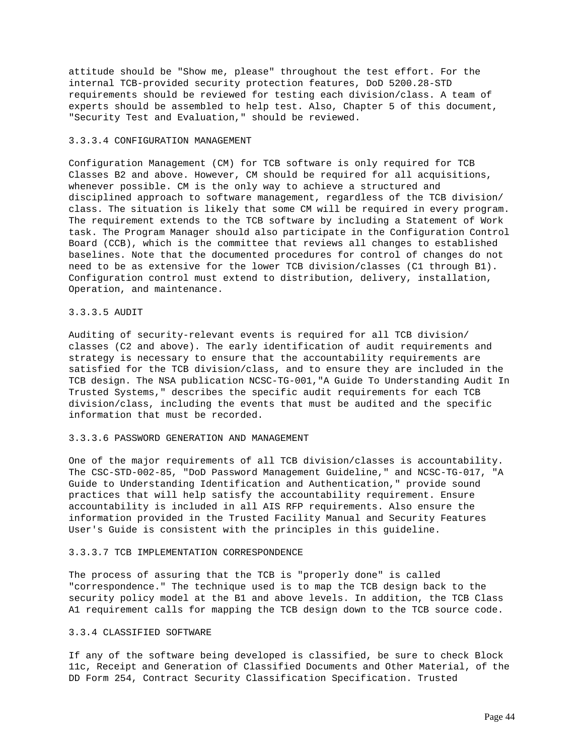attitude should be "Show me, please" throughout the test effort. For the internal TCB-provided security protection features, DoD 5200.28-STD requirements should be reviewed for testing each division/class. A team of experts should be assembled to help test. Also, Chapter 5 of this document, "Security Test and Evaluation," should be reviewed.

#### 3.3.3.4 CONFIGURATION MANAGEMENT

Configuration Management (CM) for TCB software is only required for TCB Classes B2 and above. However, CM should be required for all acquisitions, whenever possible. CM is the only way to achieve a structured and disciplined approach to software management, regardless of the TCB division/class. The situation is likely that some CM will be required in every program. The requirement extends to the TCB software by including a Statement of Work task. The Program Manager should also participate in the Configuration Control Board (CCB), which is the committee that reviews all changes to established baselines. Note that the documented procedures for control of changes do not need to be as extensive for the lower TCB division/classes (C1 through B1). Configuration control must extend to distribution, delivery, installation, Operation, and maintenance.

#### 3.3.3.5 AUDIT

Auditing of security-relevant events is required for all TCB division/classes (C2 and above). The early identification of audit requirements and strategy is necessary to ensure that the accountability requirements are satisfied for the TCB division/class, and to ensure they are included in the TCB design. The NSA publication NCSC-TG-001,"A Guide To Understanding Audit In Trusted Systems," describes the specific audit requirements for each TCB division/class, including the events that must be audited and the specific information that must be recorded.

#### 3.3.3.6 PASSWORD GENERATION AND MANAGEMENT

One of the major requirements of all TCB division/classes is accountability. The CSC-STD-002-85, "DoD Password Management Guideline," and NCSC-TG-017, "A Guide to Understanding Identification and Authentication," provide sound practices that will help satisfy the accountability requirement. Ensure accountability is included in all AIS RFP requirements. Also ensure the information provided in the Trusted Facility Manual and Security Features User's Guide is consistent with the principles in this guideline.

#### 3.3.3.7 TCB IMPLEMENTATION CORRESPONDENCE

The process of assuring that the TCB is "properly done" is called "correspondence." The technique used is to map the TCB design back to the security policy model at the B1 and above levels. In addition, the TCB Class A1 requirement calls for mapping the TCB design down to the TCB source code.

### 3.3.4 CLASSIFIED SOFTWARE

If any of the software being developed is classified, be sure to check Block 11c, Receipt and Generation of Classified Documents and Other Material, of the DD Form 254, Contract Security Classification Specification. Trusted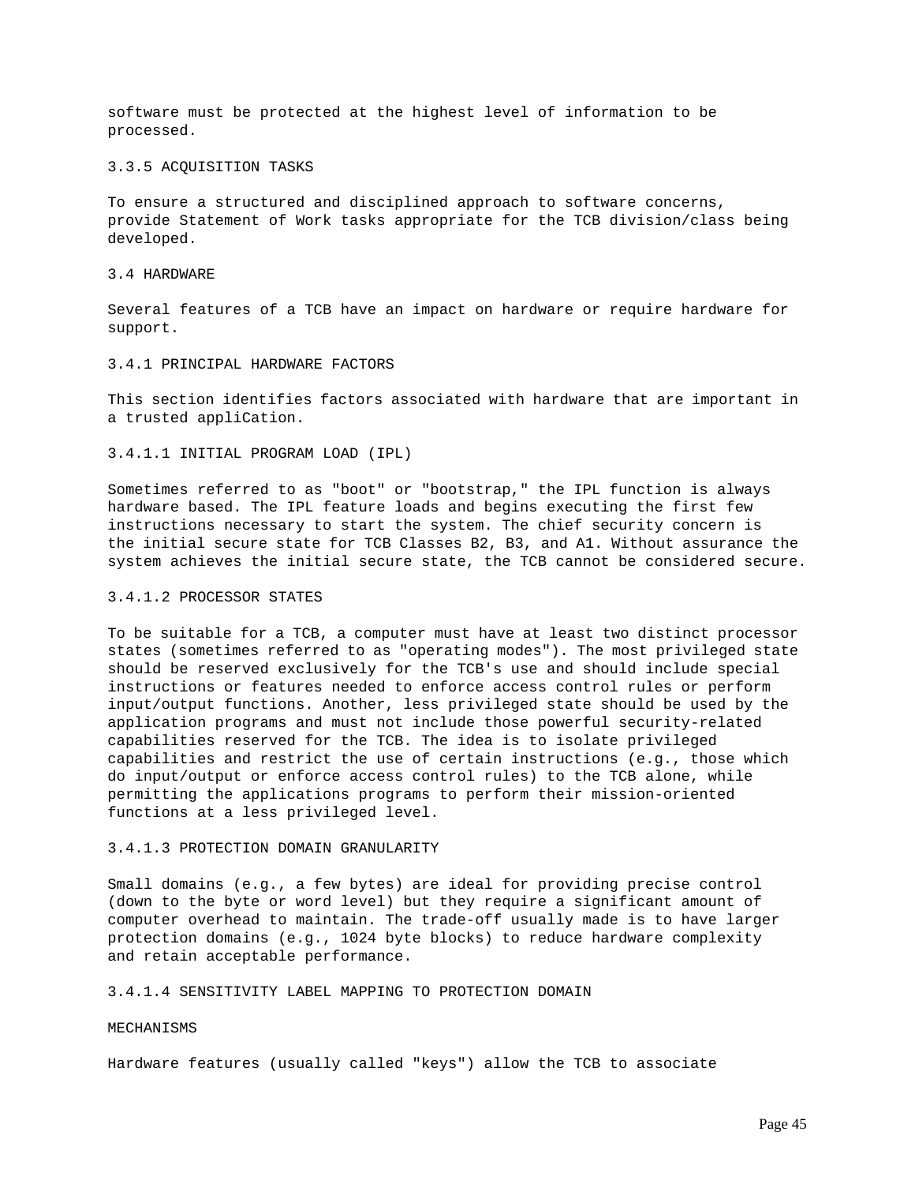software must be protected at the highest level of information to be processed.

### 3.3.5 ACQUISITION TASKS

To ensure a structured and disciplined approach to software concerns, provide Statement of Work tasks appropriate for the TCB division/class being developed.

## 3.4 HARDWARE

Several features of a TCB have an impact on hardware or require hardware for support.

### 3.4.1 PRINCIPAL HARDWARE FACTORS

This section identifies factors associated with hardware that are important in a trusted appliCation.

#### 3.4.1.1 INITIAL PROGRAM LOAD (IPL)

Sometimes referred to as "boot" or "bootstrap," the IPL function is always hardware based. The IPL feature loads and begins executing the first few instructions necessary to start the system. The chief security concern is the initial secure state for TCB Classes B2, B3, and A1. Without assurance the system achieves the initial secure state, the TCB cannot be considered secure.

#### 3.4.1.2 PROCESSOR STATES

To be suitable for a TCB, a computer must have at least two distinct processor states (sometimes referred to as "operating modes"). The most privileged state should be reserved exclusively for the TCB's use and should include special instructions or features needed to enforce access control rules or perform input/output functions. Another, less privileged state should be used by the application programs and must not include those powerful security-related capabilities reserved for the TCB. The idea is to isolate privileged capabilities and restrict the use of certain instructions (e.g., those which do input/output or enforce access control rules) to the TCB alone, while permitting the applications programs to perform their mission-oriented functions at a less privileged level.

#### 3.4.1.3 PROTECTION DOMAIN GRANULARITY

Small domains (e.g., a few bytes) are ideal for providing precise control (down to the byte or word level) but they require a significant amount of computer overhead to maintain. The trade-off usually made is to have larger protection domains (e.g., 1024 byte blocks) to reduce hardware complexity and retain acceptable performance.

#### 3.4.1.4 SENSITIVITY LABEL MAPPING TO PROTECTION DOMAIN MECHANISMS

Hardware features (usually called "keys") allow the TCB to associate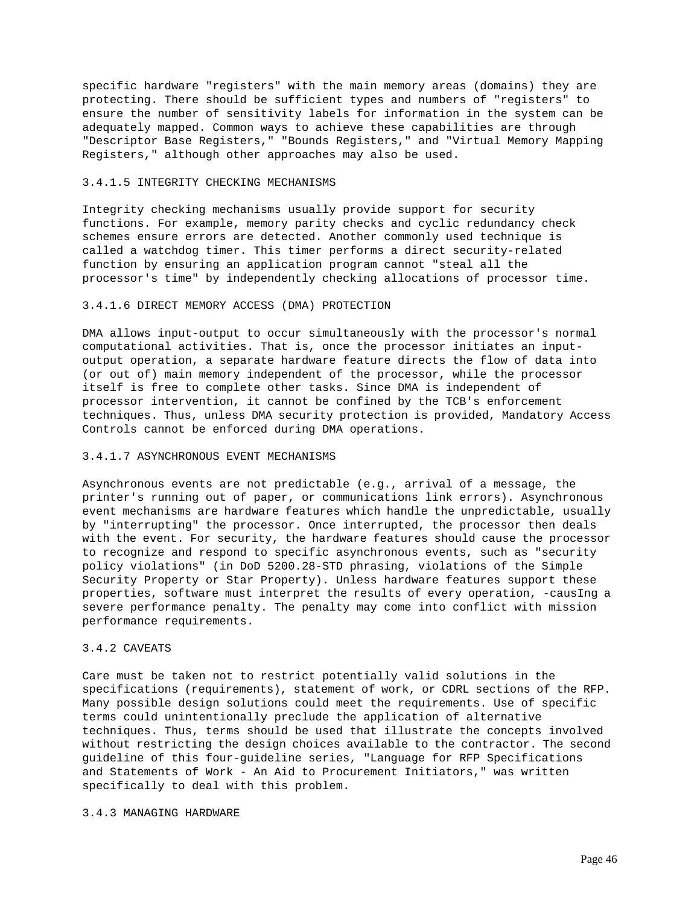specific hardware "registers" with the main memory areas (domains) they are protecting. There should be sufficient types and numbers of "registers" to ensure the number of sensitivity labels for information in the system can be adequately mapped. Common ways to achieve these capabilities are through "Descriptor Base Registers," "Bounds Registers," and "Virtual Memory Mapping Registers," although other approaches may also be used.

### 3.4.1.5 INTEGRITY CHECKING MECHANISMS

Integrity checking mechanisms usually provide support for security functions. For example, memory parity checks and cyclic redundancy check schemes ensure errors are detected. Another commonly used technique is called a watchdog timer. This timer performs a direct security-related function by ensuring an application program cannot "steal all the processor's time" by independently checking allocations of processor time.

### 3.4.1.6 DIRECT MEMORY ACCESS (DMA) PROTECTION

DMA allows input-output to occur simultaneously with the processor's normal computational activities. That is, once the processor initiates an input-output operation, a separate hardware feature directs the flow of data into (or out of) main memory independent of the processor, while the processor itself is free to complete other tasks. Since DMA is independent of processor intervention, it cannot be confined by the TCB's enforcement techniques. Thus, unless DMA security protection is provided, Mandatory Access Controls cannot be enforced during DMA operations.

### 3.4.1.7 ASYNCHRONOUS EVENT MECHANISMS

Asynchronous events are not predictable (e.g., arrival of a message, the printer's running out of paper, or communications link errors). Asynchronous event mechanisms are hardware features which handle the unpredictable, usually by "interrupting" the processor. Once interrupted, the processor then deals with the event. For security, the hardware features should cause the processor to recognize and respond to specific asynchronous events, such as "security policy violations" (in DoD 5200.28-STD phrasing, violations of the Simple Security Property or Star Property). Unless hardware features support these properties, software must interpret the results of every operation, -causIng a severe performance penalty. The penalty may come into conflict with mission performance requirements.

### 3.4.2 CAVEATS

Care must be taken not to restrict potentially valid solutions in the specifications (requirements), statement of work, or CDRL sections of the RFP. Many possible design solutions could meet the requirements. Use of specific terms could unintentionally preclude the application of alternative techniques. Thus, terms should be used that illustrate the concepts involved without restricting the design choices available to the contractor. The second guideline of this four-guideline series, "Language for RFP Specifications and Statements of Work - An Aid to Procurement Initiators," was written specifically to deal with this problem.

### 3.4.3 MANAGING HARDWARE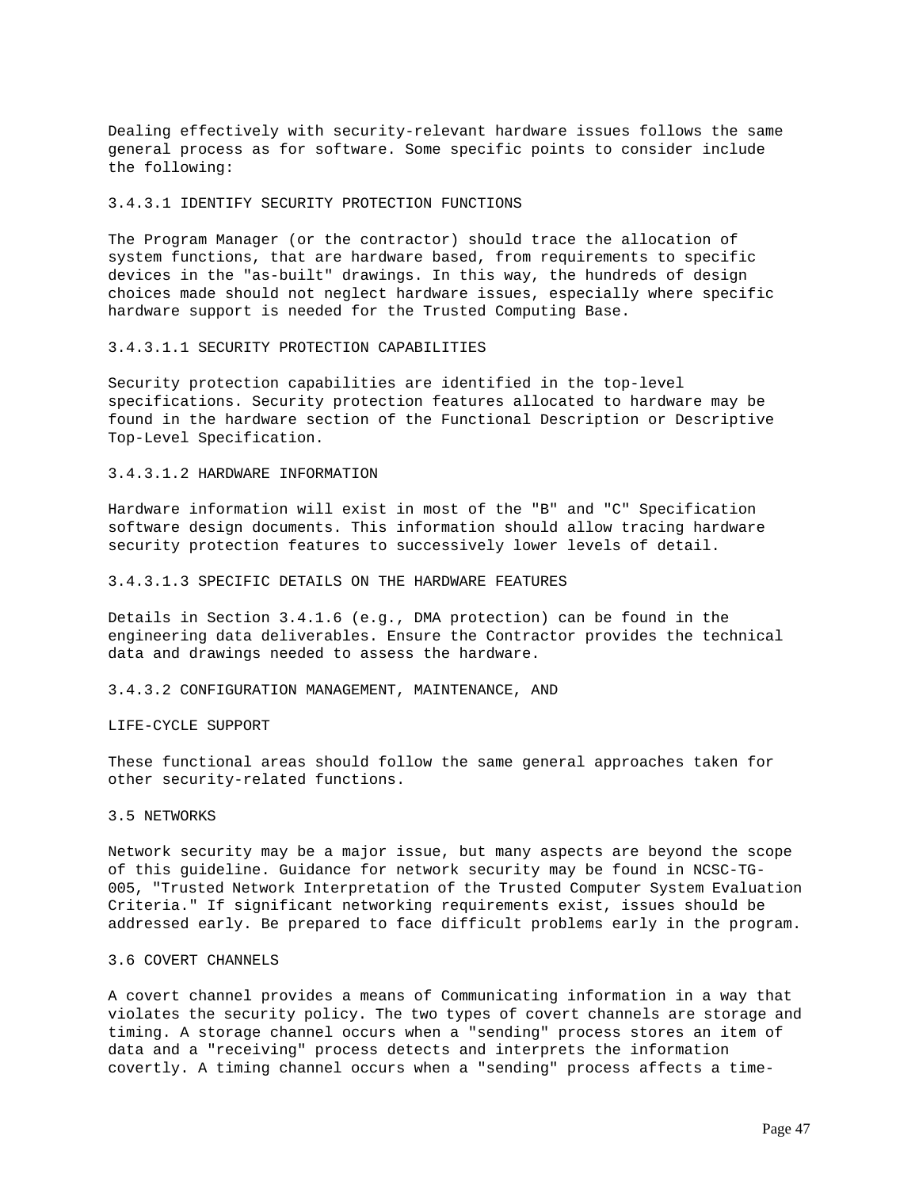Dealing effectively with security-relevant hardware issues follows the same general process as for software. Some specific points to consider include the following:

#### 3.4.3.1 IDENTIFY SECURITY PROTECTION FUNCTIONS

The Program Manager (or the contractor) should trace the allocation of system functions, that are hardware based, from requirements to specific devices in the "as-built" drawings. In this way, the hundreds of design choices made should not neglect hardware issues, especially where specific hardware support is needed for the Trusted Computing Base.

##### 3.4.3.1.1 SECURITY PROTECTION CAPABILITIES

Security protection capabilities are identified in the top-level specifications. Security protection features allocated to hardware may be found in the hardware section of the Functional Description or Descriptive Top-Level Specification.

##### 3.4.3.1.2 HARDWARE INFORMATION

Hardware information will exist in most of the "B" and "C" Specification software design documents. This information should allow tracing hardware security protection features to successively lower levels of detail.

##### 3.4.3.1.3 SPECIFIC DETAILS ON THE HARDWARE FEATURES

Details in Section 3.4.1.6 (e.g., DMA protection) can be found in the engineering data deliverables. Ensure the Contractor provides the technical data and drawings needed to assess the hardware.

#### 3.4.3.2 CONFIGURATION MANAGEMENT, MAINTENANCE, AND LIFE-CYCLE SUPPORT

These functional areas should follow the same general approaches taken for other security-related functions.

## 3.5 NETWORKS

Network security may be a major issue, but many aspects are beyond the scope of this guideline. Guidance for network security may be found in NCSC-TG-005, "Trusted Network Interpretation of the Trusted Computer System Evaluation Criteria." If significant networking requirements exist, issues should be addressed early. Be prepared to face difficult problems early in the program.

## 3.6 COVERT CHANNELS

A covert channel provides a means of Communicating information in a way that violates the security policy. The two types of covert channels are storage and timing. A storage channel occurs when a "sending" process stores an item of data and a "receiving" process detects and interprets the information covertly. A timing channel occurs when a "sending" process affects a time-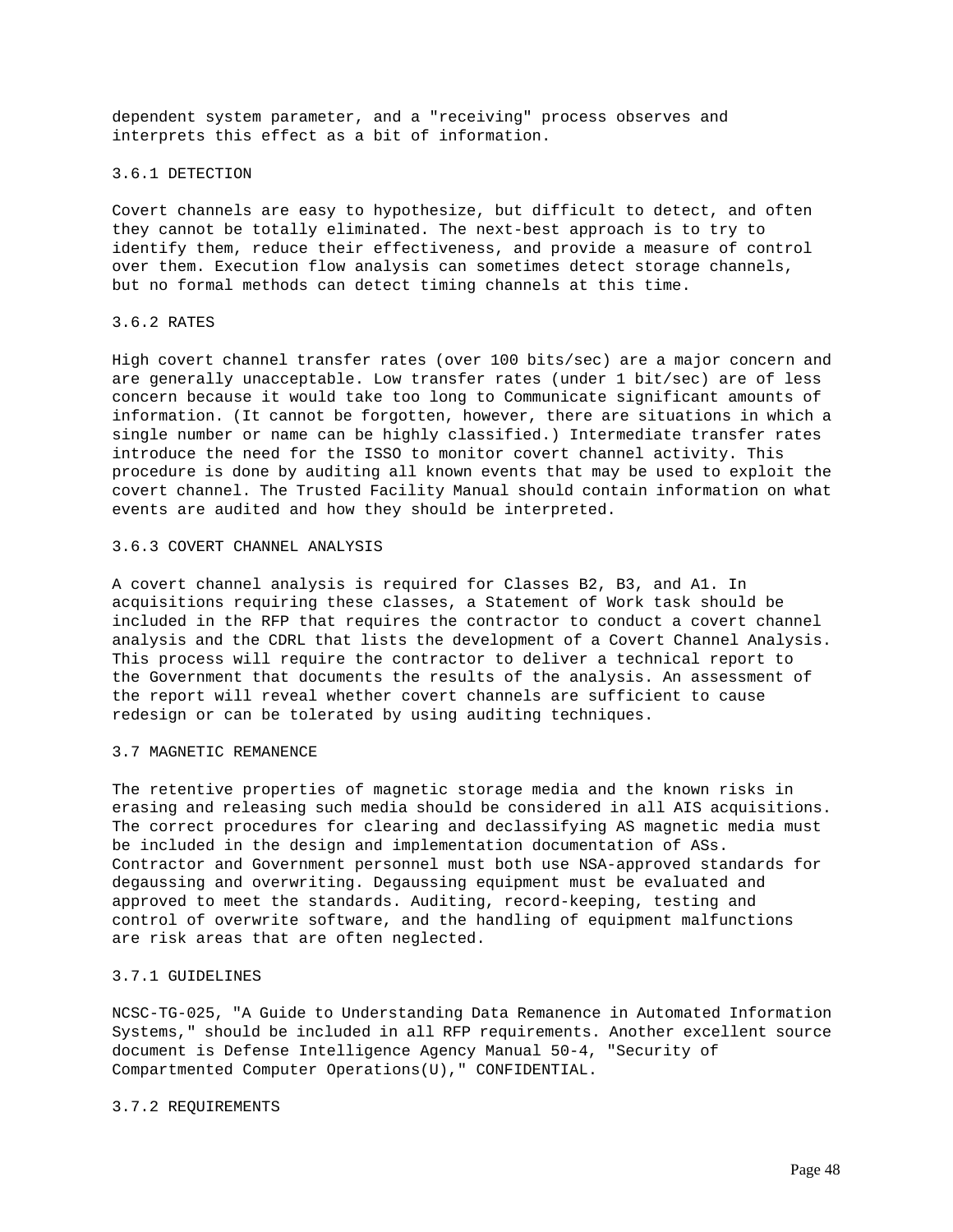dependent system parameter, and a "receiving" process observes and interprets this effect as a bit of information.

### 3.6.1 DETECTION

Covert channels are easy to hypothesize, but difficult to detect, and often they cannot be totally eliminated. The next-best approach is to try to identify them, reduce their effectiveness, and provide a measure of control over them. Execution flow analysis can sometimes detect storage channels, but no formal methods can detect timing channels at this time.

### 3.6.2 RATES

High covert channel transfer rates (over 100 bits/sec) are a major concern and are generally unacceptable. Low transfer rates (under 1 bit/sec) are of less concern because it would take too long to Communicate significant amounts of information. (It cannot be forgotten, however, there are situations in which a single number or name can be highly classified.) Intermediate transfer rates introduce the need for the ISSO to monitor covert channel activity. This procedure is done by auditing all known events that may be used to exploit the covert channel. The Trusted Facility Manual should contain information on what events are audited and how they should be interpreted.

### 3.6.3 COVERT CHANNEL ANALYSIS

A covert channel analysis is required for Classes B2, B3, and A1. In acquisitions requiring these classes, a Statement of Work task should be included in the RFP that requires the contractor to conduct a covert channel analysis and the CDRL that lists the development of a Covert Channel Analysis. This process will require the contractor to deliver a technical report to the Government that documents the results of the analysis. An assessment of the report will reveal whether covert channels are sufficient to cause redesign or can be tolerated by using auditing techniques.

## 3.7 MAGNETIC REMANENCE

The retentive properties of magnetic storage media and the known risks in erasing and releasing such media should be considered in all AIS acquisitions. The correct procedures for clearing and declassifying AS magnetic media must be included in the design and implementation documentation of ASs. Contractor and Government personnel must both use NSA-approved standards for degaussing and overwriting. Degaussing equipment must be evaluated and approved to meet the standards. Auditing, record-keeping, testing and control of overwrite software, and the handling of equipment malfunctions are risk areas that are often neglected.

### 3.7.1 GUIDELINES

NCSC-TG-025, "A Guide to Understanding Data Remanence in Automated Information Systems," should be included in all RFP requirements. Another excellent source document is Defense Intelligence Agency Manual 50-4, "Security of Compartmented Computer Operations(U)," CONFIDENTIAL.

### 3.7.2 REQUIREMENTS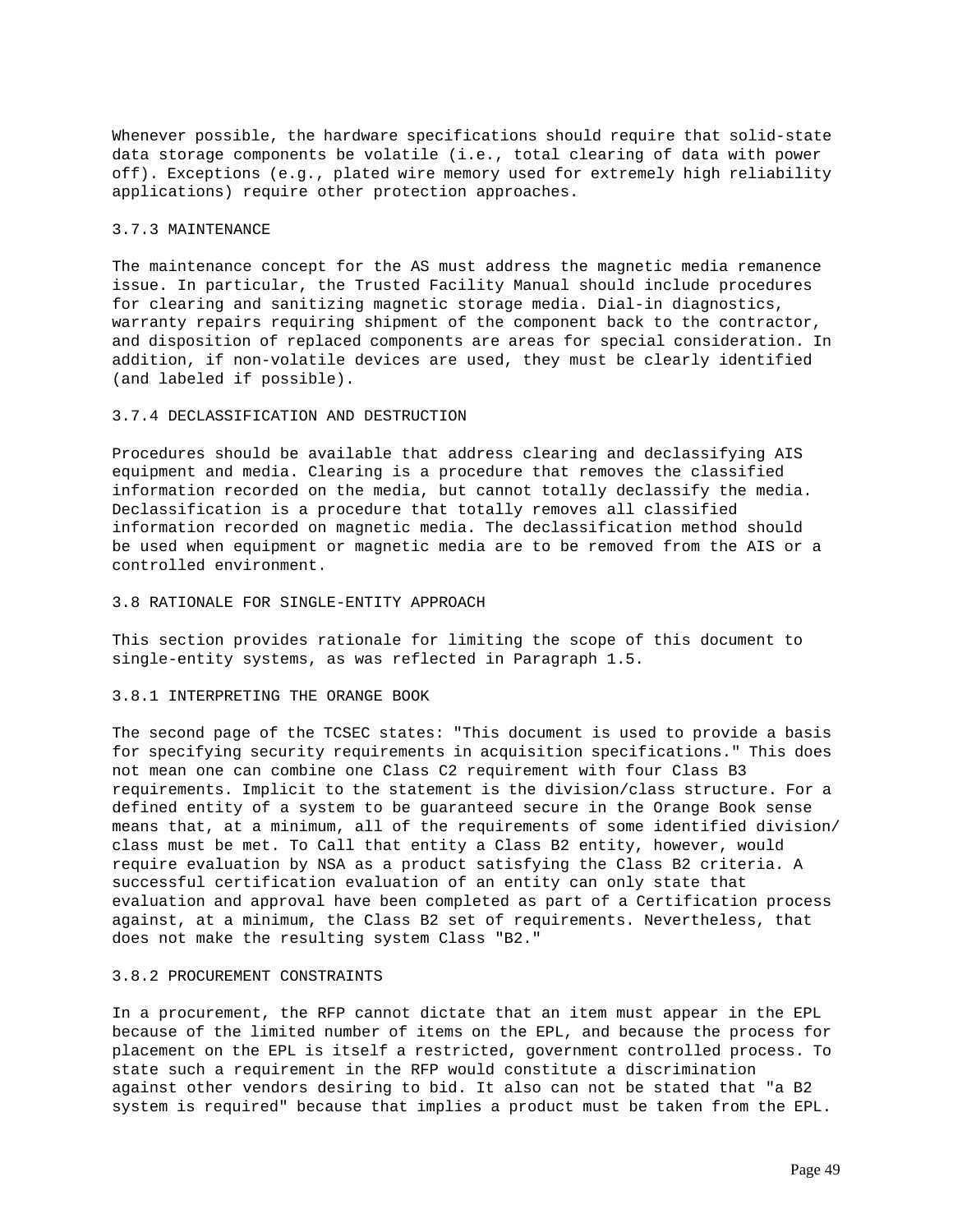Whenever possible, the hardware specifications should require that solid-state data storage components be volatile (i.e., total clearing of data with power off). Exceptions (e.g., plated wire memory used for extremely high reliability applications) require other protection approaches.

### 3.7.3 MAINTENANCE

The maintenance concept for the AS must address the magnetic media remanence issue. In particular, the Trusted Facility Manual should include procedures for clearing and sanitizing magnetic storage media. Dial-in diagnostics, warranty repairs requiring shipment of the component back to the contractor, and disposition of replaced components are areas for special consideration. In addition, if non-volatile devices are used, they must be clearly identified (and labeled if possible).

### 3.7.4 DECLASSIFICATION AND DESTRUCTION

Procedures should be available that address clearing and declassifying AIS equipment and media. Clearing is a procedure that removes the classified information recorded on the media, but cannot totally declassify the media. Declassification is a procedure that totally removes all classified information recorded on magnetic media. The declassification method should be used when equipment or magnetic media are to be removed from the AIS or a controlled environment.

## 3.8 RATIONALE FOR SINGLE-ENTITY APPROACH

This section provides rationale for limiting the scope of this document to single-entity systems, as was reflected in Paragraph 1.5.

### 3.8.1 INTERPRETING THE ORANGE BOOK

The second page of the TCSEC states: "This document is used to provide a basis for specifying security requirements in acquisition specifications." This does not mean one can combine one Class C2 requirement with four Class B3 requirements. Implicit to the statement is the division/class structure. For a defined entity of a system to be guaranteed secure in the Orange Book sense means that, at a minimum, all of the requirements of some identified division/class must be met. To Call that entity a Class B2 entity, however, would require evaluation by NSA as a product satisfying the Class B2 criteria. A successful certification evaluation of an entity can only state that evaluation and approval have been completed as part of a Certification process against, at a minimum, the Class B2 set of requirements. Nevertheless, that does not make the resulting system Class "B2."

### 3.8.2 PROCUREMENT CONSTRAINTS

In a procurement, the RFP cannot dictate that an item must appear in the EPL because of the limited number of items on the EPL, and because the process for placement on the EPL is itself a restricted, government controlled process. To state such a requirement in the RFP would constitute a discrimination against other vendors desiring to bid. It also can not be stated that "a B2 system is required" because that implies a product must be taken from the EPL.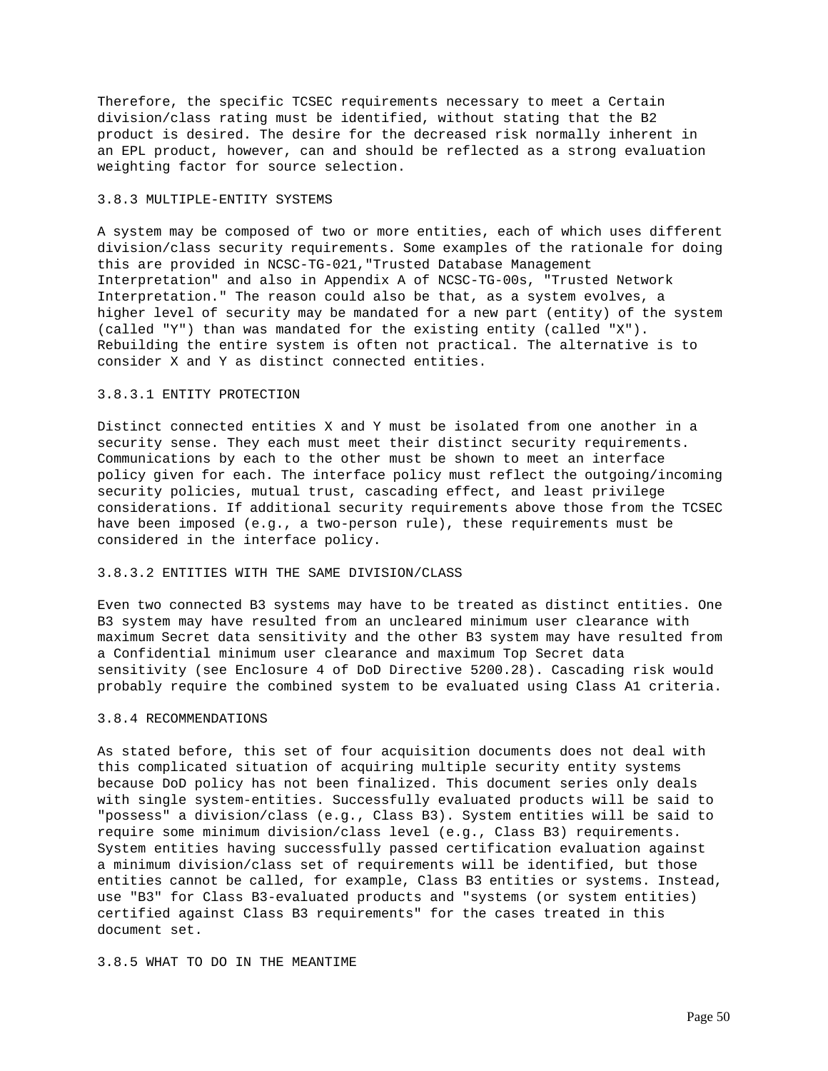Therefore, the specific TCSEC requirements necessary to meet a Certain division/class rating must be identified, without stating that the B2 product is desired. The desire for the decreased risk normally inherent in an EPL product, however, can and should be reflected as a strong evaluation weighting factor for source selection.

### 3.8.3 MULTIPLE-ENTITY SYSTEMS

A system may be composed of two or more entities, each of which uses different division/class security requirements. Some examples of the rationale for doing this are provided in NCSC-TG-021,"Trusted Database Management Interpretation" and also in Appendix A of NCSC-TG-00s, "Trusted Network Interpretation." The reason could also be that, as a system evolves, a higher level of security may be mandated for a new part (entity) of the system (called "Y") than was mandated for the existing entity (called "X"). Rebuilding the entire system is often not practical. The alternative is to consider X and Y as distinct connected entities.

#### 3.8.3.1 ENTITY PROTECTION

Distinct connected entities X and Y must be isolated from one another in a security sense. They each must meet their distinct security requirements. Communications by each to the other must be shown to meet an interface policy given for each. The interface policy must reflect the outgoing/incoming security policies, mutual trust, cascading effect, and least privilege considerations. If additional security requirements above those from the TCSEC have been imposed (e.g., a two-person rule), these requirements must be considered in the interface policy.

#### 3.8.3.2 ENTITIES WITH THE SAME DIVISION/CLASS

Even two connected B3 systems may have to be treated as distinct entities. One B3 system may have resulted from an uncleared minimum user clearance with maximum Secret data sensitivity and the other B3 system may have resulted from a Confidential minimum user clearance and maximum Top Secret data sensitivity (see Enclosure 4 of DoD Directive 5200.28). Cascading risk would probably require the combined system to be evaluated using Class A1 criteria.

### 3.8.4 RECOMMENDATIONS

As stated before, this set of four acquisition documents does not deal with this complicated situation of acquiring multiple security entity systems because DoD policy has not been finalized. This document series only deals with single system-entities. Successfully evaluated products will be said to "possess" a division/class (e.g., Class B3). System entities will be said to require some minimum division/class level (e.g., Class B3) requirements. System entities having successfully passed certification evaluation against a minimum division/class set of requirements will be identified, but those entities cannot be called, for example, Class B3 entities or systems. Instead, use "B3" for Class B3-evaluated products and "systems (or system entities) certified against Class B3 requirements" for the cases treated in this document set.

### 3.8.5 WHAT TO DO IN THE MEANTIME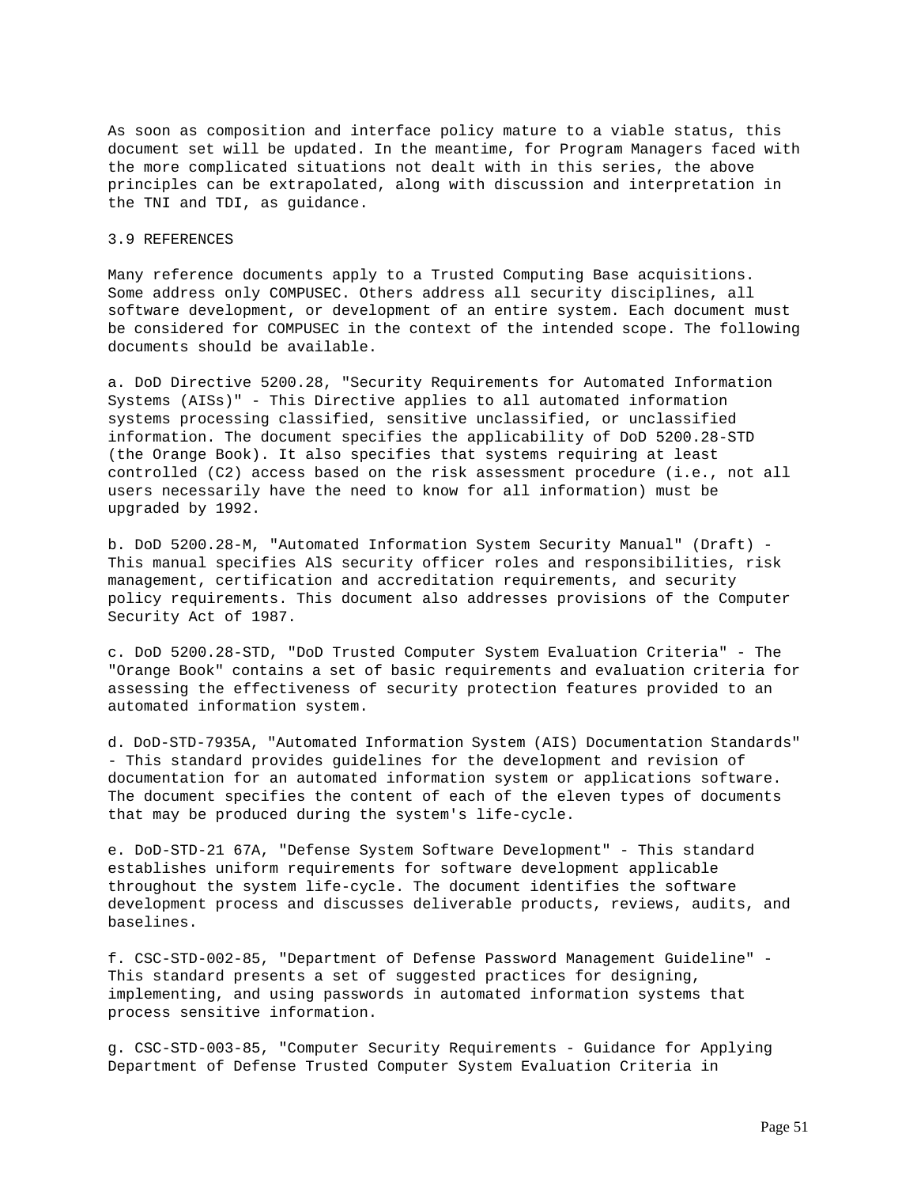As soon as composition and interface policy mature to a viable status, this document set will be updated. In the meantime, for Program Managers faced with the more complicated situations not dealt with in this series, the above principles can be extrapolated, along with discussion and interpretation in the TNI and TDI, as guidance.

## 3.9 REFERENCES

Many reference documents apply to a Trusted Computing Base acquisitions. Some address only COMPUSEC. Others address all security disciplines, all software development, or development of an entire system. Each document must be considered for COMPUSEC in the context of the intended scope. The following documents should be available.

a. DoD Directive 5200.28, "Security Requirements for Automated Information Systems (AISs)" - This Directive applies to all automated information systems processing classified, sensitive unclassified, or unclassified information. The document specifies the applicability of DoD 5200.28-STD (the Orange Book). It also specifies that systems requiring at least controlled (C2) access based on the risk assessment procedure (i.e., not all users necessarily have the need to know for all information) must be upgraded by 1992.

b. DoD 5200.28-M, "Automated Information System Security Manual" (Draft) - This manual specifies AlS security officer roles and responsibilities, risk management, certification and accreditation requirements, and security policy requirements. This document also addresses provisions of the Computer Security Act of 1987.

c. DoD 5200.28-STD, "DoD Trusted Computer System Evaluation Criteria" - The "Orange Book" contains a set of basic requirements and evaluation criteria for assessing the effectiveness of security protection features provided to an automated information system.

d. DoD-STD-7935A, "Automated Information System (AIS) Documentation Standards" - This standard provides guidelines for the development and revision of documentation for an automated information system or applications software. The document specifies the content of each of the eleven types of documents that may be produced during the system's life-cycle.

e. DoD-STD-21 67A, "Defense System Software Development" - This standard establishes uniform requirements for software development applicable throughout the system life-cycle. The document identifies the software development process and discusses deliverable products, reviews, audits, and baselines.

f. CSC-STD-002-85, "Department of Defense Password Management Guideline" - This standard presents a set of suggested practices for designing, implementing, and using passwords in automated information systems that process sensitive information.

g. CSC-STD-003-85, "Computer Security Requirements - Guidance for Applying Department of Defense Trusted Computer System Evaluation Criteria in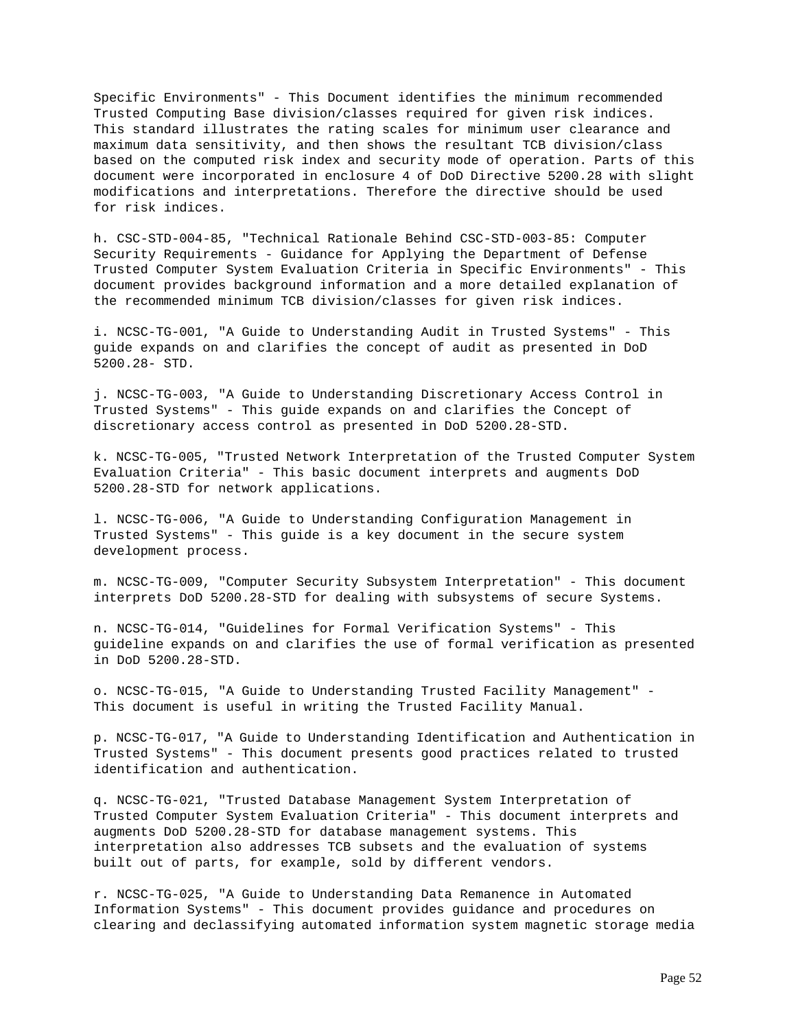Specific Environments" - This Document identifies the minimum recommended Trusted Computing Base division/classes required for given risk indices. This standard illustrates the rating scales for minimum user clearance and maximum data sensitivity, and then shows the resultant TCB division/class based on the computed risk index and security mode of operation. Parts of this document were incorporated in enclosure 4 of DoD Directive 5200.28 with slight modifications and interpretations. Therefore the directive should be used for risk indices.

h. CSC-STD-004-85, "Technical Rationale Behind CSC-STD-003-85: Computer Security Requirements - Guidance for Applying the Department of Defense Trusted Computer System Evaluation Criteria in Specific Environments" - This document provides background information and a more detailed explanation of the recommended minimum TCB division/classes for given risk indices.

i. NCSC-TG-001, "A Guide to Understanding Audit in Trusted Systems" - This guide expands on and clarifies the concept of audit as presented in DoD 5200.28- STD.

j. NCSC-TG-003, "A Guide to Understanding Discretionary Access Control in Trusted Systems" - This guide expands on and clarifies the Concept of discretionary access control as presented in DoD 5200.28-STD.

k. NCSC-TG-005, "Trusted Network Interpretation of the Trusted Computer System Evaluation Criteria" - This basic document interprets and augments DoD 5200.28-STD for network applications.

l. NCSC-TG-006, "A Guide to Understanding Configuration Management in Trusted Systems" - This guide is a key document in the secure system development process.

m. NCSC-TG-009, "Computer Security Subsystem Interpretation" - This document interprets DoD 5200.28-STD for dealing with subsystems of secure Systems.

n. NCSC-TG-014, "Guidelines for Formal Verification Systems" - This guideline expands on and clarifies the use of formal verification as presented in DoD 5200.28-STD.

o. NCSC-TG-015, "A Guide to Understanding Trusted Facility Management" - This document is useful in writing the Trusted Facility Manual.

p. NCSC-TG-017, "A Guide to Understanding Identification and Authentication in Trusted Systems" - This document presents good practices related to trusted identification and authentication.

q. NCSC-TG-021, "Trusted Database Management System Interpretation of Trusted Computer System Evaluation Criteria" - This document interprets and augments DoD 5200.28-STD for database management systems. This interpretation also addresses TCB subsets and the evaluation of systems built out of parts, for example, sold by different vendors.

r. NCSC-TG-025, "A Guide to Understanding Data Remanence in Automated Information Systems" - This document provides guidance and procedures on clearing and declassifying automated information system magnetic storage media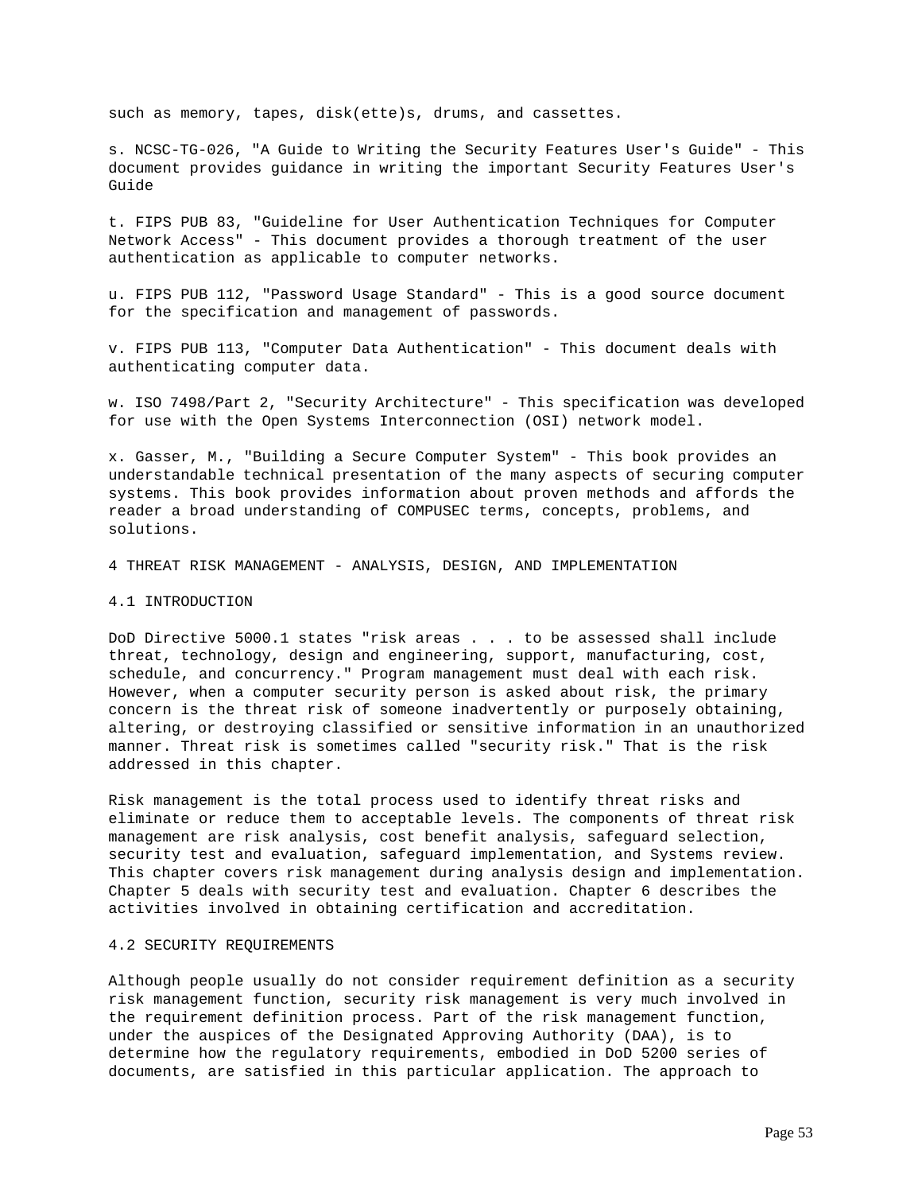such as memory, tapes, disk(ette)s, drums, and cassettes.

s. NCSC-TG-026, "A Guide to Writing the Security Features User's Guide" - This document provides guidance in writing the important Security Features User's Guide

t. FIPS PUB 83, "Guideline for User Authentication Techniques for Computer Network Access" - This document provides a thorough treatment of the user authentication as applicable to computer networks.

u. FIPS PUB 112, "Password Usage Standard" - This is a good source document for the specification and management of passwords.

v. FIPS PUB 113, "Computer Data Authentication" - This document deals with authenticating computer data.

w. ISO 7498/Part 2, "Security Architecture" - This specification was developed for use with the Open Systems Interconnection (OSI) network model.

x. Gasser, M., "Building a Secure Computer System" - This book provides an understandable technical presentation of the many aspects of securing computer systems. This book provides information about proven methods and affords the reader a broad understanding of COMPUSEC terms, concepts, problems, and solutions.

# 4 THREAT RISK MANAGEMENT - ANALYSIS, DESIGN, AND IMPLEMENTATION

## 4.1 INTRODUCTION

DoD Directive 5000.1 states "risk areas . . . to be assessed shall include threat, technology, design and engineering, support, manufacturing, cost, schedule, and concurrency." Program management must deal with each risk. However, when a computer security person is asked about risk, the primary concern is the threat risk of someone inadvertently or purposely obtaining, altering, or destroying classified or sensitive information in an unauthorized manner. Threat risk is sometimes called "security risk." That is the risk addressed in this chapter.

Risk management is the total process used to identify threat risks and eliminate or reduce them to acceptable levels. The components of threat risk management are risk analysis, cost benefit analysis, safeguard selection, security test and evaluation, safeguard implementation, and Systems review. This chapter covers risk management during analysis design and implementation. Chapter 5 deals with security test and evaluation. Chapter 6 describes the activities involved in obtaining certification and accreditation.

## 4.2 SECURITY REQUIREMENTS

Although people usually do not consider requirement definition as a security risk management function, security risk management is very much involved in the requirement definition process. Part of the risk management function, under the auspices of the Designated Approving Authority (DAA), is to determine how the regulatory requirements, embodied in DoD 5200 series of documents, are satisfied in this particular application. The approach to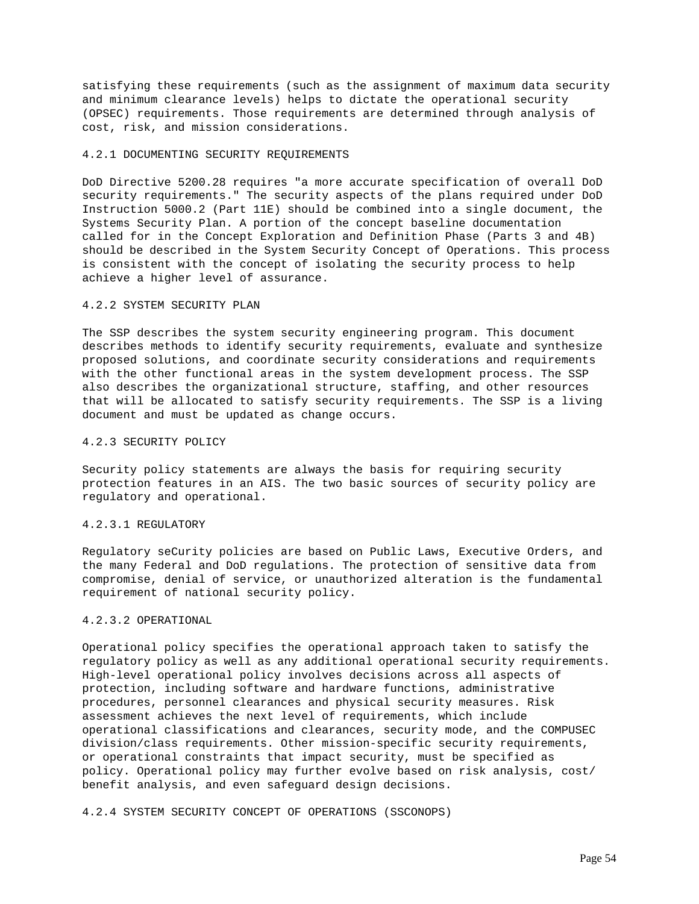satisfying these requirements (such as the assignment of maximum data security and minimum clearance levels) helps to dictate the operational security (OPSEC) requirements. Those requirements are determined through analysis of cost, risk, and mission considerations.

### 4.2.1 DOCUMENTING SECURITY REQUIREMENTS

DoD Directive 5200.28 requires "a more accurate specification of overall DoD security requirements." The security aspects of the plans required under DoD Instruction 5000.2 (Part 11E) should be combined into a single document, the Systems Security Plan. A portion of the concept baseline documentation called for in the Concept Exploration and Definition Phase (Parts 3 and 4B) should be described in the System Security Concept of Operations. This process is consistent with the concept of isolating the security process to help achieve a higher level of assurance.

### 4.2.2 SYSTEM SECURITY PLAN

The SSP describes the system security engineering program. This document describes methods to identify security requirements, evaluate and synthesize proposed solutions, and coordinate security considerations and requirements with the other functional areas in the system development process. The SSP also describes the organizational structure, staffing, and other resources that will be allocated to satisfy security requirements. The SSP is a living document and must be updated as change occurs.

### 4.2.3 SECURITY POLICY

Security policy statements are always the basis for requiring security protection features in an AIS. The two basic sources of security policy are regulatory and operational.

#### 4.2.3.1 REGULATORY

Regulatory seCurity policies are based on Public Laws, Executive Orders, and the many Federal and DoD regulations. The protection of sensitive data from compromise, denial of service, or unauthorized alteration is the fundamental requirement of national security policy.

#### 4.2.3.2 OPERATIONAL

Operational policy specifies the operational approach taken to satisfy the regulatory policy as well as any additional operational security requirements. High-level operational policy involves decisions across all aspects of protection, including software and hardware functions, administrative procedures, personnel clearances and physical security measures. Risk assessment achieves the next level of requirements, which include operational classifications and clearances, security mode, and the COMPUSEC division/class requirements. Other mission-specific security requirements, or operational constraints that impact security, must be specified as policy. Operational policy may further evolve based on risk analysis, cost/benefit analysis, and even safeguard design decisions.

### 4.2.4 SYSTEM SECURITY CONCEPT OF OPERATIONS (SSCONOPS)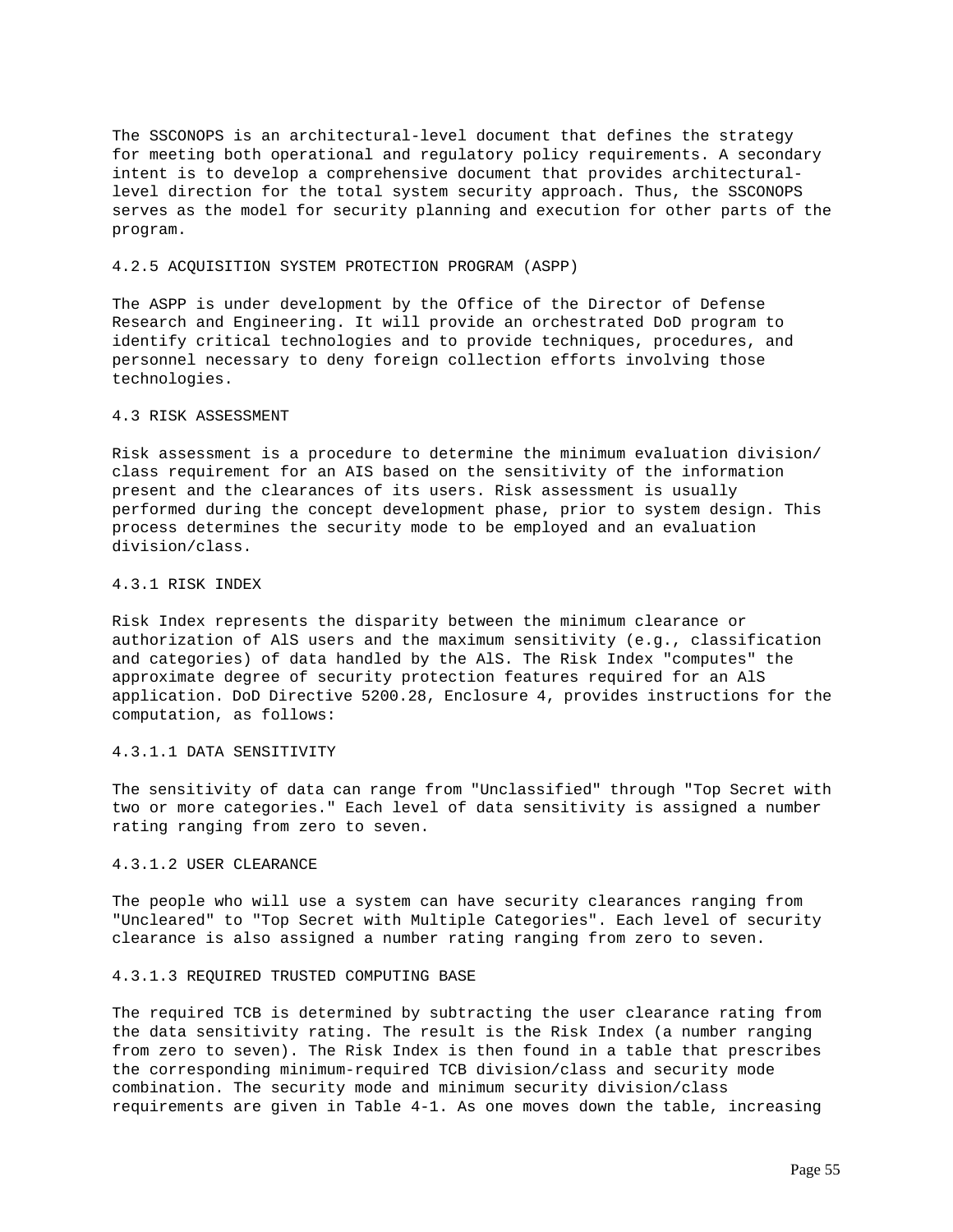The SSCONOPS is an architectural-level document that defines the strategy for meeting both operational and regulatory policy requirements. A secondary intent is to develop a comprehensive document that provides architectural-level direction for the total system security approach. Thus, the SSCONOPS serves as the model for security planning and execution for other parts of the program.

#### 4.2.5 ACQUISITION SYSTEM PROTECTION PROGRAM (ASPP)

The ASPP is under development by the Office of the Director of Defense Research and Engineering. It will provide an orchestrated DoD program to identify critical technologies and to provide techniques, procedures, and personnel necessary to deny foreign collection efforts involving those technologies.

### 4.3 RISK ASSESSMENT

Risk assessment is a procedure to determine the minimum evaluation division/class requirement for an AIS based on the sensitivity of the information present and the clearances of its users. Risk assessment is usually performed during the concept development phase, prior to system design. This process determines the security mode to be employed and an evaluation division/class.

#### 4.3.1 RISK INDEX

Risk Index represents the disparity between the minimum clearance or authorization of AlS users and the maximum sensitivity (e.g., classification and categories) of data handled by the AlS. The Risk Index "computes" the approximate degree of security protection features required for an AlS application. DoD Directive 5200.28, Enclosure 4, provides instructions for the computation, as follows:

##### 4.3.1.1 DATA SENSITIVITY

The sensitivity of data can range from "Unclassified" through "Top Secret with two or more categories." Each level of data sensitivity is assigned a number rating ranging from zero to seven.

##### 4.3.1.2 USER CLEARANCE

The people who will use a system can have security clearances ranging from "Uncleared" to "Top Secret with Multiple Categories". Each level of security clearance is also assigned a number rating ranging from zero to seven.

##### 4.3.1.3 REQUIRED TRUSTED COMPUTING BASE

The required TCB is determined by subtracting the user clearance rating from the data sensitivity rating. The result is the Risk Index (a number ranging from zero to seven). The Risk Index is then found in a table that prescribes the corresponding minimum-required TCB division/class and security mode combination. The security mode and minimum security division/class requirements are given in Table 4-1. As one moves down the table, increasing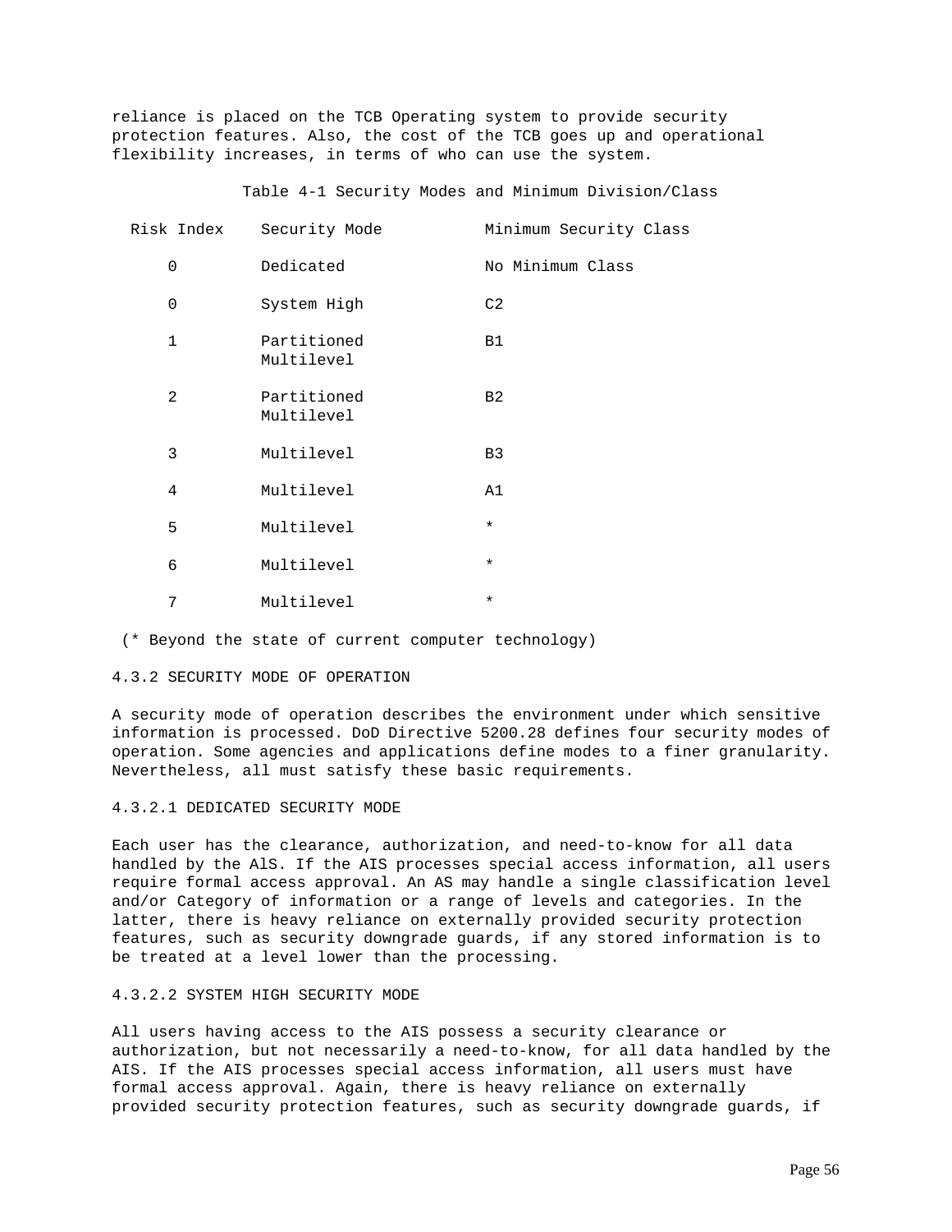reliance is placed on the TCB Operating system to provide security protection features. Also, the cost of the TCB goes up and operational flexibility increases, in terms of who can use the system.

Table 4-1 Security Modes and Minimum Division/Class

| Risk Index | Security Mode | Minimum Security Class |
|---|---|---|
| 0 | Dedicated | No Minimum Class |
| 0 | System High | C2 |
| 1 | Partitioned Multilevel | B1 |
| 2 | Partitioned Multilevel | B2 |
| 3 | Multilevel | B3 |
| 4 | Multilevel | A1 |
| 5 | Multilevel | * |
| 6 | Multilevel | * |
| 7 | Multilevel | * |

(* Beyond the state of current computer technology)

### 4.3.2 SECURITY MODE OF OPERATION

A security mode of operation describes the environment under which sensitive information is processed. DoD Directive 5200.28 defines four security modes of operation. Some agencies and applications define modes to a finer granularity. Nevertheless, all must satisfy these basic requirements.

#### 4.3.2.1 DEDICATED SECURITY MODE

Each user has the clearance, authorization, and need-to-know for all data handled by the AlS. If the AIS processes special access information, all users require formal access approval. An AS may handle a single classification level and/or Category of information or a range of levels and categories. In the latter, there is heavy reliance on externally provided security protection features, such as security downgrade guards, if any stored information is to be treated at a level lower than the processing.

#### 4.3.2.2 SYSTEM HIGH SECURITY MODE

All users having access to the AIS possess a security clearance or authorization, but not necessarily a need-to-know, for all data handled by the AIS. If the AIS processes special access information, all users must have formal access approval. Again, there is heavy reliance on externally provided security protection features, such as security downgrade guards, if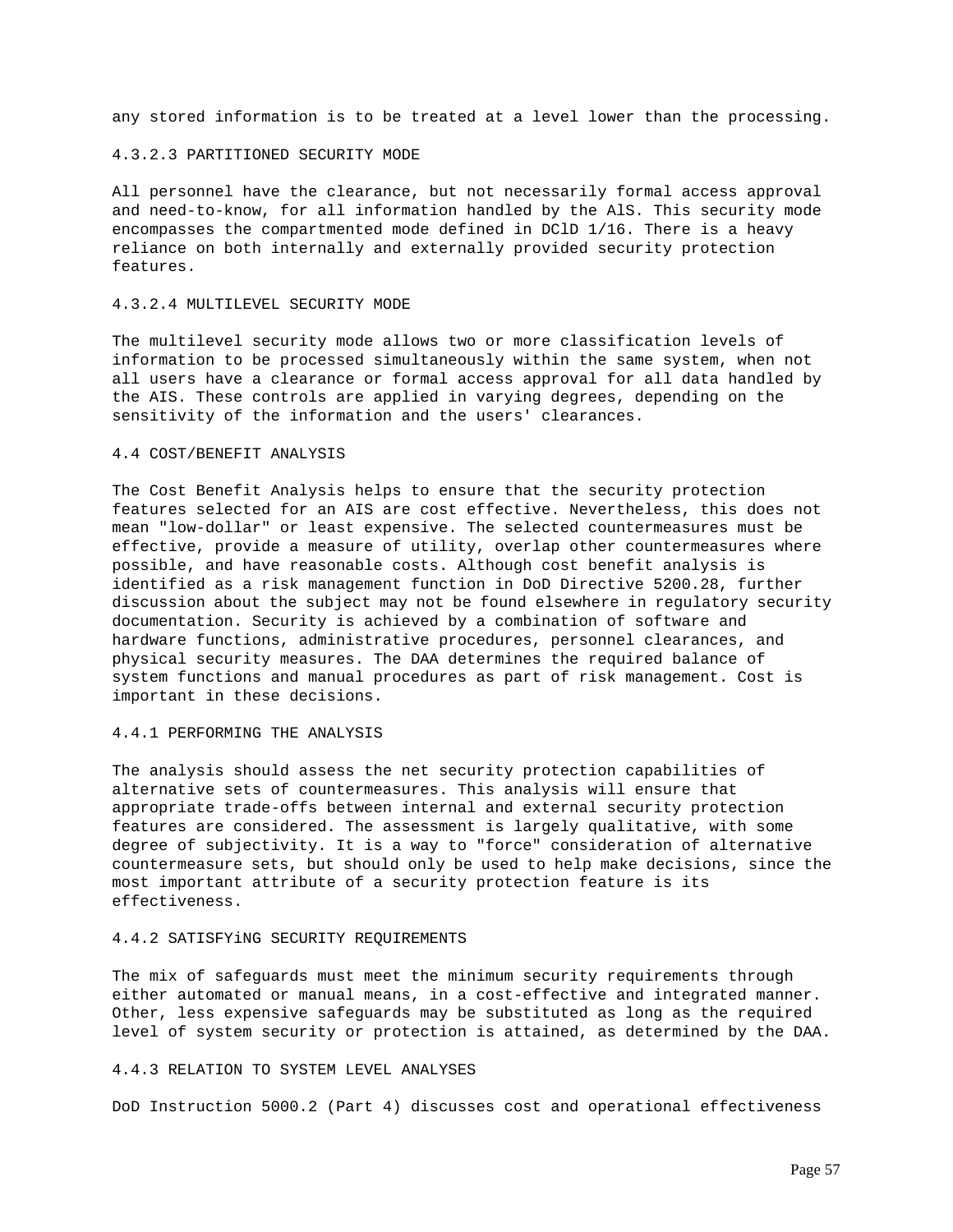any stored information is to be treated at a level lower than the processing.

#### 4.3.2.3 PARTITIONED SECURITY MODE

All personnel have the clearance, but not necessarily formal access approval and need-to-know, for all information handled by the AlS. This security mode encompasses the compartmented mode defined in DClD 1/16. There is a heavy reliance on both internally and externally provided security protection features.

#### 4.3.2.4 MULTILEVEL SECURITY MODE

The multilevel security mode allows two or more classification levels of information to be processed simultaneously within the same system, when not all users have a clearance or formal access approval for all data handled by the AIS. These controls are applied in varying degrees, depending on the sensitivity of the information and the users' clearances.

## 4.4 COST/BENEFIT ANALYSIS

The Cost Benefit Analysis helps to ensure that the security protection features selected for an AIS are cost effective. Nevertheless, this does not mean "low-dollar" or least expensive. The selected countermeasures must be effective, provide a measure of utility, overlap other countermeasures where possible, and have reasonable costs. Although cost benefit analysis is identified as a risk management function in DoD Directive 5200.28, further discussion about the subject may not be found elsewhere in regulatory security documentation. Security is achieved by a combination of software and hardware functions, administrative procedures, personnel clearances, and physical security measures. The DAA determines the required balance of system functions and manual procedures as part of risk management. Cost is important in these decisions.

### 4.4.1 PERFORMING THE ANALYSIS

The analysis should assess the net security protection capabilities of alternative sets of countermeasures. This analysis will ensure that appropriate trade-offs between internal and external security protection features are considered. The assessment is largely qualitative, with some degree of subjectivity. It is a way to "force" consideration of alternative countermeasure sets, but should only be used to help make decisions, since the most important attribute of a security protection feature is its effectiveness.

### 4.4.2 SATISFYiNG SECURITY REQUIREMENTS

The mix of safeguards must meet the minimum security requirements through either automated or manual means, in a cost-effective and integrated manner. Other, less expensive safeguards may be substituted as long as the required level of system security or protection is attained, as determined by the DAA.

### 4.4.3 RELATION TO SYSTEM LEVEL ANALYSES

DoD Instruction 5000.2 (Part 4) discusses cost and operational effectiveness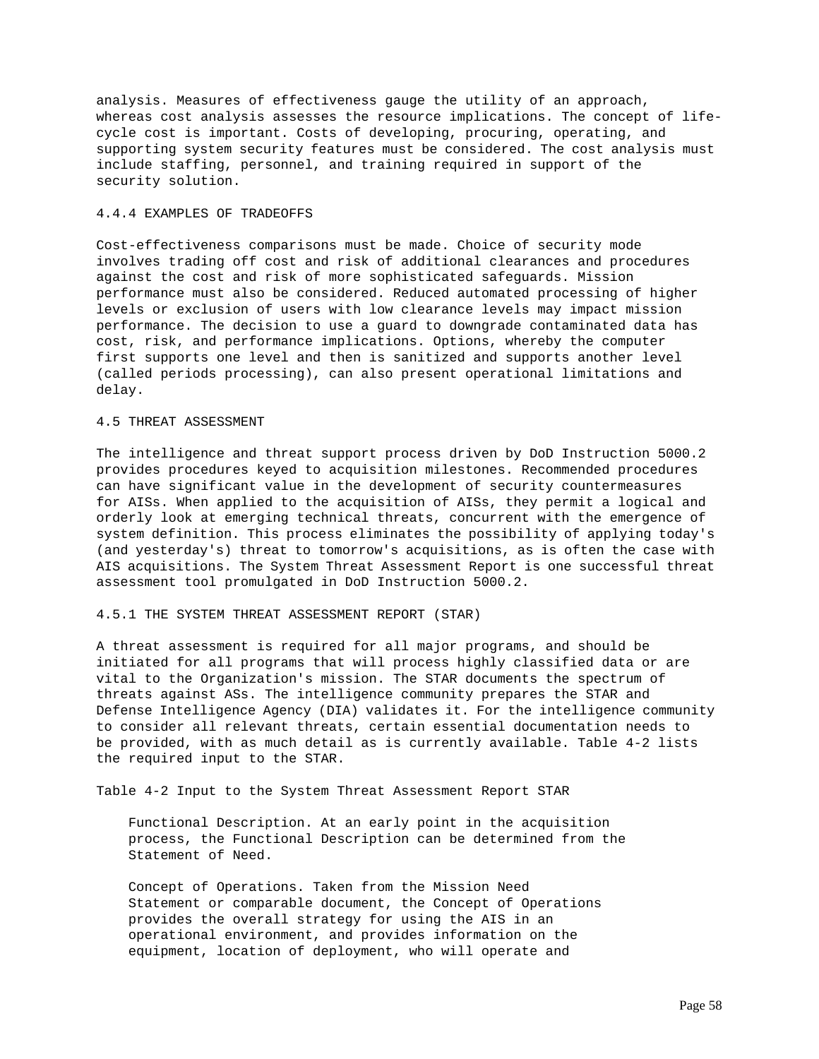analysis. Measures of effectiveness gauge the utility of an approach, whereas cost analysis assesses the resource implications. The concept of life-cycle cost is important. Costs of developing, procuring, operating, and supporting system security features must be considered. The cost analysis must include staffing, personnel, and training required in support of the security solution.

#### 4.4.4 EXAMPLES OF TRADEOFFS

Cost-effectiveness comparisons must be made. Choice of security mode involves trading off cost and risk of additional clearances and procedures against the cost and risk of more sophisticated safeguards. Mission performance must also be considered. Reduced automated processing of higher levels or exclusion of users with low clearance levels may impact mission performance. The decision to use a guard to downgrade contaminated data has cost, risk, and performance implications. Options, whereby the computer first supports one level and then is sanitized and supports another level (called periods processing), can also present operational limitations and delay.

### 4.5 THREAT ASSESSMENT

The intelligence and threat support process driven by DoD Instruction 5000.2 provides procedures keyed to acquisition milestones. Recommended procedures can have significant value in the development of security countermeasures for AISs. When applied to the acquisition of AISs, they permit a logical and orderly look at emerging technical threats, concurrent with the emergence of system definition. This process eliminates the possibility of applying today's (and yesterday's) threat to tomorrow's acquisitions, as is often the case with AIS acquisitions. The System Threat Assessment Report is one successful threat assessment tool promulgated in DoD Instruction 5000.2.

#### 4.5.1 THE SYSTEM THREAT ASSESSMENT REPORT (STAR)

A threat assessment is required for all major programs, and should be initiated for all programs that will process highly classified data or are vital to the Organization's mission. The STAR documents the spectrum of threats against ASs. The intelligence community prepares the STAR and Defense Intelligence Agency (DIA) validates it. For the intelligence community to consider all relevant threats, certain essential documentation needs to be provided, with as much detail as is currently available. Table 4-2 lists the required input to the STAR.

Table 4-2 Input to the System Threat Assessment Report STAR

Functional Description. At an early point in the acquisition process, the Functional Description can be determined from the Statement of Need.

Concept of Operations. Taken from the Mission Need Statement or comparable document, the Concept of Operations provides the overall strategy for using the AIS in an operational environment, and provides information on the equipment, location of deployment, who will operate and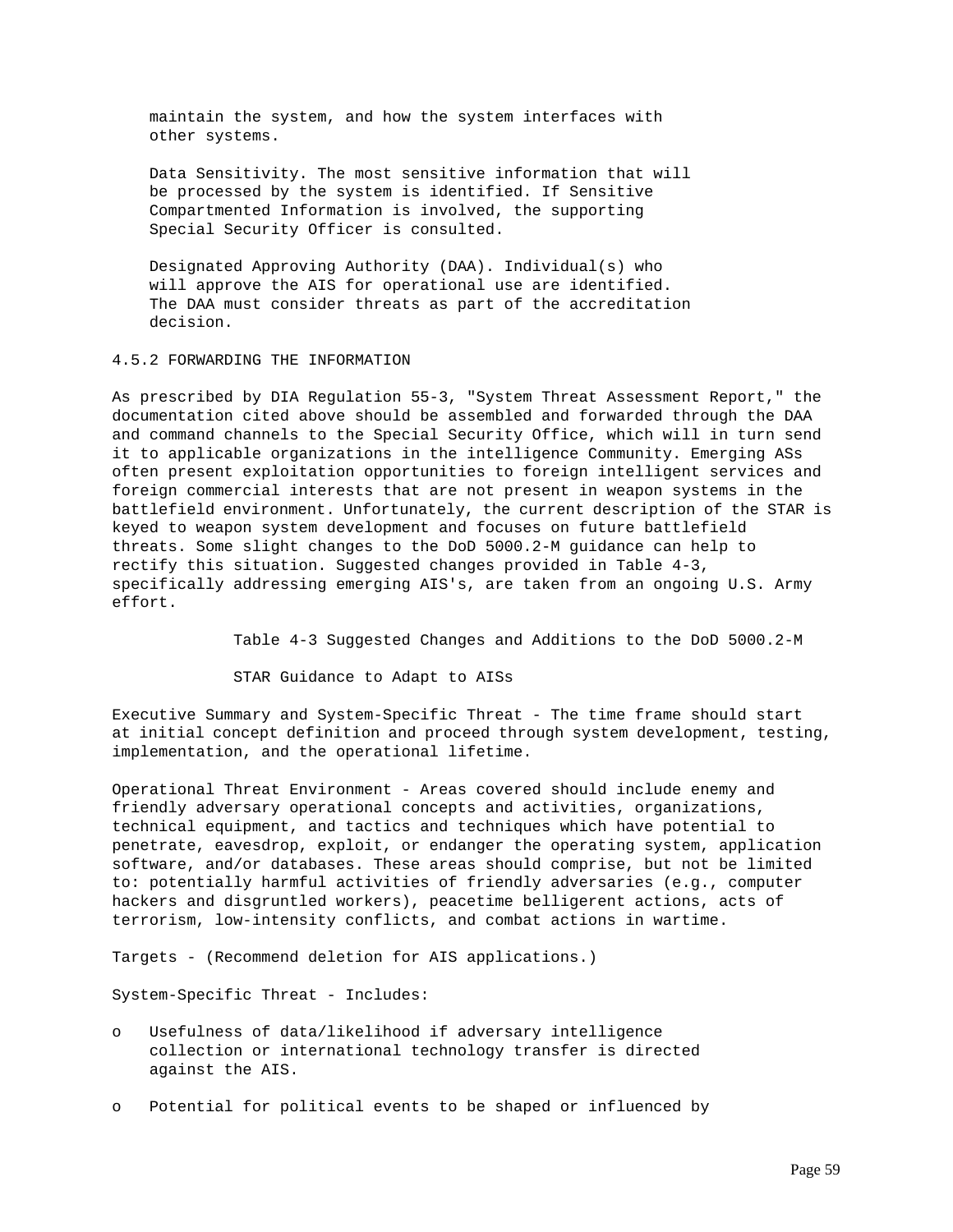maintain the system, and how the system interfaces with other systems.

Data Sensitivity. The most sensitive information that will be processed by the system is identified. If Sensitive Compartmented Information is involved, the supporting Special Security Officer is consulted.

Designated Approving Authority (DAA). Individual(s) who will approve the AIS for operational use are identified. The DAA must consider threats as part of the accreditation decision.

### 4.5.2 FORWARDING THE INFORMATION

As prescribed by DIA Regulation 55-3, "System Threat Assessment Report," the documentation cited above should be assembled and forwarded through the DAA and command channels to the Special Security Office, which will in turn send it to applicable organizations in the intelligence Community. Emerging ASs often present exploitation opportunities to foreign intelligent services and foreign commercial interests that are not present in weapon systems in the battlefield environment. Unfortunately, the current description of the STAR is keyed to weapon system development and focuses on future battlefield threats. Some slight changes to the DoD 5000.2-M guidance can help to rectify this situation. Suggested changes provided in Table 4-3, specifically addressing emerging AIS's, are taken from an ongoing U.S. Army effort.

Table 4-3 Suggested Changes and Additions to the DoD 5000.2-M

STAR Guidance to Adapt to AISs

Executive Summary and System-Specific Threat - The time frame should start at initial concept definition and proceed through system development, testing, implementation, and the operational lifetime.

Operational Threat Environment - Areas covered should include enemy and friendly adversary operational concepts and activities, organizations, technical equipment, and tactics and techniques which have potential to penetrate, eavesdrop, exploit, or endanger the operating system, application software, and/or databases. These areas should comprise, but not be limited to: potentially harmful activities of friendly adversaries (e.g., computer hackers and disgruntled workers), peacetime belligerent actions, acts of terrorism, low-intensity conflicts, and combat actions in wartime.

Targets - (Recommend deletion for AIS applications.)

System-Specific Threat - Includes:

- Usefulness of data/likelihood if adversary intelligence collection or international technology transfer is directed against the AIS.
- Potential for political events to be shaped or influenced by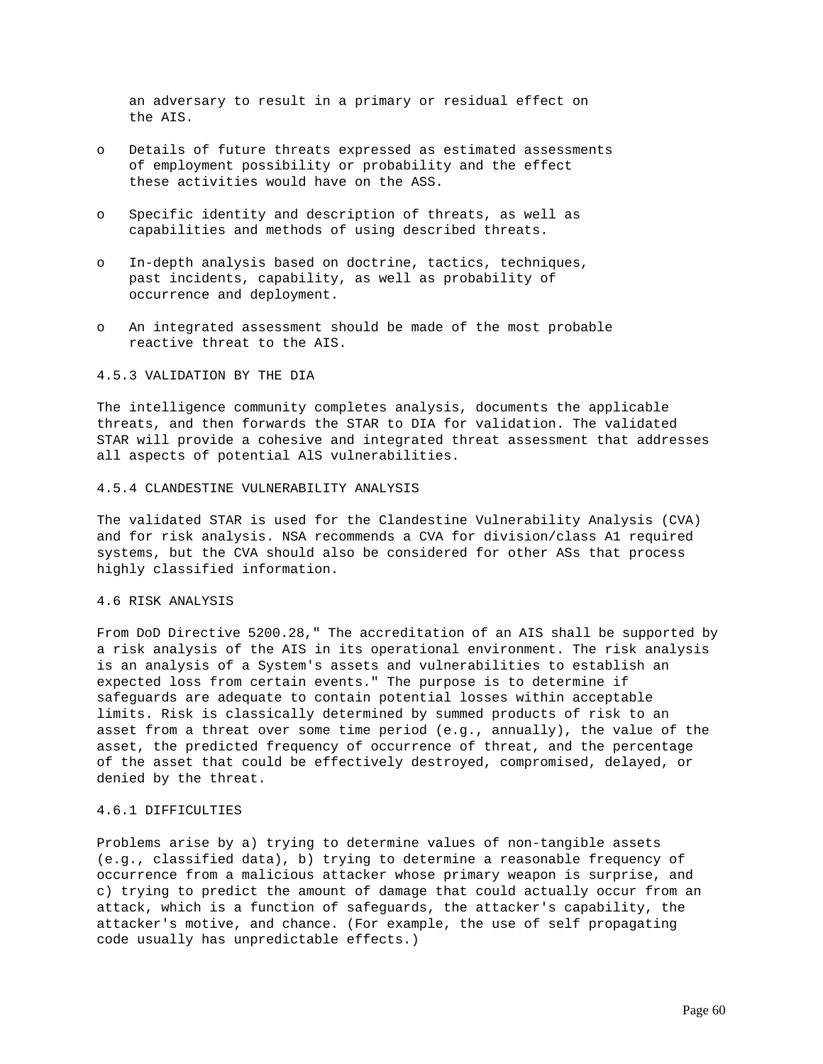an adversary to result in a primary or residual effect on the AIS.

- Details of future threats expressed as estimated assessments of employment possibility or probability and the effect these activities would have on the ASS.

- Specific identity and description of threats, as well as capabilities and methods of using described threats.

- In-depth analysis based on doctrine, tactics, techniques, past incidents, capability, as well as probability of occurrence and deployment.

- An integrated assessment should be made of the most probable reactive threat to the AIS.

### 4.5.3 VALIDATION BY THE DIA

The intelligence community completes analysis, documents the applicable threats, and then forwards the STAR to DIA for validation. The validated STAR will provide a cohesive and integrated threat assessment that addresses all aspects of potential AlS vulnerabilities.

### 4.5.4 CLANDESTINE VULNERABILITY ANALYSIS

The validated STAR is used for the Clandestine Vulnerability Analysis (CVA) and for risk analysis. NSA recommends a CVA for division/class A1 required systems, but the CVA should also be considered for other ASs that process highly classified information.

## 4.6 RISK ANALYSIS

From DoD Directive 5200.28," The accreditation of an AIS shall be supported by a risk analysis of the AIS in its operational environment. The risk analysis is an analysis of a System's assets and vulnerabilities to establish an expected loss from certain events." The purpose is to determine if safeguards are adequate to contain potential losses within acceptable limits. Risk is classically determined by summed products of risk to an asset from a threat over some time period (e.g., annually), the value of the asset, the predicted frequency of occurrence of threat, and the percentage of the asset that could be effectively destroyed, compromised, delayed, or denied by the threat.

### 4.6.1 DIFFICULTIES

Problems arise by a) trying to determine values of non-tangible assets (e.g., classified data), b) trying to determine a reasonable frequency of occurrence from a malicious attacker whose primary weapon is surprise, and c) trying to predict the amount of damage that could actually occur from an attack, which is a function of safeguards, the attacker's capability, the attacker's motive, and chance. (For example, the use of self propagating code usually has unpredictable effects.)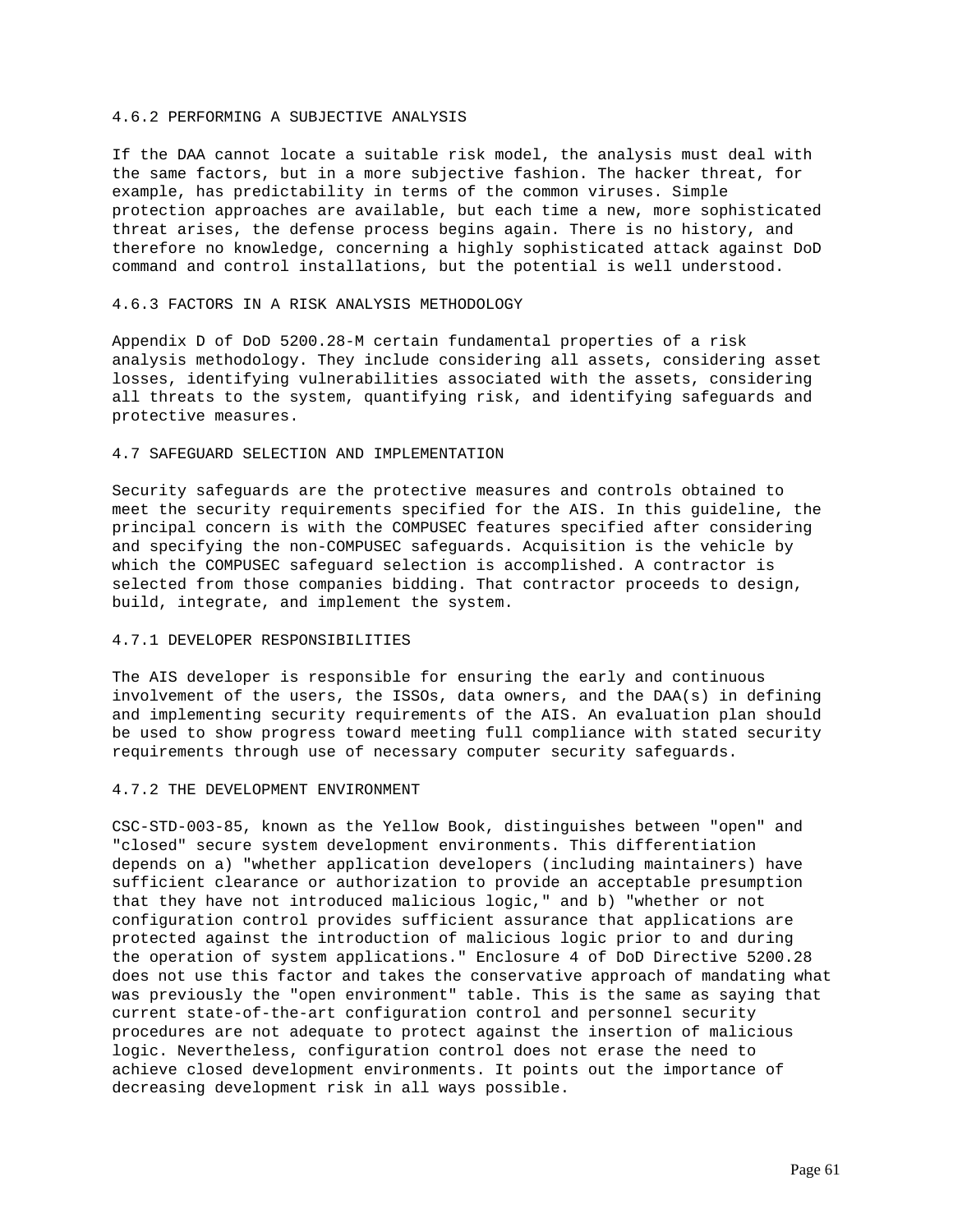### 4.6.2 PERFORMING A SUBJECTIVE ANALYSIS

If the DAA cannot locate a suitable risk model, the analysis must deal with the same factors, but in a more subjective fashion. The hacker threat, for example, has predictability in terms of the common viruses. Simple protection approaches are available, but each time a new, more sophisticated threat arises, the defense process begins again. There is no history, and therefore no knowledge, concerning a highly sophisticated attack against DoD command and control installations, but the potential is well understood.

### 4.6.3 FACTORS IN A RISK ANALYSIS METHODOLOGY

Appendix D of DoD 5200.28-M certain fundamental properties of a risk analysis methodology. They include considering all assets, considering asset losses, identifying vulnerabilities associated with the assets, considering all threats to the system, quantifying risk, and identifying safeguards and protective measures.

## 4.7 SAFEGUARD SELECTION AND IMPLEMENTATION

Security safeguards are the protective measures and controls obtained to meet the security requirements specified for the AIS. In this guideline, the principal concern is with the COMPUSEC features specified after considering and specifying the non-COMPUSEC safeguards. Acquisition is the vehicle by which the COMPUSEC safeguard selection is accomplished. A contractor is selected from those companies bidding. That contractor proceeds to design, build, integrate, and implement the system.

### 4.7.1 DEVELOPER RESPONSIBILITIES

The AIS developer is responsible for ensuring the early and continuous involvement of the users, the ISSOs, data owners, and the DAA(s) in defining and implementing security requirements of the AIS. An evaluation plan should be used to show progress toward meeting full compliance with stated security requirements through use of necessary computer security safeguards.

### 4.7.2 THE DEVELOPMENT ENVIRONMENT

CSC-STD-003-85, known as the Yellow Book, distinguishes between "open" and "closed" secure system development environments. This differentiation depends on a) "whether application developers (including maintainers) have sufficient clearance or authorization to provide an acceptable presumption that they have not introduced malicious logic," and b) "whether or not configuration control provides sufficient assurance that applications are protected against the introduction of malicious logic prior to and during the operation of system applications." Enclosure 4 of DoD Directive 5200.28 does not use this factor and takes the conservative approach of mandating what was previously the "open environment" table. This is the same as saying that current state-of-the-art configuration control and personnel security procedures are not adequate to protect against the insertion of malicious logic. Nevertheless, configuration control does not erase the need to achieve closed development environments. It points out the importance of decreasing development risk in all ways possible.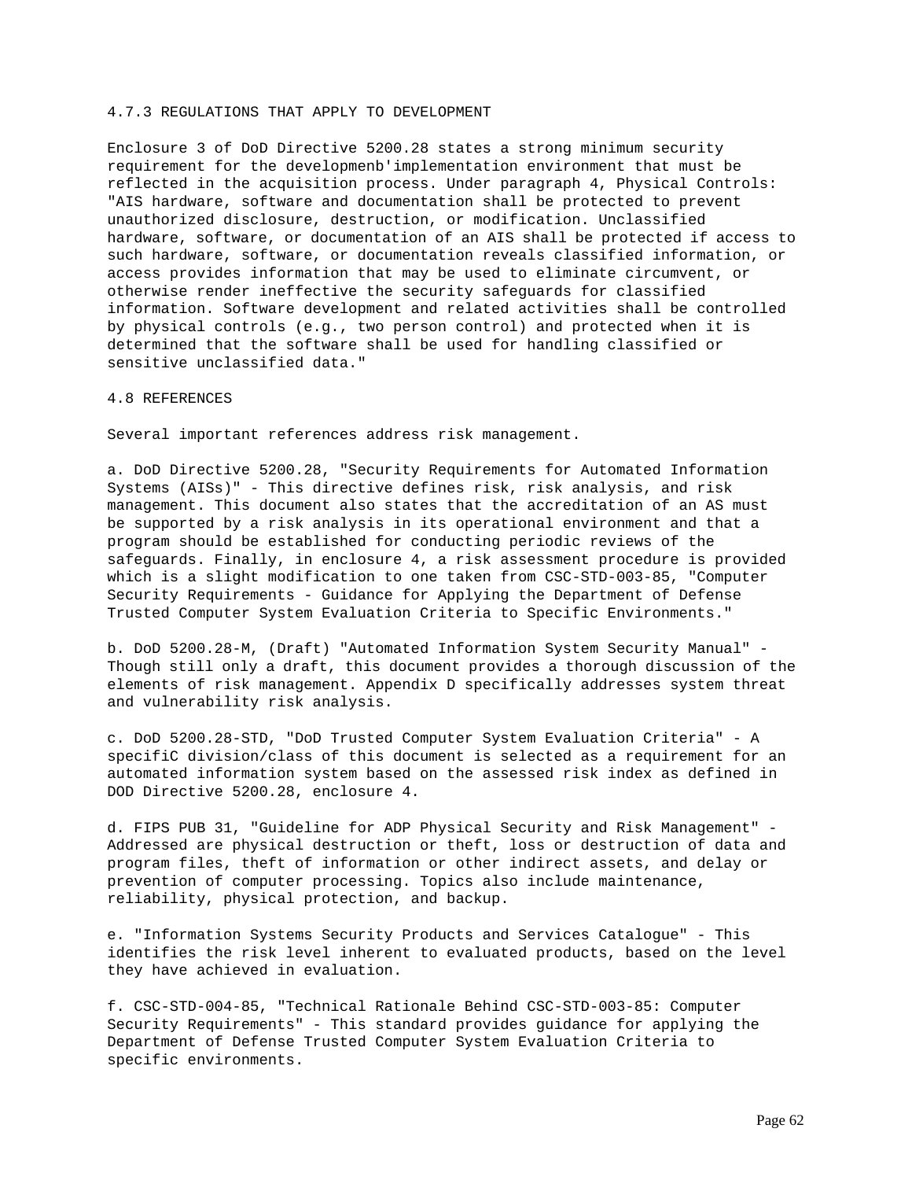### 4.7.3 REGULATIONS THAT APPLY TO DEVELOPMENT

Enclosure 3 of DoD Directive 5200.28 states a strong minimum security requirement for the developmenb'implementation environment that must be reflected in the acquisition process. Under paragraph 4, Physical Controls: "AIS hardware, software and documentation shall be protected to prevent unauthorized disclosure, destruction, or modification. Unclassified hardware, software, or documentation of an AIS shall be protected if access to such hardware, software, or documentation reveals classified information, or access provides information that may be used to eliminate circumvent, or otherwise render ineffective the security safeguards for classified information. Software development and related activities shall be controlled by physical controls (e.g., two person control) and protected when it is determined that the software shall be used for handling classified or sensitive unclassified data."

## 4.8 REFERENCES

Several important references address risk management.

a. DoD Directive 5200.28, "Security Requirements for Automated Information Systems (AISs)" - This directive defines risk, risk analysis, and risk management. This document also states that the accreditation of an AS must be supported by a risk analysis in its operational environment and that a program should be established for conducting periodic reviews of the safeguards. Finally, in enclosure 4, a risk assessment procedure is provided which is a slight modification to one taken from CSC-STD-003-85, "Computer Security Requirements - Guidance for Applying the Department of Defense Trusted Computer System Evaluation Criteria to Specific Environments."

b. DoD 5200.28-M, (Draft) "Automated Information System Security Manual" - Though still only a draft, this document provides a thorough discussion of the elements of risk management. Appendix D specifically addresses system threat and vulnerability risk analysis.

c. DoD 5200.28-STD, "DoD Trusted Computer System Evaluation Criteria" - A specifiC division/class of this document is selected as a requirement for an automated information system based on the assessed risk index as defined in DOD Directive 5200.28, enclosure 4.

d. FIPS PUB 31, "Guideline for ADP Physical Security and Risk Management" - Addressed are physical destruction or theft, loss or destruction of data and program files, theft of information or other indirect assets, and delay or prevention of computer processing. Topics also include maintenance, reliability, physical protection, and backup.

e. "Information Systems Security Products and Services Catalogue" - This identifies the risk level inherent to evaluated products, based on the level they have achieved in evaluation.

f. CSC-STD-004-85, "Technical Rationale Behind CSC-STD-003-85: Computer Security Requirements" - This standard provides guidance for applying the Department of Defense Trusted Computer System Evaluation Criteria to specific environments.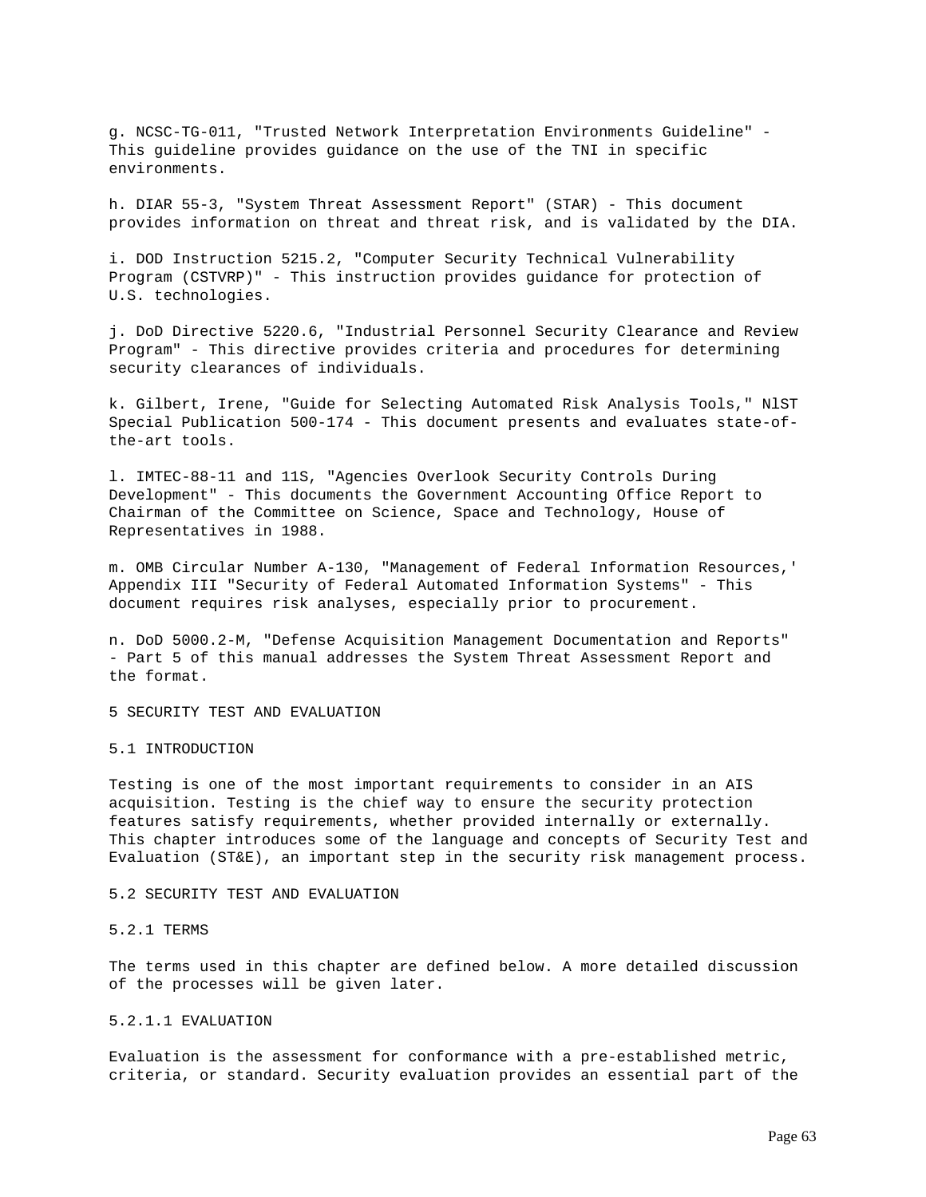g. NCSC-TG-011, "Trusted Network Interpretation Environments Guideline" - This guideline provides guidance on the use of the TNI in specific environments.

h. DIAR 55-3, "System Threat Assessment Report" (STAR) - This document provides information on threat and threat risk, and is validated by the DIA.

i. DOD Instruction 5215.2, "Computer Security Technical Vulnerability Program (CSTVRP)" - This instruction provides guidance for protection of U.S. technologies.

j. DoD Directive 5220.6, "Industrial Personnel Security Clearance and Review Program" - This directive provides criteria and procedures for determining security clearances of individuals.

k. Gilbert, Irene, "Guide for Selecting Automated Risk Analysis Tools," NlST Special Publication 500-174 - This document presents and evaluates state-of-the-art tools.

l. IMTEC-88-11 and 11S, "Agencies Overlook Security Controls During Development" - This documents the Government Accounting Office Report to Chairman of the Committee on Science, Space and Technology, House of Representatives in 1988.

m. OMB Circular Number A-130, "Management of Federal Information Resources,' Appendix III "Security of Federal Automated Information Systems" - This document requires risk analyses, especially prior to procurement.

n. DoD 5000.2-M, "Defense Acquisition Management Documentation and Reports" - Part 5 of this manual addresses the System Threat Assessment Report and the format.

# 5 SECURITY TEST AND EVALUATION

## 5.1 INTRODUCTION

Testing is one of the most important requirements to consider in an AIS acquisition. Testing is the chief way to ensure the security protection features satisfy requirements, whether provided internally or externally. This chapter introduces some of the language and concepts of Security Test and Evaluation (ST&E), an important step in the security risk management process.

## 5.2 SECURITY TEST AND EVALUATION

### 5.2.1 TERMS

The terms used in this chapter are defined below. A more detailed discussion of the processes will be given later.

#### 5.2.1.1 EVALUATION

Evaluation is the assessment for conformance with a pre-established metric, criteria, or standard. Security evaluation provides an essential part of the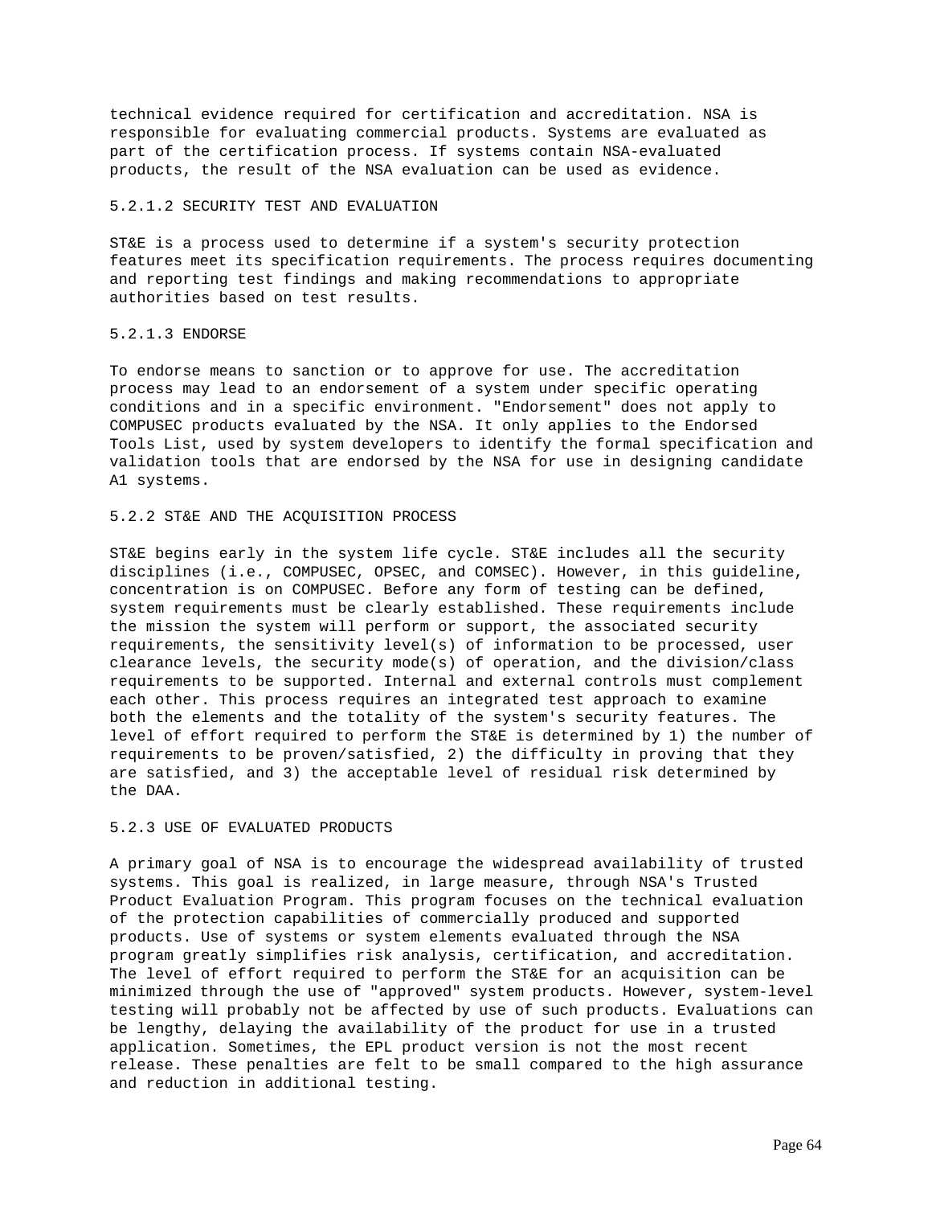technical evidence required for certification and accreditation. NSA is responsible for evaluating commercial products. Systems are evaluated as part of the certification process. If systems contain NSA-evaluated products, the result of the NSA evaluation can be used as evidence.

#### 5.2.1.2 SECURITY TEST AND EVALUATION

ST&E is a process used to determine if a system's security protection features meet its specification requirements. The process requires documenting and reporting test findings and making recommendations to appropriate authorities based on test results.

#### 5.2.1.3 ENDORSE

To endorse means to sanction or to approve for use. The accreditation process may lead to an endorsement of a system under specific operating conditions and in a specific environment. "Endorsement" does not apply to COMPUSEC products evaluated by the NSA. It only applies to the Endorsed Tools List, used by system developers to identify the formal specification and validation tools that are endorsed by the NSA for use in designing candidate A1 systems.

### 5.2.2 ST&E AND THE ACQUISITION PROCESS

ST&E begins early in the system life cycle. ST&E includes all the security disciplines (i.e., COMPUSEC, OPSEC, and COMSEC). However, in this guideline, concentration is on COMPUSEC. Before any form of testing can be defined, system requirements must be clearly established. These requirements include the mission the system will perform or support, the associated security requirements, the sensitivity level(s) of information to be processed, user clearance levels, the security mode(s) of operation, and the division/class requirements to be supported. Internal and external controls must complement each other. This process requires an integrated test approach to examine both the elements and the totality of the system's security features. The level of effort required to perform the ST&E is determined by 1) the number of requirements to be proven/satisfied, 2) the difficulty in proving that they are satisfied, and 3) the acceptable level of residual risk determined by the DAA.

### 5.2.3 USE OF EVALUATED PRODUCTS

A primary goal of NSA is to encourage the widespread availability of trusted systems. This goal is realized, in large measure, through NSA's Trusted Product Evaluation Program. This program focuses on the technical evaluation of the protection capabilities of commercially produced and supported products. Use of systems or system elements evaluated through the NSA program greatly simplifies risk analysis, certification, and accreditation. The level of effort required to perform the ST&E for an acquisition can be minimized through the use of "approved" system products. However, system-level testing will probably not be affected by use of such products. Evaluations can be lengthy, delaying the availability of the product for use in a trusted application. Sometimes, the EPL product version is not the most recent release. These penalties are felt to be small compared to the high assurance and reduction in additional testing.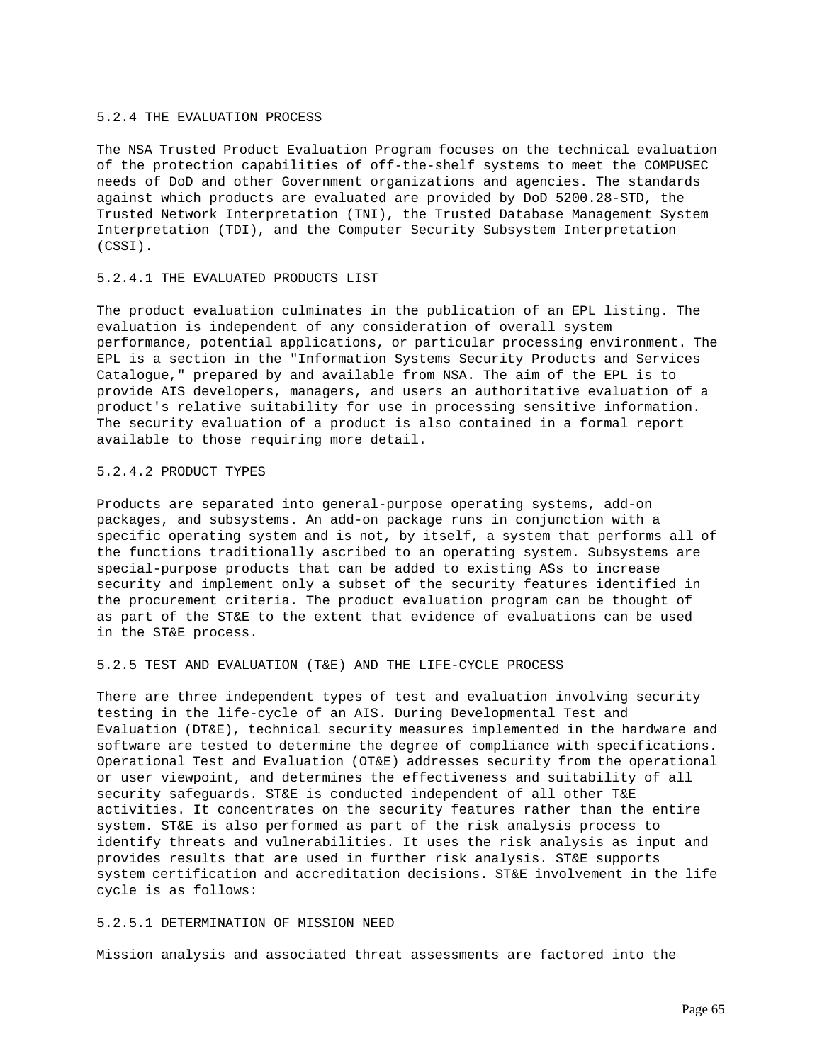### 5.2.4 THE EVALUATION PROCESS

The NSA Trusted Product Evaluation Program focuses on the technical evaluation of the protection capabilities of off-the-shelf systems to meet the COMPUSEC needs of DoD and other Government organizations and agencies. The standards against which products are evaluated are provided by DoD 5200.28-STD, the Trusted Network Interpretation (TNI), the Trusted Database Management System Interpretation (TDI), and the Computer Security Subsystem Interpretation (CSSI).

#### 5.2.4.1 THE EVALUATED PRODUCTS LIST

The product evaluation culminates in the publication of an EPL listing. The evaluation is independent of any consideration of overall system performance, potential applications, or particular processing environment. The EPL is a section in the "Information Systems Security Products and Services Catalogue," prepared by and available from NSA. The aim of the EPL is to provide AIS developers, managers, and users an authoritative evaluation of a product's relative suitability for use in processing sensitive information. The security evaluation of a product is also contained in a formal report available to those requiring more detail.

#### 5.2.4.2 PRODUCT TYPES

Products are separated into general-purpose operating systems, add-on packages, and subsystems. An add-on package runs in conjunction with a specific operating system and is not, by itself, a system that performs all of the functions traditionally ascribed to an operating system. Subsystems are special-purpose products that can be added to existing ASs to increase security and implement only a subset of the security features identified in the procurement criteria. The product evaluation program can be thought of as part of the ST&E to the extent that evidence of evaluations can be used in the ST&E process.

### 5.2.5 TEST AND EVALUATION (T&E) AND THE LIFE-CYCLE PROCESS

There are three independent types of test and evaluation involving security testing in the life-cycle of an AIS. During Developmental Test and Evaluation (DT&E), technical security measures implemented in the hardware and software are tested to determine the degree of compliance with specifications. Operational Test and Evaluation (OT&E) addresses security from the operational or user viewpoint, and determines the effectiveness and suitability of all security safeguards. ST&E is conducted independent of all other T&E activities. It concentrates on the security features rather than the entire system. ST&E is also performed as part of the risk analysis process to identify threats and vulnerabilities. It uses the risk analysis as input and provides results that are used in further risk analysis. ST&E supports system certification and accreditation decisions. ST&E involvement in the life cycle is as follows:

#### 5.2.5.1 DETERMINATION OF MISSION NEED

Mission analysis and associated threat assessments are factored into the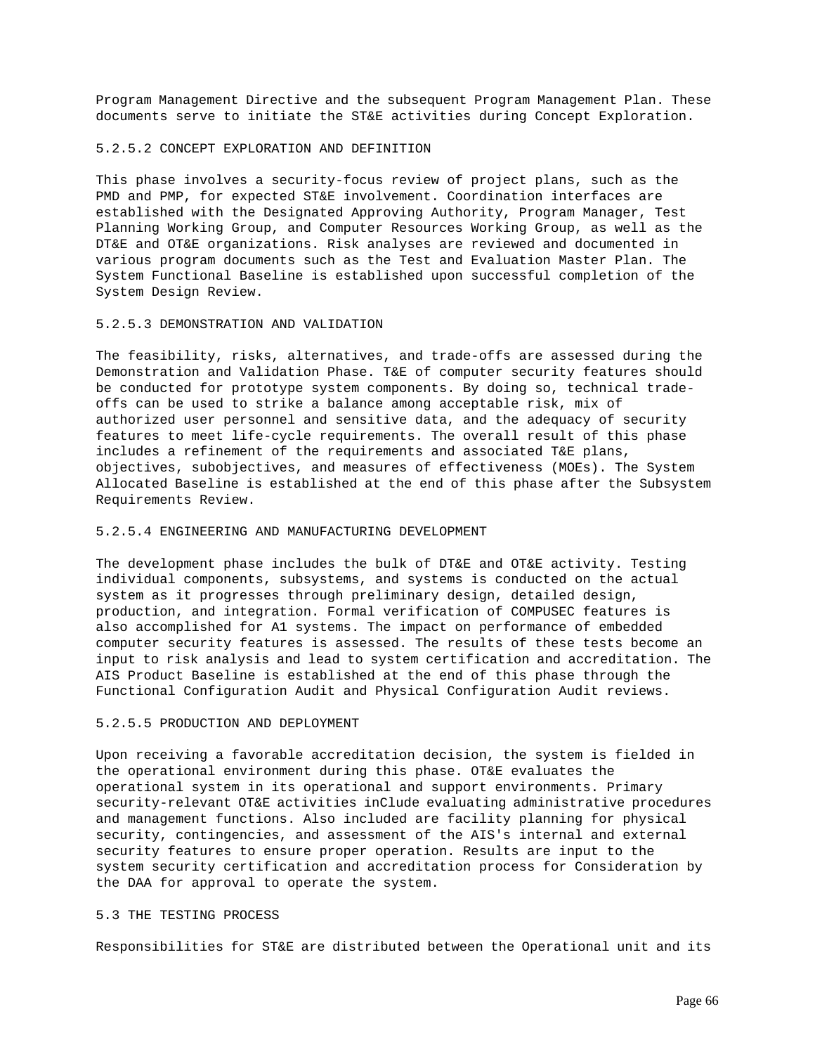Program Management Directive and the subsequent Program Management Plan. These documents serve to initiate the ST&E activities during Concept Exploration.

#### 5.2.5.2 CONCEPT EXPLORATION AND DEFINITION

This phase involves a security-focus review of project plans, such as the PMD and PMP, for expected ST&E involvement. Coordination interfaces are established with the Designated Approving Authority, Program Manager, Test Planning Working Group, and Computer Resources Working Group, as well as the DT&E and OT&E organizations. Risk analyses are reviewed and documented in various program documents such as the Test and Evaluation Master Plan. The System Functional Baseline is established upon successful completion of the System Design Review.

#### 5.2.5.3 DEMONSTRATION AND VALIDATION

The feasibility, risks, alternatives, and trade-offs are assessed during the Demonstration and Validation Phase. T&E of computer security features should be conducted for prototype system components. By doing so, technical trade-offs can be used to strike a balance among acceptable risk, mix of authorized user personnel and sensitive data, and the adequacy of security features to meet life-cycle requirements. The overall result of this phase includes a refinement of the requirements and associated T&E plans, objectives, subobjectives, and measures of effectiveness (MOEs). The System Allocated Baseline is established at the end of this phase after the Subsystem Requirements Review.

#### 5.2.5.4 ENGINEERING AND MANUFACTURING DEVELOPMENT

The development phase includes the bulk of DT&E and OT&E activity. Testing individual components, subsystems, and systems is conducted on the actual system as it progresses through preliminary design, detailed design, production, and integration. Formal verification of COMPUSEC features is also accomplished for A1 systems. The impact on performance of embedded computer security features is assessed. The results of these tests become an input to risk analysis and lead to system certification and accreditation. The AIS Product Baseline is established at the end of this phase through the Functional Configuration Audit and Physical Configuration Audit reviews.

#### 5.2.5.5 PRODUCTION AND DEPLOYMENT

Upon receiving a favorable accreditation decision, the system is fielded in the operational environment during this phase. OT&E evaluates the operational system in its operational and support environments. Primary security-relevant OT&E activities inClude evaluating administrative procedures and management functions. Also included are facility planning for physical security, contingencies, and assessment of the AIS's internal and external security features to ensure proper operation. Results are input to the system security certification and accreditation process for Consideration by the DAA for approval to operate the system.

### 5.3 THE TESTING PROCESS

Responsibilities for ST&E are distributed between the Operational unit and its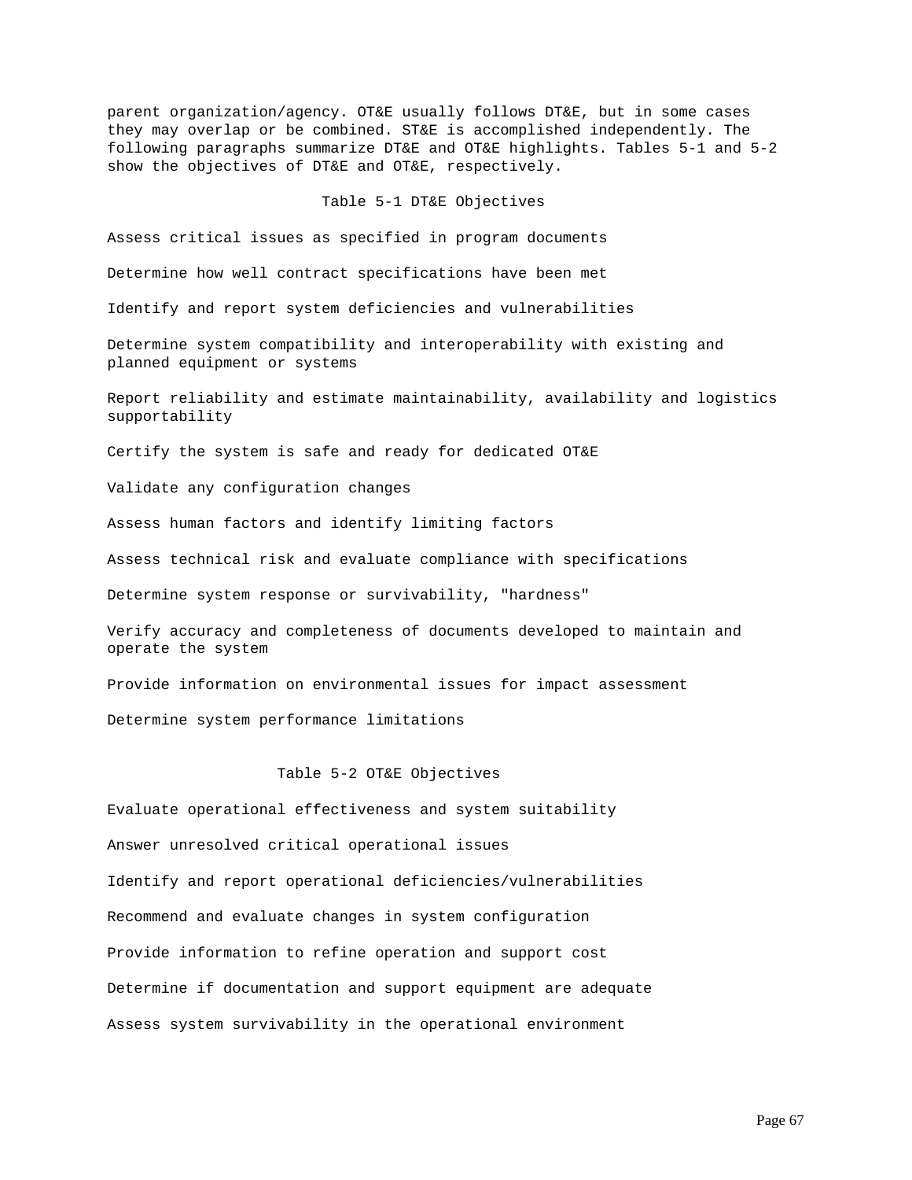parent organization/agency. OT&E usually follows DT&E, but in some cases they may overlap or be combined. ST&E is accomplished independently. The following paragraphs summarize DT&E and OT&E highlights. Tables 5-1 and 5-2 show the objectives of DT&E and OT&E, respectively.

Table 5-1 DT&E Objectives

Assess critical issues as specified in program documents

Determine how well contract specifications have been met

Identify and report system deficiencies and vulnerabilities

Determine system compatibility and interoperability with existing and planned equipment or systems

Report reliability and estimate maintainability, availability and logistics supportability

Certify the system is safe and ready for dedicated OT&E

Validate any configuration changes

Assess human factors and identify limiting factors

Assess technical risk and evaluate compliance with specifications

Determine system response or survivability, "hardness"

Verify accuracy and completeness of documents developed to maintain and operate the system

Provide information on environmental issues for impact assessment

Determine system performance limitations

Table 5-2 OT&E Objectives

Evaluate operational effectiveness and system suitability

Answer unresolved critical operational issues

Identify and report operational deficiencies/vulnerabilities

Recommend and evaluate changes in system configuration

Provide information to refine operation and support cost

Determine if documentation and support equipment are adequate

Assess system survivability in the operational environment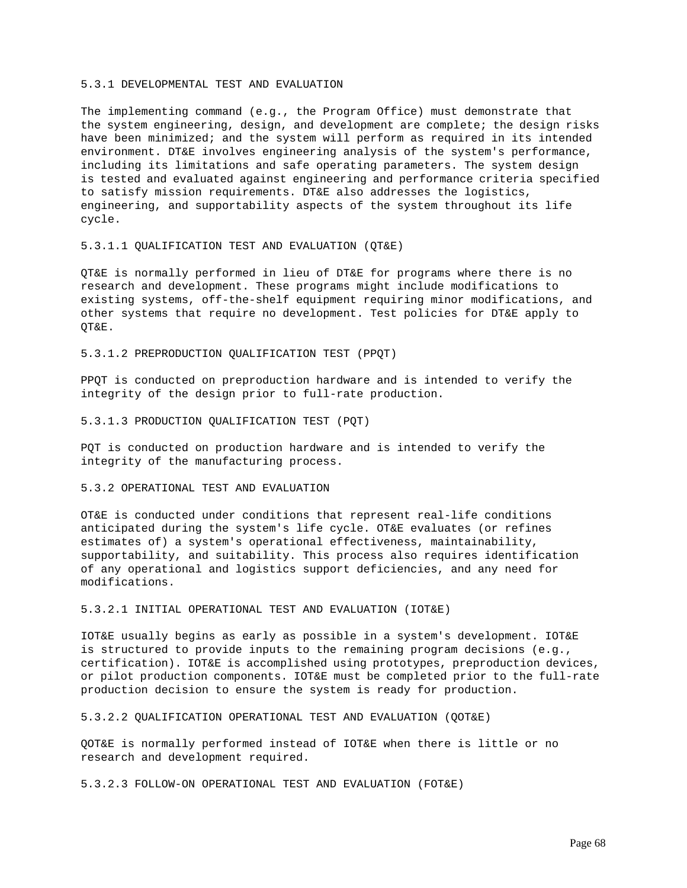### 5.3.1 DEVELOPMENTAL TEST AND EVALUATION

The implementing command (e.g., the Program Office) must demonstrate that the system engineering, design, and development are complete; the design risks have been minimized; and the system will perform as required in its intended environment. DT&E involves engineering analysis of the system's performance, including its limitations and safe operating parameters. The system design is tested and evaluated against engineering and performance criteria specified to satisfy mission requirements. DT&E also addresses the logistics, engineering, and supportability aspects of the system throughout its life cycle.

#### 5.3.1.1 QUALIFICATION TEST AND EVALUATION (QT&E)

QT&E is normally performed in lieu of DT&E for programs where there is no research and development. These programs might include modifications to existing systems, off-the-shelf equipment requiring minor modifications, and other systems that require no development. Test policies for DT&E apply to QT&E.

#### 5.3.1.2 PREPRODUCTION QUALIFICATION TEST (PPQT)

PPQT is conducted on preproduction hardware and is intended to verify the integrity of the design prior to full-rate production.

#### 5.3.1.3 PRODUCTION QUALIFICATION TEST (PQT)

PQT is conducted on production hardware and is intended to verify the integrity of the manufacturing process.

### 5.3.2 OPERATIONAL TEST AND EVALUATION

OT&E is conducted under conditions that represent real-life conditions anticipated during the system's life cycle. OT&E evaluates (or refines estimates of) a system's operational effectiveness, maintainability, supportability, and suitability. This process also requires identification of any operational and logistics support deficiencies, and any need for modifications.

#### 5.3.2.1 INITIAL OPERATIONAL TEST AND EVALUATION (IOT&E)

IOT&E usually begins as early as possible in a system's development. IOT&E is structured to provide inputs to the remaining program decisions (e.g., certification). IOT&E is accomplished using prototypes, preproduction devices, or pilot production components. IOT&E must be completed prior to the full-rate production decision to ensure the system is ready for production.

#### 5.3.2.2 QUALIFICATION OPERATIONAL TEST AND EVALUATION (QOT&E)

QOT&E is normally performed instead of IOT&E when there is little or no research and development required.

#### 5.3.2.3 FOLLOW-ON OPERATIONAL TEST AND EVALUATION (FOT&E)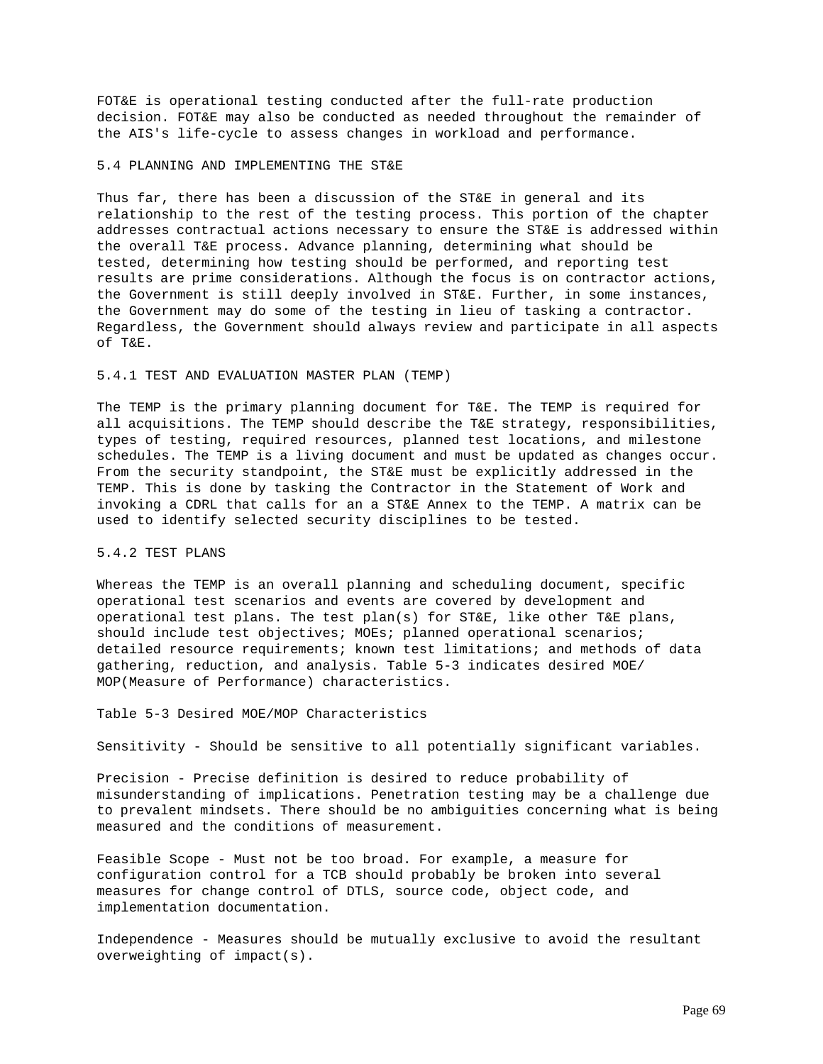FOT&E is operational testing conducted after the full-rate production decision. FOT&E may also be conducted as needed throughout the remainder of the AIS's life-cycle to assess changes in workload and performance.

### 5.4 PLANNING AND IMPLEMENTING THE ST&E

Thus far, there has been a discussion of the ST&E in general and its relationship to the rest of the testing process. This portion of the chapter addresses contractual actions necessary to ensure the ST&E is addressed within the overall T&E process. Advance planning, determining what should be tested, determining how testing should be performed, and reporting test results are prime considerations. Although the focus is on contractor actions, the Government is still deeply involved in ST&E. Further, in some instances, the Government may do some of the testing in lieu of tasking a contractor. Regardless, the Government should always review and participate in all aspects of T&E.

#### 5.4.1 TEST AND EVALUATION MASTER PLAN (TEMP)

The TEMP is the primary planning document for T&E. The TEMP is required for all acquisitions. The TEMP should describe the T&E strategy, responsibilities, types of testing, required resources, planned test locations, and milestone schedules. The TEMP is a living document and must be updated as changes occur. From the security standpoint, the ST&E must be explicitly addressed in the TEMP. This is done by tasking the Contractor in the Statement of Work and invoking a CDRL that calls for an a ST&E Annex to the TEMP. A matrix can be used to identify selected security disciplines to be tested.

#### 5.4.2 TEST PLANS

Whereas the TEMP is an overall planning and scheduling document, specific operational test scenarios and events are covered by development and operational test plans. The test plan(s) for ST&E, like other T&E plans, should include test objectives; MOEs; planned operational scenarios; detailed resource requirements; known test limitations; and methods of data gathering, reduction, and analysis. Table 5-3 indicates desired MOE/ MOP(Measure of Performance) characteristics.

Table 5-3 Desired MOE/MOP Characteristics

Sensitivity - Should be sensitive to all potentially significant variables.

Precision - Precise definition is desired to reduce probability of misunderstanding of implications. Penetration testing may be a challenge due to prevalent mindsets. There should be no ambiguities concerning what is being measured and the conditions of measurement.

Feasible Scope - Must not be too broad. For example, a measure for configuration control for a TCB should probably be broken into several measures for change control of DTLS, source code, object code, and implementation documentation.

Independence - Measures should be mutually exclusive to avoid the resultant overweighting of impact(s).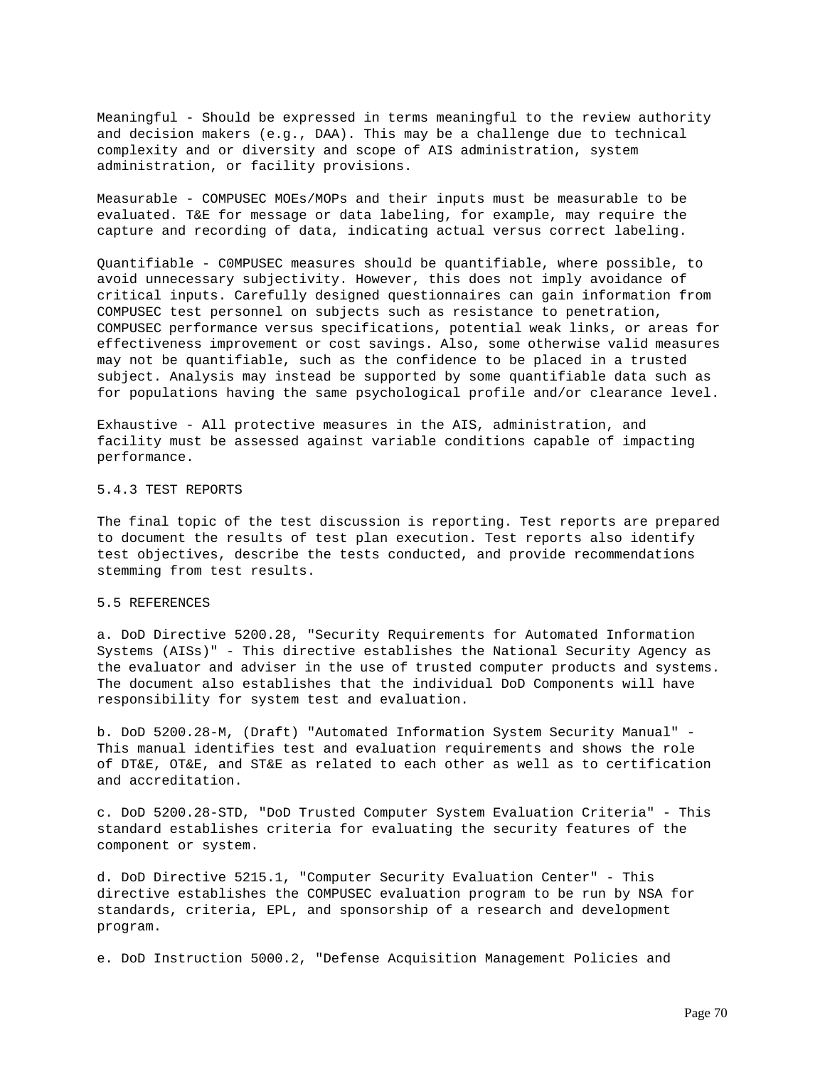Meaningful - Should be expressed in terms meaningful to the review authority and decision makers (e.g., DAA). This may be a challenge due to technical complexity and or diversity and scope of AIS administration, system administration, or facility provisions.

Measurable - COMPUSEC MOEs/MOPs and their inputs must be measurable to be evaluated. T&E for message or data labeling, for example, may require the capture and recording of data, indicating actual versus correct labeling.

Quantifiable - C0MPUSEC measures should be quantifiable, where possible, to avoid unnecessary subjectivity. However, this does not imply avoidance of critical inputs. Carefully designed questionnaires can gain information from COMPUSEC test personnel on subjects such as resistance to penetration, COMPUSEC performance versus specifications, potential weak links, or areas for effectiveness improvement or cost savings. Also, some otherwise valid measures may not be quantifiable, such as the confidence to be placed in a trusted subject. Analysis may instead be supported by some quantifiable data such as for populations having the same psychological profile and/or clearance level.

Exhaustive - All protective measures in the AIS, administration, and facility must be assessed against variable conditions capable of impacting performance.

### 5.4.3 TEST REPORTS

The final topic of the test discussion is reporting. Test reports are prepared to document the results of test plan execution. Test reports also identify test objectives, describe the tests conducted, and provide recommendations stemming from test results.

## 5.5 REFERENCES

a. DoD Directive 5200.28, "Security Requirements for Automated Information Systems (AISs)" - This directive establishes the National Security Agency as the evaluator and adviser in the use of trusted computer products and systems. The document also establishes that the individual DoD Components will have responsibility for system test and evaluation.

b. DoD 5200.28-M, (Draft) "Automated Information System Security Manual" - This manual identifies test and evaluation requirements and shows the role of DT&E, OT&E, and ST&E as related to each other as well as to certification and accreditation.

c. DoD 5200.28-STD, "DoD Trusted Computer System Evaluation Criteria" - This standard establishes criteria for evaluating the security features of the component or system.

d. DoD Directive 5215.1, "Computer Security Evaluation Center" - This directive establishes the COMPUSEC evaluation program to be run by NSA for standards, criteria, EPL, and sponsorship of a research and development program.

e. DoD Instruction 5000.2, "Defense Acquisition Management Policies and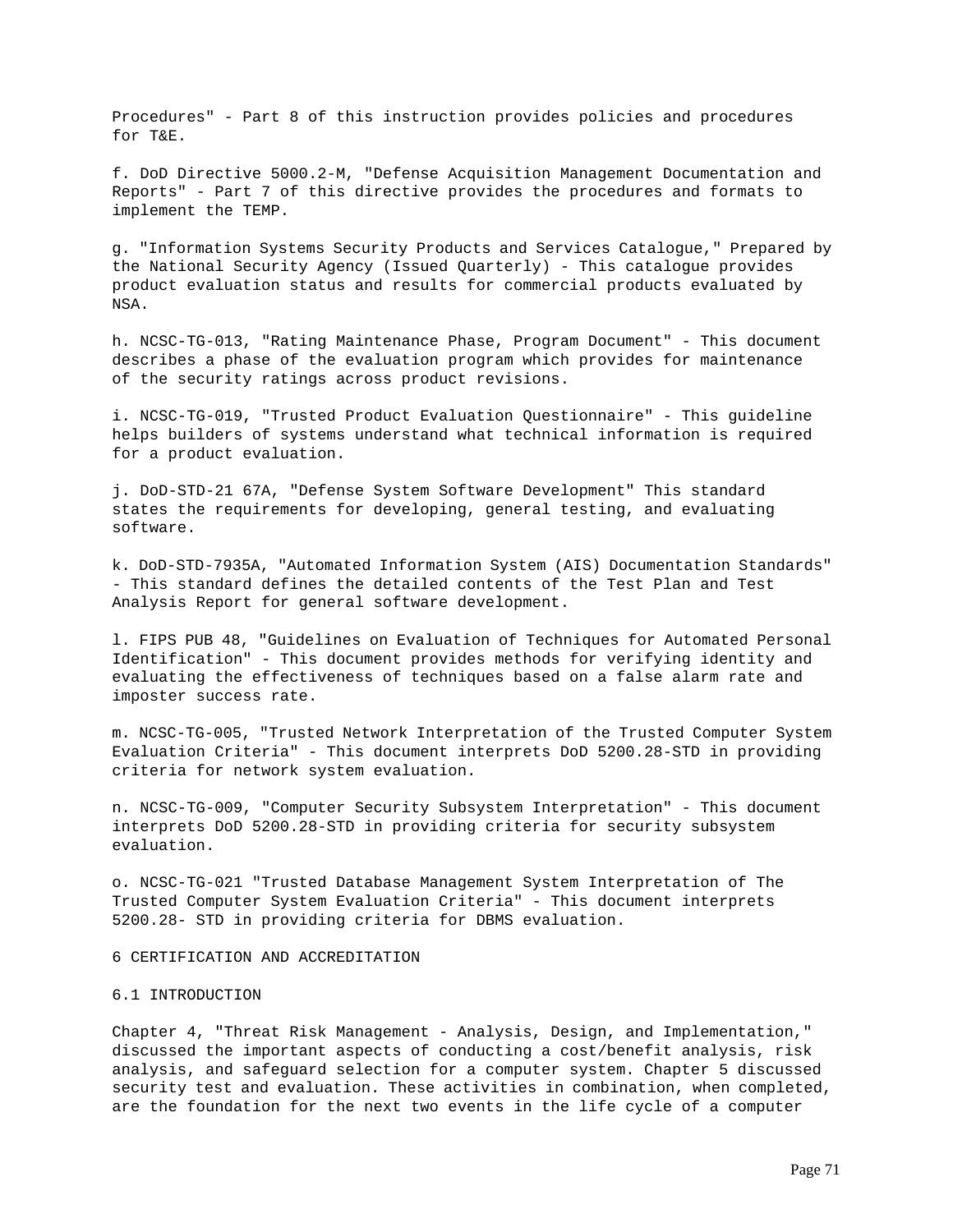Procedures" - Part 8 of this instruction provides policies and procedures for T&E.

f. DoD Directive 5000.2-M, "Defense Acquisition Management Documentation and Reports" - Part 7 of this directive provides the procedures and formats to implement the TEMP.

g. "Information Systems Security Products and Services Catalogue," Prepared by the National Security Agency (Issued Quarterly) - This catalogue provides product evaluation status and results for commercial products evaluated by NSA.

h. NCSC-TG-013, "Rating Maintenance Phase, Program Document" - This document describes a phase of the evaluation program which provides for maintenance of the security ratings across product revisions.

i. NCSC-TG-019, "Trusted Product Evaluation Questionnaire" - This guideline helps builders of systems understand what technical information is required for a product evaluation.

j. DoD-STD-21 67A, "Defense System Software Development" This standard states the requirements for developing, general testing, and evaluating software.

k. DoD-STD-7935A, "Automated Information System (AIS) Documentation Standards" - This standard defines the detailed contents of the Test Plan and Test Analysis Report for general software development.

l. FIPS PUB 48, "Guidelines on Evaluation of Techniques for Automated Personal Identification" - This document provides methods for verifying identity and evaluating the effectiveness of techniques based on a false alarm rate and imposter success rate.

m. NCSC-TG-005, "Trusted Network Interpretation of the Trusted Computer System Evaluation Criteria" - This document interprets DoD 5200.28-STD in providing criteria for network system evaluation.

n. NCSC-TG-009, "Computer Security Subsystem Interpretation" - This document interprets DoD 5200.28-STD in providing criteria for security subsystem evaluation.

o. NCSC-TG-021 "Trusted Database Management System Interpretation of The Trusted Computer System Evaluation Criteria" - This document interprets 5200.28- STD in providing criteria for DBMS evaluation.

# 6 CERTIFICATION AND ACCREDITATION

## 6.1 INTRODUCTION

Chapter 4, "Threat Risk Management - Analysis, Design, and Implementation," discussed the important aspects of conducting a cost/benefit analysis, risk analysis, and safeguard selection for a computer system. Chapter 5 discussed security test and evaluation. These activities in combination, when completed, are the foundation for the next two events in the life cycle of a computer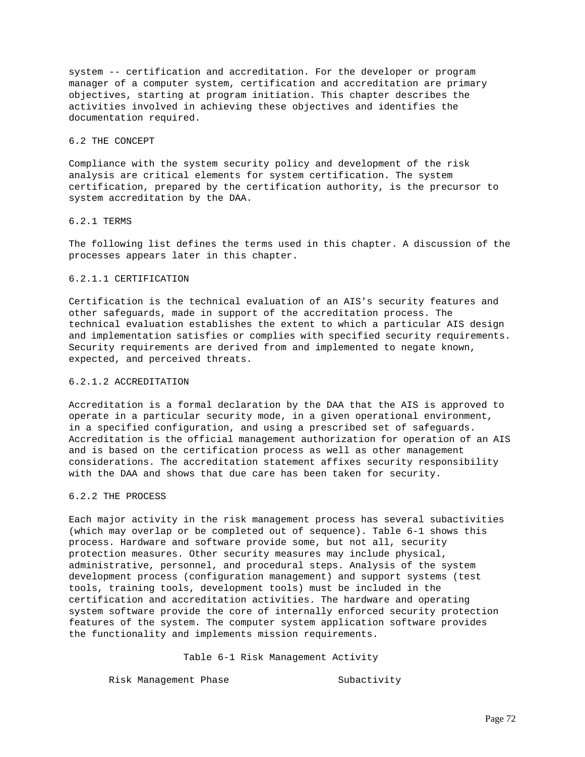system -- certification and accreditation. For the developer or program manager of a computer system, certification and accreditation are primary objectives, starting at program initiation. This chapter describes the activities involved in achieving these objectives and identifies the documentation required.

## 6.2 THE CONCEPT

Compliance with the system security policy and development of the risk analysis are critical elements for system certification. The system certification, prepared by the certification authority, is the precursor to system accreditation by the DAA.

### 6.2.1 TERMS

The following list defines the terms used in this chapter. A discussion of the processes appears later in this chapter.

#### 6.2.1.1 CERTIFICATION

Certification is the technical evaluation of an AIS's security features and other safeguards, made in support of the accreditation process. The technical evaluation establishes the extent to which a particular AIS design and implementation satisfies or complies with specified security requirements. Security requirements are derived from and implemented to negate known, expected, and perceived threats.

#### 6.2.1.2 ACCREDITATION

Accreditation is a formal declaration by the DAA that the AIS is approved to operate in a particular security mode, in a given operational environment, in a specified configuration, and using a prescribed set of safeguards. Accreditation is the official management authorization for operation of an AIS and is based on the certification process as well as other management considerations. The accreditation statement affixes security responsibility with the DAA and shows that due care has been taken for security.

### 6.2.2 THE PROCESS

Each major activity in the risk management process has several subactivities (which may overlap or be completed out of sequence). Table 6-1 shows this process. Hardware and software provide some, but not all, security protection measures. Other security measures may include physical, administrative, personnel, and procedural steps. Analysis of the system development process (configuration management) and support systems (test tools, training tools, development tools) must be included in the certification and accreditation activities. The hardware and operating system software provide the core of internally enforced security protection features of the system. The computer system application software provides the functionality and implements mission requirements.

Table 6-1 Risk Management Activity

| Risk Management Phase | Subactivity |
|---|---|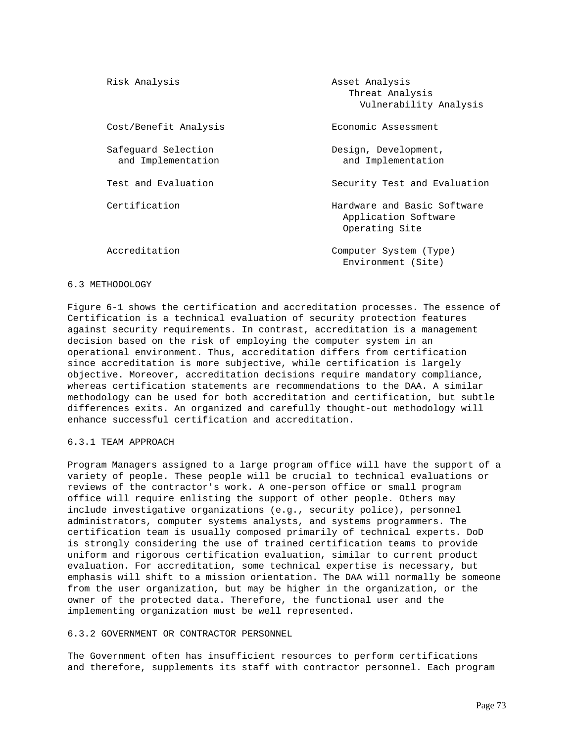| | |
|---|---|
| Risk Analysis | Asset Analysis<br>Threat Analysis<br>Vulnerability Analysis |
| Cost/Benefit Analysis | Economic Assessment |
| Safeguard Selection and Implementation | Design, Development, and Implementation |
| Test and Evaluation | Security Test and Evaluation |
| Certification | Hardware and Basic Software<br>Application Software<br>Operating Site |
| Accreditation | Computer System (Type)<br>Environment (Site) |

## 6.3 METHODOLOGY

Figure 6-1 shows the certification and accreditation processes. The essence of Certification is a technical evaluation of security protection features against security requirements. In contrast, accreditation is a management decision based on the risk of employing the computer system in an operational environment. Thus, accreditation differs from certification since accreditation is more subjective, while certification is largely objective. Moreover, accreditation decisions require mandatory compliance, whereas certification statements are recommendations to the DAA. A similar methodology can be used for both accreditation and certification, but subtle differences exits. An organized and carefully thought-out methodology will enhance successful certification and accreditation.

### 6.3.1 TEAM APPROACH

Program Managers assigned to a large program office will have the support of a variety of people. These people will be crucial to technical evaluations or reviews of the contractor's work. A one-person office or small program office will require enlisting the support of other people. Others may include investigative organizations (e.g., security police), personnel administrators, computer systems analysts, and systems programmers. The certification team is usually composed primarily of technical experts. DoD is strongly considering the use of trained certification teams to provide uniform and rigorous certification evaluation, similar to current product evaluation. For accreditation, some technical expertise is necessary, but emphasis will shift to a mission orientation. The DAA will normally be someone from the user organization, but may be higher in the organization, or the owner of the protected data. Therefore, the functional user and the implementing organization must be well represented.

### 6.3.2 GOVERNMENT OR CONTRACTOR PERSONNEL

The Government often has insufficient resources to perform certifications and therefore, supplements its staff with contractor personnel. Each program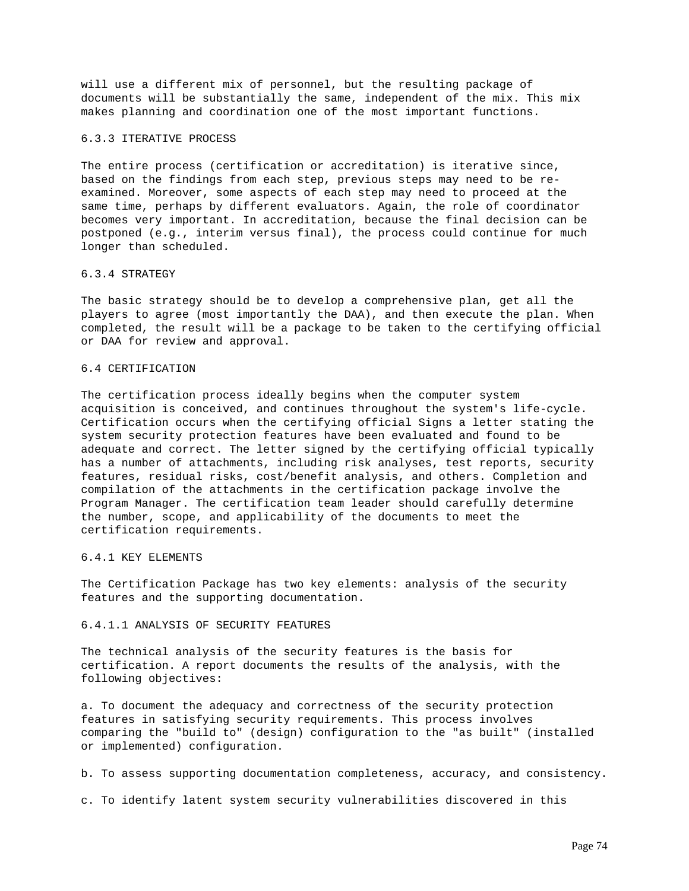will use a different mix of personnel, but the resulting package of documents will be substantially the same, independent of the mix. This mix makes planning and coordination one of the most important functions.

### 6.3.3 ITERATIVE PROCESS

The entire process (certification or accreditation) is iterative since, based on the findings from each step, previous steps may need to be re-examined. Moreover, some aspects of each step may need to proceed at the same time, perhaps by different evaluators. Again, the role of coordinator becomes very important. In accreditation, because the final decision can be postponed (e.g., interim versus final), the process could continue for much longer than scheduled.

### 6.3.4 STRATEGY

The basic strategy should be to develop a comprehensive plan, get all the players to agree (most importantly the DAA), and then execute the plan. When completed, the result will be a package to be taken to the certifying official or DAA for review and approval.

## 6.4 CERTIFICATION

The certification process ideally begins when the computer system acquisition is conceived, and continues throughout the system's life-cycle. Certification occurs when the certifying official Signs a letter stating the system security protection features have been evaluated and found to be adequate and correct. The letter signed by the certifying official typically has a number of attachments, including risk analyses, test reports, security features, residual risks, cost/benefit analysis, and others. Completion and compilation of the attachments in the certification package involve the Program Manager. The certification team leader should carefully determine the number, scope, and applicability of the documents to meet the certification requirements.

### 6.4.1 KEY ELEMENTS

The Certification Package has two key elements: analysis of the security features and the supporting documentation.

#### 6.4.1.1 ANALYSIS OF SECURITY FEATURES

The technical analysis of the security features is the basis for certification. A report documents the results of the analysis, with the following objectives:

a. To document the adequacy and correctness of the security protection features in satisfying security requirements. This process involves comparing the "build to" (design) configuration to the "as built" (installed or implemented) configuration.

b. To assess supporting documentation completeness, accuracy, and consistency.

c. To identify latent system security vulnerabilities discovered in this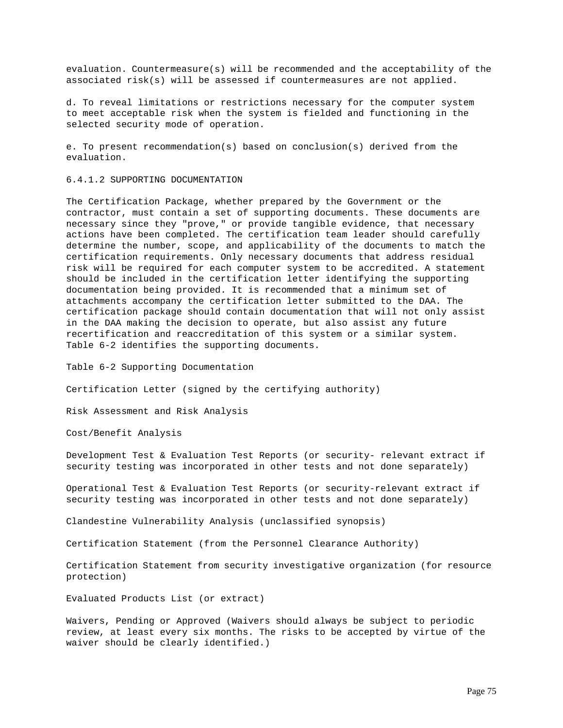evaluation. Countermeasure(s) will be recommended and the acceptability of the associated risk(s) will be assessed if countermeasures are not applied.

d. To reveal limitations or restrictions necessary for the computer system to meet acceptable risk when the system is fielded and functioning in the selected security mode of operation.

e. To present recommendation(s) based on conclusion(s) derived from the evaluation.

#### 6.4.1.2 SUPPORTING DOCUMENTATION

The Certification Package, whether prepared by the Government or the contractor, must contain a set of supporting documents. These documents are necessary since they "prove," or provide tangible evidence, that necessary actions have been completed. The certification team leader should carefully determine the number, scope, and applicability of the documents to match the certification requirements. Only necessary documents that address residual risk will be required for each computer system to be accredited. A statement should be included in the certification letter identifying the supporting documentation being provided. It is recommended that a minimum set of attachments accompany the certification letter submitted to the DAA. The certification package should contain documentation that will not only assist in the DAA making the decision to operate, but also assist any future recertification and reaccreditation of this system or a similar system. Table 6-2 identifies the supporting documents.

Table 6-2 Supporting Documentation

Certification Letter (signed by the certifying authority)

Risk Assessment and Risk Analysis

Cost/Benefit Analysis

Development Test & Evaluation Test Reports (or security- relevant extract if security testing was incorporated in other tests and not done separately)

Operational Test & Evaluation Test Reports (or security-relevant extract if security testing was incorporated in other tests and not done separately)

Clandestine Vulnerability Analysis (unclassified synopsis)

Certification Statement (from the Personnel Clearance Authority)

Certification Statement from security investigative organization (for resource protection)

Evaluated Products List (or extract)

Waivers, Pending or Approved (Waivers should always be subject to periodic review, at least every six months. The risks to be accepted by virtue of the waiver should be clearly identified.)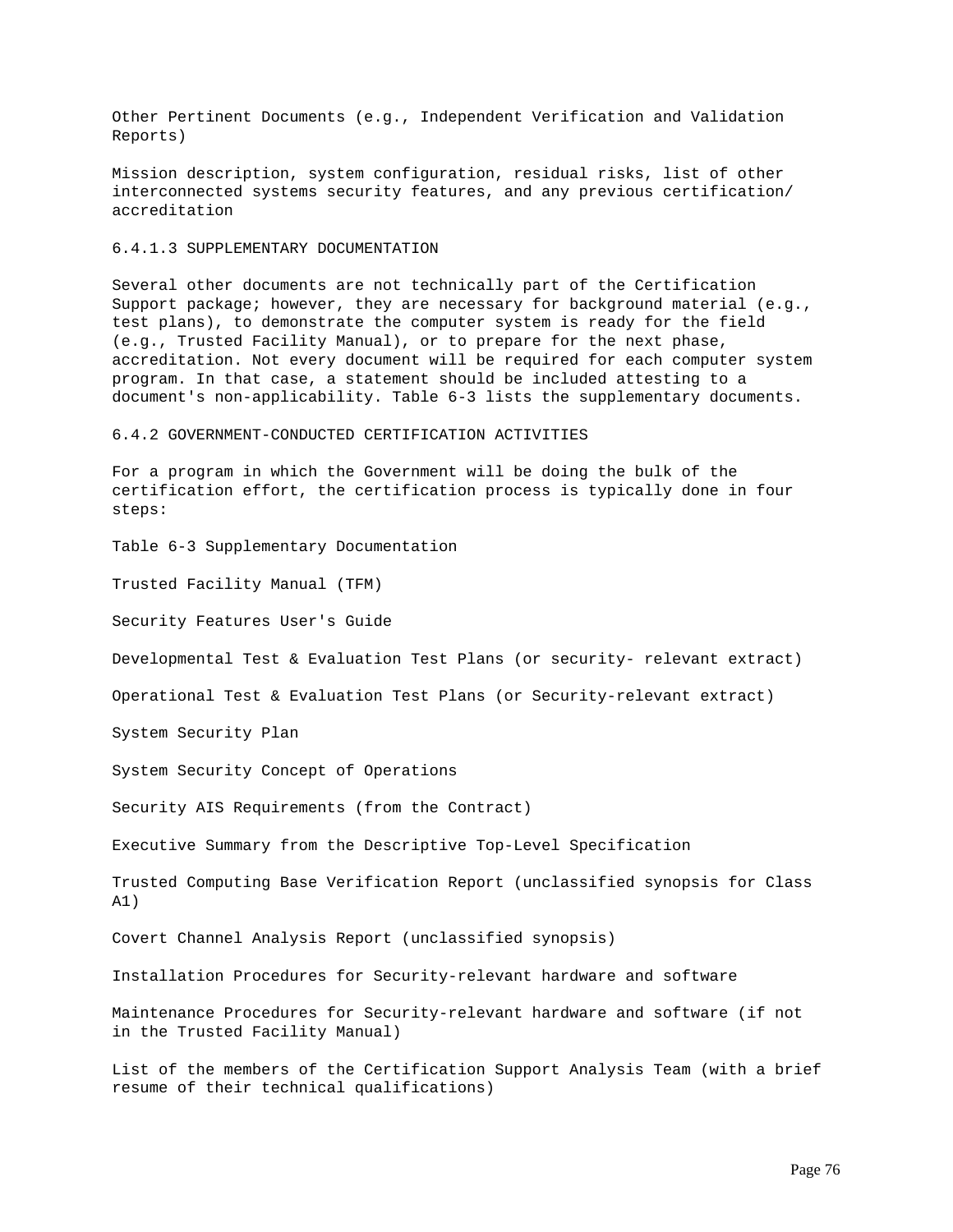Other Pertinent Documents (e.g., Independent Verification and Validation Reports)

Mission description, system configuration, residual risks, list of other interconnected systems security features, and any previous certification/ accreditation

### 6.4.1.3 SUPPLEMENTARY DOCUMENTATION

Several other documents are not technically part of the Certification Support package; however, they are necessary for background material (e.g., test plans), to demonstrate the computer system is ready for the field (e.g., Trusted Facility Manual), or to prepare for the next phase, accreditation. Not every document will be required for each computer system program. In that case, a statement should be included attesting to a document's non-applicability. Table 6-3 lists the supplementary documents.

### 6.4.2 GOVERNMENT-CONDUCTED CERTIFICATION ACTIVITIES

For a program in which the Government will be doing the bulk of the certification effort, the certification process is typically done in four steps:

Table 6-3 Supplementary Documentation

Trusted Facility Manual (TFM)

Security Features User's Guide

Developmental Test & Evaluation Test Plans (or security- relevant extract)

Operational Test & Evaluation Test Plans (or Security-relevant extract)

System Security Plan

System Security Concept of Operations

Security AIS Requirements (from the Contract)

Executive Summary from the Descriptive Top-Level Specification

Trusted Computing Base Verification Report (unclassified synopsis for Class A1)

Covert Channel Analysis Report (unclassified synopsis)

Installation Procedures for Security-relevant hardware and software

Maintenance Procedures for Security-relevant hardware and software (if not in the Trusted Facility Manual)

List of the members of the Certification Support Analysis Team (with a brief resume of their technical qualifications)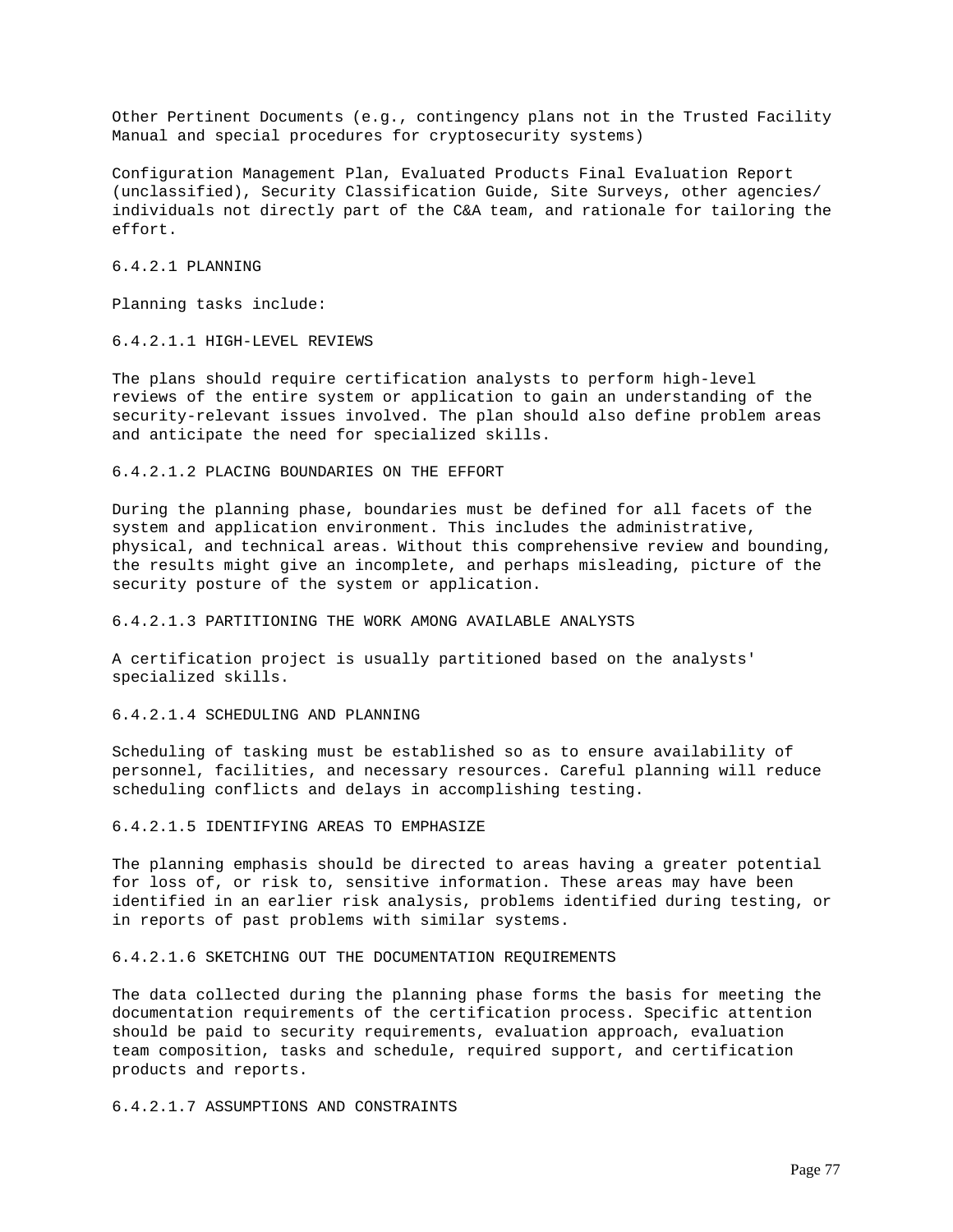Other Pertinent Documents (e.g., contingency plans not in the Trusted Facility Manual and special procedures for cryptosecurity systems)

Configuration Management Plan, Evaluated Products Final Evaluation Report (unclassified), Security Classification Guide, Site Surveys, other agencies/ individuals not directly part of the C&A team, and rationale for tailoring the effort.

#### 6.4.2.1 PLANNING

Planning tasks include:

##### 6.4.2.1.1 HIGH-LEVEL REVIEWS

The plans should require certification analysts to perform high-level reviews of the entire system or application to gain an understanding of the security-relevant issues involved. The plan should also define problem areas and anticipate the need for specialized skills.

##### 6.4.2.1.2 PLACING BOUNDARIES ON THE EFFORT

During the planning phase, boundaries must be defined for all facets of the system and application environment. This includes the administrative, physical, and technical areas. Without this comprehensive review and bounding, the results might give an incomplete, and perhaps misleading, picture of the security posture of the system or application.

##### 6.4.2.1.3 PARTITIONING THE WORK AMONG AVAILABLE ANALYSTS

A certification project is usually partitioned based on the analysts' specialized skills.

##### 6.4.2.1.4 SCHEDULING AND PLANNING

Scheduling of tasking must be established so as to ensure availability of personnel, facilities, and necessary resources. Careful planning will reduce scheduling conflicts and delays in accomplishing testing.

##### 6.4.2.1.5 IDENTIFYING AREAS TO EMPHASIZE

The planning emphasis should be directed to areas having a greater potential for loss of, or risk to, sensitive information. These areas may have been identified in an earlier risk analysis, problems identified during testing, or in reports of past problems with similar systems.

##### 6.4.2.1.6 SKETCHING OUT THE DOCUMENTATION REQUIREMENTS

The data collected during the planning phase forms the basis for meeting the documentation requirements of the certification process. Specific attention should be paid to security requirements, evaluation approach, evaluation team composition, tasks and schedule, required support, and certification products and reports.

##### 6.4.2.1.7 ASSUMPTIONS AND CONSTRAINTS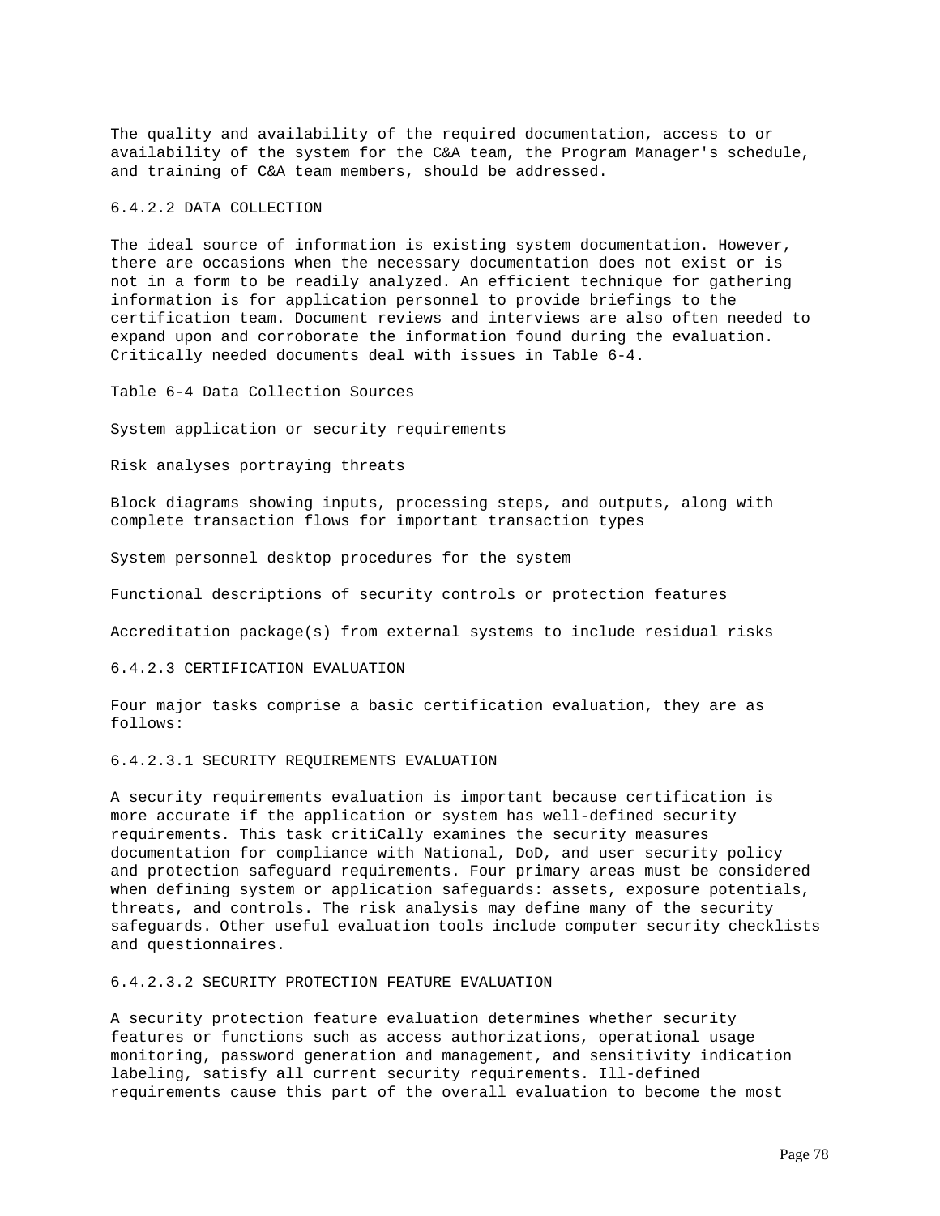The quality and availability of the required documentation, access to or availability of the system for the C&A team, the Program Manager's schedule, and training of C&A team members, should be addressed.

#### 6.4.2.2 DATA COLLECTION

The ideal source of information is existing system documentation. However, there are occasions when the necessary documentation does not exist or is not in a form to be readily analyzed. An efficient technique for gathering information is for application personnel to provide briefings to the certification team. Document reviews and interviews are also often needed to expand upon and corroborate the information found during the evaluation. Critically needed documents deal with issues in Table 6-4.

Table 6-4 Data Collection Sources

| Data Collection Sources |
|---|
| System application or security requirements |
| Risk analyses portraying threats |
| Block diagrams showing inputs, processing steps, and outputs, along with complete transaction flows for important transaction types |
| System personnel desktop procedures for the system |
| Functional descriptions of security controls or protection features |
| Accreditation package(s) from external systems to include residual risks |

#### 6.4.2.3 CERTIFICATION EVALUATION

Four major tasks comprise a basic certification evaluation, they are as follows:

##### 6.4.2.3.1 SECURITY REQUIREMENTS EVALUATION

A security requirements evaluation is important because certification is more accurate if the application or system has well-defined security requirements. This task critiCally examines the security measures documentation for compliance with National, DoD, and user security policy and protection safeguard requirements. Four primary areas must be considered when defining system or application safeguards: assets, exposure potentials, threats, and controls. The risk analysis may define many of the security safeguards. Other useful evaluation tools include computer security checklists and questionnaires.

##### 6.4.2.3.2 SECURITY PROTECTION FEATURE EVALUATION

A security protection feature evaluation determines whether security features or functions such as access authorizations, operational usage monitoring, password generation and management, and sensitivity indication labeling, satisfy all current security requirements. Ill-defined requirements cause this part of the overall evaluation to become the most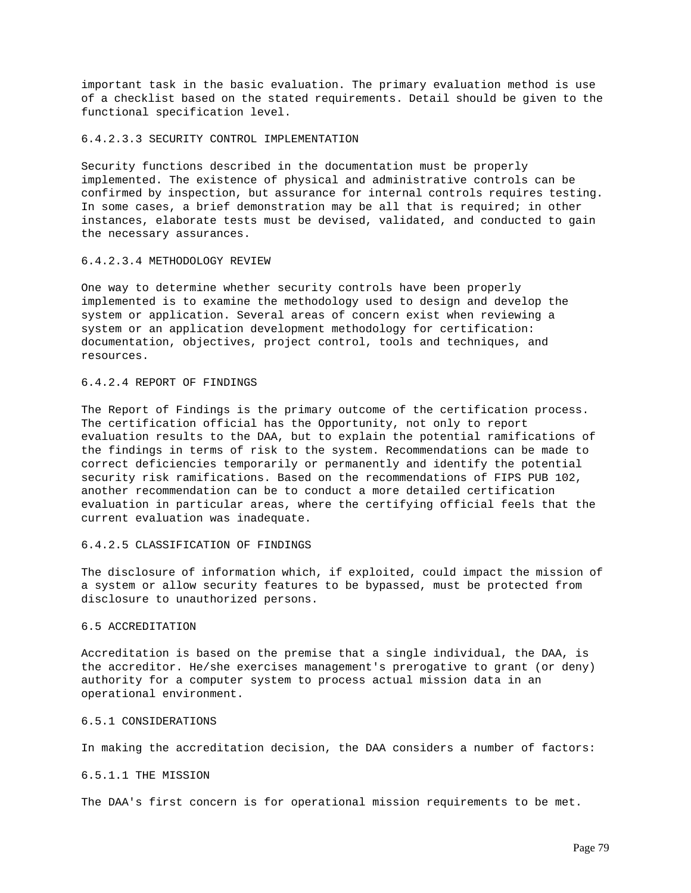important task in the basic evaluation. The primary evaluation method is use of a checklist based on the stated requirements. Detail should be given to the functional specification level.

#### 6.4.2.3.3 SECURITY CONTROL IMPLEMENTATION

Security functions described in the documentation must be properly implemented. The existence of physical and administrative controls can be confirmed by inspection, but assurance for internal controls requires testing. In some cases, a brief demonstration may be all that is required; in other instances, elaborate tests must be devised, validated, and conducted to gain the necessary assurances.

#### 6.4.2.3.4 METHODOLOGY REVIEW

One way to determine whether security controls have been properly implemented is to examine the methodology used to design and develop the system or application. Several areas of concern exist when reviewing a system or an application development methodology for certification: documentation, objectives, project control, tools and techniques, and resources.

### 6.4.2.4 REPORT OF FINDINGS

The Report of Findings is the primary outcome of the certification process. The certification official has the Opportunity, not only to report evaluation results to the DAA, but to explain the potential ramifications of the findings in terms of risk to the system. Recommendations can be made to correct deficiencies temporarily or permanently and identify the potential security risk ramifications. Based on the recommendations of FIPS PUB 102, another recommendation can be to conduct a more detailed certification evaluation in particular areas, where the certifying official feels that the current evaluation was inadequate.

### 6.4.2.5 CLASSIFICATION OF FINDINGS

The disclosure of information which, if exploited, could impact the mission of a system or allow security features to be bypassed, must be protected from disclosure to unauthorized persons.

## 6.5 ACCREDITATION

Accreditation is based on the premise that a single individual, the DAA, is the accreditor. He/she exercises management's prerogative to grant (or deny) authority for a computer system to process actual mission data in an operational environment.

### 6.5.1 CONSIDERATIONS

In making the accreditation decision, the DAA considers a number of factors:

#### 6.5.1.1 THE MISSION

The DAA's first concern is for operational mission requirements to be met.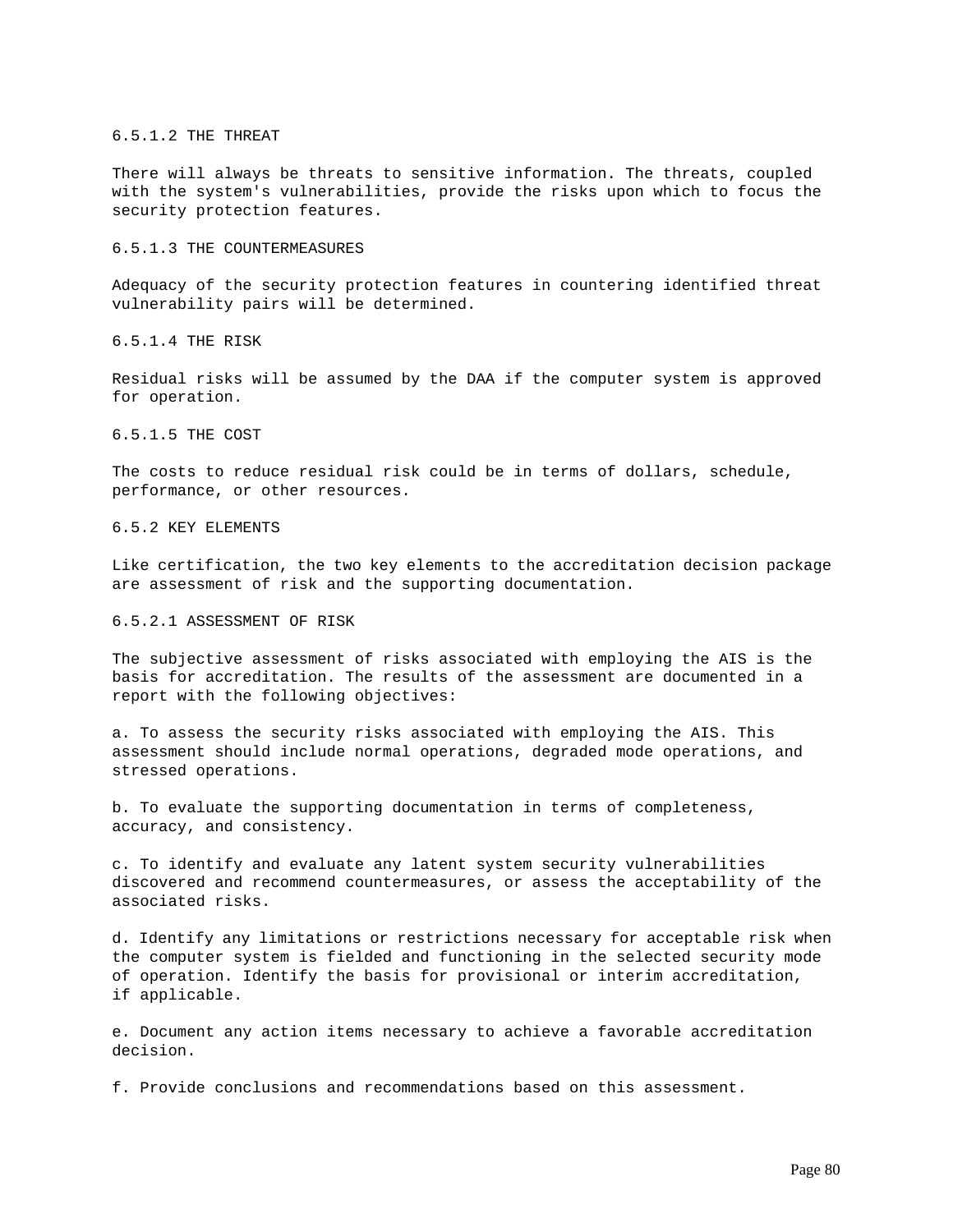#### 6.5.1.2 THE THREAT

There will always be threats to sensitive information. The threats, coupled with the system's vulnerabilities, provide the risks upon which to focus the security protection features.

#### 6.5.1.3 THE COUNTERMEASURES

Adequacy of the security protection features in countering identified threat vulnerability pairs will be determined.

#### 6.5.1.4 THE RISK

Residual risks will be assumed by the DAA if the computer system is approved for operation.

#### 6.5.1.5 THE COST

The costs to reduce residual risk could be in terms of dollars, schedule, performance, or other resources.

### 6.5.2 KEY ELEMENTS

Like certification, the two key elements to the accreditation decision package are assessment of risk and the supporting documentation.

#### 6.5.2.1 ASSESSMENT OF RISK

The subjective assessment of risks associated with employing the AIS is the basis for accreditation. The results of the assessment are documented in a report with the following objectives:

a. To assess the security risks associated with employing the AIS. This assessment should include normal operations, degraded mode operations, and stressed operations.

b. To evaluate the supporting documentation in terms of completeness, accuracy, and consistency.

c. To identify and evaluate any latent system security vulnerabilities discovered and recommend countermeasures, or assess the acceptability of the associated risks.

d. Identify any limitations or restrictions necessary for acceptable risk when the computer system is fielded and functioning in the selected security mode of operation. Identify the basis for provisional or interim accreditation, if applicable.

e. Document any action items necessary to achieve a favorable accreditation decision.

f. Provide conclusions and recommendations based on this assessment.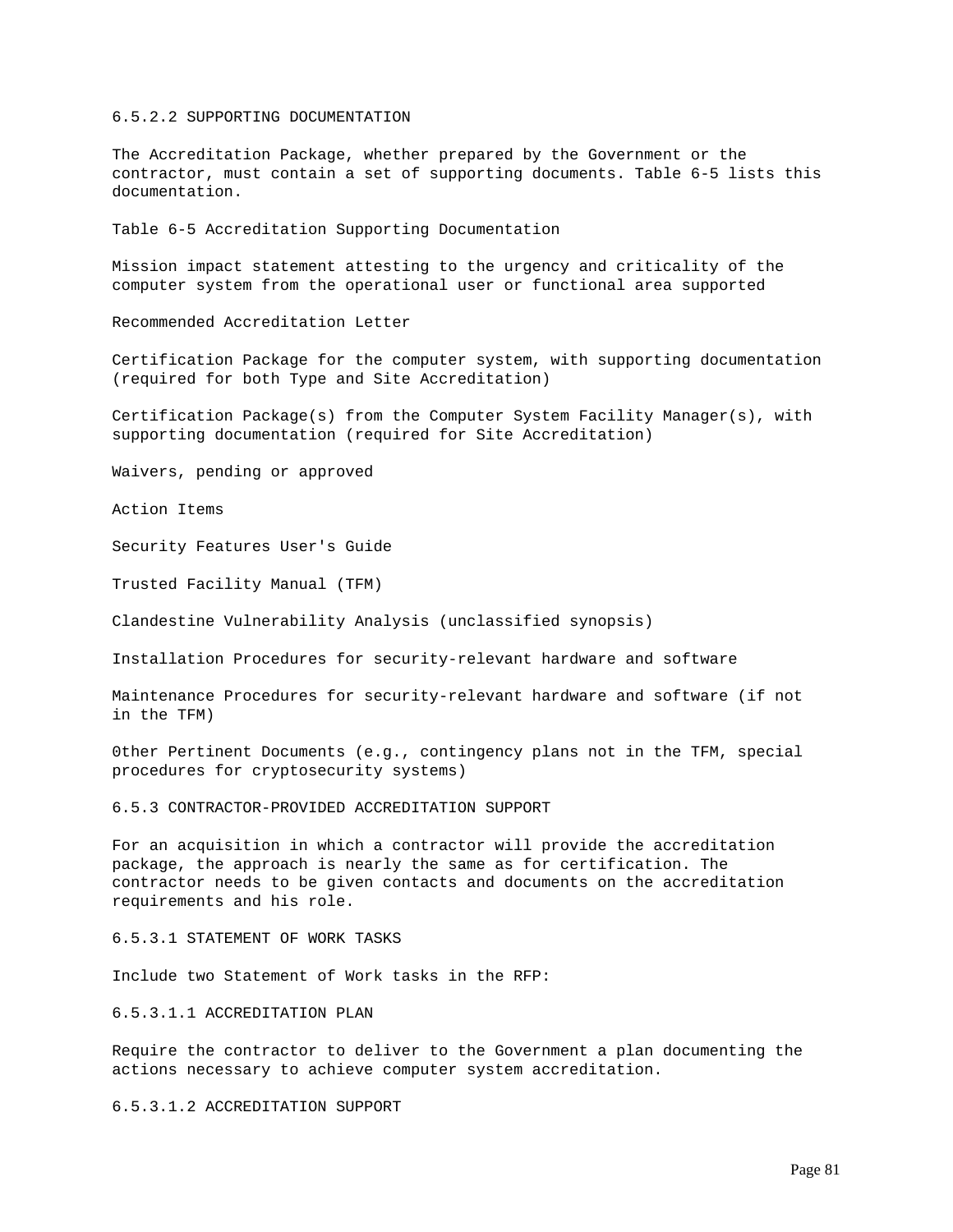#### 6.5.2.2 SUPPORTING DOCUMENTATION

The Accreditation Package, whether prepared by the Government or the contractor, must contain a set of supporting documents. Table 6-5 lists this documentation.

Table 6-5 Accreditation Supporting Documentation

Mission impact statement attesting to the urgency and criticality of the computer system from the operational user or functional area supported

Recommended Accreditation Letter

Certification Package for the computer system, with supporting documentation (required for both Type and Site Accreditation)

Certification Package(s) from the Computer System Facility Manager(s), with supporting documentation (required for Site Accreditation)

Waivers, pending or approved

Action Items

Security Features User's Guide

Trusted Facility Manual (TFM)

Clandestine Vulnerability Analysis (unclassified synopsis)

Installation Procedures for security-relevant hardware and software

Maintenance Procedures for security-relevant hardware and software (if not in the TFM)

0ther Pertinent Documents (e.g., contingency plans not in the TFM, special procedures for cryptosecurity systems)

### 6.5.3 CONTRACTOR-PROVIDED ACCREDITATION SUPPORT

For an acquisition in which a contractor will provide the accreditation package, the approach is nearly the same as for certification. The contractor needs to be given contacts and documents on the accreditation requirements and his role.

#### 6.5.3.1 STATEMENT OF WORK TASKS

Include two Statement of Work tasks in the RFP:

##### 6.5.3.1.1 ACCREDITATION PLAN

Require the contractor to deliver to the Government a plan documenting the actions necessary to achieve computer system accreditation.

##### 6.5.3.1.2 ACCREDITATION SUPPORT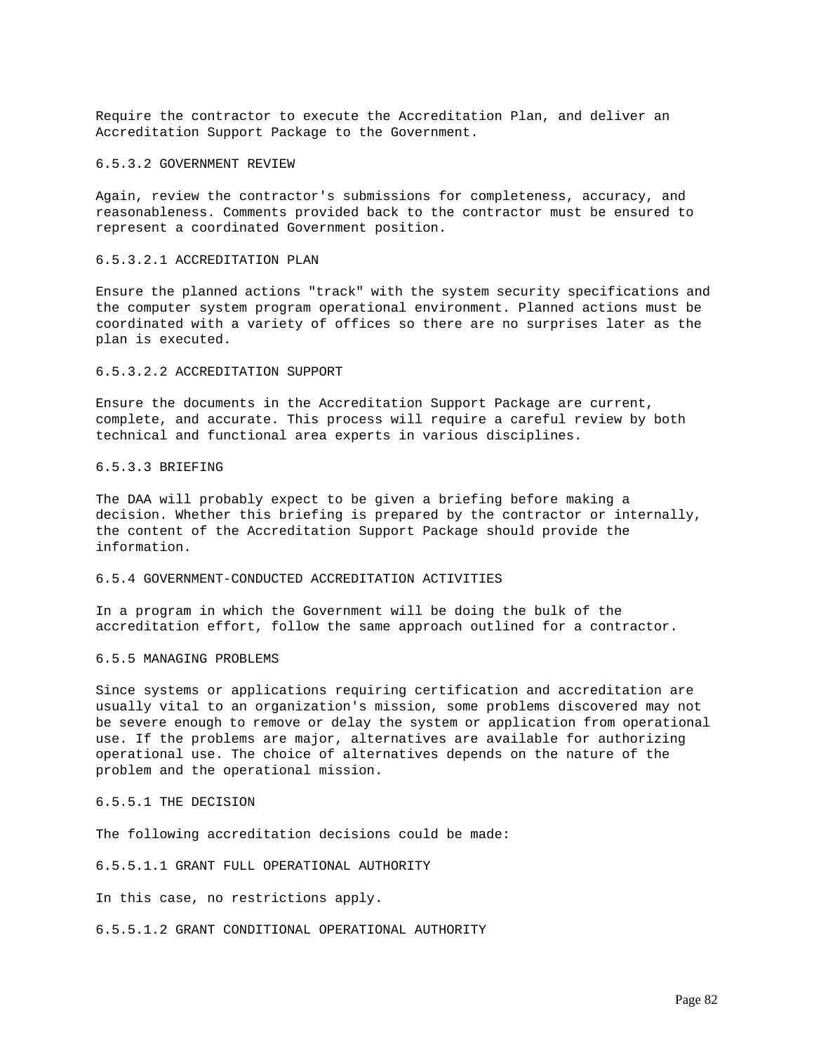Require the contractor to execute the Accreditation Plan, and deliver an Accreditation Support Package to the Government.

#### 6.5.3.2 GOVERNMENT REVIEW

Again, review the contractor's submissions for completeness, accuracy, and reasonableness. Comments provided back to the contractor must be ensured to represent a coordinated Government position.

##### 6.5.3.2.1 ACCREDITATION PLAN

Ensure the planned actions "track" with the system security specifications and the computer system program operational environment. Planned actions must be coordinated with a variety of offices so there are no surprises later as the plan is executed.

##### 6.5.3.2.2 ACCREDITATION SUPPORT

Ensure the documents in the Accreditation Support Package are current, complete, and accurate. This process will require a careful review by both technical and functional area experts in various disciplines.

#### 6.5.3.3 BRIEFING

The DAA will probably expect to be given a briefing before making a decision. Whether this briefing is prepared by the contractor or internally, the content of the Accreditation Support Package should provide the information.

### 6.5.4 GOVERNMENT-CONDUCTED ACCREDITATION ACTIVITIES

In a program in which the Government will be doing the bulk of the accreditation effort, follow the same approach outlined for a contractor.

### 6.5.5 MANAGING PROBLEMS

Since systems or applications requiring certification and accreditation are usually vital to an organization's mission, some problems discovered may not be severe enough to remove or delay the system or application from operational use. If the problems are major, alternatives are available for authorizing operational use. The choice of alternatives depends on the nature of the problem and the operational mission.

#### 6.5.5.1 THE DECISION

The following accreditation decisions could be made:

##### 6.5.5.1.1 GRANT FULL OPERATIONAL AUTHORITY

In this case, no restrictions apply.

##### 6.5.5.1.2 GRANT CONDITIONAL OPERATIONAL AUTHORITY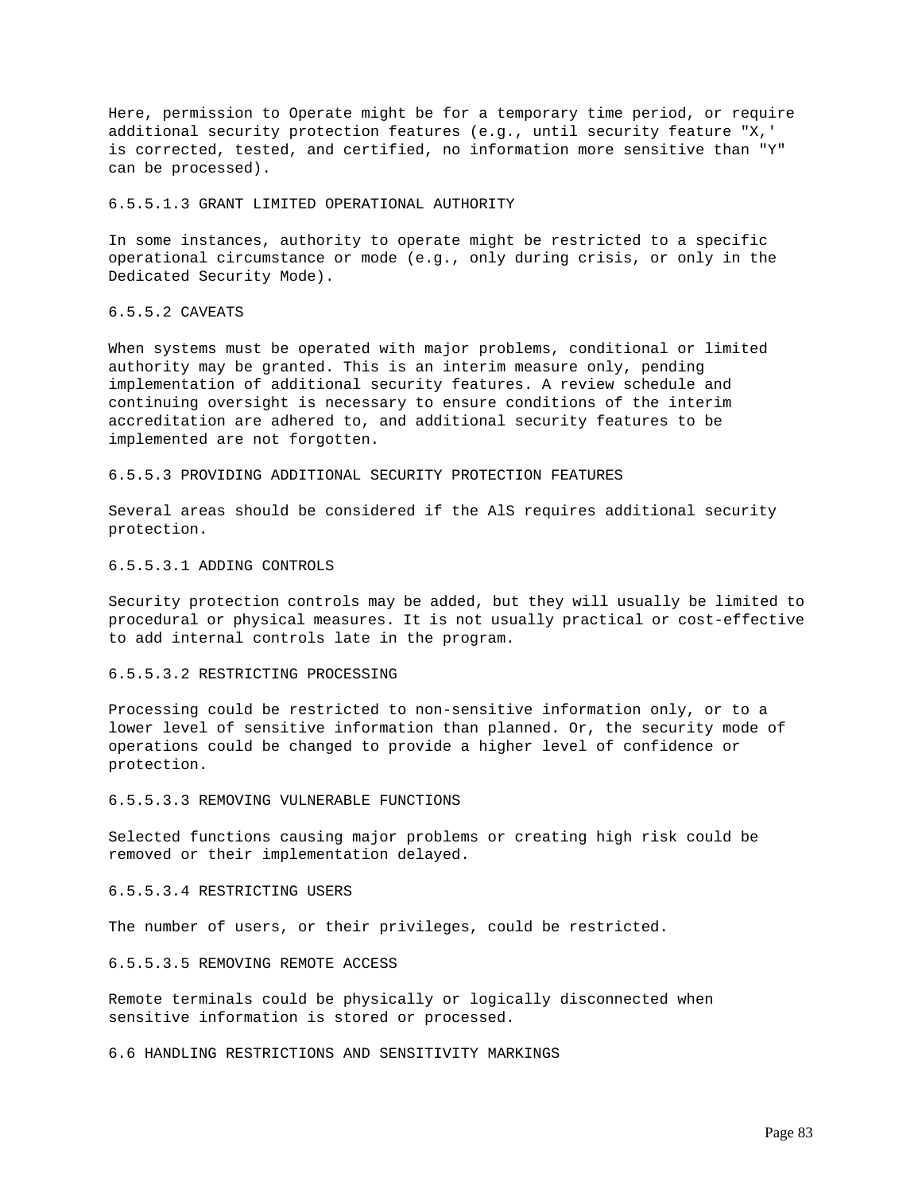Here, permission to Operate might be for a temporary time period, or require additional security protection features (e.g., until security feature "X,' is corrected, tested, and certified, no information more sensitive than "Y" can be processed).

#### 6.5.5.1.3 GRANT LIMITED OPERATIONAL AUTHORITY

In some instances, authority to operate might be restricted to a specific operational circumstance or mode (e.g., only during crisis, or only in the Dedicated Security Mode).

### 6.5.5.2 CAVEATS

When systems must be operated with major problems, conditional or limited authority may be granted. This is an interim measure only, pending implementation of additional security features. A review schedule and continuing oversight is necessary to ensure conditions of the interim accreditation are adhered to, and additional security features to be implemented are not forgotten.

### 6.5.5.3 PROVIDING ADDITIONAL SECURITY PROTECTION FEATURES

Several areas should be considered if the AlS requires additional security protection.

#### 6.5.5.3.1 ADDING CONTROLS

Security protection controls may be added, but they will usually be limited to procedural or physical measures. It is not usually practical or cost-effective to add internal controls late in the program.

#### 6.5.5.3.2 RESTRICTING PROCESSING

Processing could be restricted to non-sensitive information only, or to a lower level of sensitive information than planned. Or, the security mode of operations could be changed to provide a higher level of confidence or protection.

#### 6.5.5.3.3 REMOVING VULNERABLE FUNCTIONS

Selected functions causing major problems or creating high risk could be removed or their implementation delayed.

#### 6.5.5.3.4 RESTRICTING USERS

The number of users, or their privileges, could be restricted.

#### 6.5.5.3.5 REMOVING REMOTE ACCESS

Remote terminals could be physically or logically disconnected when sensitive information is stored or processed.

## 6.6 HANDLING RESTRICTIONS AND SENSITIVITY MARKINGS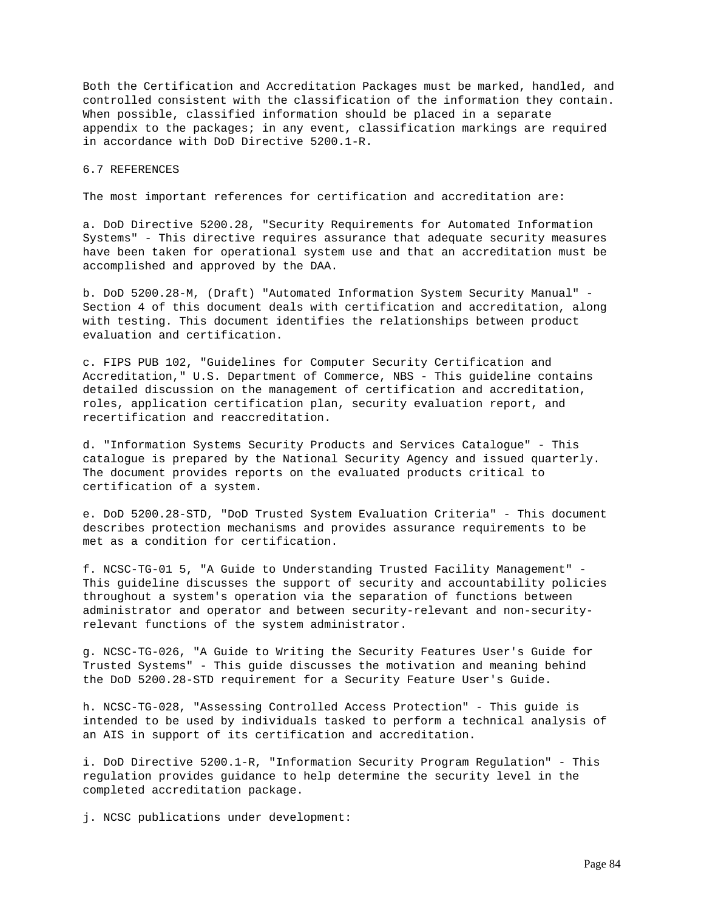Both the Certification and Accreditation Packages must be marked, handled, and controlled consistent with the classification of the information they contain. When possible, classified information should be placed in a separate appendix to the packages; in any event, classification markings are required in accordance with DoD Directive 5200.1-R.

## 6.7 REFERENCES

The most important references for certification and accreditation are:

a. DoD Directive 5200.28, "Security Requirements for Automated Information Systems" - This directive requires assurance that adequate security measures have been taken for operational system use and that an accreditation must be accomplished and approved by the DAA.

b. DoD 5200.28-M, (Draft) "Automated Information System Security Manual" - Section 4 of this document deals with certification and accreditation, along with testing. This document identifies the relationships between product evaluation and certification.

c. FIPS PUB 102, "Guidelines for Computer Security Certification and Accreditation," U.S. Department of Commerce, NBS - This guideline contains detailed discussion on the management of certification and accreditation, roles, application certification plan, security evaluation report, and recertification and reaccreditation.

d. "Information Systems Security Products and Services Catalogue" - This catalogue is prepared by the National Security Agency and issued quarterly. The document provides reports on the evaluated products critical to certification of a system.

e. DoD 5200.28-STD, "DoD Trusted System Evaluation Criteria" - This document describes protection mechanisms and provides assurance requirements to be met as a condition for certification.

f. NCSC-TG-01 5, "A Guide to Understanding Trusted Facility Management" - This guideline discusses the support of security and accountability policies throughout a system's operation via the separation of functions between administrator and operator and between security-relevant and non-security-relevant functions of the system administrator.

g. NCSC-TG-026, "A Guide to Writing the Security Features User's Guide for Trusted Systems" - This guide discusses the motivation and meaning behind the DoD 5200.28-STD requirement for a Security Feature User's Guide.

h. NCSC-TG-028, "Assessing Controlled Access Protection" - This guide is intended to be used by individuals tasked to perform a technical analysis of an AIS in support of its certification and accreditation.

i. DoD Directive 5200.1-R, "Information Security Program Regulation" - This regulation provides guidance to help determine the security level in the completed accreditation package.

j. NCSC publications under development: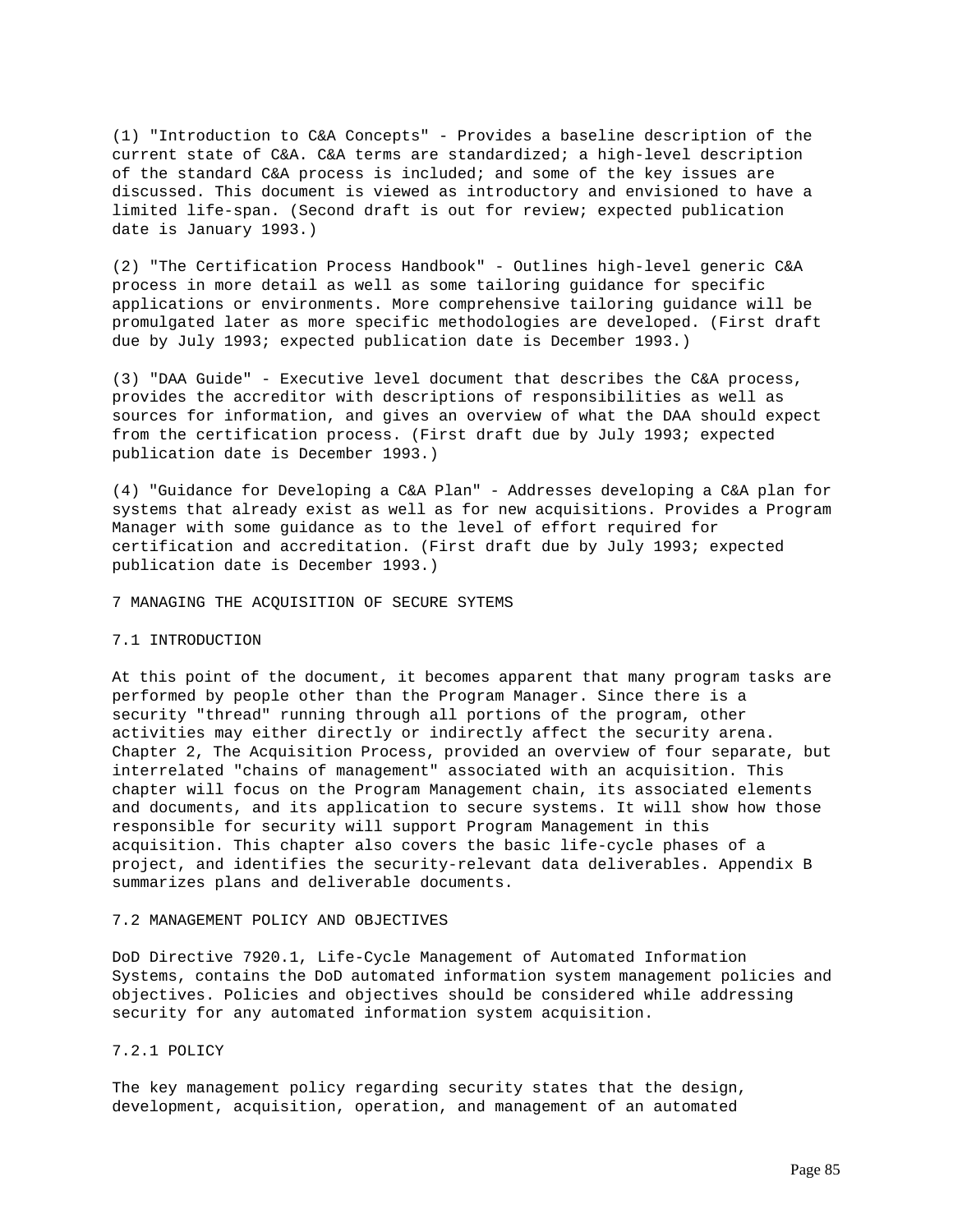(1) "Introduction to C&A Concepts" - Provides a baseline description of the current state of C&A. C&A terms are standardized; a high-level description of the standard C&A process is included; and some of the key issues are discussed. This document is viewed as introductory and envisioned to have a limited life-span. (Second draft is out for review; expected publication date is January 1993.)

(2) "The Certification Process Handbook" - Outlines high-level generic C&A process in more detail as well as some tailoring guidance for specific applications or environments. More comprehensive tailoring guidance will be promulgated later as more specific methodologies are developed. (First draft due by July 1993; expected publication date is December 1993.)

(3) "DAA Guide" - Executive level document that describes the C&A process, provides the accreditor with descriptions of responsibilities as well as sources for information, and gives an overview of what the DAA should expect from the certification process. (First draft due by July 1993; expected publication date is December 1993.)

(4) "Guidance for Developing a C&A Plan" - Addresses developing a C&A plan for systems that already exist as well as for new acquisitions. Provides a Program Manager with some guidance as to the level of effort required for certification and accreditation. (First draft due by July 1993; expected publication date is December 1993.)

# 7 MANAGING THE ACQUISITION OF SECURE SYTEMS

## 7.1 INTRODUCTION

At this point of the document, it becomes apparent that many program tasks are performed by people other than the Program Manager. Since there is a security "thread" running through all portions of the program, other activities may either directly or indirectly affect the security arena. Chapter 2, The Acquisition Process, provided an overview of four separate, but interrelated "chains of management" associated with an acquisition. This chapter will focus on the Program Management chain, its associated elements and documents, and its application to secure systems. It will show how those responsible for security will support Program Management in this acquisition. This chapter also covers the basic life-cycle phases of a project, and identifies the security-relevant data deliverables. Appendix B summarizes plans and deliverable documents.

## 7.2 MANAGEMENT POLICY AND OBJECTIVES

DoD Directive 7920.1, Life-Cycle Management of Automated Information Systems, contains the DoD automated information system management policies and objectives. Policies and objectives should be considered while addressing security for any automated information system acquisition.

### 7.2.1 POLICY

The key management policy regarding security states that the design, development, acquisition, operation, and management of an automated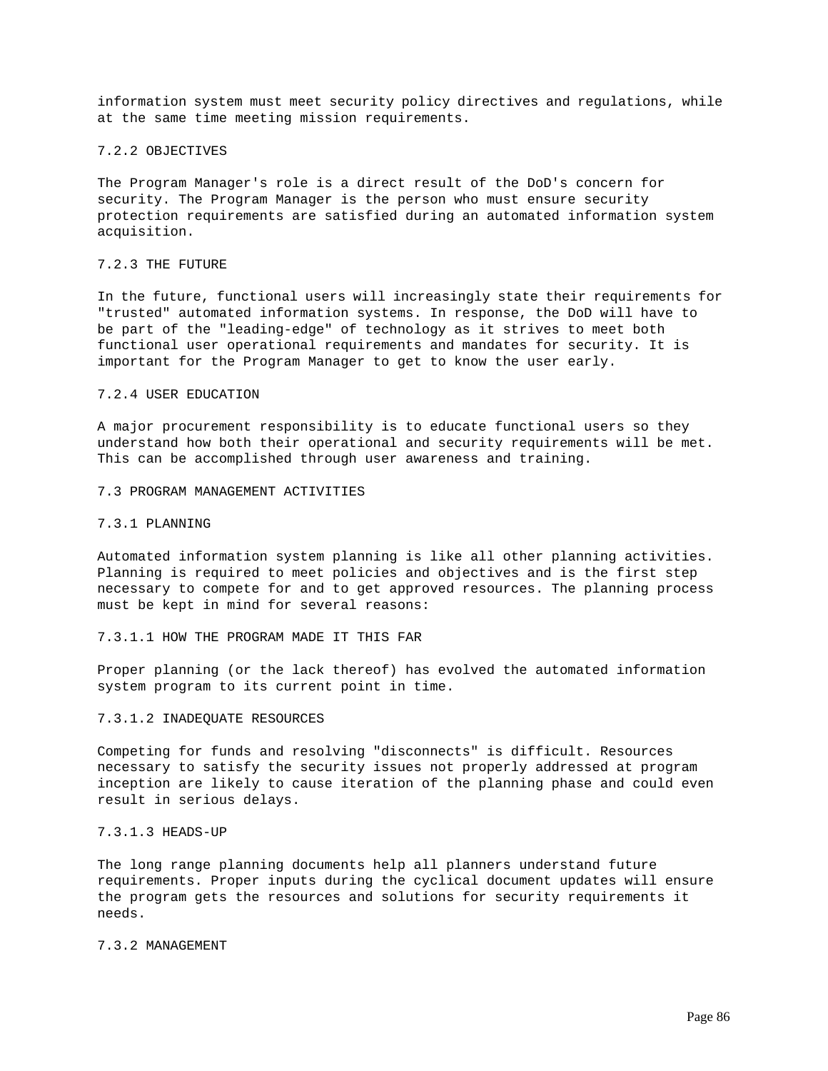information system must meet security policy directives and regulations, while at the same time meeting mission requirements.

### 7.2.2 OBJECTIVES

The Program Manager's role is a direct result of the DoD's concern for security. The Program Manager is the person who must ensure security protection requirements are satisfied during an automated information system acquisition.

### 7.2.3 THE FUTURE

In the future, functional users will increasingly state their requirements for "trusted" automated information systems. In response, the DoD will have to be part of the "leading-edge" of technology as it strives to meet both functional user operational requirements and mandates for security. It is important for the Program Manager to get to know the user early.

### 7.2.4 USER EDUCATION

A major procurement responsibility is to educate functional users so they understand how both their operational and security requirements will be met. This can be accomplished through user awareness and training.

## 7.3 PROGRAM MANAGEMENT ACTIVITIES

### 7.3.1 PLANNING

Automated information system planning is like all other planning activities. Planning is required to meet policies and objectives and is the first step necessary to compete for and to get approved resources. The planning process must be kept in mind for several reasons:

#### 7.3.1.1 HOW THE PROGRAM MADE IT THIS FAR

Proper planning (or the lack thereof) has evolved the automated information system program to its current point in time.

#### 7.3.1.2 INADEQUATE RESOURCES

Competing for funds and resolving "disconnects" is difficult. Resources necessary to satisfy the security issues not properly addressed at program inception are likely to cause iteration of the planning phase and could even result in serious delays.

#### 7.3.1.3 HEADS-UP

The long range planning documents help all planners understand future requirements. Proper inputs during the cyclical document updates will ensure the program gets the resources and solutions for security requirements it needs.

### 7.3.2 MANAGEMENT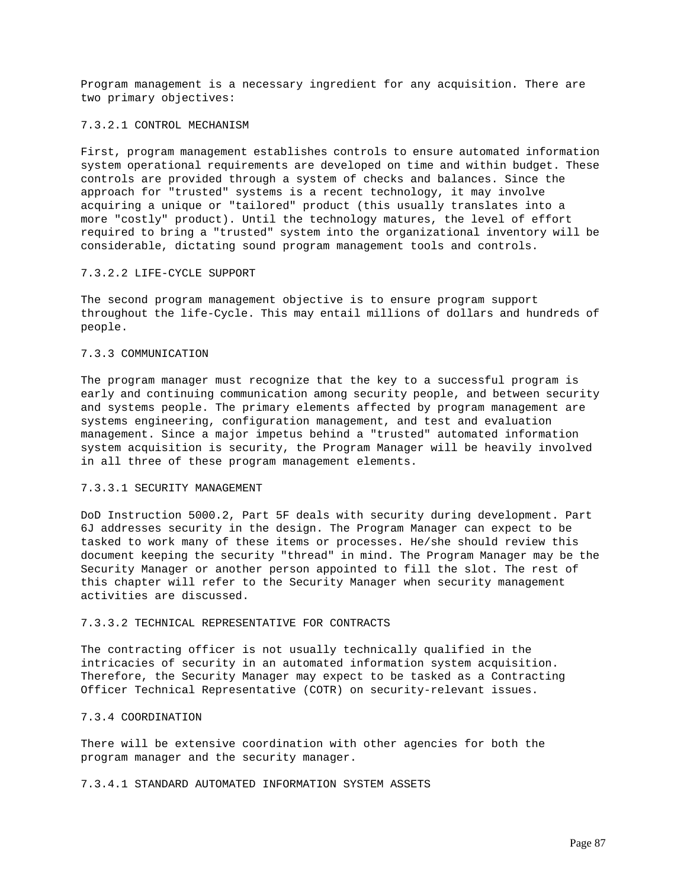Program management is a necessary ingredient for any acquisition. There are two primary objectives:

#### 7.3.2.1 CONTROL MECHANISM

First, program management establishes controls to ensure automated information system operational requirements are developed on time and within budget. These controls are provided through a system of checks and balances. Since the approach for "trusted" systems is a recent technology, it may involve acquiring a unique or "tailored" product (this usually translates into a more "costly" product). Until the technology matures, the level of effort required to bring a "trusted" system into the organizational inventory will be considerable, dictating sound program management tools and controls.

#### 7.3.2.2 LIFE-CYCLE SUPPORT

The second program management objective is to ensure program support throughout the life-Cycle. This may entail millions of dollars and hundreds of people.

### 7.3.3 COMMUNICATION

The program manager must recognize that the key to a successful program is early and continuing communication among security people, and between security and systems people. The primary elements affected by program management are systems engineering, configuration management, and test and evaluation management. Since a major impetus behind a "trusted" automated information system acquisition is security, the Program Manager will be heavily involved in all three of these program management elements.

#### 7.3.3.1 SECURITY MANAGEMENT

DoD Instruction 5000.2, Part 5F deals with security during development. Part 6J addresses security in the design. The Program Manager can expect to be tasked to work many of these items or processes. He/she should review this document keeping the security "thread" in mind. The Program Manager may be the Security Manager or another person appointed to fill the slot. The rest of this chapter will refer to the Security Manager when security management activities are discussed.

#### 7.3.3.2 TECHNICAL REPRESENTATIVE FOR CONTRACTS

The contracting officer is not usually technically qualified in the intricacies of security in an automated information system acquisition. Therefore, the Security Manager may expect to be tasked as a Contracting Officer Technical Representative (COTR) on security-relevant issues.

### 7.3.4 COORDINATION

There will be extensive coordination with other agencies for both the program manager and the security manager.

#### 7.3.4.1 STANDARD AUTOMATED INFORMATION SYSTEM ASSETS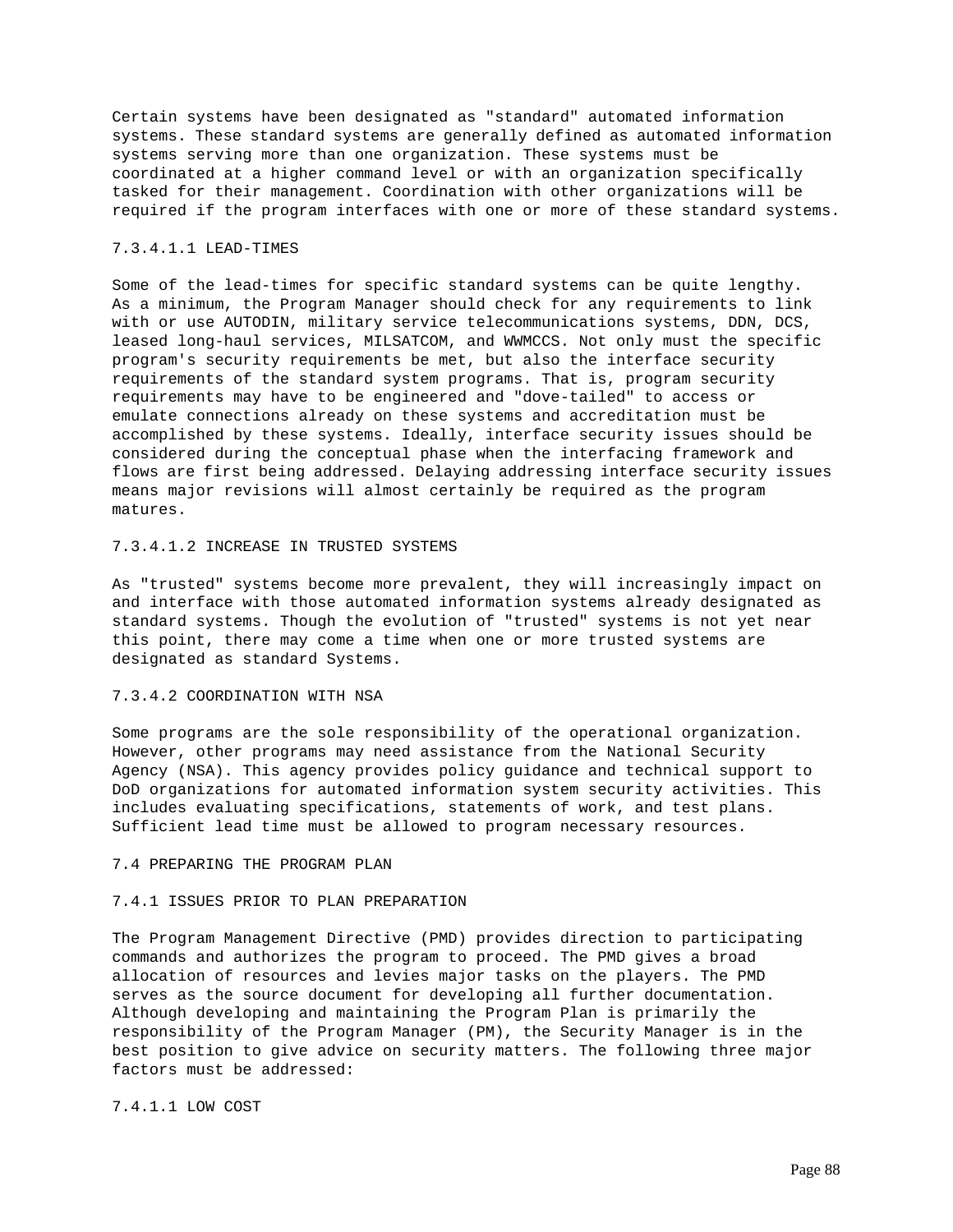Certain systems have been designated as "standard" automated information systems. These standard systems are generally defined as automated information systems serving more than one organization. These systems must be coordinated at a higher command level or with an organization specifically tasked for their management. Coordination with other organizations will be required if the program interfaces with one or more of these standard systems.

#### 7.3.4.1.1 LEAD-TIMES

Some of the lead-times for specific standard systems can be quite lengthy. As a minimum, the Program Manager should check for any requirements to link with or use AUTODIN, military service telecommunications systems, DDN, DCS, leased long-haul services, MILSATCOM, and WWMCCS. Not only must the specific program's security requirements be met, but also the interface security requirements of the standard system programs. That is, program security requirements may have to be engineered and "dove-tailed" to access or emulate connections already on these systems and accreditation must be accomplished by these systems. Ideally, interface security issues should be considered during the conceptual phase when the interfacing framework and flows are first being addressed. Delaying addressing interface security issues means major revisions will almost certainly be required as the program matures.

#### 7.3.4.1.2 INCREASE IN TRUSTED SYSTEMS

As "trusted" systems become more prevalent, they will increasingly impact on and interface with those automated information systems already designated as standard systems. Though the evolution of "trusted" systems is not yet near this point, there may come a time when one or more trusted systems are designated as standard Systems.

#### 7.3.4.2 COORDINATION WITH NSA

Some programs are the sole responsibility of the operational organization. However, other programs may need assistance from the National Security Agency (NSA). This agency provides policy guidance and technical support to DoD organizations for automated information system security activities. This includes evaluating specifications, statements of work, and test plans. Sufficient lead time must be allowed to program necessary resources.

## 7.4 PREPARING THE PROGRAM PLAN

### 7.4.1 ISSUES PRIOR TO PLAN PREPARATION

The Program Management Directive (PMD) provides direction to participating commands and authorizes the program to proceed. The PMD gives a broad allocation of resources and levies major tasks on the players. The PMD serves as the source document for developing all further documentation. Although developing and maintaining the Program Plan is primarily the responsibility of the Program Manager (PM), the Security Manager is in the best position to give advice on security matters. The following three major factors must be addressed:

#### 7.4.1.1 LOW COST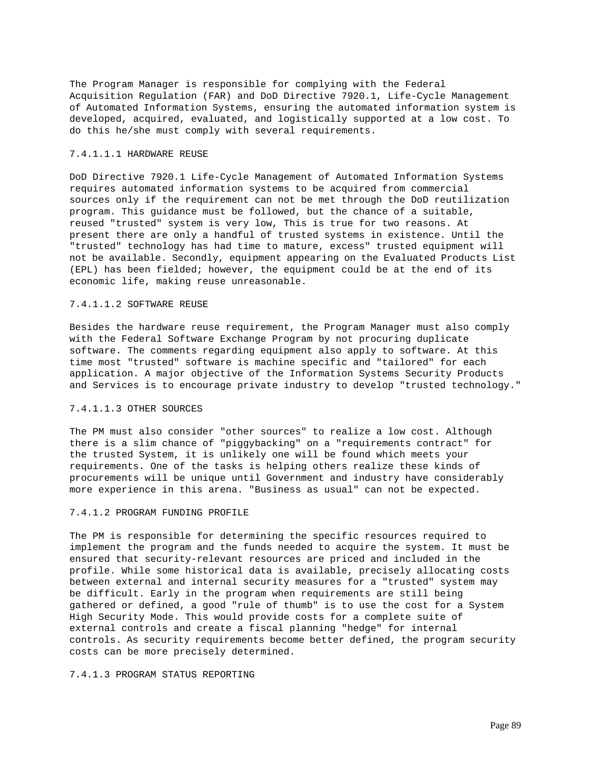The Program Manager is responsible for complying with the Federal Acquisition Regulation (FAR) and DoD Directive 7920.1, Life-Cycle Management of Automated Information Systems, ensuring the automated information system is developed, acquired, evaluated, and logistically supported at a low cost. To do this he/she must comply with several requirements.

#### 7.4.1.1.1 HARDWARE REUSE

DoD Directive 7920.1 Life-Cycle Management of Automated Information Systems requires automated information systems to be acquired from commercial sources only if the requirement can not be met through the DoD reutilization program. This guidance must be followed, but the chance of a suitable, reused "trusted" system is very low, This is true for two reasons. At present there are only a handful of trusted systems in existence. Until the "trusted" technology has had time to mature, excess" trusted equipment will not be available. Secondly, equipment appearing on the Evaluated Products List (EPL) has been fielded; however, the equipment could be at the end of its economic life, making reuse unreasonable.

#### 7.4.1.1.2 SOFTWARE REUSE

Besides the hardware reuse requirement, the Program Manager must also comply with the Federal Software Exchange Program by not procuring duplicate software. The comments regarding equipment also apply to software. At this time most "trusted" software is machine specific and "tailored" for each application. A major objective of the Information Systems Security Products and Services is to encourage private industry to develop "trusted technology."

#### 7.4.1.1.3 OTHER SOURCES

The PM must also consider "other sources" to realize a low cost. Although there is a slim chance of "piggybacking" on a "requirements contract" for the trusted System, it is unlikely one will be found which meets your requirements. One of the tasks is helping others realize these kinds of procurements will be unique until Government and industry have considerably more experience in this arena. "Business as usual" can not be expected.

#### 7.4.1.2 PROGRAM FUNDING PROFILE

The PM is responsible for determining the specific resources required to implement the program and the funds needed to acquire the system. It must be ensured that security-relevant resources are priced and included in the profile. While some historical data is available, precisely allocating costs between external and internal security measures for a "trusted" system may be difficult. Early in the program when requirements are still being gathered or defined, a good "rule of thumb" is to use the cost for a System High Security Mode. This would provide costs for a complete suite of external controls and create a fiscal planning "hedge" for internal controls. As security requirements become better defined, the program security costs can be more precisely determined.

#### 7.4.1.3 PROGRAM STATUS REPORTING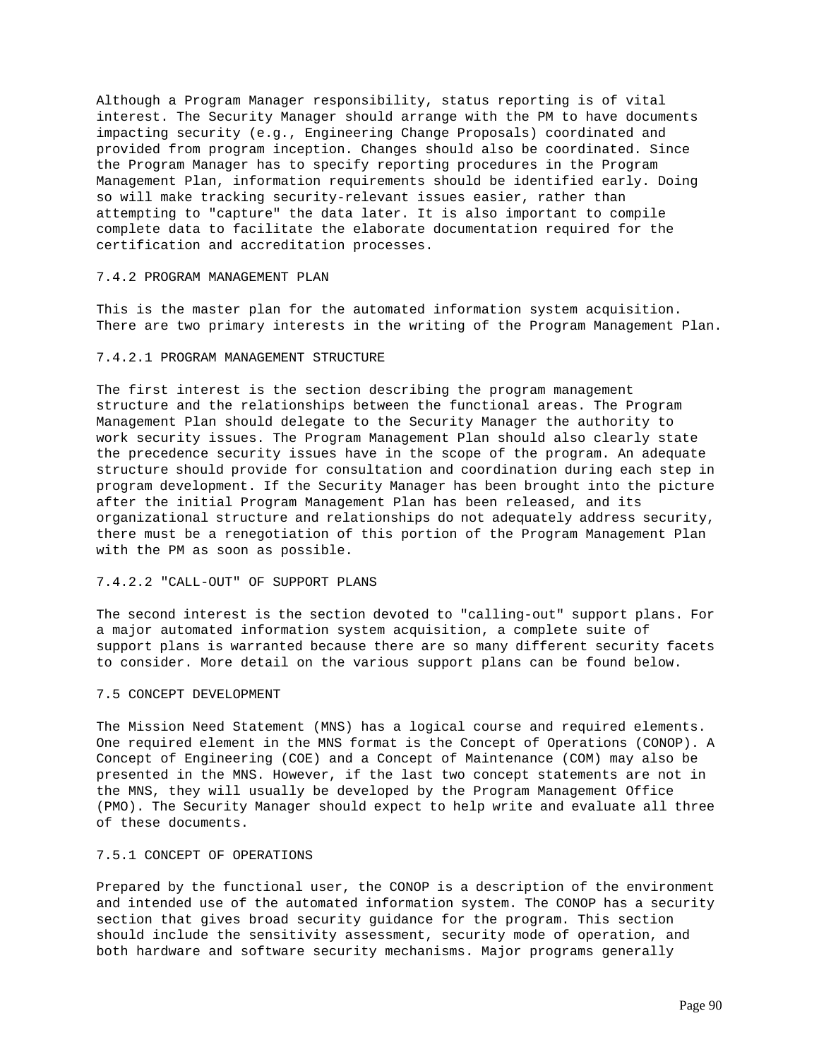Although a Program Manager responsibility, status reporting is of vital interest. The Security Manager should arrange with the PM to have documents impacting security (e.g., Engineering Change Proposals) coordinated and provided from program inception. Changes should also be coordinated. Since the Program Manager has to specify reporting procedures in the Program Management Plan, information requirements should be identified early. Doing so will make tracking security-relevant issues easier, rather than attempting to "capture" the data later. It is also important to compile complete data to facilitate the elaborate documentation required for the certification and accreditation processes.

### 7.4.2 PROGRAM MANAGEMENT PLAN

This is the master plan for the automated information system acquisition. There are two primary interests in the writing of the Program Management Plan.

#### 7.4.2.1 PROGRAM MANAGEMENT STRUCTURE

The first interest is the section describing the program management structure and the relationships between the functional areas. The Program Management Plan should delegate to the Security Manager the authority to work security issues. The Program Management Plan should also clearly state the precedence security issues have in the scope of the program. An adequate structure should provide for consultation and coordination during each step in program development. If the Security Manager has been brought into the picture after the initial Program Management Plan has been released, and its organizational structure and relationships do not adequately address security, there must be a renegotiation of this portion of the Program Management Plan with the PM as soon as possible.

#### 7.4.2.2 "CALL-OUT" OF SUPPORT PLANS

The second interest is the section devoted to "calling-out" support plans. For a major automated information system acquisition, a complete suite of support plans is warranted because there are so many different security facets to consider. More detail on the various support plans can be found below.

## 7.5 CONCEPT DEVELOPMENT

The Mission Need Statement (MNS) has a logical course and required elements. One required element in the MNS format is the Concept of Operations (CONOP). A Concept of Engineering (COE) and a Concept of Maintenance (COM) may also be presented in the MNS. However, if the last two concept statements are not in the MNS, they will usually be developed by the Program Management Office (PMO). The Security Manager should expect to help write and evaluate all three of these documents.

### 7.5.1 CONCEPT OF OPERATIONS

Prepared by the functional user, the CONOP is a description of the environment and intended use of the automated information system. The CONOP has a security section that gives broad security guidance for the program. This section should include the sensitivity assessment, security mode of operation, and both hardware and software security mechanisms. Major programs generally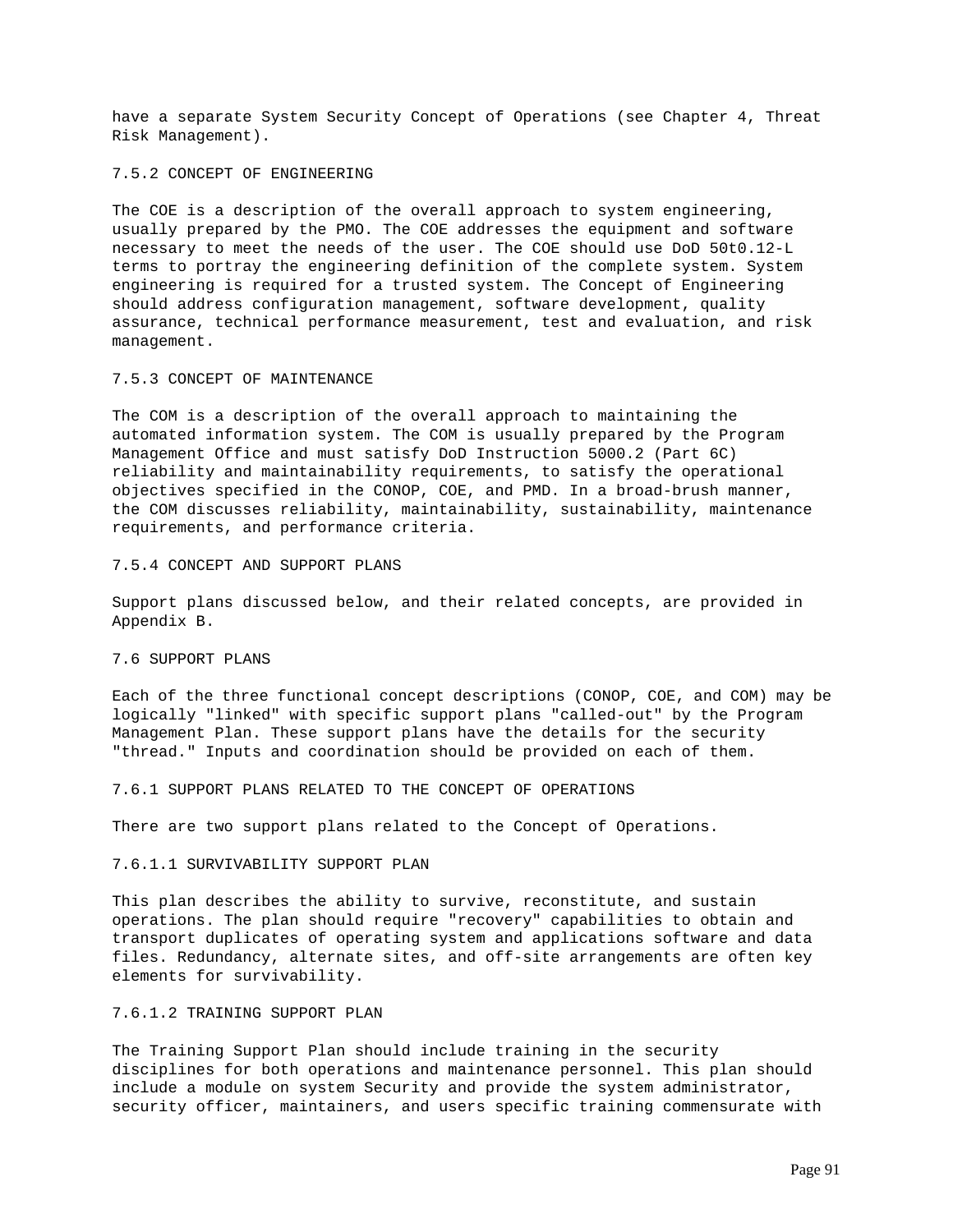have a separate System Security Concept of Operations (see Chapter 4, Threat Risk Management).

### 7.5.2 CONCEPT OF ENGINEERING

The COE is a description of the overall approach to system engineering, usually prepared by the PMO. The COE addresses the equipment and software necessary to meet the needs of the user. The COE should use DoD 50t0.12-L terms to portray the engineering definition of the complete system. System engineering is required for a trusted system. The Concept of Engineering should address configuration management, software development, quality assurance, technical performance measurement, test and evaluation, and risk management.

### 7.5.3 CONCEPT OF MAINTENANCE

The COM is a description of the overall approach to maintaining the automated information system. The COM is usually prepared by the Program Management Office and must satisfy DoD Instruction 5000.2 (Part 6C) reliability and maintainability requirements, to satisfy the operational objectives specified in the CONOP, COE, and PMD. In a broad-brush manner, the COM discusses reliability, maintainability, sustainability, maintenance requirements, and performance criteria.

### 7.5.4 CONCEPT AND SUPPORT PLANS

Support plans discussed below, and their related concepts, are provided in Appendix B.

## 7.6 SUPPORT PLANS

Each of the three functional concept descriptions (CONOP, COE, and COM) may be logically "linked" with specific support plans "called-out" by the Program Management Plan. These support plans have the details for the security "thread." Inputs and coordination should be provided on each of them.

### 7.6.1 SUPPORT PLANS RELATED TO THE CONCEPT OF OPERATIONS

There are two support plans related to the Concept of Operations.

#### 7.6.1.1 SURVIVABILITY SUPPORT PLAN

This plan describes the ability to survive, reconstitute, and sustain operations. The plan should require "recovery" capabilities to obtain and transport duplicates of operating system and applications software and data files. Redundancy, alternate sites, and off-site arrangements are often key elements for survivability.

#### 7.6.1.2 TRAINING SUPPORT PLAN

The Training Support Plan should include training in the security disciplines for both operations and maintenance personnel. This plan should include a module on system Security and provide the system administrator, security officer, maintainers, and users specific training commensurate with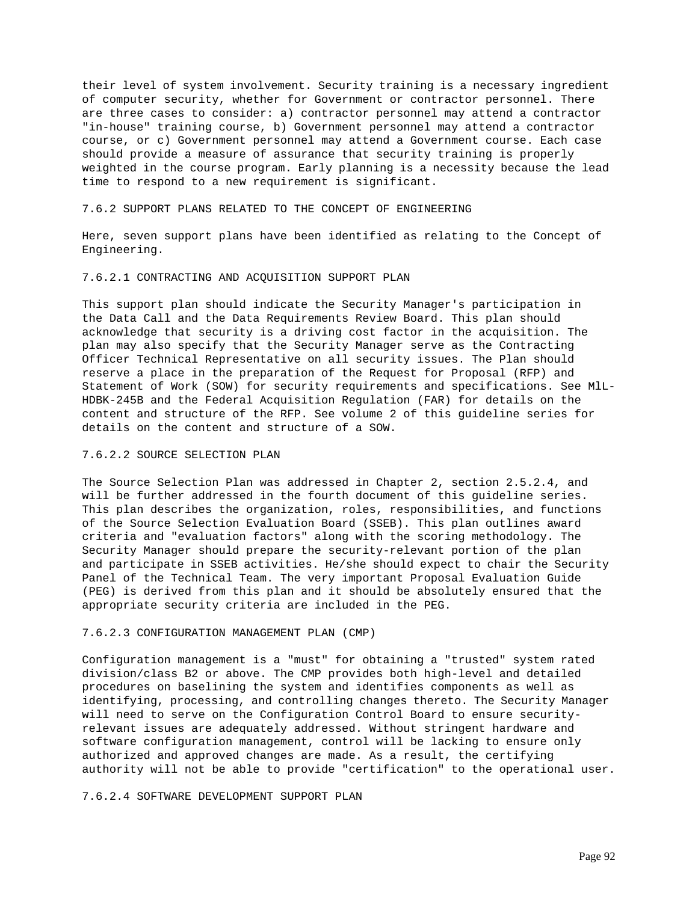their level of system involvement. Security training is a necessary ingredient of computer security, whether for Government or contractor personnel. There are three cases to consider: a) contractor personnel may attend a contractor "in-house" training course, b) Government personnel may attend a contractor course, or c) Government personnel may attend a Government course. Each case should provide a measure of assurance that security training is properly weighted in the course program. Early planning is a necessity because the lead time to respond to a new requirement is significant.

### 7.6.2 SUPPORT PLANS RELATED TO THE CONCEPT OF ENGINEERING

Here, seven support plans have been identified as relating to the Concept of Engineering.

#### 7.6.2.1 CONTRACTING AND ACQUISITION SUPPORT PLAN

This support plan should indicate the Security Manager's participation in the Data Call and the Data Requirements Review Board. This plan should acknowledge that security is a driving cost factor in the acquisition. The plan may also specify that the Security Manager serve as the Contracting Officer Technical Representative on all security issues. The Plan should reserve a place in the preparation of the Request for Proposal (RFP) and Statement of Work (SOW) for security requirements and specifications. See MlL-HDBK-245B and the Federal Acquisition Regulation (FAR) for details on the content and structure of the RFP. See volume 2 of this guideline series for details on the content and structure of a SOW.

#### 7.6.2.2 SOURCE SELECTION PLAN

The Source Selection Plan was addressed in Chapter 2, section 2.5.2.4, and will be further addressed in the fourth document of this guideline series. This plan describes the organization, roles, responsibilities, and functions of the Source Selection Evaluation Board (SSEB). This plan outlines award criteria and "evaluation factors" along with the scoring methodology. The Security Manager should prepare the security-relevant portion of the plan and participate in SSEB activities. He/she should expect to chair the Security Panel of the Technical Team. The very important Proposal Evaluation Guide (PEG) is derived from this plan and it should be absolutely ensured that the appropriate security criteria are included in the PEG.

#### 7.6.2.3 CONFIGURATION MANAGEMENT PLAN (CMP)

Configuration management is a "must" for obtaining a "trusted" system rated division/class B2 or above. The CMP provides both high-level and detailed procedures on baselining the system and identifies components as well as identifying, processing, and controlling changes thereto. The Security Manager will need to serve on the Configuration Control Board to ensure security-relevant issues are adequately addressed. Without stringent hardware and software configuration management, control will be lacking to ensure only authorized and approved changes are made. As a result, the certifying authority will not be able to provide "certification" to the operational user.

#### 7.6.2.4 SOFTWARE DEVELOPMENT SUPPORT PLAN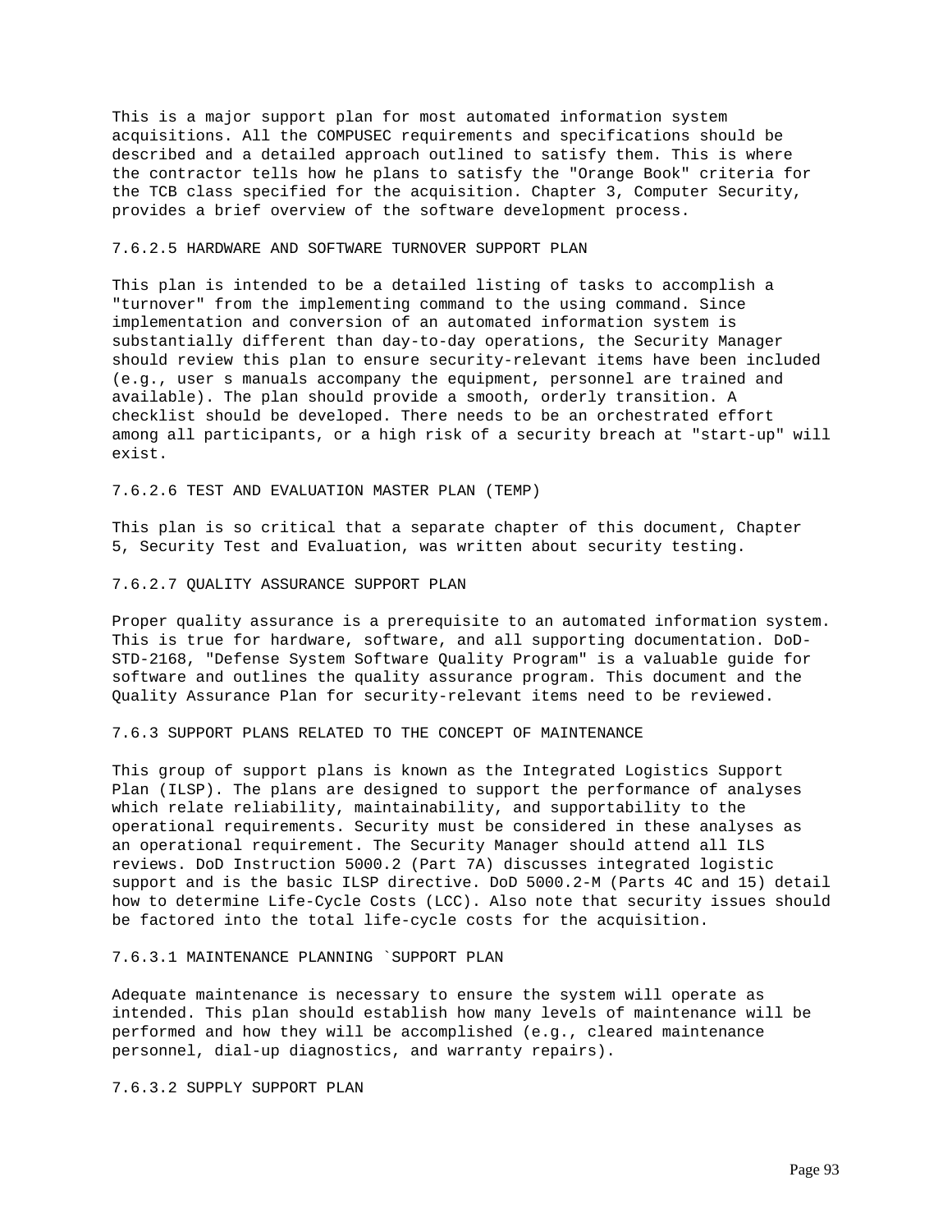This is a major support plan for most automated information system acquisitions. All the COMPUSEC requirements and specifications should be described and a detailed approach outlined to satisfy them. This is where the contractor tells how he plans to satisfy the "Orange Book" criteria for the TCB class specified for the acquisition. Chapter 3, Computer Security, provides a brief overview of the software development process.

#### 7.6.2.5 HARDWARE AND SOFTWARE TURNOVER SUPPORT PLAN

This plan is intended to be a detailed listing of tasks to accomplish a "turnover" from the implementing command to the using command. Since implementation and conversion of an automated information system is substantially different than day-to-day operations, the Security Manager should review this plan to ensure security-relevant items have been included (e.g., user s manuals accompany the equipment, personnel are trained and available). The plan should provide a smooth, orderly transition. A checklist should be developed. There needs to be an orchestrated effort among all participants, or a high risk of a security breach at "start-up" will exist.

#### 7.6.2.6 TEST AND EVALUATION MASTER PLAN (TEMP)

This plan is so critical that a separate chapter of this document, Chapter 5, Security Test and Evaluation, was written about security testing.

#### 7.6.2.7 QUALITY ASSURANCE SUPPORT PLAN

Proper quality assurance is a prerequisite to an automated information system. This is true for hardware, software, and all supporting documentation. DoD-STD-2168, "Defense System Software Quality Program" is a valuable guide for software and outlines the quality assurance program. This document and the Quality Assurance Plan for security-relevant items need to be reviewed.

### 7.6.3 SUPPORT PLANS RELATED TO THE CONCEPT OF MAINTENANCE

This group of support plans is known as the Integrated Logistics Support Plan (ILSP). The plans are designed to support the performance of analyses which relate reliability, maintainability, and supportability to the operational requirements. Security must be considered in these analyses as an operational requirement. The Security Manager should attend all ILS reviews. DoD Instruction 5000.2 (Part 7A) discusses integrated logistic support and is the basic ILSP directive. DoD 5000.2-M (Parts 4C and 15) detail how to determine Life-Cycle Costs (LCC). Also note that security issues should be factored into the total life-cycle costs for the acquisition.

#### 7.6.3.1 MAINTENANCE PLANNING `SUPPORT PLAN

Adequate maintenance is necessary to ensure the system will operate as intended. This plan should establish how many levels of maintenance will be performed and how they will be accomplished (e.g., cleared maintenance personnel, dial-up diagnostics, and warranty repairs).

#### 7.6.3.2 SUPPLY SUPPORT PLAN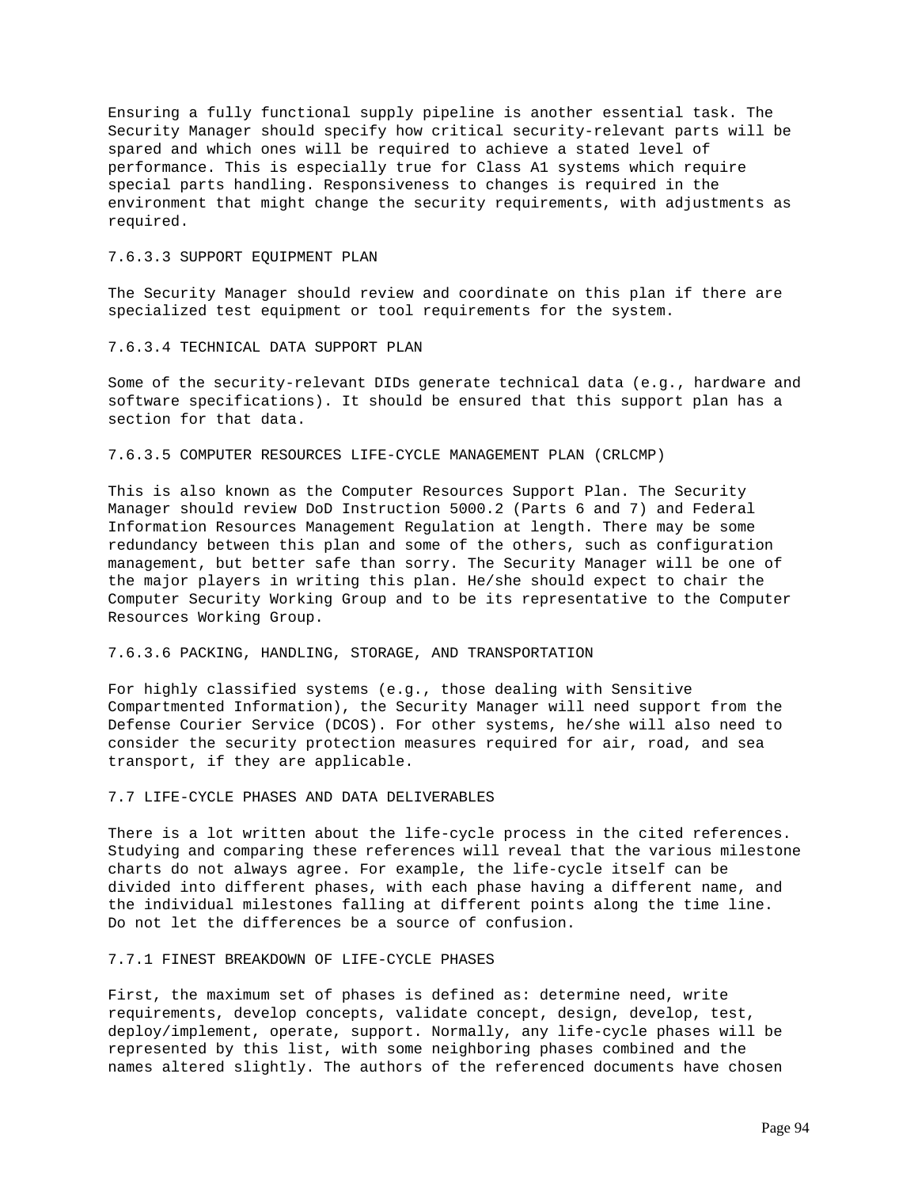Ensuring a fully functional supply pipeline is another essential task. The Security Manager should specify how critical security-relevant parts will be spared and which ones will be required to achieve a stated level of performance. This is especially true for Class A1 systems which require special parts handling. Responsiveness to changes is required in the environment that might change the security requirements, with adjustments as required.

#### 7.6.3.3 SUPPORT EQUIPMENT PLAN

The Security Manager should review and coordinate on this plan if there are specialized test equipment or tool requirements for the system.

#### 7.6.3.4 TECHNICAL DATA SUPPORT PLAN

Some of the security-relevant DIDs generate technical data (e.g., hardware and software specifications). It should be ensured that this support plan has a section for that data.

#### 7.6.3.5 COMPUTER RESOURCES LIFE-CYCLE MANAGEMENT PLAN (CRLCMP)

This is also known as the Computer Resources Support Plan. The Security Manager should review DoD Instruction 5000.2 (Parts 6 and 7) and Federal Information Resources Management Regulation at length. There may be some redundancy between this plan and some of the others, such as configuration management, but better safe than sorry. The Security Manager will be one of the major players in writing this plan. He/she should expect to chair the Computer Security Working Group and to be its representative to the Computer Resources Working Group.

#### 7.6.3.6 PACKING, HANDLING, STORAGE, AND TRANSPORTATION

For highly classified systems (e.g., those dealing with Sensitive Compartmented Information), the Security Manager will need support from the Defense Courier Service (DCOS). For other systems, he/she will also need to consider the security protection measures required for air, road, and sea transport, if they are applicable.

## 7.7 LIFE-CYCLE PHASES AND DATA DELIVERABLES

There is a lot written about the life-cycle process in the cited references. Studying and comparing these references will reveal that the various milestone charts do not always agree. For example, the life-cycle itself can be divided into different phases, with each phase having a different name, and the individual milestones falling at different points along the time line. Do not let the differences be a source of confusion.

### 7.7.1 FINEST BREAKDOWN OF LIFE-CYCLE PHASES

First, the maximum set of phases is defined as: determine need, write requirements, develop concepts, validate concept, design, develop, test, deploy/implement, operate, support. Normally, any life-cycle phases will be represented by this list, with some neighboring phases combined and the names altered slightly. The authors of the referenced documents have chosen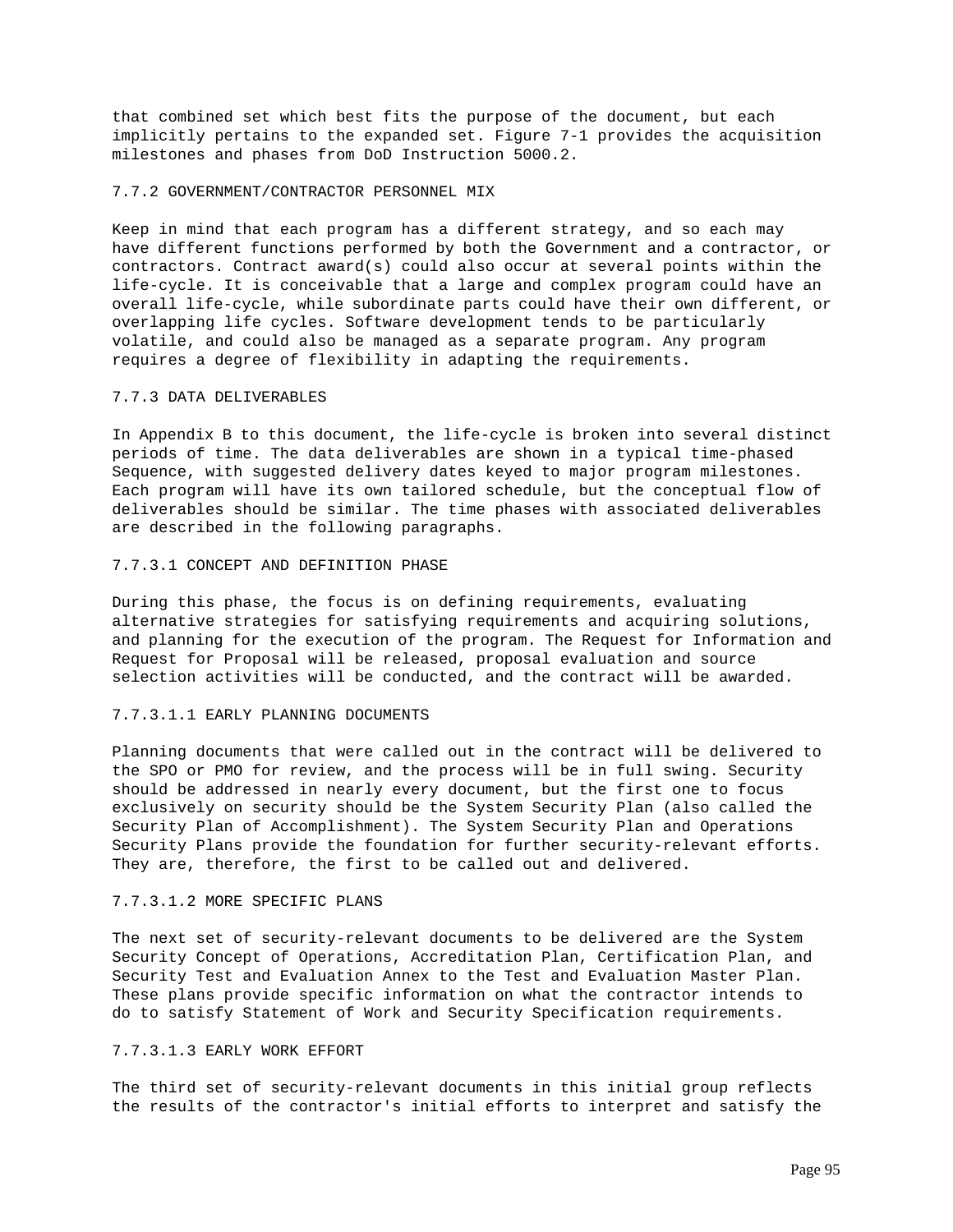that combined set which best fits the purpose of the document, but each implicitly pertains to the expanded set. Figure 7-1 provides the acquisition milestones and phases from DoD Instruction 5000.2.

### 7.7.2 GOVERNMENT/CONTRACTOR PERSONNEL MIX

Keep in mind that each program has a different strategy, and so each may have different functions performed by both the Government and a contractor, or contractors. Contract award(s) could also occur at several points within the life-cycle. It is conceivable that a large and complex program could have an overall life-cycle, while subordinate parts could have their own different, or overlapping life cycles. Software development tends to be particularly volatile, and could also be managed as a separate program. Any program requires a degree of flexibility in adapting the requirements.

### 7.7.3 DATA DELIVERABLES

In Appendix B to this document, the life-cycle is broken into several distinct periods of time. The data deliverables are shown in a typical time-phased Sequence, with suggested delivery dates keyed to major program milestones. Each program will have its own tailored schedule, but the conceptual flow of deliverables should be similar. The time phases with associated deliverables are described in the following paragraphs.

#### 7.7.3.1 CONCEPT AND DEFINITION PHASE

During this phase, the focus is on defining requirements, evaluating alternative strategies for satisfying requirements and acquiring solutions, and planning for the execution of the program. The Request for Information and Request for Proposal will be released, proposal evaluation and source selection activities will be conducted, and the contract will be awarded.

##### 7.7.3.1.1 EARLY PLANNING DOCUMENTS

Planning documents that were called out in the contract will be delivered to the SPO or PMO for review, and the process will be in full swing. Security should be addressed in nearly every document, but the first one to focus exclusively on security should be the System Security Plan (also called the Security Plan of Accomplishment). The System Security Plan and Operations Security Plans provide the foundation for further security-relevant efforts. They are, therefore, the first to be called out and delivered.

##### 7.7.3.1.2 MORE SPECIFIC PLANS

The next set of security-relevant documents to be delivered are the System Security Concept of Operations, Accreditation Plan, Certification Plan, and Security Test and Evaluation Annex to the Test and Evaluation Master Plan. These plans provide specific information on what the contractor intends to do to satisfy Statement of Work and Security Specification requirements.

##### 7.7.3.1.3 EARLY WORK EFFORT

The third set of security-relevant documents in this initial group reflects the results of the contractor's initial efforts to interpret and satisfy the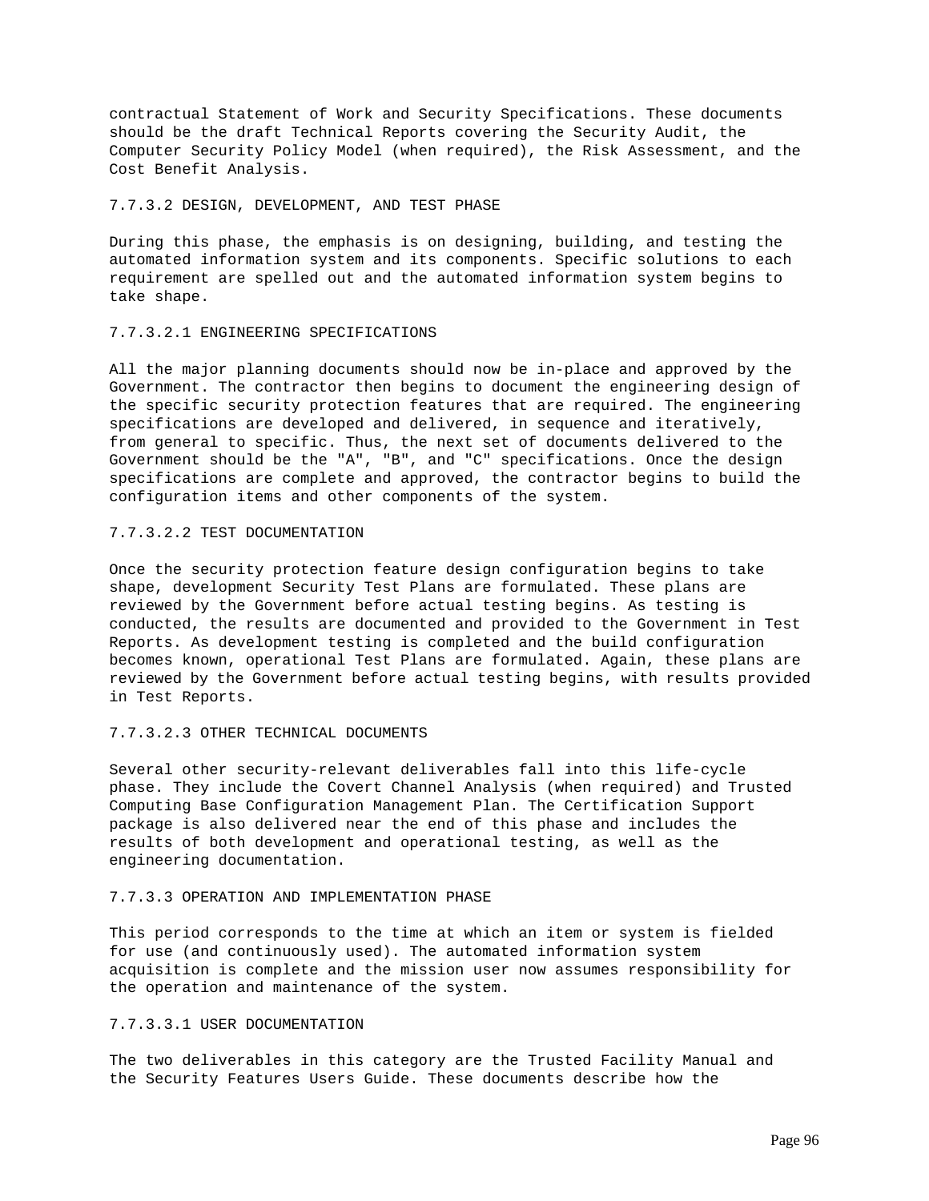contractual Statement of Work and Security Specifications. These documents should be the draft Technical Reports covering the Security Audit, the Computer Security Policy Model (when required), the Risk Assessment, and the Cost Benefit Analysis.

### 7.7.3.2 DESIGN, DEVELOPMENT, AND TEST PHASE

During this phase, the emphasis is on designing, building, and testing the automated information system and its components. Specific solutions to each requirement are spelled out and the automated information system begins to take shape.

#### 7.7.3.2.1 ENGINEERING SPECIFICATIONS

All the major planning documents should now be in-place and approved by the Government. The contractor then begins to document the engineering design of the specific security protection features that are required. The engineering specifications are developed and delivered, in sequence and iteratively, from general to specific. Thus, the next set of documents delivered to the Government should be the "A", "B", and "C" specifications. Once the design specifications are complete and approved, the contractor begins to build the configuration items and other components of the system.

#### 7.7.3.2.2 TEST DOCUMENTATION

Once the security protection feature design configuration begins to take shape, development Security Test Plans are formulated. These plans are reviewed by the Government before actual testing begins. As testing is conducted, the results are documented and provided to the Government in Test Reports. As development testing is completed and the build configuration becomes known, operational Test Plans are formulated. Again, these plans are reviewed by the Government before actual testing begins, with results provided in Test Reports.

#### 7.7.3.2.3 OTHER TECHNICAL DOCUMENTS

Several other security-relevant deliverables fall into this life-cycle phase. They include the Covert Channel Analysis (when required) and Trusted Computing Base Configuration Management Plan. The Certification Support package is also delivered near the end of this phase and includes the results of both development and operational testing, as well as the engineering documentation.

### 7.7.3.3 OPERATION AND IMPLEMENTATION PHASE

This period corresponds to the time at which an item or system is fielded for use (and continuously used). The automated information system acquisition is complete and the mission user now assumes responsibility for the operation and maintenance of the system.

#### 7.7.3.3.1 USER DOCUMENTATION

The two deliverables in this category are the Trusted Facility Manual and the Security Features Users Guide. These documents describe how the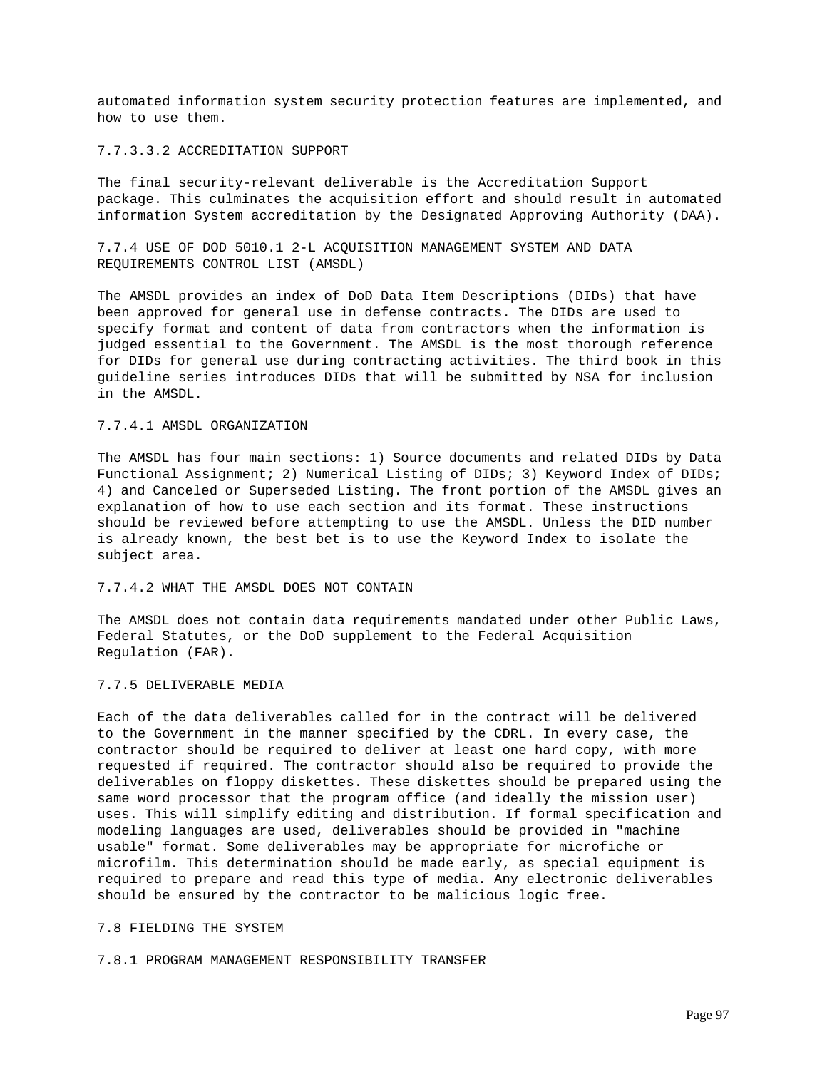automated information system security protection features are implemented, and how to use them.

#### 7.7.3.3.2 ACCREDITATION SUPPORT

The final security-relevant deliverable is the Accreditation Support package. This culminates the acquisition effort and should result in automated information System accreditation by the Designated Approving Authority (DAA).

### 7.7.4 USE OF DOD 5010.1 2-L ACQUISITION MANAGEMENT SYSTEM AND DATA REQUIREMENTS CONTROL LIST (AMSDL)

The AMSDL provides an index of DoD Data Item Descriptions (DIDs) that have been approved for general use in defense contracts. The DIDs are used to specify format and content of data from contractors when the information is judged essential to the Government. The AMSDL is the most thorough reference for DIDs for general use during contracting activities. The third book in this guideline series introduces DIDs that will be submitted by NSA for inclusion in the AMSDL.

#### 7.7.4.1 AMSDL ORGANIZATION

The AMSDL has four main sections: 1) Source documents and related DIDs by Data Functional Assignment; 2) Numerical Listing of DIDs; 3) Keyword Index of DIDs; 4) and Canceled or Superseded Listing. The front portion of the AMSDL gives an explanation of how to use each section and its format. These instructions should be reviewed before attempting to use the AMSDL. Unless the DID number is already known, the best bet is to use the Keyword Index to isolate the subject area.

#### 7.7.4.2 WHAT THE AMSDL DOES NOT CONTAIN

The AMSDL does not contain data requirements mandated under other Public Laws, Federal Statutes, or the DoD supplement to the Federal Acquisition Regulation (FAR).

### 7.7.5 DELIVERABLE MEDIA

Each of the data deliverables called for in the contract will be delivered to the Government in the manner specified by the CDRL. In every case, the contractor should be required to deliver at least one hard copy, with more requested if required. The contractor should also be required to provide the deliverables on floppy diskettes. These diskettes should be prepared using the same word processor that the program office (and ideally the mission user) uses. This will simplify editing and distribution. If formal specification and modeling languages are used, deliverables should be provided in "machine usable" format. Some deliverables may be appropriate for microfiche or microfilm. This determination should be made early, as special equipment is required to prepare and read this type of media. Any electronic deliverables should be ensured by the contractor to be malicious logic free.

## 7.8 FIELDING THE SYSTEM

### 7.8.1 PROGRAM MANAGEMENT RESPONSIBILITY TRANSFER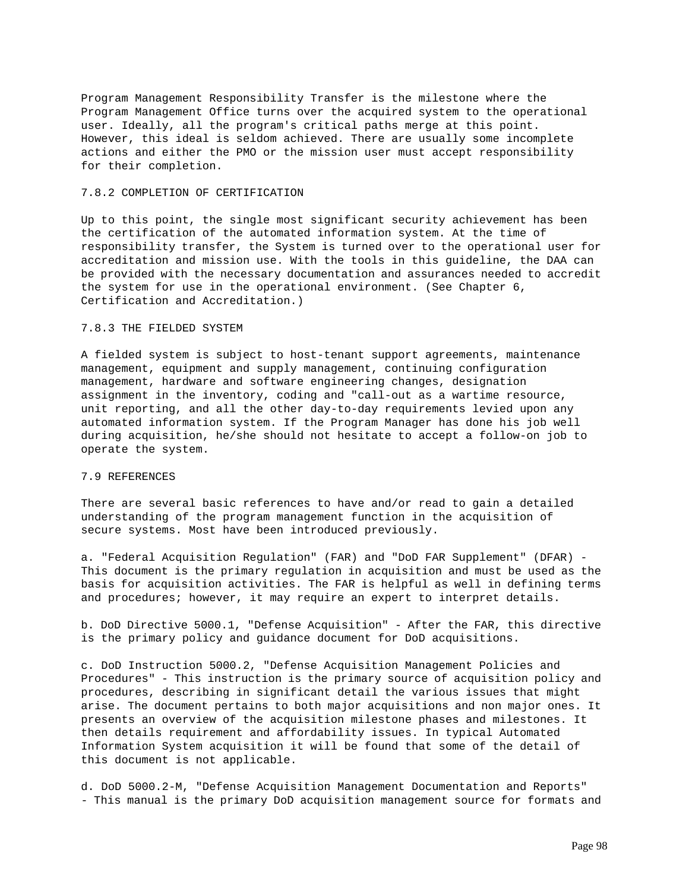Program Management Responsibility Transfer is the milestone where the Program Management Office turns over the acquired system to the operational user. Ideally, all the program's critical paths merge at this point. However, this ideal is seldom achieved. There are usually some incomplete actions and either the PMO or the mission user must accept responsibility for their completion.

### 7.8.2 COMPLETION OF CERTIFICATION

Up to this point, the single most significant security achievement has been the certification of the automated information system. At the time of responsibility transfer, the System is turned over to the operational user for accreditation and mission use. With the tools in this guideline, the DAA can be provided with the necessary documentation and assurances needed to accredit the system for use in the operational environment. (See Chapter 6, Certification and Accreditation.)

### 7.8.3 THE FIELDED SYSTEM

A fielded system is subject to host-tenant support agreements, maintenance management, equipment and supply management, continuing configuration management, hardware and software engineering changes, designation assignment in the inventory, coding and "call-out as a wartime resource, unit reporting, and all the other day-to-day requirements levied upon any automated information system. If the Program Manager has done his job well during acquisition, he/she should not hesitate to accept a follow-on job to operate the system.

## 7.9 REFERENCES

There are several basic references to have and/or read to gain a detailed understanding of the program management function in the acquisition of secure systems. Most have been introduced previously.

a. "Federal Acquisition Regulation" (FAR) and "DoD FAR Supplement" (DFAR) - This document is the primary regulation in acquisition and must be used as the basis for acquisition activities. The FAR is helpful as well in defining terms and procedures; however, it may require an expert to interpret details.

b. DoD Directive 5000.1, "Defense Acquisition" - After the FAR, this directive is the primary policy and guidance document for DoD acquisitions.

c. DoD Instruction 5000.2, "Defense Acquisition Management Policies and Procedures" - This instruction is the primary source of acquisition policy and procedures, describing in significant detail the various issues that might arise. The document pertains to both major acquisitions and non major ones. It presents an overview of the acquisition milestone phases and milestones. It then details requirement and affordability issues. In typical Automated Information System acquisition it will be found that some of the detail of this document is not applicable.

d. DoD 5000.2-M, "Defense Acquisition Management Documentation and Reports" - This manual is the primary DoD acquisition management source for formats and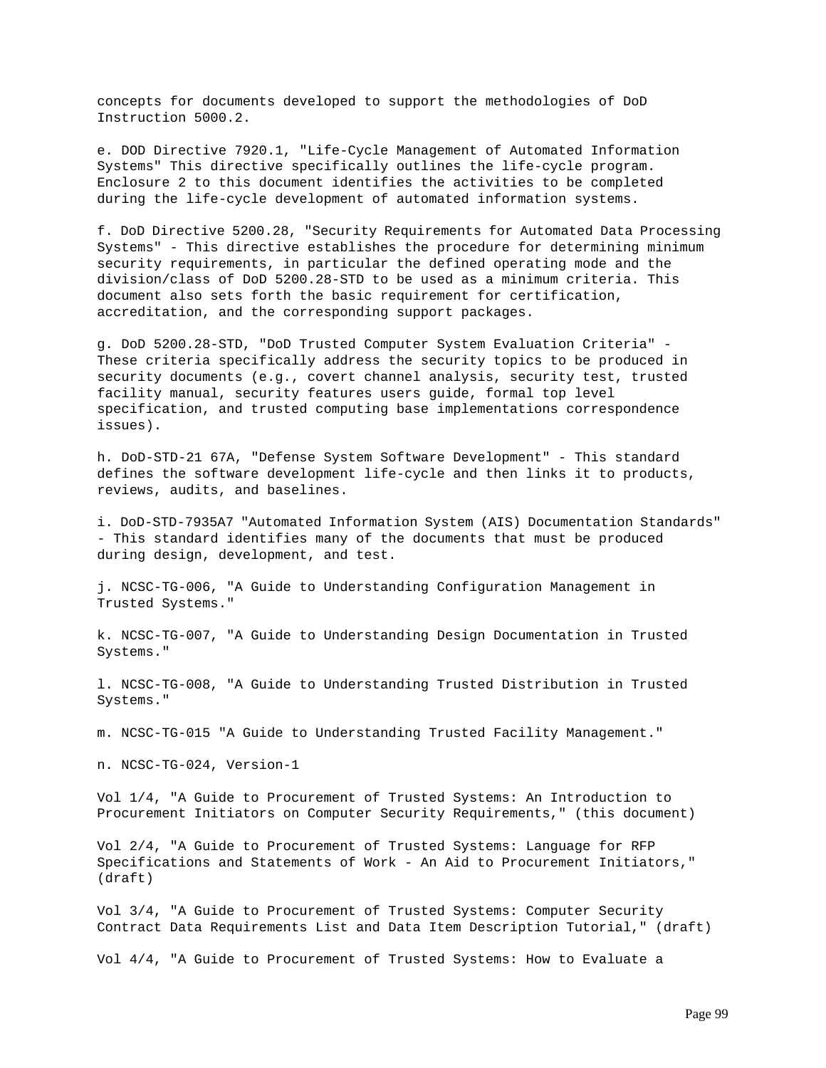concepts for documents developed to support the methodologies of DoD Instruction 5000.2.

e. DOD Directive 7920.1, "Life-Cycle Management of Automated Information Systems" This directive specifically outlines the life-cycle program. Enclosure 2 to this document identifies the activities to be completed during the life-cycle development of automated information systems.

f. DoD Directive 5200.28, "Security Requirements for Automated Data Processing Systems" - This directive establishes the procedure for determining minimum security requirements, in particular the defined operating mode and the division/class of DoD 5200.28-STD to be used as a minimum criteria. This document also sets forth the basic requirement for certification, accreditation, and the corresponding support packages.

g. DoD 5200.28-STD, "DoD Trusted Computer System Evaluation Criteria" - These criteria specifically address the security topics to be produced in security documents (e.g., covert channel analysis, security test, trusted facility manual, security features users guide, formal top level specification, and trusted computing base implementations correspondence issues).

h. DoD-STD-21 67A, "Defense System Software Development" - This standard defines the software development life-cycle and then links it to products, reviews, audits, and baselines.

i. DoD-STD-7935A7 "Automated Information System (AIS) Documentation Standards" - This standard identifies many of the documents that must be produced during design, development, and test.

j. NCSC-TG-006, "A Guide to Understanding Configuration Management in Trusted Systems."

k. NCSC-TG-007, "A Guide to Understanding Design Documentation in Trusted Systems."

l. NCSC-TG-008, "A Guide to Understanding Trusted Distribution in Trusted Systems."

m. NCSC-TG-015 "A Guide to Understanding Trusted Facility Management."

n. NCSC-TG-024, Version-1

Vol 1/4, "A Guide to Procurement of Trusted Systems: An Introduction to Procurement Initiators on Computer Security Requirements," (this document)

Vol 2/4, "A Guide to Procurement of Trusted Systems: Language for RFP Specifications and Statements of Work - An Aid to Procurement Initiators," (draft)

Vol 3/4, "A Guide to Procurement of Trusted Systems: Computer Security Contract Data Requirements List and Data Item Description Tutorial," (draft)

Vol 4/4, "A Guide to Procurement of Trusted Systems: How to Evaluate a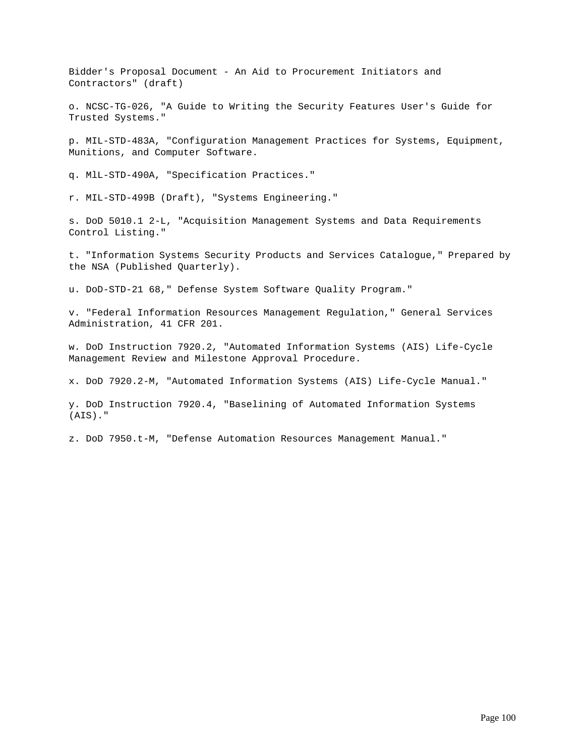Bidder's Proposal Document - An Aid to Procurement Initiators and Contractors" (draft)

o. NCSC-TG-026, "A Guide to Writing the Security Features User's Guide for Trusted Systems."

p. MIL-STD-483A, "Configuration Management Practices for Systems, Equipment, Munitions, and Computer Software.

q. MlL-STD-490A, "Specification Practices."

r. MIL-STD-499B (Draft), "Systems Engineering."

s. DoD 5010.1 2-L, "Acquisition Management Systems and Data Requirements Control Listing."

t. "Information Systems Security Products and Services Catalogue," Prepared by the NSA (Published Quarterly).

u. DoD-STD-21 68," Defense System Software Quality Program."

v. "Federal Information Resources Management Regulation," General Services Administration, 41 CFR 201.

w. DoD Instruction 7920.2, "Automated Information Systems (AIS) Life-Cycle Management Review and Milestone Approval Procedure.

x. DoD 7920.2-M, "Automated Information Systems (AIS) Life-Cycle Manual."

y. DoD Instruction 7920.4, "Baselining of Automated Information Systems (AIS)."

z. DoD 7950.t-M, "Defense Automation Resources Management Manual."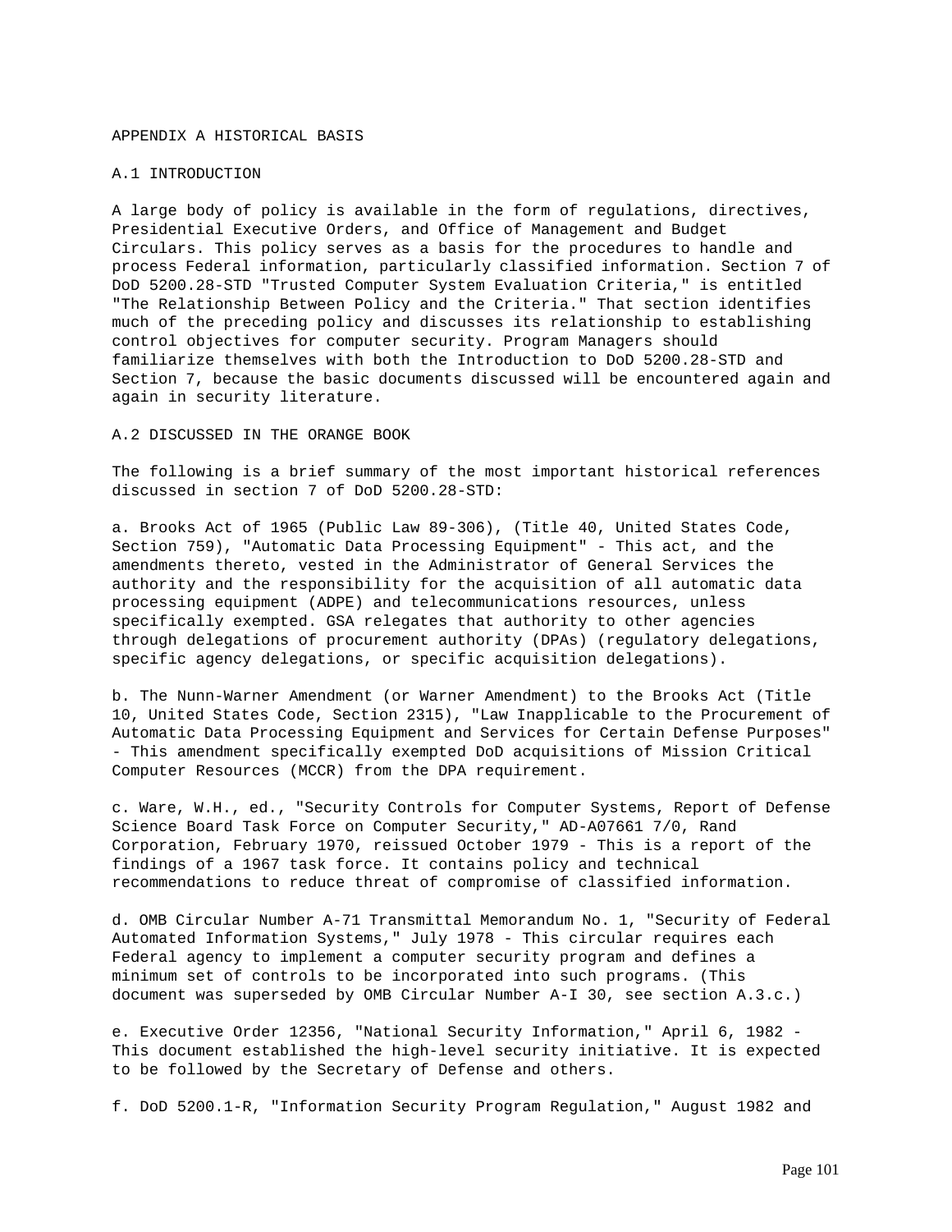# APPENDIX A HISTORICAL BASIS

## A.1 INTRODUCTION

A large body of policy is available in the form of regulations, directives, Presidential Executive Orders, and Office of Management and Budget Circulars. This policy serves as a basis for the procedures to handle and process Federal information, particularly classified information. Section 7 of DoD 5200.28-STD "Trusted Computer System Evaluation Criteria," is entitled "The Relationship Between Policy and the Criteria." That section identifies much of the preceding policy and discusses its relationship to establishing control objectives for computer security. Program Managers should familiarize themselves with both the Introduction to DoD 5200.28-STD and Section 7, because the basic documents discussed will be encountered again and again in security literature.

## A.2 DISCUSSED IN THE ORANGE BOOK

The following is a brief summary of the most important historical references discussed in section 7 of DoD 5200.28-STD:

a. Brooks Act of 1965 (Public Law 89-306), (Title 40, United States Code, Section 759), "Automatic Data Processing Equipment" - This act, and the amendments thereto, vested in the Administrator of General Services the authority and the responsibility for the acquisition of all automatic data processing equipment (ADPE) and telecommunications resources, unless specifically exempted. GSA relegates that authority to other agencies through delegations of procurement authority (DPAs) (regulatory delegations, specific agency delegations, or specific acquisition delegations).

b. The Nunn-Warner Amendment (or Warner Amendment) to the Brooks Act (Title 10, United States Code, Section 2315), "Law Inapplicable to the Procurement of Automatic Data Processing Equipment and Services for Certain Defense Purposes" - This amendment specifically exempted DoD acquisitions of Mission Critical Computer Resources (MCCR) from the DPA requirement.

c. Ware, W.H., ed., "Security Controls for Computer Systems, Report of Defense Science Board Task Force on Computer Security," AD-A07661 7/0, Rand Corporation, February 1970, reissued October 1979 - This is a report of the findings of a 1967 task force. It contains policy and technical recommendations to reduce threat of compromise of classified information.

d. OMB Circular Number A-71 Transmittal Memorandum No. 1, "Security of Federal Automated Information Systems," July 1978 - This circular requires each Federal agency to implement a computer security program and defines a minimum set of controls to be incorporated into such programs. (This document was superseded by OMB Circular Number A-I 30, see section A.3.c.)

e. Executive Order 12356, "National Security Information," April 6, 1982 - This document established the high-level security initiative. It is expected to be followed by the Secretary of Defense and others.

f. DoD 5200.1-R, "Information Security Program Regulation," August 1982 and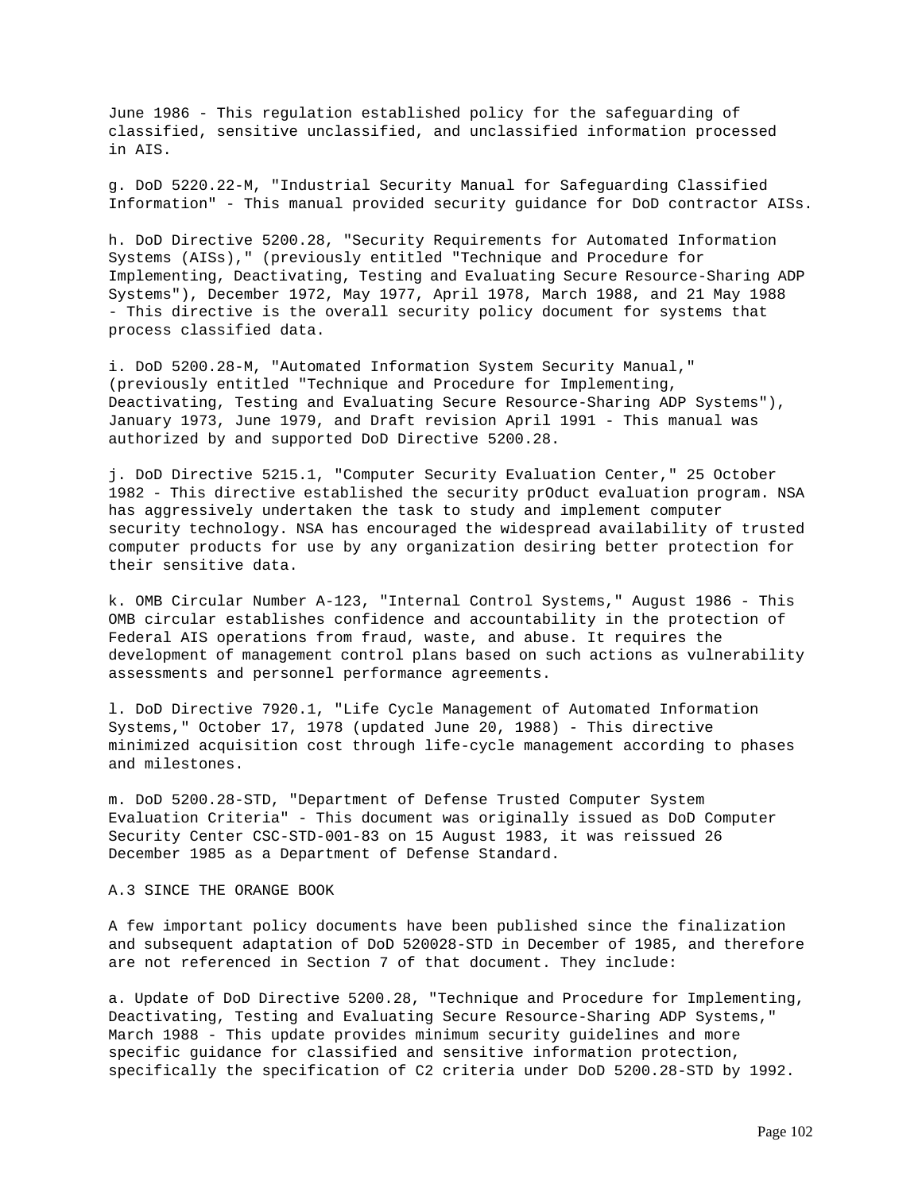June 1986 - This regulation established policy for the safeguarding of classified, sensitive unclassified, and unclassified information processed in AIS.

g. DoD 5220.22-M, "Industrial Security Manual for Safeguarding Classified Information" - This manual provided security guidance for DoD contractor AISs.

h. DoD Directive 5200.28, "Security Requirements for Automated Information Systems (AISs)," (previously entitled "Technique and Procedure for Implementing, Deactivating, Testing and Evaluating Secure Resource-Sharing ADP Systems"), December 1972, May 1977, April 1978, March 1988, and 21 May 1988 - This directive is the overall security policy document for systems that process classified data.

i. DoD 5200.28-M, "Automated Information System Security Manual," (previously entitled "Technique and Procedure for Implementing, Deactivating, Testing and Evaluating Secure Resource-Sharing ADP Systems"), January 1973, June 1979, and Draft revision April 1991 - This manual was authorized by and supported DoD Directive 5200.28.

j. DoD Directive 5215.1, "Computer Security Evaluation Center," 25 October 1982 - This directive established the security prOduct evaluation program. NSA has aggressively undertaken the task to study and implement computer security technology. NSA has encouraged the widespread availability of trusted computer products for use by any organization desiring better protection for their sensitive data.

k. OMB Circular Number A-123, "Internal Control Systems," August 1986 - This OMB circular establishes confidence and accountability in the protection of Federal AIS operations from fraud, waste, and abuse. It requires the development of management control plans based on such actions as vulnerability assessments and personnel performance agreements.

l. DoD Directive 7920.1, "Life Cycle Management of Automated Information Systems," October 17, 1978 (updated June 20, 1988) - This directive minimized acquisition cost through life-cycle management according to phases and milestones.

m. DoD 5200.28-STD, "Department of Defense Trusted Computer System Evaluation Criteria" - This document was originally issued as DoD Computer Security Center CSC-STD-001-83 on 15 August 1983, it was reissued 26 December 1985 as a Department of Defense Standard.

## A.3 SINCE THE ORANGE BOOK

A few important policy documents have been published since the finalization and subsequent adaptation of DoD 520028-STD in December of 1985, and therefore are not referenced in Section 7 of that document. They include:

a. Update of DoD Directive 5200.28, "Technique and Procedure for Implementing, Deactivating, Testing and Evaluating Secure Resource-Sharing ADP Systems," March 1988 - This update provides minimum security guidelines and more specific guidance for classified and sensitive information protection, specifically the specification of C2 criteria under DoD 5200.28-STD by 1992.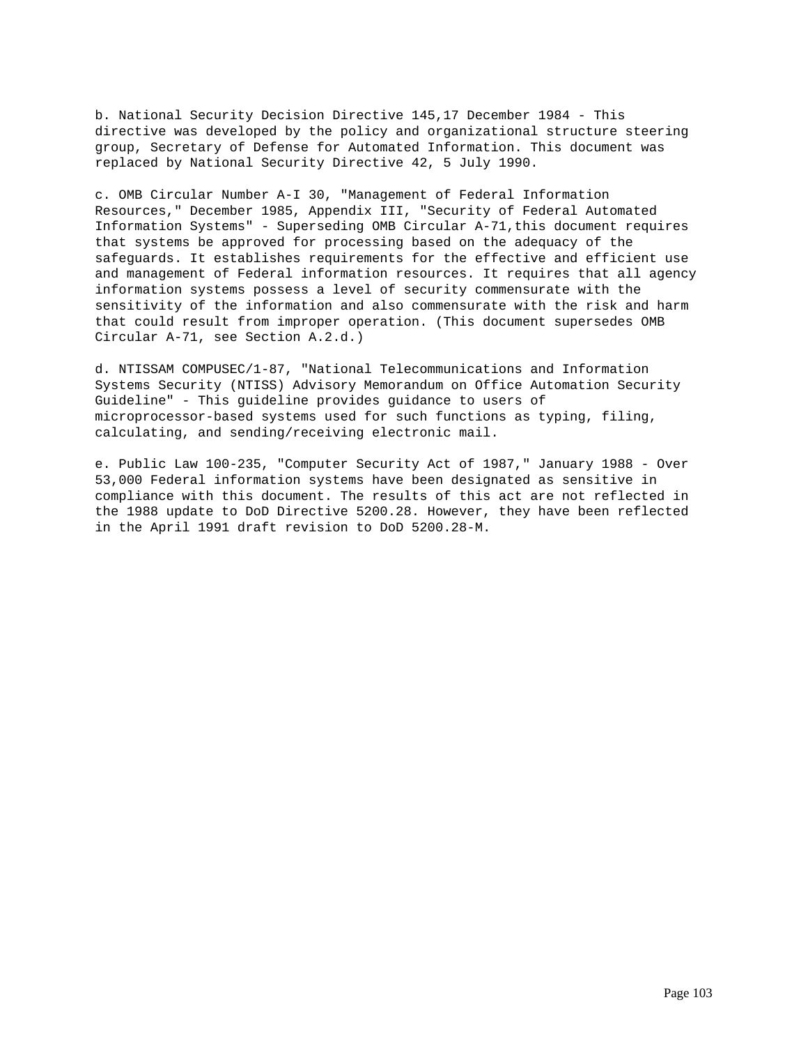b. National Security Decision Directive 145,17 December 1984 - This directive was developed by the policy and organizational structure steering group, Secretary of Defense for Automated Information. This document was replaced by National Security Directive 42, 5 July 1990.

c. OMB Circular Number A-I 30, "Management of Federal Information Resources," December 1985, Appendix III, "Security of Federal Automated Information Systems" - Superseding OMB Circular A-71,this document requires that systems be approved for processing based on the adequacy of the safeguards. It establishes requirements for the effective and efficient use and management of Federal information resources. It requires that all agency information systems possess a level of security commensurate with the sensitivity of the information and also commensurate with the risk and harm that could result from improper operation. (This document supersedes OMB Circular A-71, see Section A.2.d.)

d. NTISSAM COMPUSEC/1-87, "National Telecommunications and Information Systems Security (NTISS) Advisory Memorandum on Office Automation Security Guideline" - This guideline provides guidance to users of microprocessor-based systems used for such functions as typing, filing, calculating, and sending/receiving electronic mail.

e. Public Law 100-235, "Computer Security Act of 1987," January 1988 - Over 53,000 Federal information systems have been designated as sensitive in compliance with this document. The results of this act are not reflected in the 1988 update to DoD Directive 5200.28. However, they have been reflected in the April 1991 draft revision to DoD 5200.28-M.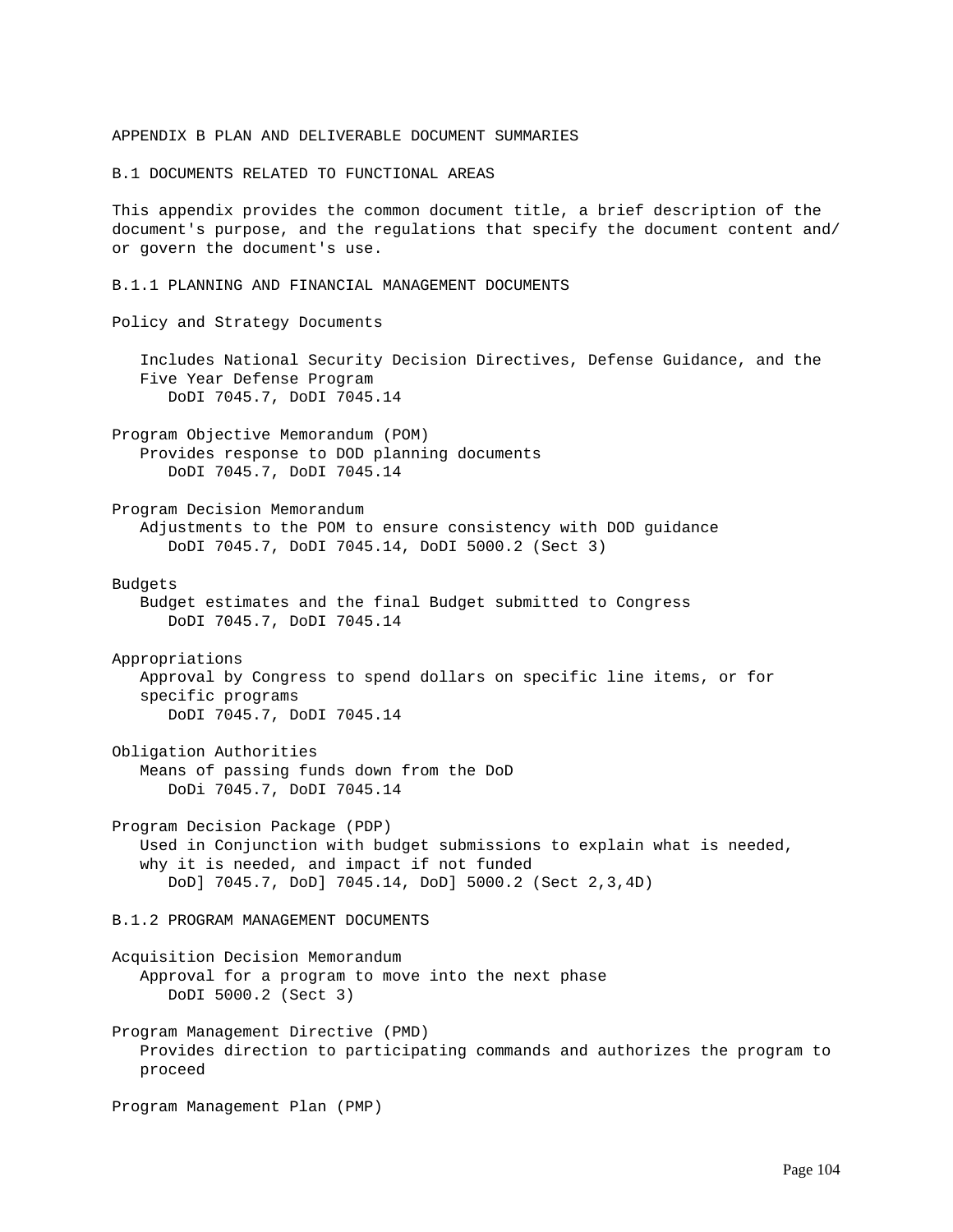# APPENDIX B PLAN AND DELIVERABLE DOCUMENT SUMMARIES

## B.1 DOCUMENTS RELATED TO FUNCTIONAL AREAS

This appendix provides the common document title, a brief description of the document's purpose, and the regulations that specify the document content and/or govern the document's use.

### B.1.1 PLANNING AND FINANCIAL MANAGEMENT DOCUMENTS

Policy and Strategy Documents

Includes National Security Decision Directives, Defense Guidance, and the Five Year Defense Program
DoDI 7045.7, DoDI 7045.14

Program Objective Memorandum (POM)

Provides response to DOD planning documents
DoDI 7045.7, DoDI 7045.14

Program Decision Memorandum

Adjustments to the POM to ensure consistency with DOD guidance
DoDI 7045.7, DoDI 7045.14, DoDI 5000.2 (Sect 3)

Budgets

Budget estimates and the final Budget submitted to Congress
DoDI 7045.7, DoDI 7045.14

Appropriations

Approval by Congress to spend dollars on specific line items, or for specific programs
DoDI 7045.7, DoDI 7045.14

Obligation Authorities

Means of passing funds down from the DoD
DoDi 7045.7, DoDI 7045.14

Program Decision Package (PDP)

Used in Conjunction with budget submissions to explain what is needed, why it is needed, and impact if not funded
DoD] 7045.7, DoD] 7045.14, DoD] 5000.2 (Sect 2,3,4D)

### B.1.2 PROGRAM MANAGEMENT DOCUMENTS

Acquisition Decision Memorandum

Approval for a program to move into the next phase
DoDI 5000.2 (Sect 3)

Program Management Directive (PMD)

Provides direction to participating commands and authorizes the program to proceed

Program Management Plan (PMP)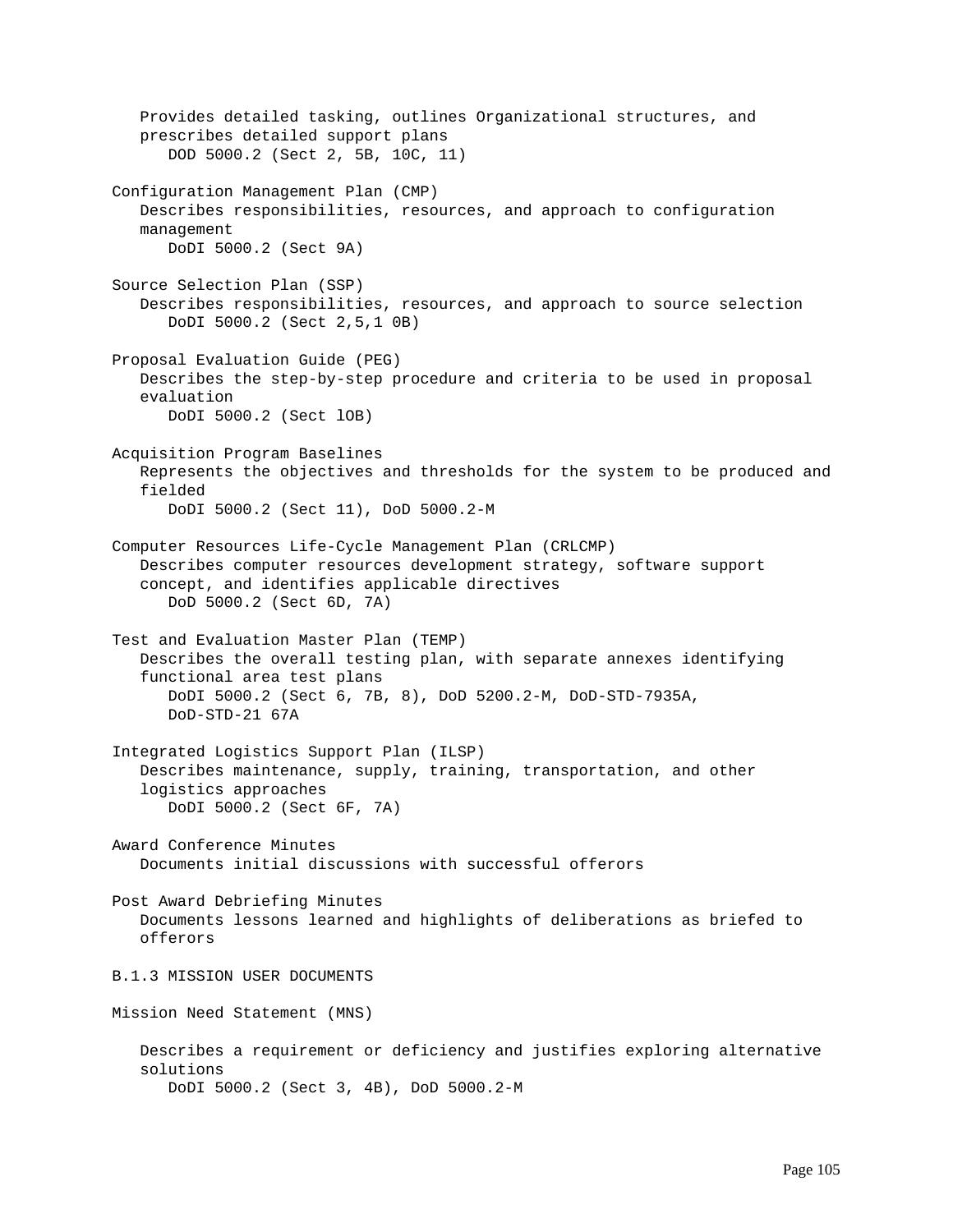Provides detailed tasking, outlines Organizational structures, and prescribes detailed support plans
DOD 5000.2 (Sect 2, 5B, 10C, 11)

Configuration Management Plan (CMP)
Describes responsibilities, resources, and approach to configuration management
DoDI 5000.2 (Sect 9A)

Source Selection Plan (SSP)
Describes responsibilities, resources, and approach to source selection
DoDI 5000.2 (Sect 2,5,1 0B)

Proposal Evaluation Guide (PEG)
Describes the step-by-step procedure and criteria to be used in proposal evaluation
DoDI 5000.2 (Sect lOB)

Acquisition Program Baselines
Represents the objectives and thresholds for the system to be produced and fielded
DoDI 5000.2 (Sect 11), DoD 5000.2-M

Computer Resources Life-Cycle Management Plan (CRLCMP)
Describes computer resources development strategy, software support concept, and identifies applicable directives
DoD 5000.2 (Sect 6D, 7A)

Test and Evaluation Master Plan (TEMP)
Describes the overall testing plan, with separate annexes identifying functional area test plans
DoDI 5000.2 (Sect 6, 7B, 8), DoD 5200.2-M, DoD-STD-7935A, DoD-STD-21 67A

Integrated Logistics Support Plan (ILSP)
Describes maintenance, supply, training, transportation, and other logistics approaches
DoDI 5000.2 (Sect 6F, 7A)

Award Conference Minutes
Documents initial discussions with successful offerors

Post Award Debriefing Minutes
Documents lessons learned and highlights of deliberations as briefed to offerors

B.1.3 MISSION USER DOCUMENTS

Mission Need Statement (MNS)

Describes a requirement or deficiency and justifies exploring alternative solutions
DoDI 5000.2 (Sect 3, 4B), DoD 5000.2-M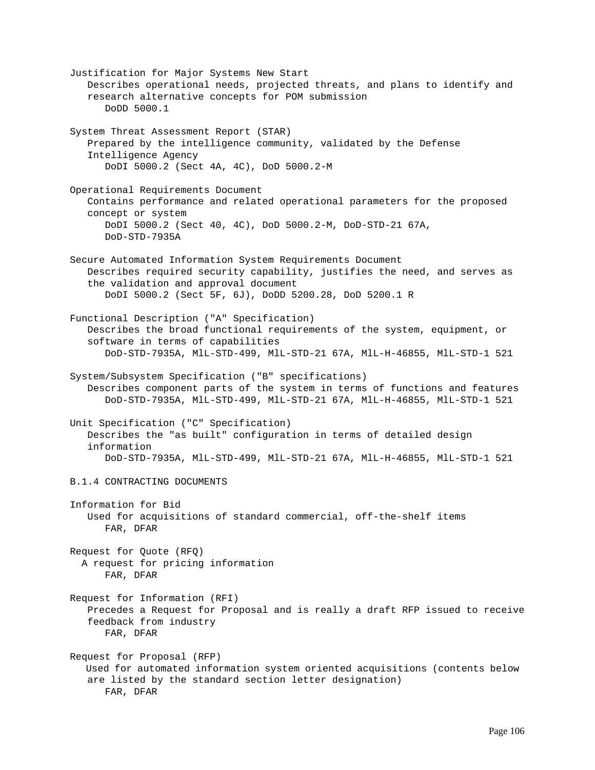Justification for Major Systems New Start
Describes operational needs, projected threats, and plans to identify and research alternative concepts for POM submission
DoDD 5000.1

System Threat Assessment Report (STAR)
Prepared by the intelligence community, validated by the Defense Intelligence Agency
DoDI 5000.2 (Sect 4A, 4C), DoD 5000.2-M

Operational Requirements Document
Contains performance and related operational parameters for the proposed concept or system
DoDI 5000.2 (Sect 40, 4C), DoD 5000.2-M, DoD-STD-21 67A, DoD-STD-7935A

Secure Automated Information System Requirements Document
Describes required security capability, justifies the need, and serves as the validation and approval document
DoDI 5000.2 (Sect 5F, 6J), DoDD 5200.28, DoD 5200.1 R

Functional Description ("A" Specification)
Describes the broad functional requirements of the system, equipment, or software in terms of capabilities
DoD-STD-7935A, MlL-STD-499, MlL-STD-21 67A, MlL-H-46855, MlL-STD-1 521

System/Subsystem Specification ("B" specifications)
Describes component parts of the system in terms of functions and features
DoD-STD-7935A, MlL-STD-499, MlL-STD-21 67A, MlL-H-46855, MlL-STD-1 521

Unit Specification ("C" Specification)
Describes the "as built" configuration in terms of detailed design information
DoD-STD-7935A, MlL-STD-499, MlL-STD-21 67A, MlL-H-46855, MlL-STD-1 521

B.1.4 CONTRACTING DOCUMENTS

Information for Bid
Used for acquisitions of standard commercial, off-the-shelf items
FAR, DFAR

Request for Quote (RFQ)
A request for pricing information
FAR, DFAR

Request for Information (RFI)
Precedes a Request for Proposal and is really a draft RFP issued to receive feedback from industry
FAR, DFAR

Request for Proposal (RFP)
Used for automated information system oriented acquisitions (contents below are listed by the standard section letter designation)
FAR, DFAR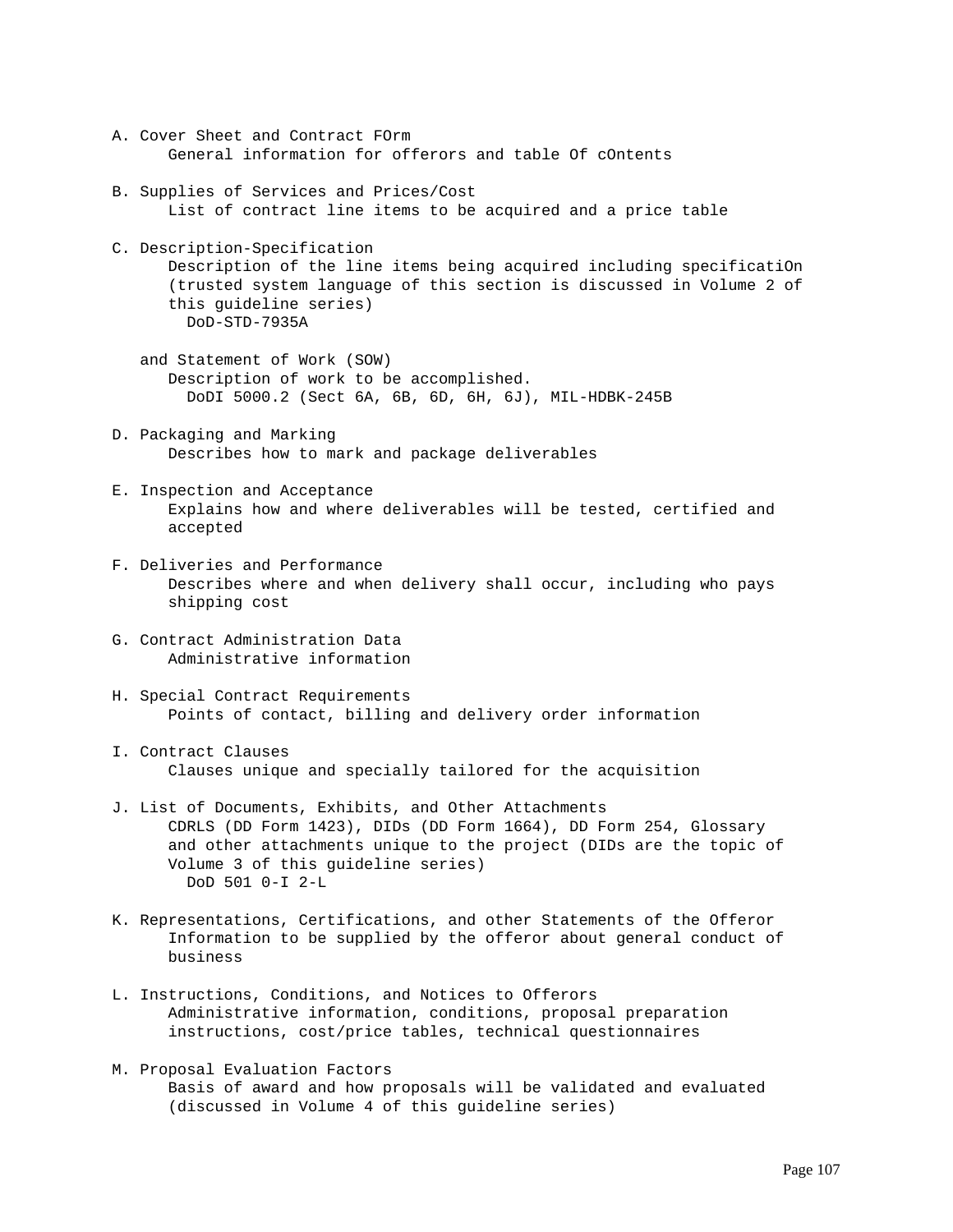A. Cover Sheet and Contract FOrm
    General information for offerors and table Of cOntents

B. Supplies of Services and Prices/Cost
    List of contract line items to be acquired and a price table

C. Description-Specification
    Description of the line items being acquired including specificatiOn (trusted system language of this section is discussed in Volume 2 of this guideline series)
        DoD-STD-7935A

    and Statement of Work (SOW)
    Description of work to be accomplished.
        DoDI 5000.2 (Sect 6A, 6B, 6D, 6H, 6J), MIL-HDBK-245B

D. Packaging and Marking
    Describes how to mark and package deliverables

E. Inspection and Acceptance
    Explains how and where deliverables will be tested, certified and accepted

F. Deliveries and Performance
    Describes where and when delivery shall occur, including who pays shipping cost

G. Contract Administration Data
    Administrative information

H. Special Contract Requirements
    Points of contact, billing and delivery order information

I. Contract Clauses
    Clauses unique and specially tailored for the acquisition

J. List of Documents, Exhibits, and Other Attachments
    CDRLS (DD Form 1423), DIDs (DD Form 1664), DD Form 254, Glossary and other attachments unique to the project (DIDs are the topic of Volume 3 of this guideline series)
        DoD 501 0-I 2-L

K. Representations, Certifications, and other Statements of the Offeror
    Information to be supplied by the offeror about general conduct of business

L. Instructions, Conditions, and Notices to Offerors
    Administrative information, conditions, proposal preparation instructions, cost/price tables, technical questionnaires

M. Proposal Evaluation Factors
    Basis of award and how proposals will be validated and evaluated (discussed in Volume 4 of this guideline series)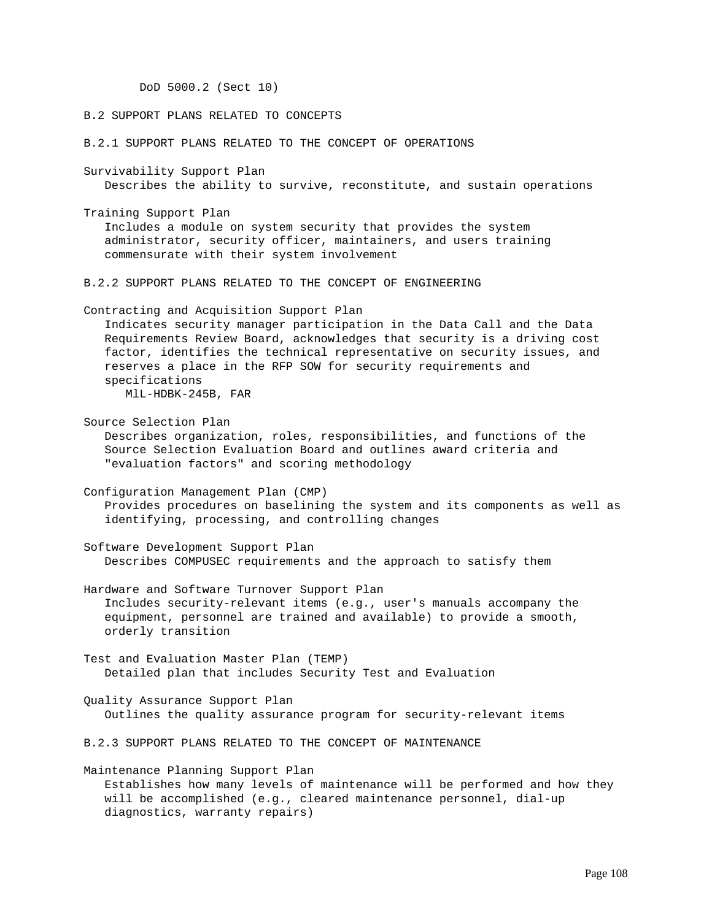DoD 5000.2 (Sect 10)

## B.2 SUPPORT PLANS RELATED TO CONCEPTS

### B.2.1 SUPPORT PLANS RELATED TO THE CONCEPT OF OPERATIONS

Survivability Support Plan
   Describes the ability to survive, reconstitute, and sustain operations

Training Support Plan
   Includes a module on system security that provides the system administrator, security officer, maintainers, and users training commensurate with their system involvement

### B.2.2 SUPPORT PLANS RELATED TO THE CONCEPT OF ENGINEERING

Contracting and Acquisition Support Plan
   Indicates security manager participation in the Data Call and the Data Requirements Review Board, acknowledges that security is a driving cost factor, identifies the technical representative on security issues, and reserves a place in the RFP SOW for security requirements and specifications
      MlL-HDBK-245B, FAR

Source Selection Plan
   Describes organization, roles, responsibilities, and functions of the Source Selection Evaluation Board and outlines award criteria and "evaluation factors" and scoring methodology

Configuration Management Plan (CMP)
   Provides procedures on baselining the system and its components as well as identifying, processing, and controlling changes

Software Development Support Plan
   Describes COMPUSEC requirements and the approach to satisfy them

Hardware and Software Turnover Support Plan
   Includes security-relevant items (e.g., user's manuals accompany the equipment, personnel are trained and available) to provide a smooth, orderly transition

Test and Evaluation Master Plan (TEMP)
   Detailed plan that includes Security Test and Evaluation

Quality Assurance Support Plan
   Outlines the quality assurance program for security-relevant items

### B.2.3 SUPPORT PLANS RELATED TO THE CONCEPT OF MAINTENANCE

Maintenance Planning Support Plan
   Establishes how many levels of maintenance will be performed and how they will be accomplished (e.g., cleared maintenance personnel, dial-up diagnostics, warranty repairs)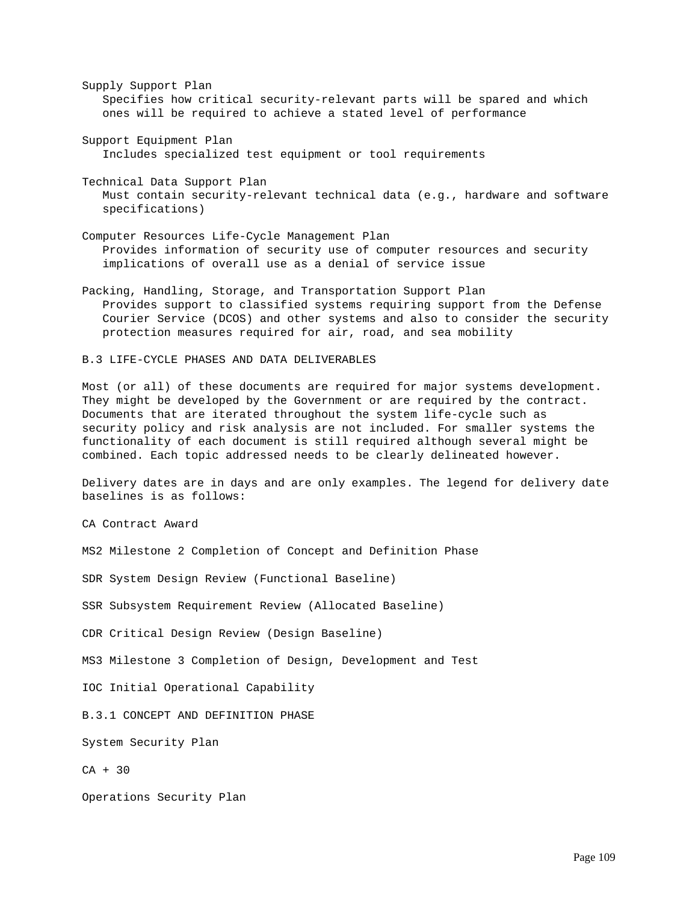Supply Support Plan

Specifies how critical security-relevant parts will be spared and which ones will be required to achieve a stated level of performance

Support Equipment Plan

Includes specialized test equipment or tool requirements

Technical Data Support Plan

Must contain security-relevant technical data (e.g., hardware and software specifications)

Computer Resources Life-Cycle Management Plan

Provides information of security use of computer resources and security implications of overall use as a denial of service issue

Packing, Handling, Storage, and Transportation Support Plan

Provides support to classified systems requiring support from the Defense Courier Service (DCOS) and other systems and also to consider the security protection measures required for air, road, and sea mobility

## B.3 LIFE-CYCLE PHASES AND DATA DELIVERABLES

Most (or all) of these documents are required for major systems development. They might be developed by the Government or are required by the contract. Documents that are iterated throughout the system life-cycle such as security policy and risk analysis are not included. For smaller systems the functionality of each document is still required although several might be combined. Each topic addressed needs to be clearly delineated however.

Delivery dates are in days and are only examples. The legend for delivery date baselines is as follows:

CA Contract Award

MS2 Milestone 2 Completion of Concept and Definition Phase

SDR System Design Review (Functional Baseline)

SSR Subsystem Requirement Review (Allocated Baseline)

CDR Critical Design Review (Design Baseline)

MS3 Milestone 3 Completion of Design, Development and Test

IOC Initial Operational Capability

### B.3.1 CONCEPT AND DEFINITION PHASE

System Security Plan

CA + 30

Operations Security Plan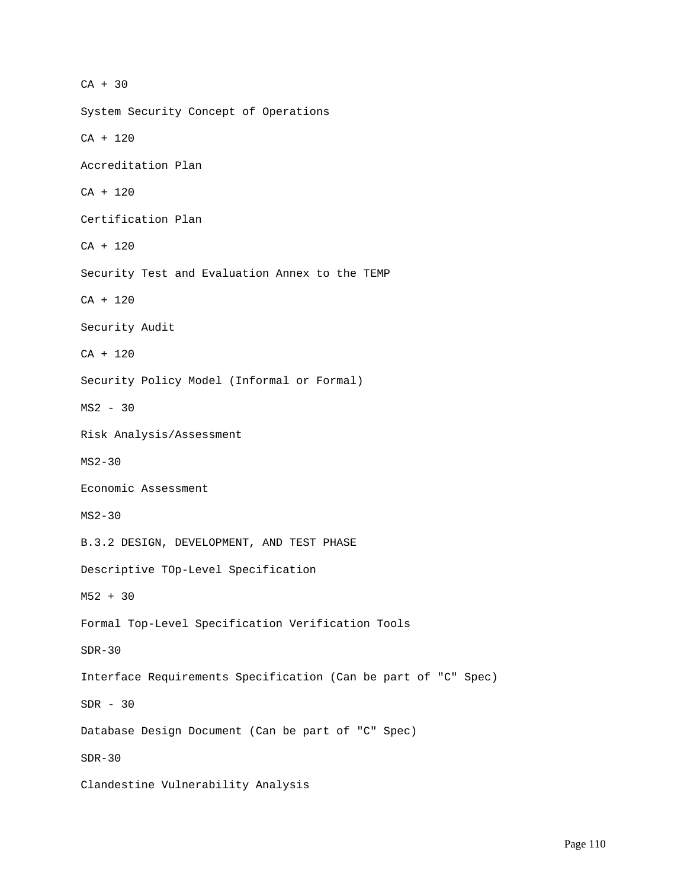CA + 30

System Security Concept of Operations

CA + 120

Accreditation Plan

CA + 120

Certification Plan

CA + 120

Security Test and Evaluation Annex to the TEMP

CA + 120

Security Audit

CA + 120

Security Policy Model (Informal or Formal)

MS2 - 30

Risk Analysis/Assessment

MS2-30

Economic Assessment

MS2-30

B.3.2 DESIGN, DEVELOPMENT, AND TEST PHASE

Descriptive TOp-Level Specification

M52 + 30

Formal Top-Level Specification Verification Tools

SDR-30

Interface Requirements Specification (Can be part of "C" Spec)

SDR - 30

Database Design Document (Can be part of "C" Spec)

SDR-30

Clandestine Vulnerability Analysis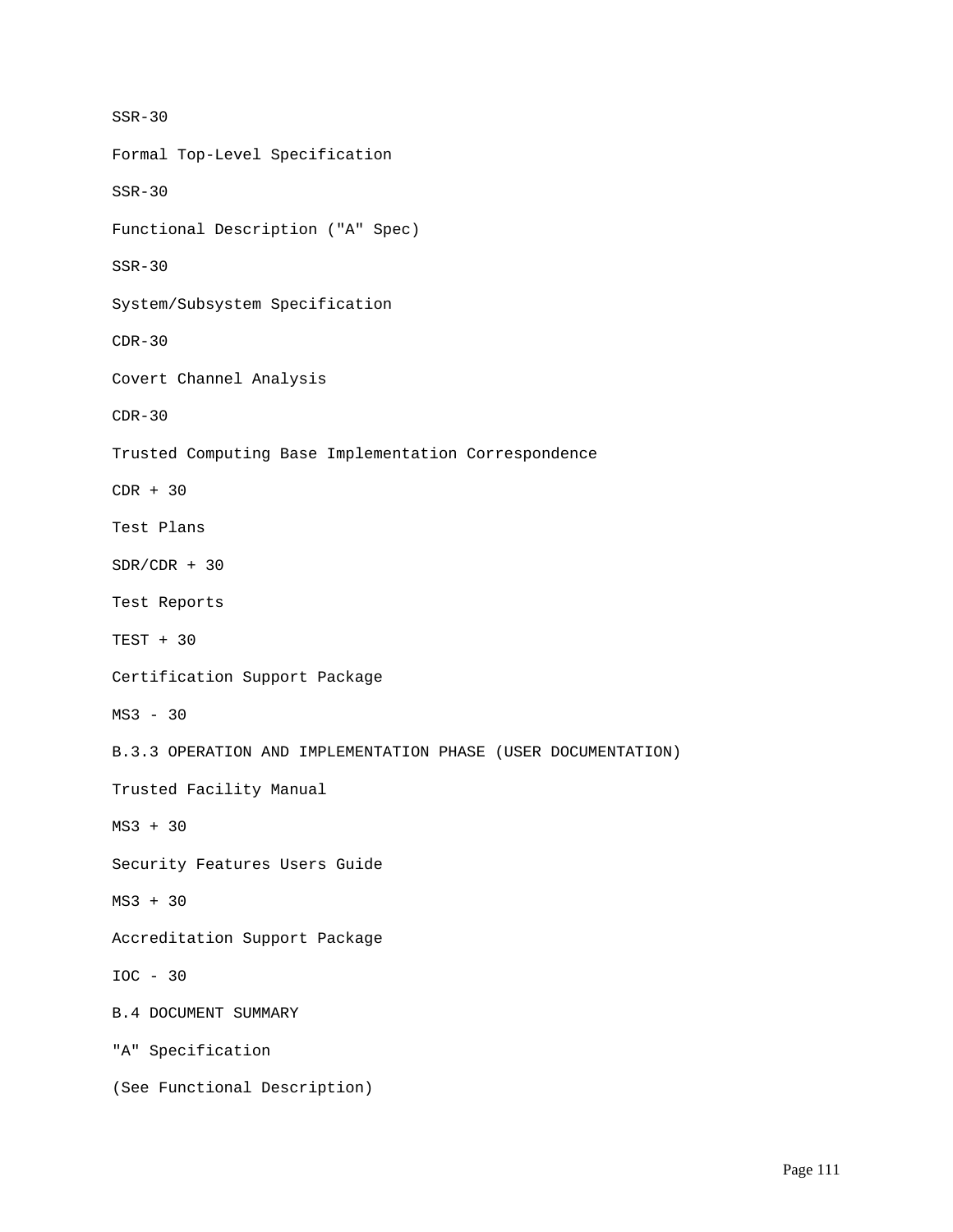SSR-30

Formal Top-Level Specification

SSR-30

Functional Description ("A" Spec)

SSR-30

System/Subsystem Specification

CDR-30

Covert Channel Analysis

CDR-30

Trusted Computing Base Implementation Correspondence

CDR + 30

Test Plans

SDR/CDR + 30

Test Reports

TEST + 30

Certification Support Package

MS3 - 30

### B.3.3 OPERATION AND IMPLEMENTATION PHASE (USER DOCUMENTATION)

Trusted Facility Manual

MS3 + 30

Security Features Users Guide

MS3 + 30

Accreditation Support Package

IOC - 30

## B.4 DOCUMENT SUMMARY

"A" Specification

(See Functional Description)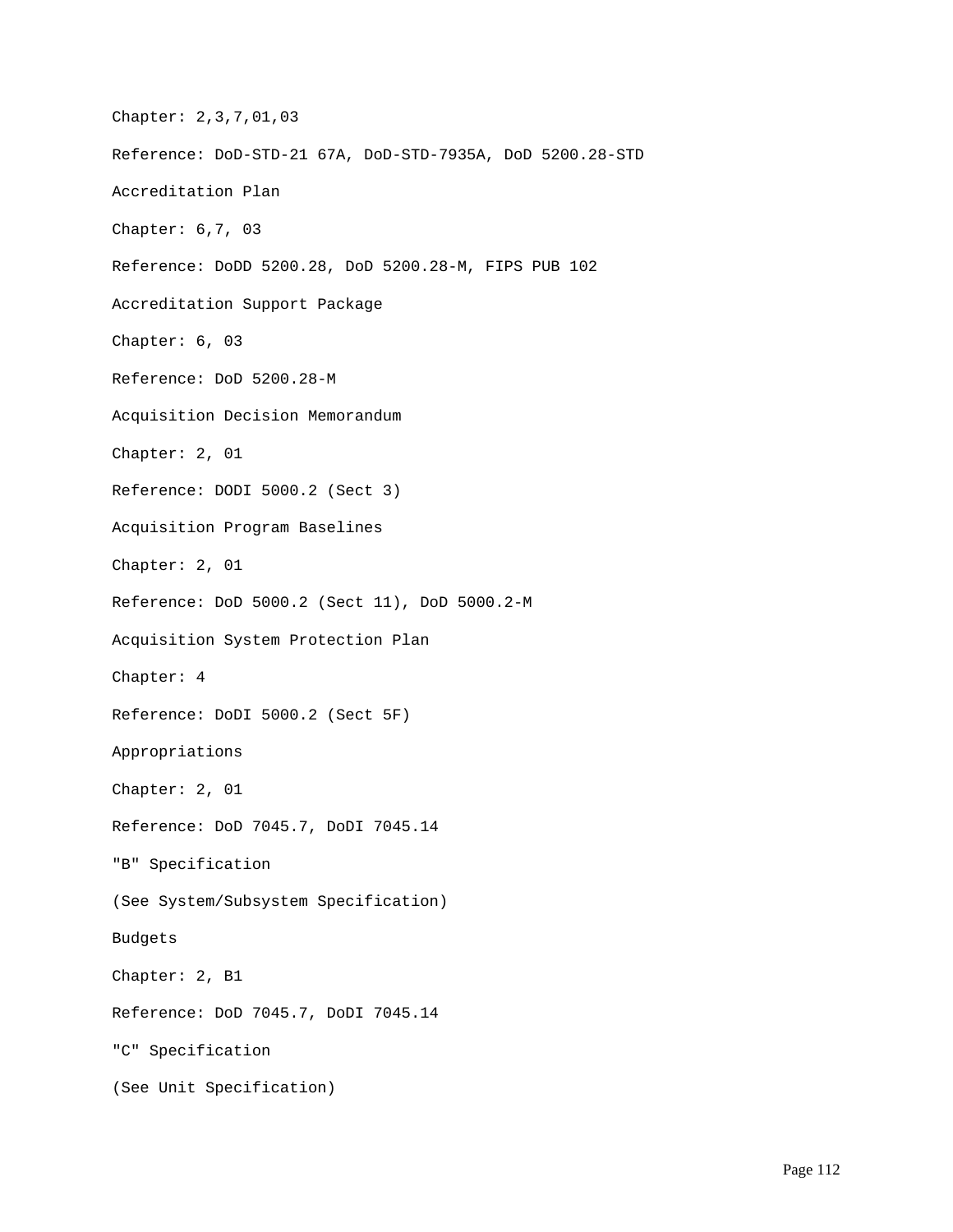Chapter: 2,3,7,01,03

Reference: DoD-STD-21 67A, DoD-STD-7935A, DoD 5200.28-STD

Accreditation Plan

Chapter: 6,7, 03

Reference: DoDD 5200.28, DoD 5200.28-M, FIPS PUB 102

Accreditation Support Package

Chapter: 6, 03

Reference: DoD 5200.28-M

Acquisition Decision Memorandum

Chapter: 2, 01

Reference: DODI 5000.2 (Sect 3)

Acquisition Program Baselines

Chapter: 2, 01

Reference: DoD 5000.2 (Sect 11), DoD 5000.2-M

Acquisition System Protection Plan

Chapter: 4

Reference: DoDI 5000.2 (Sect 5F)

Appropriations

Chapter: 2, 01

Reference: DoD 7045.7, DoDI 7045.14

"B" Specification

(See System/Subsystem Specification)

Budgets

Chapter: 2, B1

Reference: DoD 7045.7, DoDI 7045.14

"C" Specification

(See Unit Specification)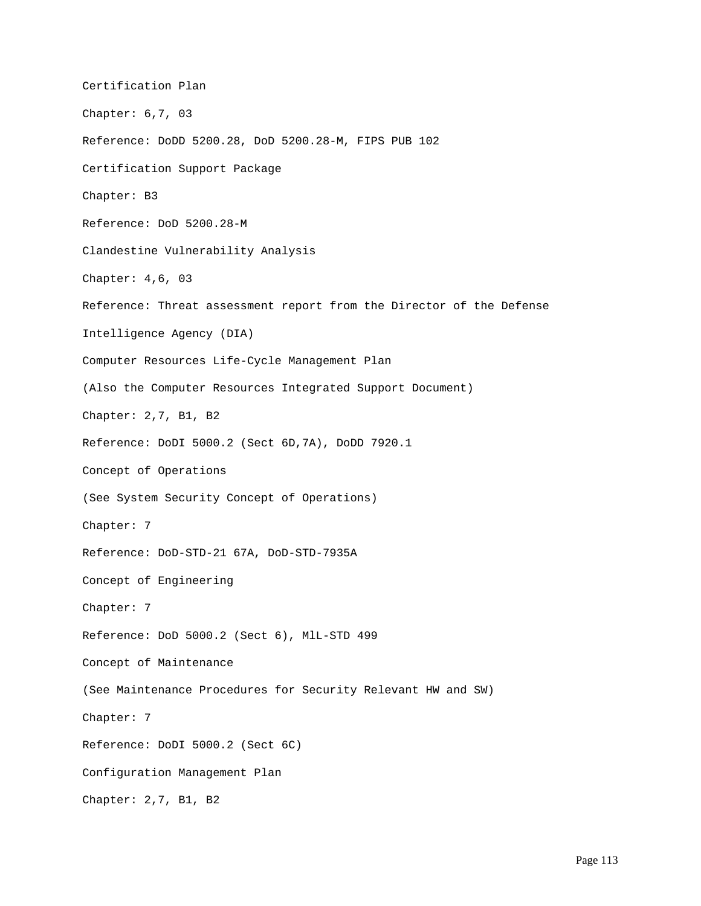Certification Plan

Chapter: 6,7, 03

Reference: DoDD 5200.28, DoD 5200.28-M, FIPS PUB 102

Certification Support Package

Chapter: B3

Reference: DoD 5200.28-M

Clandestine Vulnerability Analysis

Chapter: 4,6, 03

Reference: Threat assessment report from the Director of the Defense Intelligence Agency (DIA)

Computer Resources Life-Cycle Management Plan

(Also the Computer Resources Integrated Support Document)

Chapter: 2,7, B1, B2

Reference: DoDI 5000.2 (Sect 6D,7A), DoDD 7920.1

Concept of Operations

(See System Security Concept of Operations)

Chapter: 7

Reference: DoD-STD-21 67A, DoD-STD-7935A

Concept of Engineering

Chapter: 7

Reference: DoD 5000.2 (Sect 6), MlL-STD 499

Concept of Maintenance

(See Maintenance Procedures for Security Relevant HW and SW)

Chapter: 7

Reference: DoDI 5000.2 (Sect 6C)

Configuration Management Plan

Chapter: 2,7, B1, B2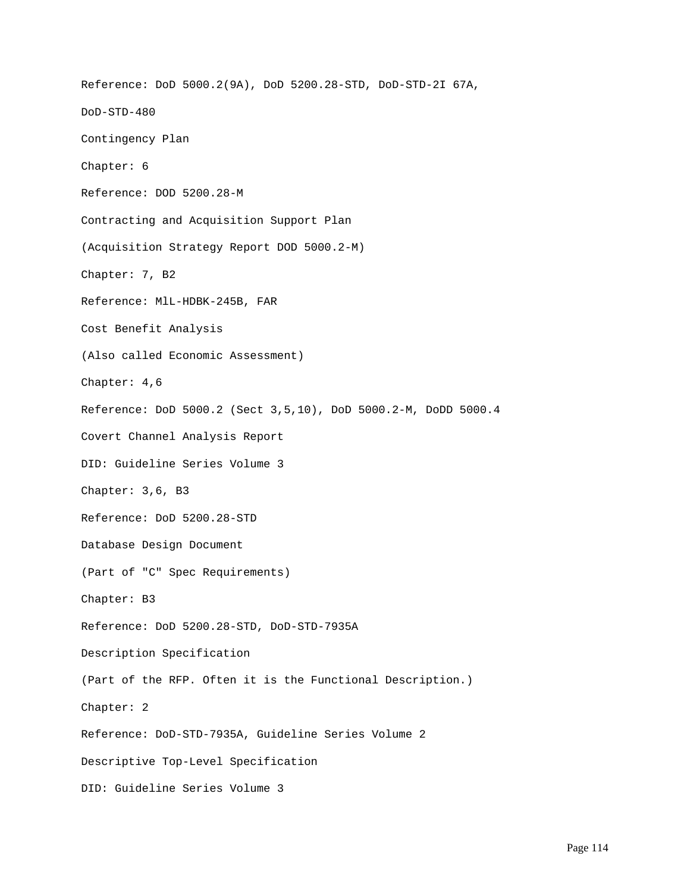Reference: DoD 5000.2(9A), DoD 5200.28-STD, DoD-STD-2I 67A,

DoD-STD-480

Contingency Plan

Chapter: 6

Reference: DOD 5200.28-M

Contracting and Acquisition Support Plan

(Acquisition Strategy Report DOD 5000.2-M)

Chapter: 7, B2

Reference: MlL-HDBK-245B, FAR

Cost Benefit Analysis

(Also called Economic Assessment)

Chapter: 4,6

Reference: DoD 5000.2 (Sect 3,5,10), DoD 5000.2-M, DoDD 5000.4

Covert Channel Analysis Report

DID: Guideline Series Volume 3

Chapter: 3,6, B3

Reference: DoD 5200.28-STD

Database Design Document

(Part of "C" Spec Requirements)

Chapter: B3

Reference: DoD 5200.28-STD, DoD-STD-7935A

Description Specification

(Part of the RFP. Often it is the Functional Description.)

Chapter: 2

Reference: DoD-STD-7935A, Guideline Series Volume 2

Descriptive Top-Level Specification

DID: Guideline Series Volume 3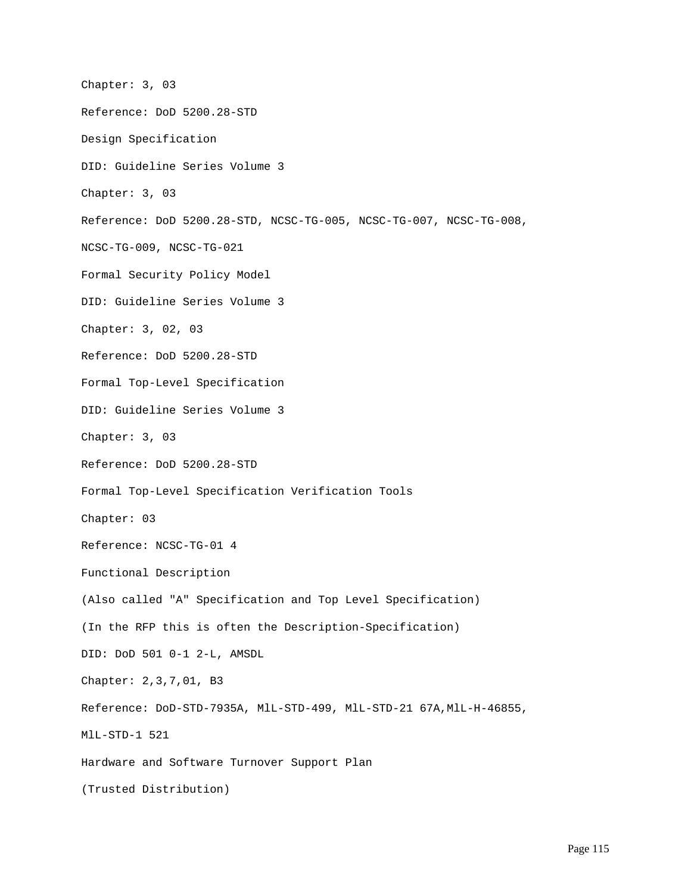Chapter: 3, 03

Reference: DoD 5200.28-STD

Design Specification

DID: Guideline Series Volume 3

Chapter: 3, 03

Reference: DoD 5200.28-STD, NCSC-TG-005, NCSC-TG-007, NCSC-TG-008,

NCSC-TG-009, NCSC-TG-021

Formal Security Policy Model

DID: Guideline Series Volume 3

Chapter: 3, 02, 03

Reference: DoD 5200.28-STD

Formal Top-Level Specification

DID: Guideline Series Volume 3

Chapter: 3, 03

Reference: DoD 5200.28-STD

Formal Top-Level Specification Verification Tools

Chapter: 03

Reference: NCSC-TG-01 4

Functional Description

(Also called "A" Specification and Top Level Specification)

(In the RFP this is often the Description-Specification)

DID: DoD 501 0-1 2-L, AMSDL

Chapter: 2,3,7,01, B3

Reference: DoD-STD-7935A, MlL-STD-499, MlL-STD-21 67A,MlL-H-46855,

MlL-STD-1 521

Hardware and Software Turnover Support Plan

(Trusted Distribution)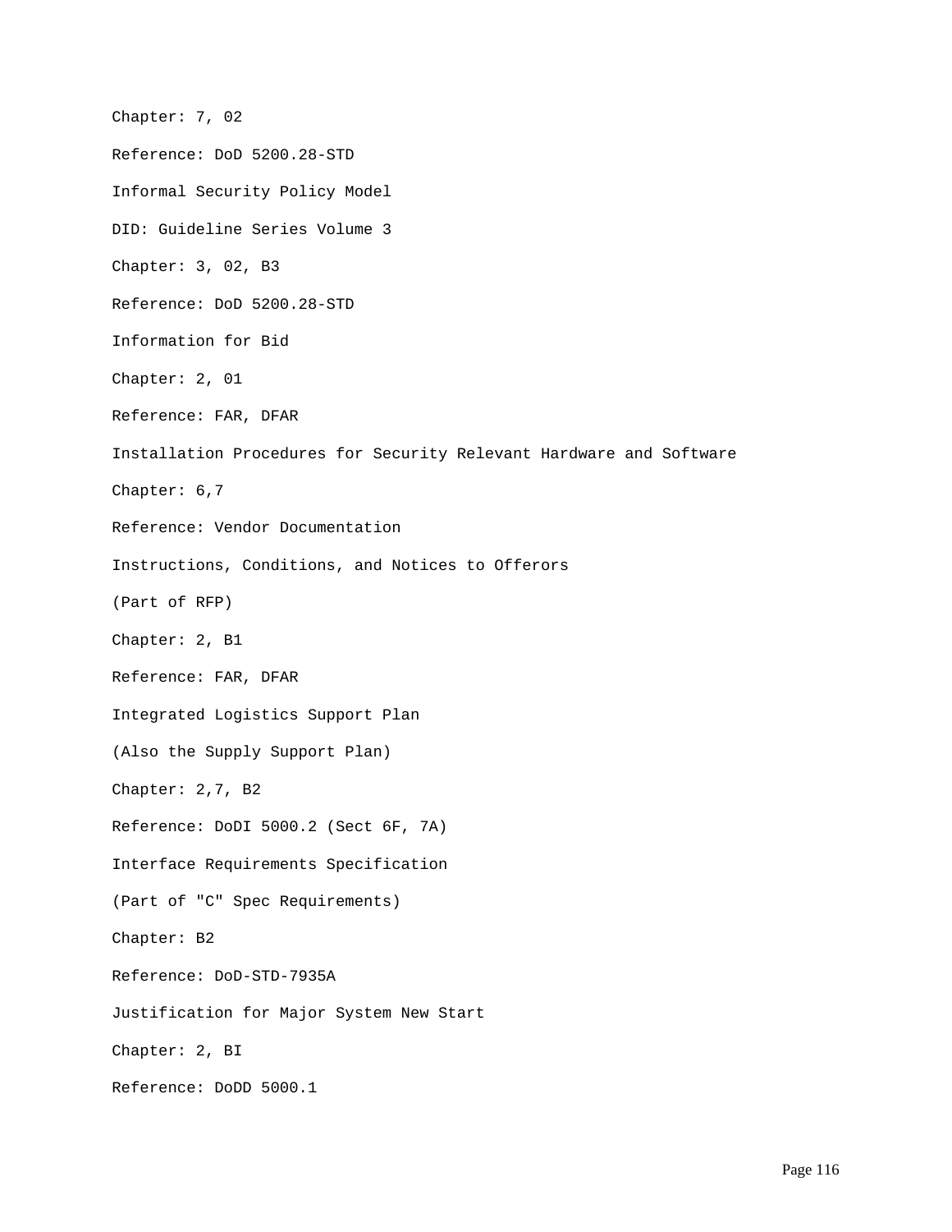Chapter: 7, 02

Reference: DoD 5200.28-STD

Informal Security Policy Model

DID: Guideline Series Volume 3

Chapter: 3, 02, B3

Reference: DoD 5200.28-STD

Information for Bid

Chapter: 2, 01

Reference: FAR, DFAR

Installation Procedures for Security Relevant Hardware and Software

Chapter: 6,7

Reference: Vendor Documentation

Instructions, Conditions, and Notices to Offerors

(Part of RFP)

Chapter: 2, B1

Reference: FAR, DFAR

Integrated Logistics Support Plan

(Also the Supply Support Plan)

Chapter: 2,7, B2

Reference: DoDI 5000.2 (Sect 6F, 7A)

Interface Requirements Specification

(Part of "C" Spec Requirements)

Chapter: B2

Reference: DoD-STD-7935A

Justification for Major System New Start

Chapter: 2, BI

Reference: DoDD 5000.1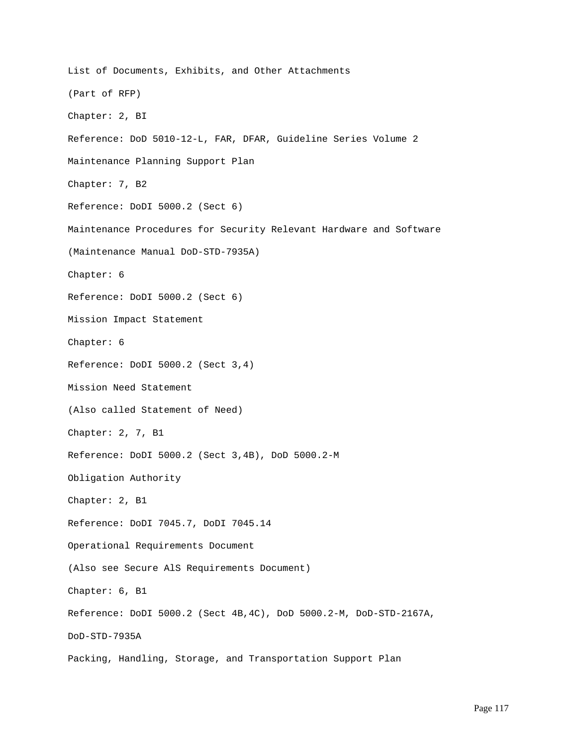List of Documents, Exhibits, and Other Attachments

(Part of RFP)

Chapter: 2, BI

Reference: DoD 5010-12-L, FAR, DFAR, Guideline Series Volume 2

Maintenance Planning Support Plan

Chapter: 7, B2

Reference: DoDI 5000.2 (Sect 6)

Maintenance Procedures for Security Relevant Hardware and Software

(Maintenance Manual DoD-STD-7935A)

Chapter: 6

Reference: DoDI 5000.2 (Sect 6)

Mission Impact Statement

Chapter: 6

Reference: DoDI 5000.2 (Sect 3,4)

Mission Need Statement

(Also called Statement of Need)

Chapter: 2, 7, B1

Reference: DoDI 5000.2 (Sect 3,4B), DoD 5000.2-M

Obligation Authority

Chapter: 2, B1

Reference: DoDI 7045.7, DoDI 7045.14

Operational Requirements Document

(Also see Secure AlS Requirements Document)

Chapter: 6, B1

Reference: DoDI 5000.2 (Sect 4B,4C), DoD 5000.2-M, DoD-STD-2167A,

DoD-STD-7935A

Packing, Handling, Storage, and Transportation Support Plan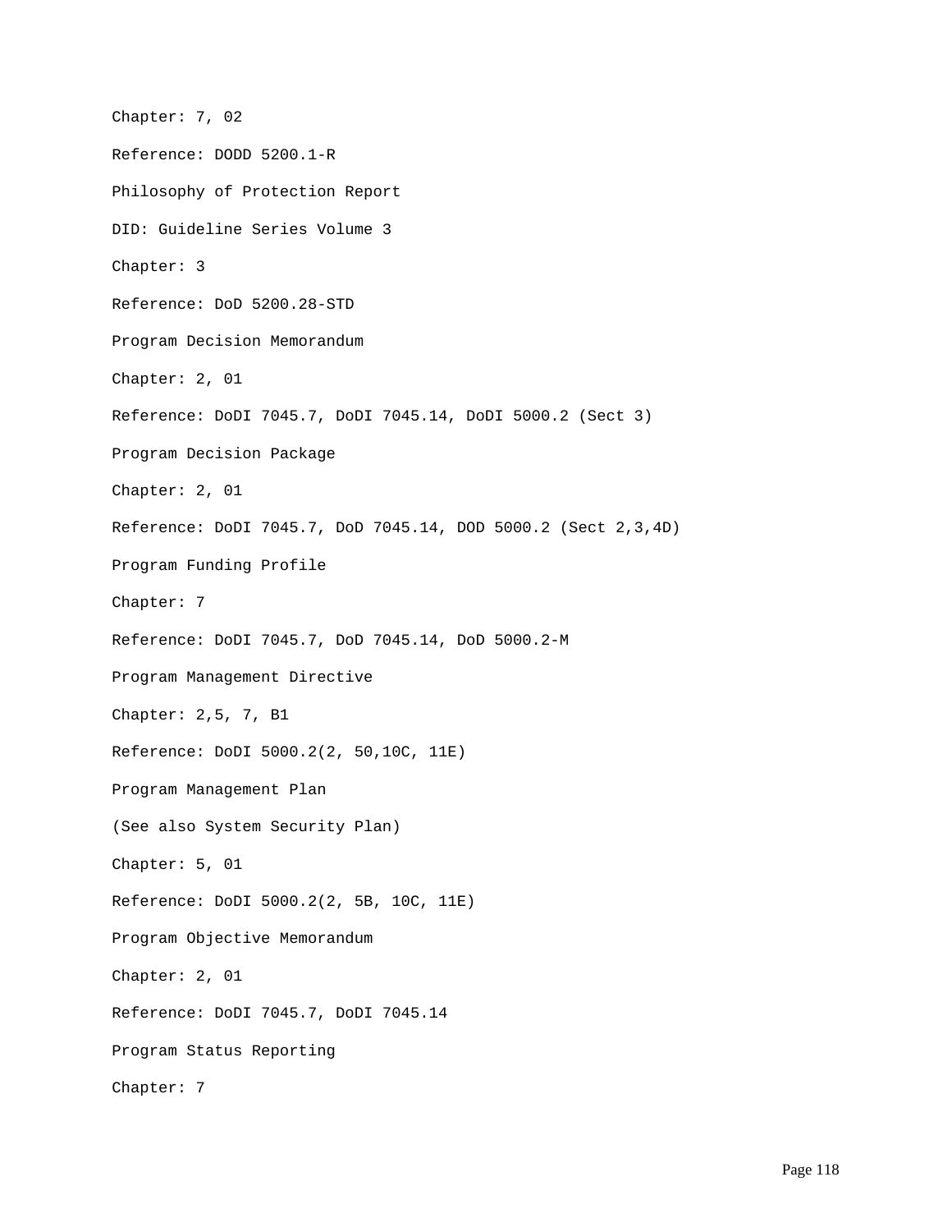Chapter: 7, 02

Reference: DODD 5200.1-R

Philosophy of Protection Report

DID: Guideline Series Volume 3

Chapter: 3

Reference: DoD 5200.28-STD

Program Decision Memorandum

Chapter: 2, 01

Reference: DoDI 7045.7, DoDI 7045.14, DoDI 5000.2 (Sect 3)

Program Decision Package

Chapter: 2, 01

Reference: DoDI 7045.7, DoD 7045.14, DOD 5000.2 (Sect 2,3,4D)

Program Funding Profile

Chapter: 7

Reference: DoDI 7045.7, DoD 7045.14, DoD 5000.2-M

Program Management Directive

Chapter: 2,5, 7, B1

Reference: DoDI 5000.2(2, 50,10C, 11E)

Program Management Plan

(See also System Security Plan)

Chapter: 5, 01

Reference: DoDI 5000.2(2, 5B, 10C, 11E)

Program Objective Memorandum

Chapter: 2, 01

Reference: DoDI 7045.7, DoDI 7045.14

Program Status Reporting

Chapter: 7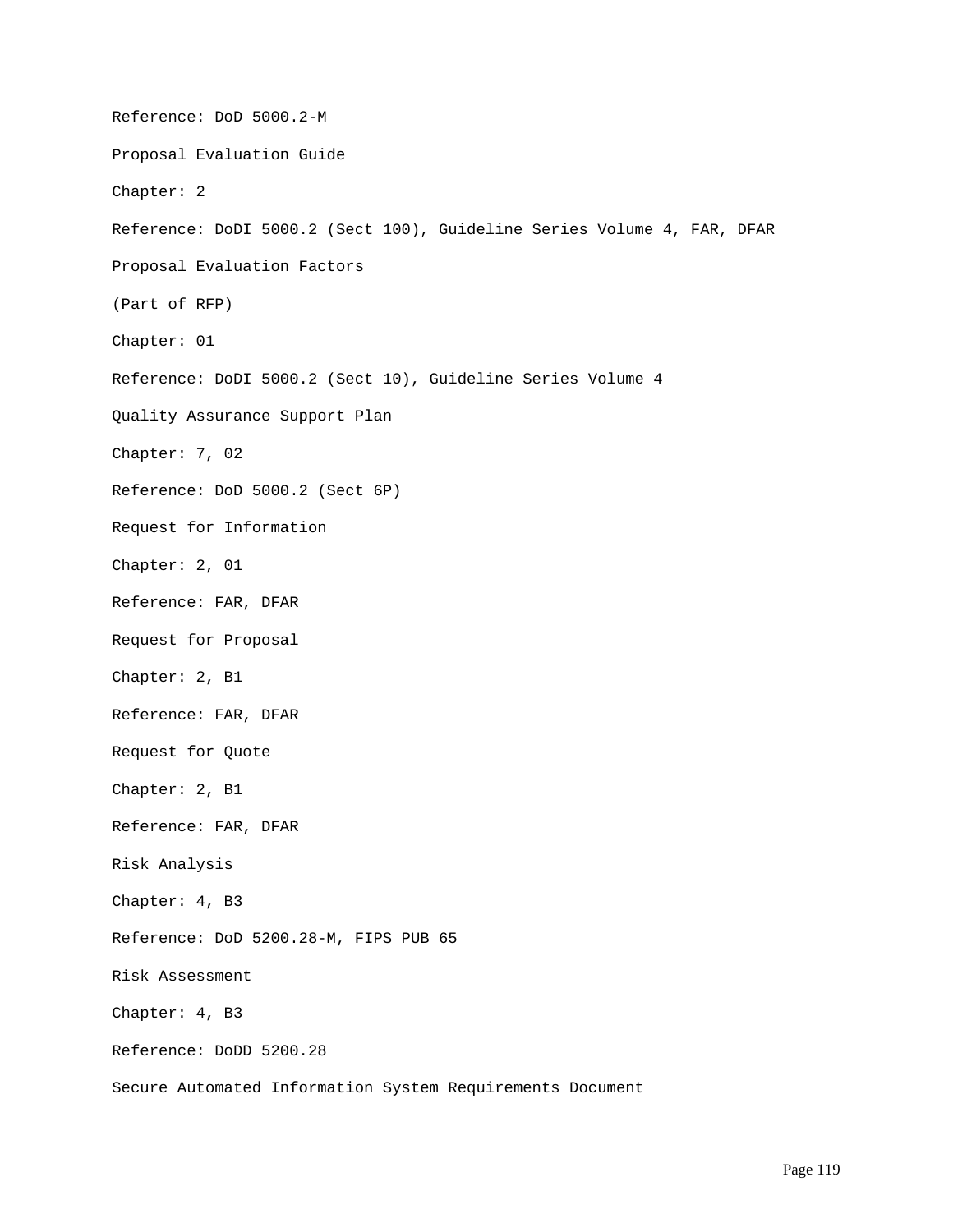Reference: DoD 5000.2-M

Proposal Evaluation Guide

Chapter: 2

Reference: DoDI 5000.2 (Sect 100), Guideline Series Volume 4, FAR, DFAR

Proposal Evaluation Factors

(Part of RFP)

Chapter: 01

Reference: DoDI 5000.2 (Sect 10), Guideline Series Volume 4

Quality Assurance Support Plan

Chapter: 7, 02

Reference: DoD 5000.2 (Sect 6P)

Request for Information

Chapter: 2, 01

Reference: FAR, DFAR

Request for Proposal

Chapter: 2, B1

Reference: FAR, DFAR

Request for Quote

Chapter: 2, B1

Reference: FAR, DFAR

Risk Analysis

Chapter: 4, B3

Reference: DoD 5200.28-M, FIPS PUB 65

Risk Assessment

Chapter: 4, B3

Reference: DoDD 5200.28

Secure Automated Information System Requirements Document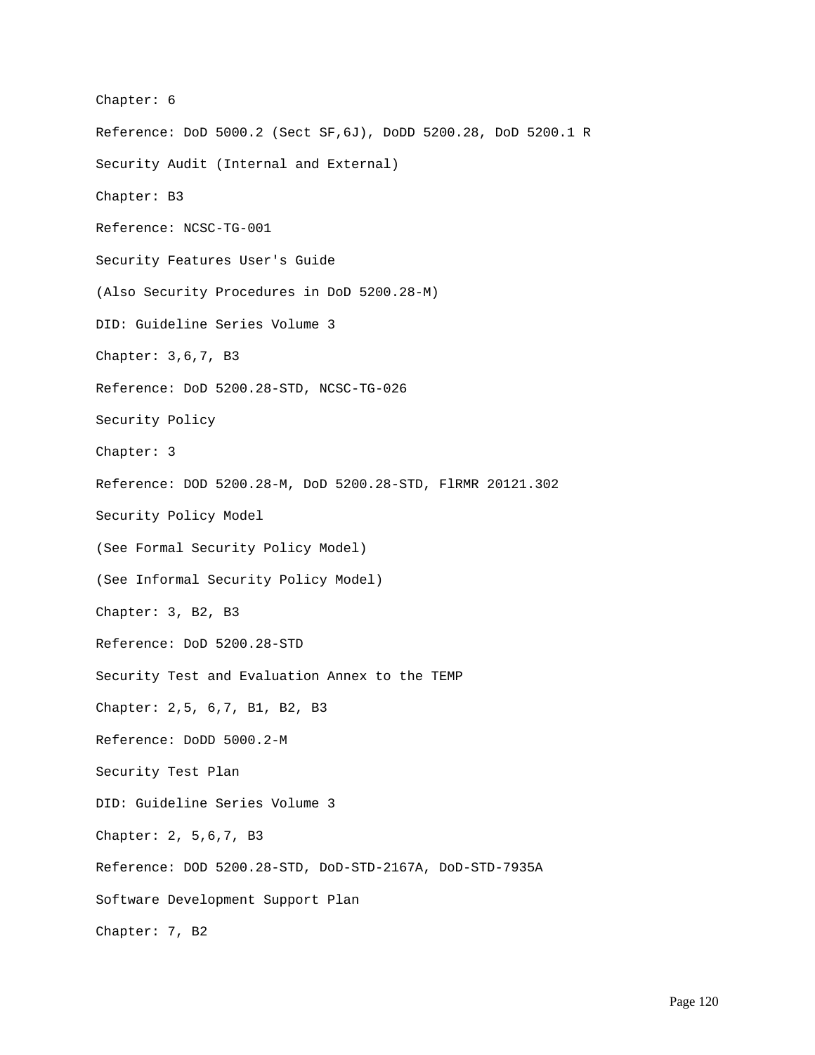Chapter: 6

Reference: DoD 5000.2 (Sect SF,6J), DoDD 5200.28, DoD 5200.1 R

Security Audit (Internal and External)

Chapter: B3

Reference: NCSC-TG-001

Security Features User's Guide

(Also Security Procedures in DoD 5200.28-M)

DID: Guideline Series Volume 3

Chapter: 3,6,7, B3

Reference: DoD 5200.28-STD, NCSC-TG-026

Security Policy

Chapter: 3

Reference: DOD 5200.28-M, DoD 5200.28-STD, FlRMR 20121.302

Security Policy Model

(See Formal Security Policy Model)

(See Informal Security Policy Model)

Chapter: 3, B2, B3

Reference: DoD 5200.28-STD

Security Test and Evaluation Annex to the TEMP

Chapter: 2,5, 6,7, B1, B2, B3

Reference: DoDD 5000.2-M

Security Test Plan

DID: Guideline Series Volume 3

Chapter: 2, 5,6,7, B3

Reference: DOD 5200.28-STD, DoD-STD-2167A, DoD-STD-7935A

Software Development Support Plan

Chapter: 7, B2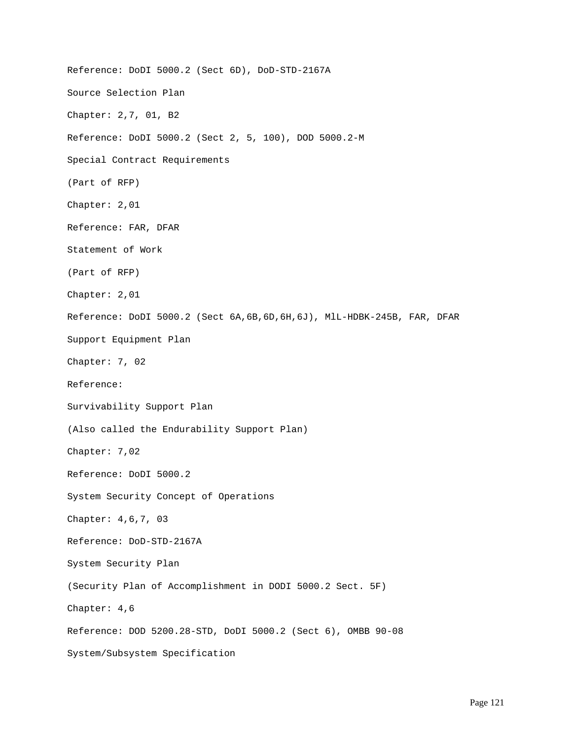Reference: DoDI 5000.2 (Sect 6D), DoD-STD-2167A

Source Selection Plan

Chapter: 2,7, 01, B2

Reference: DoDI 5000.2 (Sect 2, 5, 100), DOD 5000.2-M

Special Contract Requirements

(Part of RFP)

Chapter: 2,01

Reference: FAR, DFAR

Statement of Work

(Part of RFP)

Chapter: 2,01

Reference: DoDI 5000.2 (Sect 6A,6B,6D,6H,6J), MlL-HDBK-245B, FAR, DFAR

Support Equipment Plan

Chapter: 7, 02

Reference:

Survivability Support Plan

(Also called the Endurability Support Plan)

Chapter: 7,02

Reference: DoDI 5000.2

System Security Concept of Operations

Chapter: 4,6,7, 03

Reference: DoD-STD-2167A

System Security Plan

(Security Plan of Accomplishment in DODI 5000.2 Sect. 5F)

Chapter: 4,6

Reference: DOD 5200.28-STD, DoDI 5000.2 (Sect 6), OMBB 90-08

System/Subsystem Specification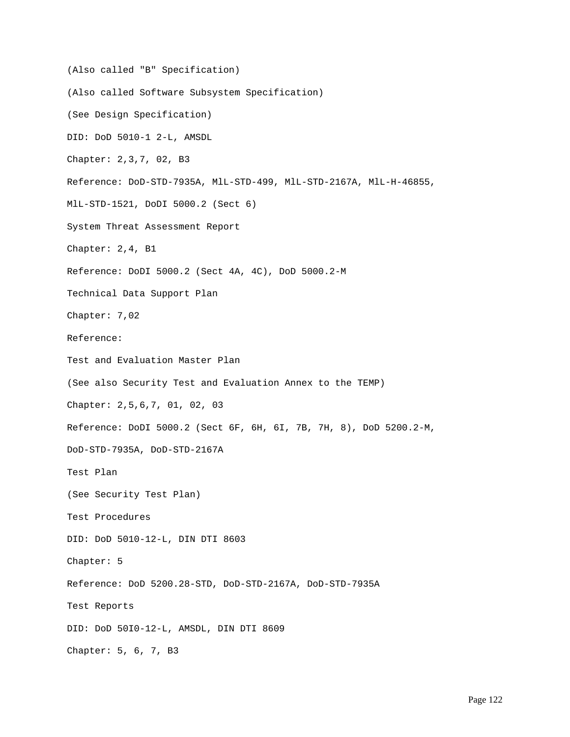(Also called "B" Specification)

(Also called Software Subsystem Specification)

(See Design Specification)

DID: DoD 5010-1 2-L, AMSDL

Chapter: 2,3,7, 02, B3

Reference: DoD-STD-7935A, MlL-STD-499, MlL-STD-2167A, MlL-H-46855,

MlL-STD-1521, DoDI 5000.2 (Sect 6)

System Threat Assessment Report

Chapter: 2,4, B1

Reference: DoDI 5000.2 (Sect 4A, 4C), DoD 5000.2-M

Technical Data Support Plan

Chapter: 7,02

Reference:

Test and Evaluation Master Plan

(See also Security Test and Evaluation Annex to the TEMP)

Chapter: 2,5,6,7, 01, 02, 03

Reference: DoDI 5000.2 (Sect 6F, 6H, 6I, 7B, 7H, 8), DoD 5200.2-M,

DoD-STD-7935A, DoD-STD-2167A

Test Plan

(See Security Test Plan)

Test Procedures

DID: DoD 5010-12-L, DIN DTI 8603

Chapter: 5

Reference: DoD 5200.28-STD, DoD-STD-2167A, DoD-STD-7935A

Test Reports

DID: DoD 50I0-12-L, AMSDL, DIN DTI 8609

Chapter: 5, 6, 7, B3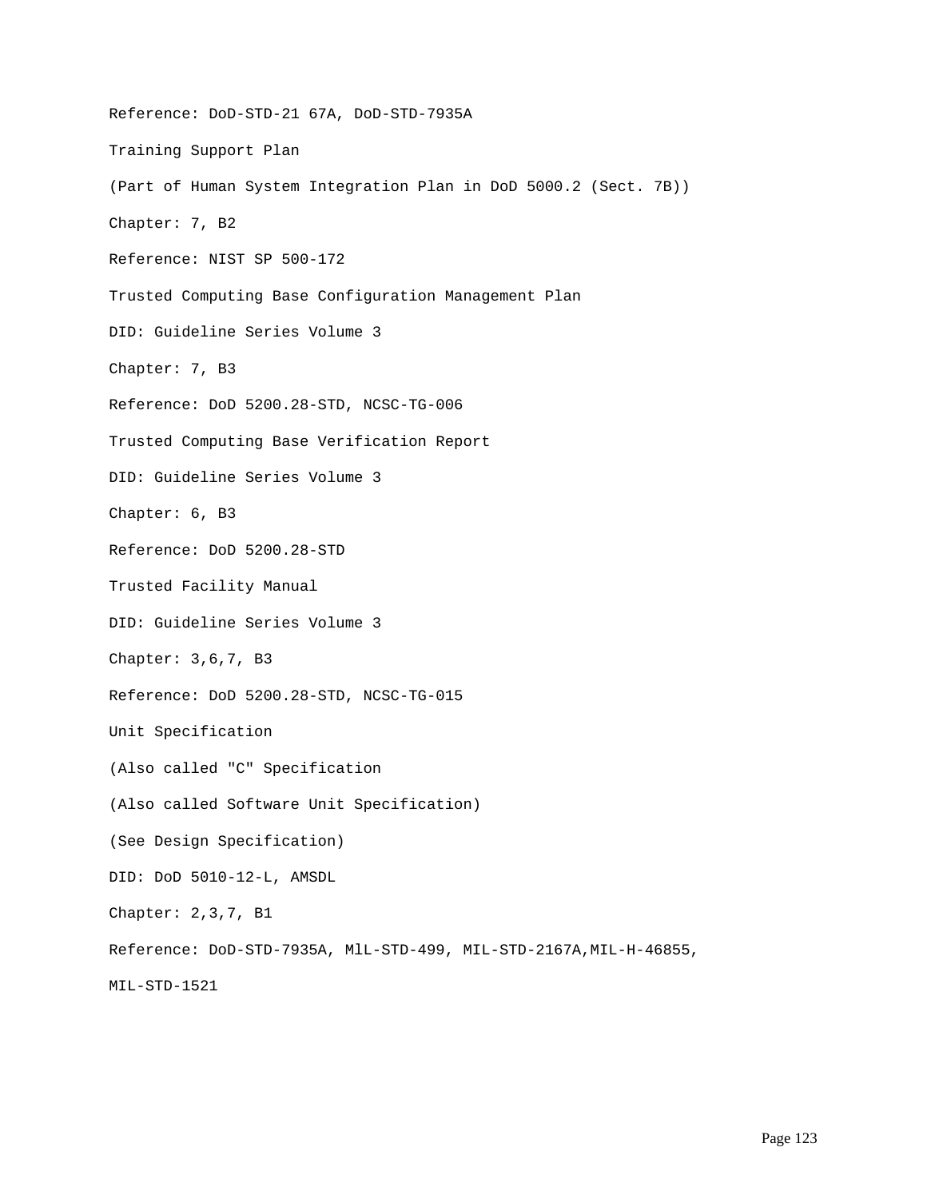Reference: DoD-STD-21 67A, DoD-STD-7935A

Training Support Plan

(Part of Human System Integration Plan in DoD 5000.2 (Sect. 7B))

Chapter: 7, B2

Reference: NIST SP 500-172

Trusted Computing Base Configuration Management Plan

DID: Guideline Series Volume 3

Chapter: 7, B3

Reference: DoD 5200.28-STD, NCSC-TG-006

Trusted Computing Base Verification Report

DID: Guideline Series Volume 3

Chapter: 6, B3

Reference: DoD 5200.28-STD

Trusted Facility Manual

DID: Guideline Series Volume 3

Chapter: 3,6,7, B3

Reference: DoD 5200.28-STD, NCSC-TG-015

Unit Specification

(Also called "C" Specification

(Also called Software Unit Specification)

(See Design Specification)

DID: DoD 5010-12-L, AMSDL

Chapter: 2,3,7, B1

Reference: DoD-STD-7935A, MlL-STD-499, MIL-STD-2167A,MIL-H-46855, MIL-STD-1521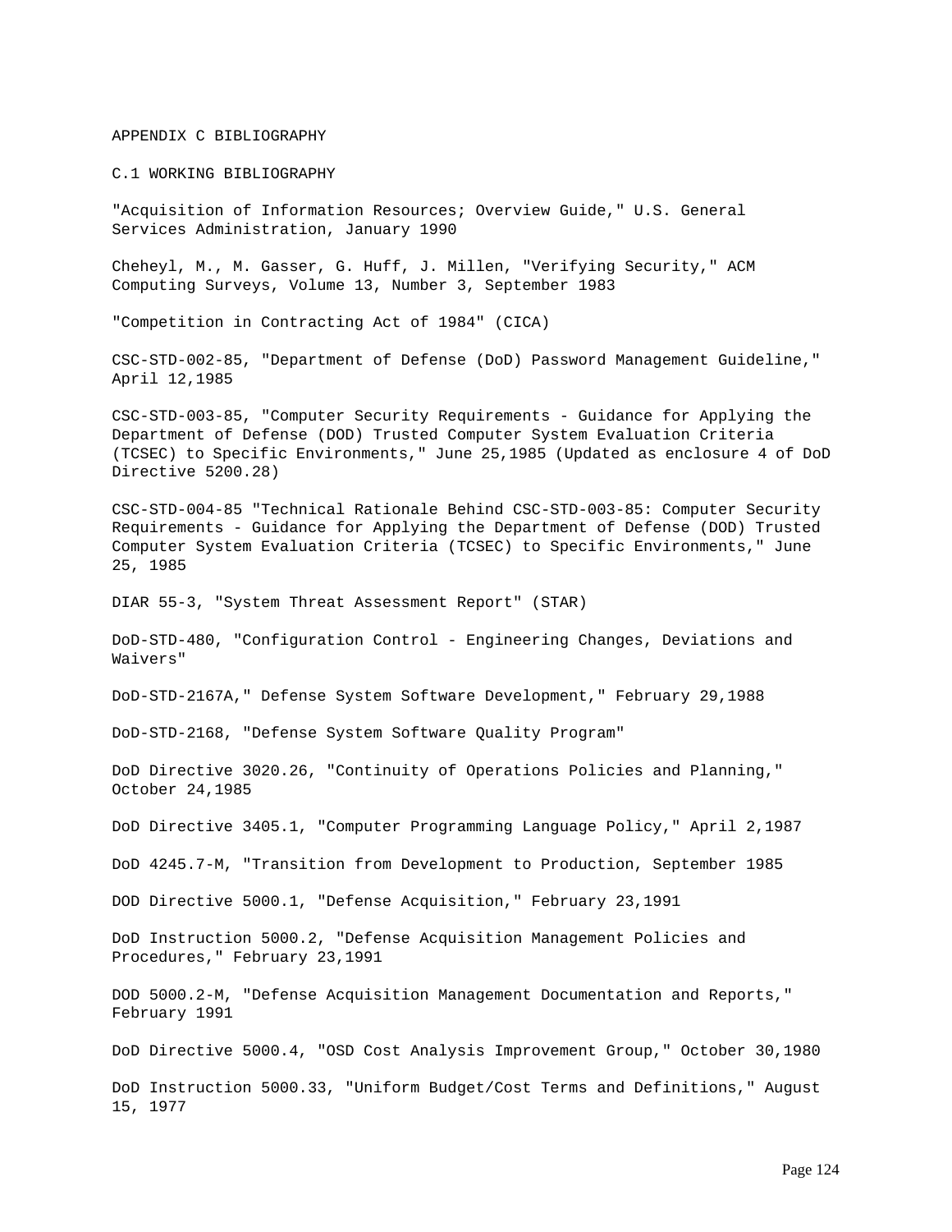# APPENDIX C BIBLIOGRAPHY

## C.1 WORKING BIBLIOGRAPHY

"Acquisition of Information Resources; Overview Guide," U.S. General Services Administration, January 1990

Cheheyl, M., M. Gasser, G. Huff, J. Millen, "Verifying Security," ACM Computing Surveys, Volume 13, Number 3, September 1983

"Competition in Contracting Act of 1984" (CICA)

CSC-STD-002-85, "Department of Defense (DoD) Password Management Guideline," April 12,1985

CSC-STD-003-85, "Computer Security Requirements - Guidance for Applying the Department of Defense (DOD) Trusted Computer System Evaluation Criteria (TCSEC) to Specific Environments," June 25,1985 (Updated as enclosure 4 of DoD Directive 5200.28)

CSC-STD-004-85 "Technical Rationale Behind CSC-STD-003-85: Computer Security Requirements - Guidance for Applying the Department of Defense (DOD) Trusted Computer System Evaluation Criteria (TCSEC) to Specific Environments," June 25, 1985

DIAR 55-3, "System Threat Assessment Report" (STAR)

DoD-STD-480, "Configuration Control - Engineering Changes, Deviations and Waivers"

DoD-STD-2167A," Defense System Software Development," February 29,1988

DoD-STD-2168, "Defense System Software Quality Program"

DoD Directive 3020.26, "Continuity of Operations Policies and Planning," October 24,1985

DoD Directive 3405.1, "Computer Programming Language Policy," April 2,1987

DoD 4245.7-M, "Transition from Development to Production, September 1985

DOD Directive 5000.1, "Defense Acquisition," February 23,1991

DoD Instruction 5000.2, "Defense Acquisition Management Policies and Procedures," February 23,1991

DOD 5000.2-M, "Defense Acquisition Management Documentation and Reports," February 1991

DoD Directive 5000.4, "OSD Cost Analysis Improvement Group," October 30,1980

DoD Instruction 5000.33, "Uniform Budget/Cost Terms and Definitions," August 15, 1977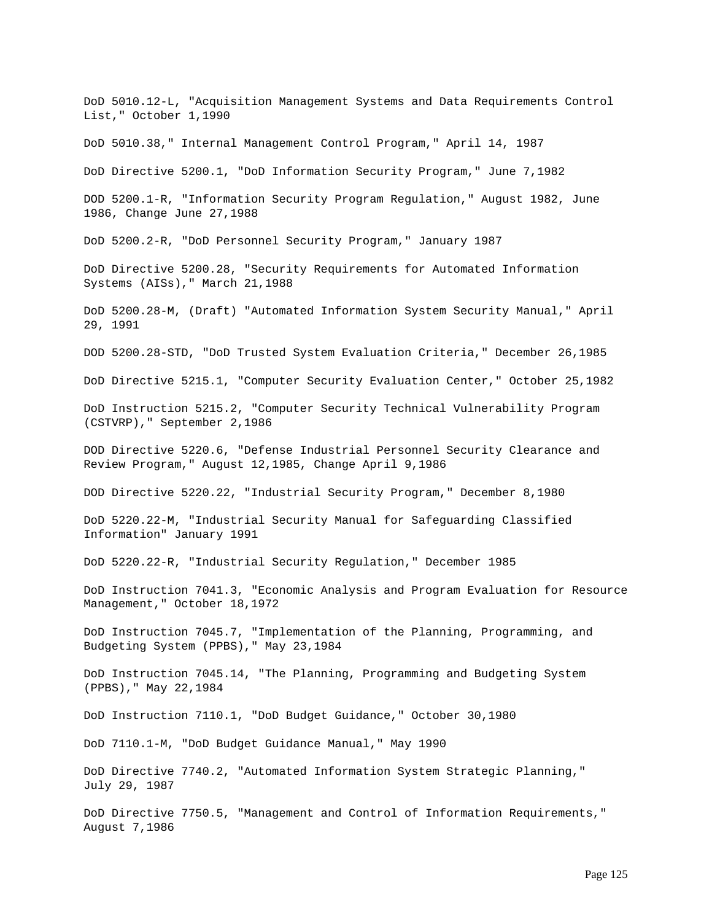DoD 5010.12-L, "Acquisition Management Systems and Data Requirements Control List," October 1,1990

DoD 5010.38," Internal Management Control Program," April 14, 1987

DoD Directive 5200.1, "DoD Information Security Program," June 7,1982

DOD 5200.1-R, "Information Security Program Regulation," August 1982, June 1986, Change June 27,1988

DoD 5200.2-R, "DoD Personnel Security Program," January 1987

DoD Directive 5200.28, "Security Requirements for Automated Information Systems (AISs)," March 21,1988

DoD 5200.28-M, (Draft) "Automated Information System Security Manual," April 29, 1991

DOD 5200.28-STD, "DoD Trusted System Evaluation Criteria," December 26,1985

DoD Directive 5215.1, "Computer Security Evaluation Center," October 25,1982

DoD Instruction 5215.2, "Computer Security Technical Vulnerability Program (CSTVRP)," September 2,1986

DOD Directive 5220.6, "Defense Industrial Personnel Security Clearance and Review Program," August 12,1985, Change April 9,1986

DOD Directive 5220.22, "Industrial Security Program," December 8,1980

DoD 5220.22-M, "Industrial Security Manual for Safeguarding Classified Information" January 1991

DoD 5220.22-R, "Industrial Security Regulation," December 1985

DoD Instruction 7041.3, "Economic Analysis and Program Evaluation for Resource Management," October 18,1972

DoD Instruction 7045.7, "Implementation of the Planning, Programming, and Budgeting System (PPBS)," May 23,1984

DoD Instruction 7045.14, "The Planning, Programming and Budgeting System (PPBS)," May 22,1984

DoD Instruction 7110.1, "DoD Budget Guidance," October 30,1980

DoD 7110.1-M, "DoD Budget Guidance Manual," May 1990

DoD Directive 7740.2, "Automated Information System Strategic Planning," July 29, 1987

DoD Directive 7750.5, "Management and Control of Information Requirements," August 7,1986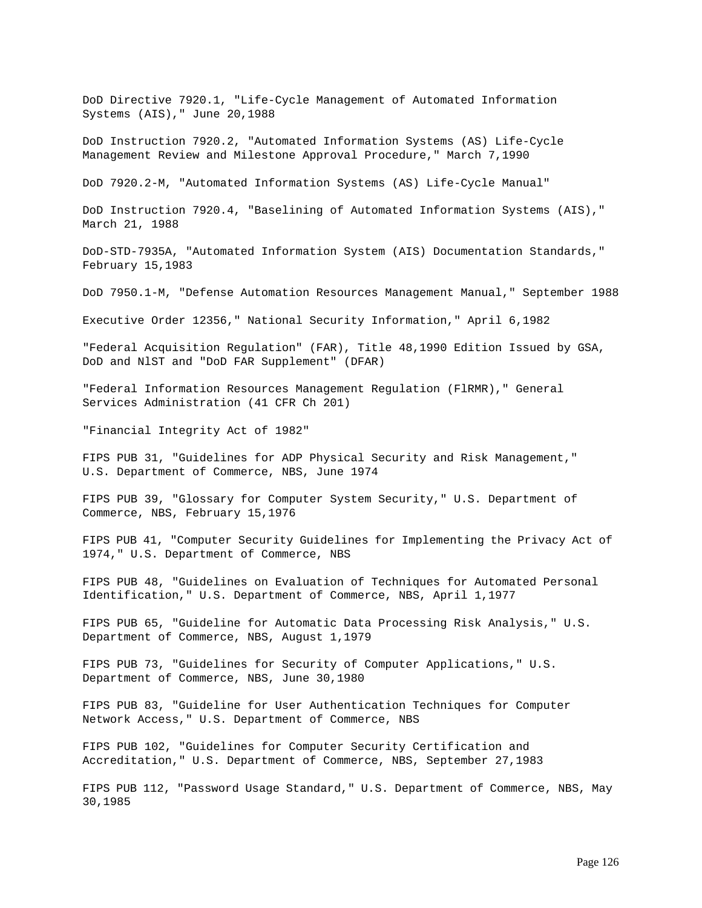DoD Directive 7920.1, "Life-Cycle Management of Automated Information Systems (AIS)," June 20,1988

DoD Instruction 7920.2, "Automated Information Systems (AS) Life-Cycle Management Review and Milestone Approval Procedure," March 7,1990

DoD 7920.2-M, "Automated Information Systems (AS) Life-Cycle Manual"

DoD Instruction 7920.4, "Baselining of Automated Information Systems (AIS)," March 21, 1988

DoD-STD-7935A, "Automated Information System (AIS) Documentation Standards," February 15,1983

DoD 7950.1-M, "Defense Automation Resources Management Manual," September 1988

Executive Order 12356," National Security Information," April 6,1982

"Federal Acquisition Regulation" (FAR), Title 48,1990 Edition Issued by GSA, DoD and NlST and "DoD FAR Supplement" (DFAR)

"Federal Information Resources Management Regulation (FlRMR)," General Services Administration (41 CFR Ch 201)

"Financial Integrity Act of 1982"

FIPS PUB 31, "Guidelines for ADP Physical Security and Risk Management," U.S. Department of Commerce, NBS, June 1974

FIPS PUB 39, "Glossary for Computer System Security," U.S. Department of Commerce, NBS, February 15,1976

FIPS PUB 41, "Computer Security Guidelines for Implementing the Privacy Act of 1974," U.S. Department of Commerce, NBS

FIPS PUB 48, "Guidelines on Evaluation of Techniques for Automated Personal Identification," U.S. Department of Commerce, NBS, April 1,1977

FIPS PUB 65, "Guideline for Automatic Data Processing Risk Analysis," U.S. Department of Commerce, NBS, August 1,1979

FIPS PUB 73, "Guidelines for Security of Computer Applications," U.S. Department of Commerce, NBS, June 30,1980

FIPS PUB 83, "Guideline for User Authentication Techniques for Computer Network Access," U.S. Department of Commerce, NBS

FIPS PUB 102, "Guidelines for Computer Security Certification and Accreditation," U.S. Department of Commerce, NBS, September 27,1983

FIPS PUB 112, "Password Usage Standard," U.S. Department of Commerce, NBS, May 30,1985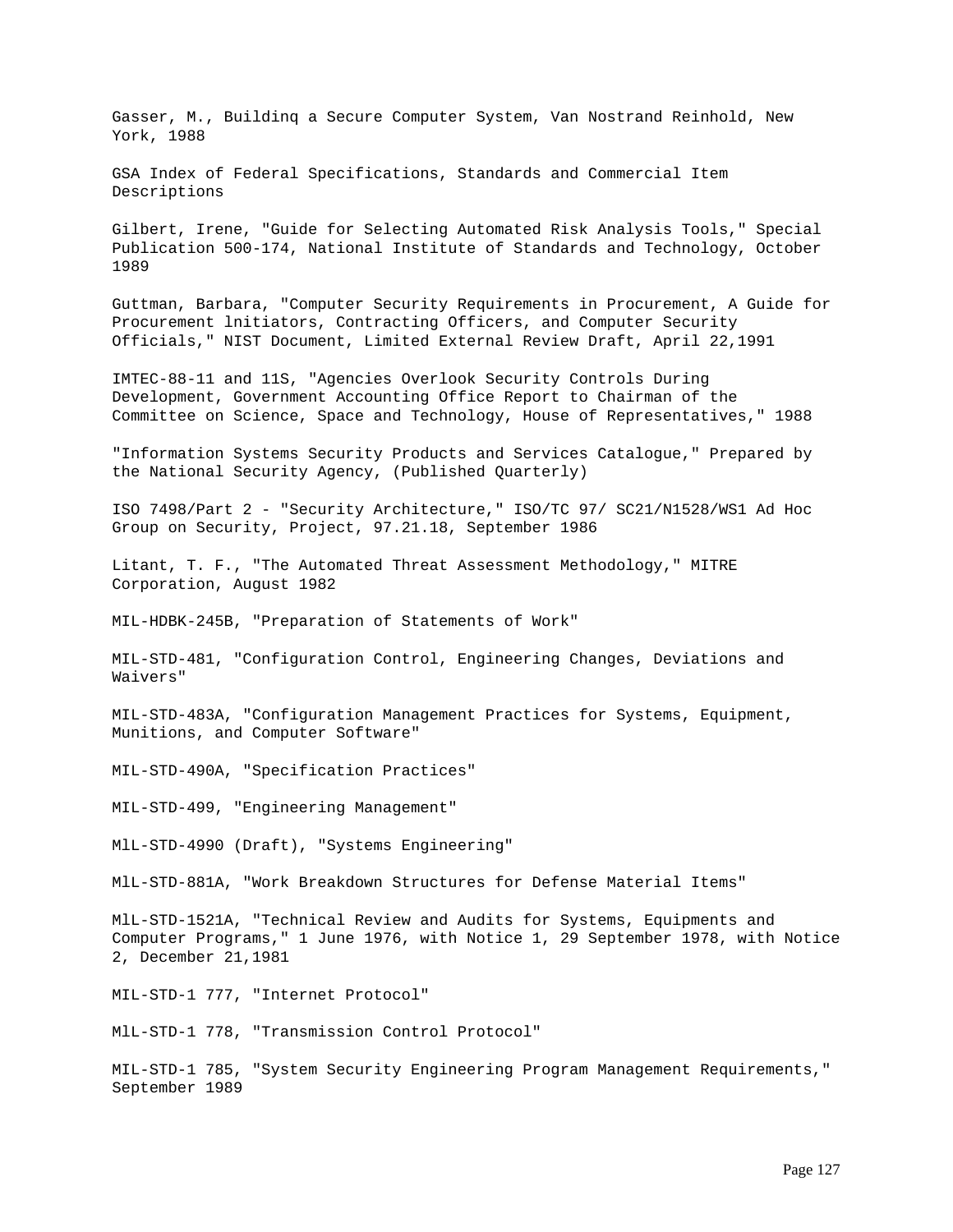Gasser, M., Buildinq a Secure Computer System, Van Nostrand Reinhold, New York, 1988

GSA Index of Federal Specifications, Standards and Commercial Item Descriptions

Gilbert, Irene, "Guide for Selecting Automated Risk Analysis Tools," Special Publication 500-174, National Institute of Standards and Technology, October 1989

Guttman, Barbara, "Computer Security Requirements in Procurement, A Guide for Procurement lnitiators, Contracting Officers, and Computer Security Officials," NIST Document, Limited External Review Draft, April 22,1991

IMTEC-88-11 and 11S, "Agencies Overlook Security Controls During Development, Government Accounting Office Report to Chairman of the Committee on Science, Space and Technology, House of Representatives," 1988

"Information Systems Security Products and Services Catalogue," Prepared by the National Security Agency, (Published Quarterly)

ISO 7498/Part 2 - "Security Architecture," ISO/TC 97/ SC21/N1528/WS1 Ad Hoc Group on Security, Project, 97.21.18, September 1986

Litant, T. F., "The Automated Threat Assessment Methodology," MITRE Corporation, August 1982

MIL-HDBK-245B, "Preparation of Statements of Work"

MIL-STD-481, "Configuration Control, Engineering Changes, Deviations and Waivers"

MIL-STD-483A, "Configuration Management Practices for Systems, Equipment, Munitions, and Computer Software"

MIL-STD-490A, "Specification Practices"

MIL-STD-499, "Engineering Management"

MlL-STD-4990 (Draft), "Systems Engineering"

MlL-STD-881A, "Work Breakdown Structures for Defense Material Items"

MlL-STD-1521A, "Technical Review and Audits for Systems, Equipments and Computer Programs," 1 June 1976, with Notice 1, 29 September 1978, with Notice 2, December 21,1981

MIL-STD-1 777, "Internet Protocol"

MlL-STD-1 778, "Transmission Control Protocol"

MIL-STD-1 785, "System Security Engineering Program Management Requirements," September 1989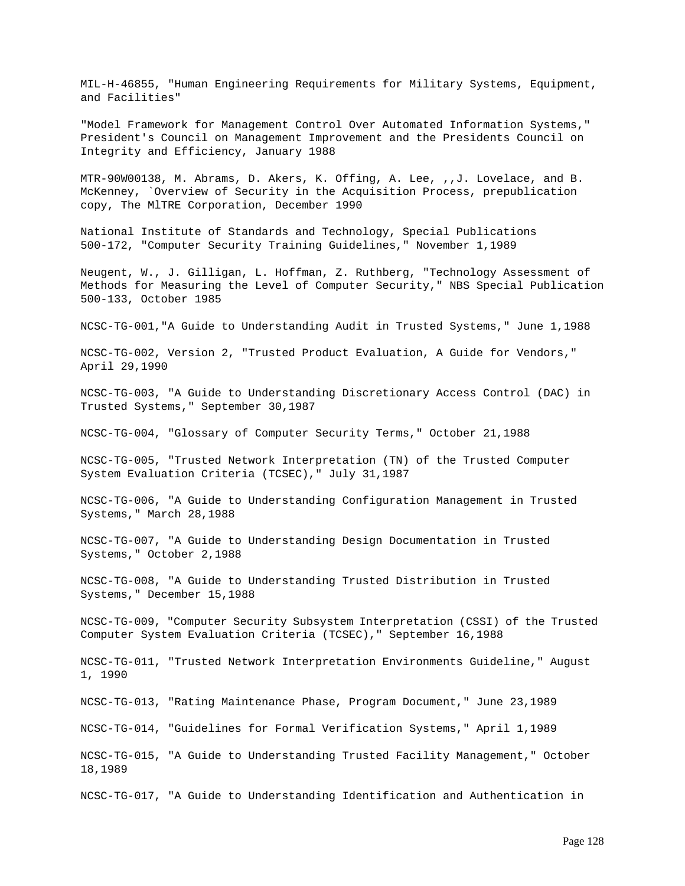MIL-H-46855, "Human Engineering Requirements for Military Systems, Equipment, and Facilities"

"Model Framework for Management Control Over Automated Information Systems," President's Council on Management Improvement and the Presidents Council on Integrity and Efficiency, January 1988

MTR-90W00138, M. Abrams, D. Akers, K. Offing, A. Lee, ,,J. Lovelace, and B. McKenney, `Overview of Security in the Acquisition Process, prepublication copy, The MlTRE Corporation, December 1990

National Institute of Standards and Technology, Special Publications 500-172, "Computer Security Training Guidelines," November 1,1989

Neugent, W., J. Gilligan, L. Hoffman, Z. Ruthberg, "Technology Assessment of Methods for Measuring the Level of Computer Security," NBS Special Publication 500-133, October 1985

NCSC-TG-001,"A Guide to Understanding Audit in Trusted Systems," June 1,1988

NCSC-TG-002, Version 2, "Trusted Product Evaluation, A Guide for Vendors," April 29,1990

NCSC-TG-003, "A Guide to Understanding Discretionary Access Control (DAC) in Trusted Systems," September 30,1987

NCSC-TG-004, "Glossary of Computer Security Terms," October 21,1988

NCSC-TG-005, "Trusted Network Interpretation (TN) of the Trusted Computer System Evaluation Criteria (TCSEC)," July 31,1987

NCSC-TG-006, "A Guide to Understanding Configuration Management in Trusted Systems," March 28,1988

NCSC-TG-007, "A Guide to Understanding Design Documentation in Trusted Systems," October 2,1988

NCSC-TG-008, "A Guide to Understanding Trusted Distribution in Trusted Systems," December 15,1988

NCSC-TG-009, "Computer Security Subsystem Interpretation (CSSI) of the Trusted Computer System Evaluation Criteria (TCSEC)," September 16,1988

NCSC-TG-011, "Trusted Network Interpretation Environments Guideline," August 1, 1990

NCSC-TG-013, "Rating Maintenance Phase, Program Document," June 23,1989

NCSC-TG-014, "Guidelines for Formal Verification Systems," April 1,1989

NCSC-TG-015, "A Guide to Understanding Trusted Facility Management," October 18,1989

NCSC-TG-017, "A Guide to Understanding Identification and Authentication in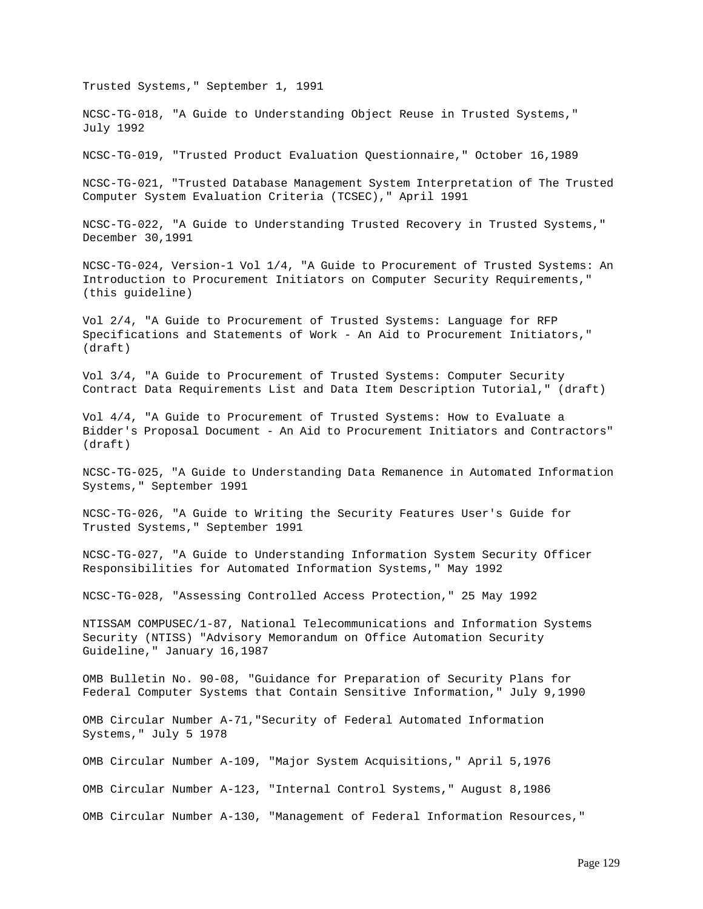Trusted Systems," September 1, 1991

NCSC-TG-018, "A Guide to Understanding Object Reuse in Trusted Systems," July 1992

NCSC-TG-019, "Trusted Product Evaluation Questionnaire," October 16,1989

NCSC-TG-021, "Trusted Database Management System Interpretation of The Trusted Computer System Evaluation Criteria (TCSEC)," April 1991

NCSC-TG-022, "A Guide to Understanding Trusted Recovery in Trusted Systems," December 30,1991

NCSC-TG-024, Version-1 Vol 1/4, "A Guide to Procurement of Trusted Systems: An Introduction to Procurement Initiators on Computer Security Requirements," (this guideline)

Vol 2/4, "A Guide to Procurement of Trusted Systems: Language for RFP Specifications and Statements of Work - An Aid to Procurement Initiators," (draft)

Vol 3/4, "A Guide to Procurement of Trusted Systems: Computer Security Contract Data Requirements List and Data Item Description Tutorial," (draft)

Vol 4/4, "A Guide to Procurement of Trusted Systems: How to Evaluate a Bidder's Proposal Document - An Aid to Procurement Initiators and Contractors" (draft)

NCSC-TG-025, "A Guide to Understanding Data Remanence in Automated Information Systems," September 1991

NCSC-TG-026, "A Guide to Writing the Security Features User's Guide for Trusted Systems," September 1991

NCSC-TG-027, "A Guide to Understanding Information System Security Officer Responsibilities for Automated Information Systems," May 1992

NCSC-TG-028, "Assessing Controlled Access Protection," 25 May 1992

NTISSAM COMPUSEC/1-87, National Telecommunications and Information Systems Security (NTISS) "Advisory Memorandum on Office Automation Security Guideline," January 16,1987

OMB Bulletin No. 90-08, "Guidance for Preparation of Security Plans for Federal Computer Systems that Contain Sensitive Information," July 9,1990

OMB Circular Number A-71,"Security of Federal Automated Information Systems," July 5 1978

OMB Circular Number A-109, "Major System Acquisitions," April 5,1976

OMB Circular Number A-123, "Internal Control Systems," August 8,1986

OMB Circular Number A-130, "Management of Federal Information Resources,"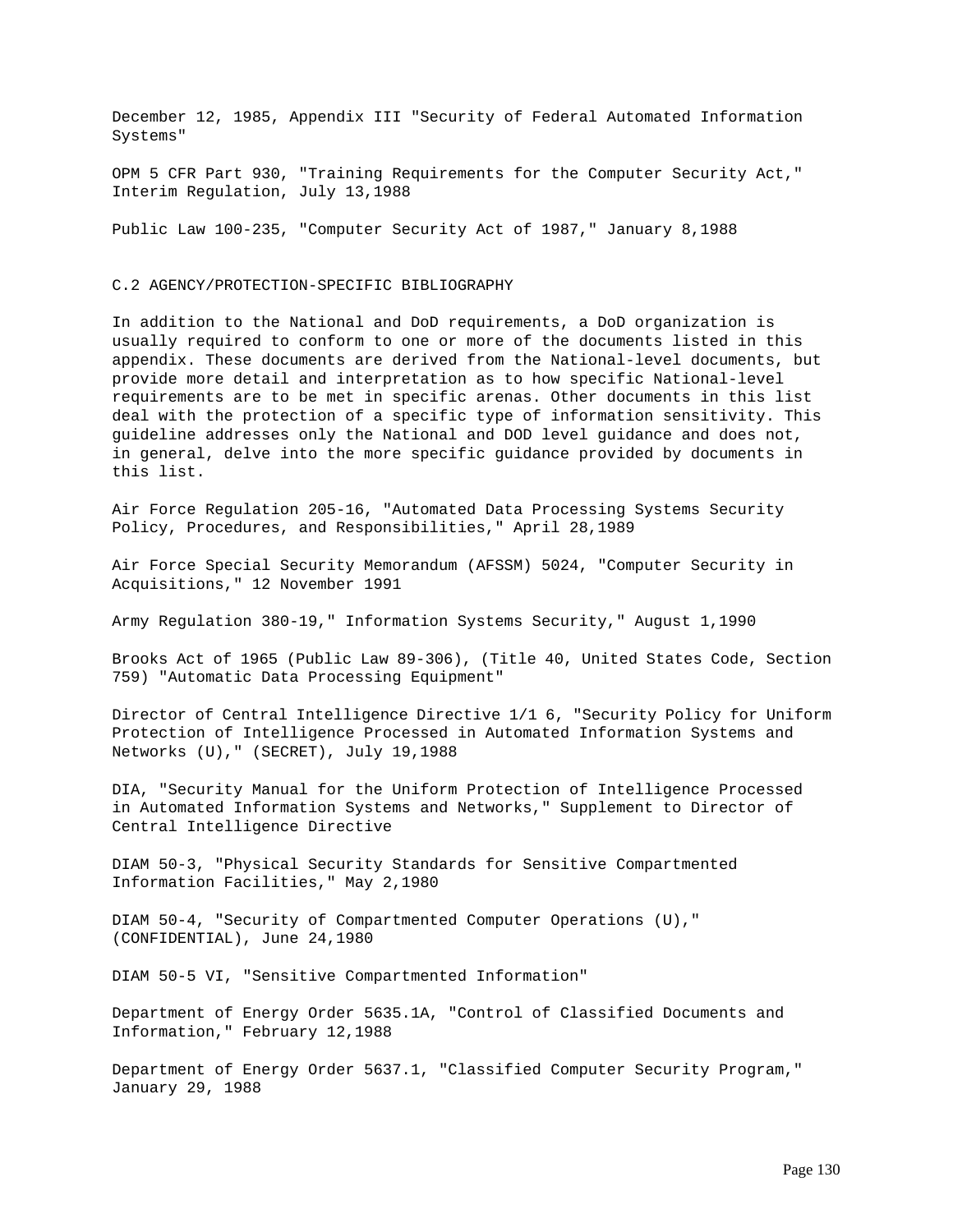December 12, 1985, Appendix III "Security of Federal Automated Information Systems"

OPM 5 CFR Part 930, "Training Requirements for the Computer Security Act," Interim Regulation, July 13,1988

Public Law 100-235, "Computer Security Act of 1987," January 8,1988

## C.2 AGENCY/PROTECTION-SPECIFIC BIBLIOGRAPHY

In addition to the National and DoD requirements, a DoD organization is usually required to conform to one or more of the documents listed in this appendix. These documents are derived from the National-level documents, but provide more detail and interpretation as to how specific National-level requirements are to be met in specific arenas. Other documents in this list deal with the protection of a specific type of information sensitivity. This guideline addresses only the National and DOD level guidance and does not, in general, delve into the more specific guidance provided by documents in this list.

Air Force Regulation 205-16, "Automated Data Processing Systems Security Policy, Procedures, and Responsibilities," April 28,1989

Air Force Special Security Memorandum (AFSSM) 5024, "Computer Security in Acquisitions," 12 November 1991

Army Regulation 380-19," Information Systems Security," August 1,1990

Brooks Act of 1965 (Public Law 89-306), (Title 40, United States Code, Section 759) "Automatic Data Processing Equipment"

Director of Central Intelligence Directive 1/1 6, "Security Policy for Uniform Protection of Intelligence Processed in Automated Information Systems and Networks (U)," (SECRET), July 19,1988

DIA, "Security Manual for the Uniform Protection of Intelligence Processed in Automated Information Systems and Networks," Supplement to Director of Central Intelligence Directive

DIAM 50-3, "Physical Security Standards for Sensitive Compartmented Information Facilities," May 2,1980

DIAM 50-4, "Security of Compartmented Computer Operations (U)," (CONFIDENTIAL), June 24,1980

DIAM 50-5 VI, "Sensitive Compartmented Information"

Department of Energy Order 5635.1A, "Control of Classified Documents and Information," February 12,1988

Department of Energy Order 5637.1, "Classified Computer Security Program," January 29, 1988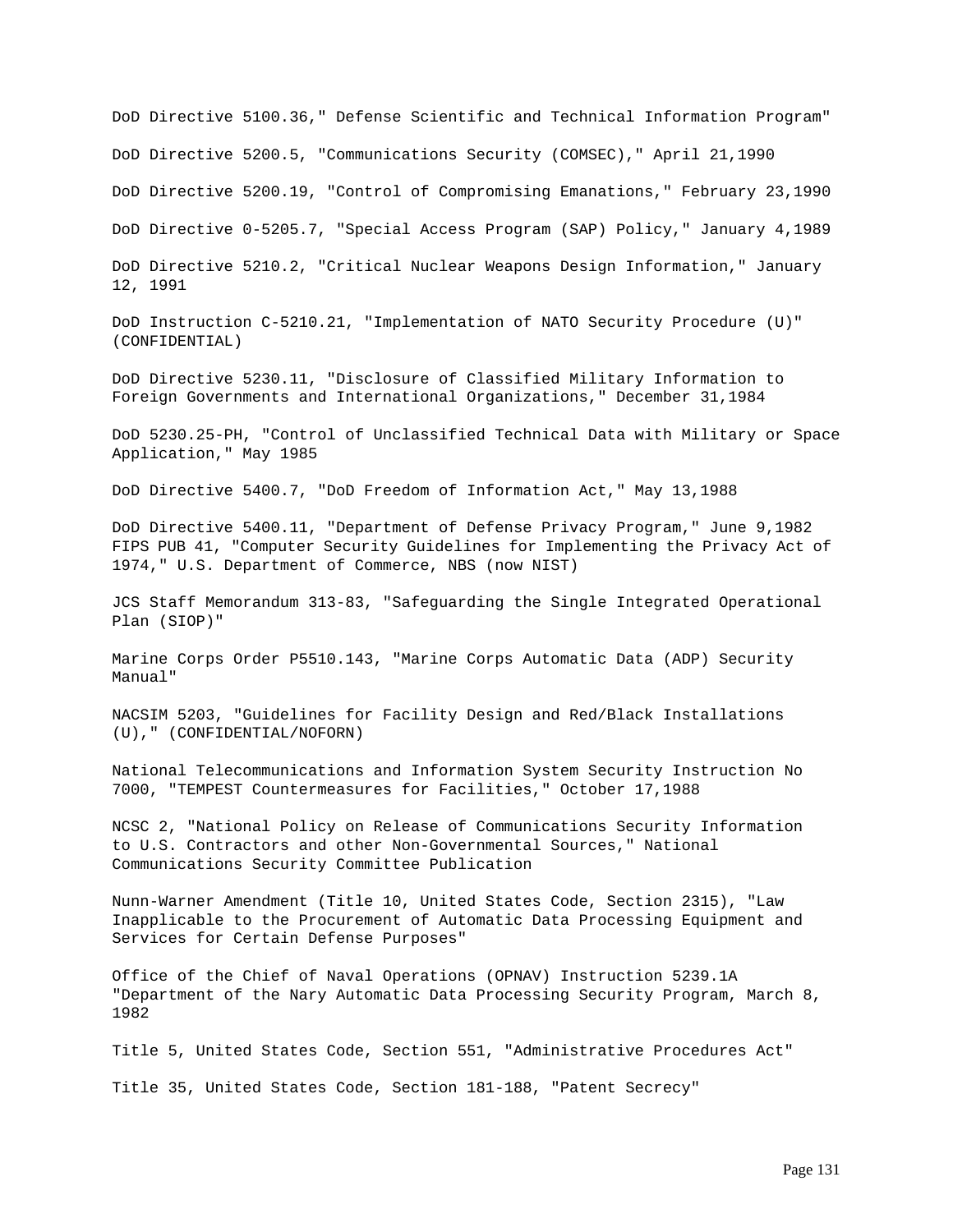DoD Directive 5100.36," Defense Scientific and Technical Information Program"

DoD Directive 5200.5, "Communications Security (COMSEC)," April 21,1990

DoD Directive 5200.19, "Control of Compromising Emanations," February 23,1990

DoD Directive 0-5205.7, "Special Access Program (SAP) Policy," January 4,1989

DoD Directive 5210.2, "Critical Nuclear Weapons Design Information," January 12, 1991

DoD Instruction C-5210.21, "Implementation of NATO Security Procedure (U)" (CONFIDENTIAL)

DoD Directive 5230.11, "Disclosure of Classified Military Information to Foreign Governments and International Organizations," December 31,1984

DoD 5230.25-PH, "Control of Unclassified Technical Data with Military or Space Application," May 1985

DoD Directive 5400.7, "DoD Freedom of Information Act," May 13,1988

DoD Directive 5400.11, "Department of Defense Privacy Program," June 9,1982
FIPS PUB 41, "Computer Security Guidelines for Implementing the Privacy Act of 1974," U.S. Department of Commerce, NBS (now NIST)

JCS Staff Memorandum 313-83, "Safeguarding the Single Integrated Operational Plan (SIOP)"

Marine Corps Order P5510.143, "Marine Corps Automatic Data (ADP) Security Manual"

NACSIM 5203, "Guidelines for Facility Design and Red/Black Installations (U)," (CONFIDENTIAL/NOFORN)

National Telecommunications and Information System Security Instruction No 7000, "TEMPEST Countermeasures for Facilities," October 17,1988

NCSC 2, "National Policy on Release of Communications Security Information to U.S. Contractors and other Non-Governmental Sources," National Communications Security Committee Publication

Nunn-Warner Amendment (Title 10, United States Code, Section 2315), "Law Inapplicable to the Procurement of Automatic Data Processing Equipment and Services for Certain Defense Purposes"

Office of the Chief of Naval Operations (OPNAV) Instruction 5239.1A "Department of the Nary Automatic Data Processing Security Program, March 8, 1982

Title 5, United States Code, Section 551, "Administrative Procedures Act"

Title 35, United States Code, Section 181-188, "Patent Secrecy"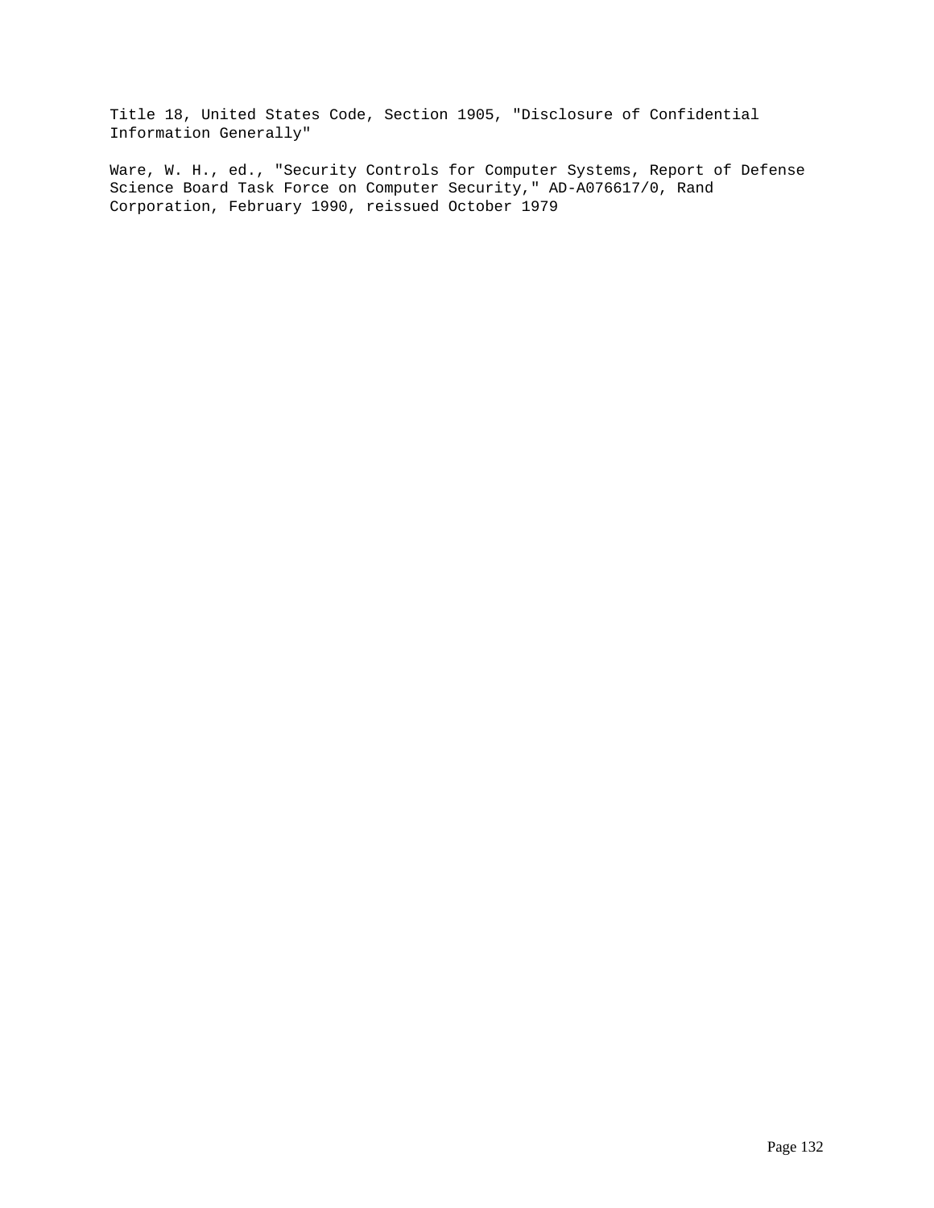Title 18, United States Code, Section 1905, "Disclosure of Confidential Information Generally"

Ware, W. H., ed., "Security Controls for Computer Systems, Report of Defense Science Board Task Force on Computer Security," AD-A076617/0, Rand Corporation, February 1990, reissued October 1979